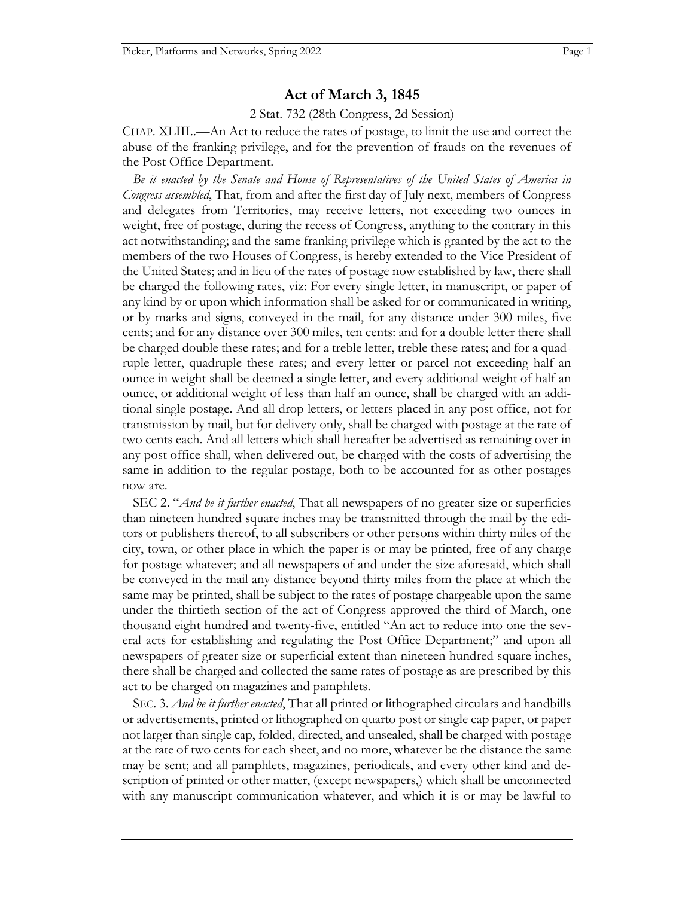# Act of March 3, 1845

2 Stat. 732 (28th Congress, 2d Session)

CHAP. XLIII.—An Act to reduce the rates of postage, to limit the use and correct the abuse of the franking privilege, and for the prevention of frauds on the revenues of the Post Office Department.

*Be it enacted by the Senate and House of Representatives of the United States of America in Congress assembled*, That, from and after the first day of July next, members of Congress and delegates from Territories, may receive letters, not exceeding two ounces in weight, free of postage, during the recess of Congress, anything to the contrary in this act notwithstanding; and the same franking privilege which is granted by the act to the members of the two Houses of Congress, is hereby extended to the Vice President of the United States; and in lieu of the rates of postage now established by law, there shall be charged the following rates, viz: For every single letter, in manuscript, or paper of any kind by or upon which information shall be asked for or communicated in writing, or by marks and signs, conveyed in the mail, for any distance under 300 miles, five cents; and for any distance over 300 miles, ten cents: and for a double letter there shall be charged double these rates; and for a treble letter, treble these rates; and for a quadruple letter, quadruple these rates; and every letter or parcel not exceeding half an ounce in weight shall be deemed a single letter, and every additional weight of half an ounce, or additional weight of less than half an ounce, shall be charged with an additional single postage. And all drop letters, or letters placed in any post office, not for transmission by mail, but for delivery only, shall be charged with postage at the rate of two cents each. And all letters which shall hereafter be advertised as remaining over in any post office shall, when delivered out, be charged with the costs of advertising the same in addition to the regular postage, both to be accounted for as other postages now are.

SEC 2. "*And be it further enacted*, That all newspapers of no greater size or superficies than nineteen hundred square inches may be transmitted through the mail by the editors or publishers thereof, to all subscribers or other persons within thirty miles of the city, town, or other place in which the paper is or may be printed, free of any charge for postage whatever; and all newspapers of and under the size aforesaid, which shall be conveyed in the mail any distance beyond thirty miles from the place at which the same may be printed, shall be subject to the rates of postage chargeable upon the same under the thirtieth section of the act of Congress approved the third of March, one thousand eight hundred and twenty-five, entitled "An act to reduce into one the several acts for establishing and regulating the Post Office Department;" and upon all newspapers of greater size or superficial extent than nineteen hundred square inches, there shall be charged and collected the same rates of postage as are prescribed by this act to be charged on magazines and pamphlets.

SEC. 3. *And be it further enacted*, That all printed or lithographed circulars and handbills or advertisements, printed or lithographed on quarto post or single cap paper, or paper not larger than single cap, folded, directed, and unsealed, shall be charged with postage at the rate of two cents for each sheet, and no more, whatever be the distance the same may be sent; and all pamphlets, magazines, periodicals, and every other kind and description of printed or other matter, (except newspapers,) which shall be unconnected with any manuscript communication whatever, and which it is or may be lawful to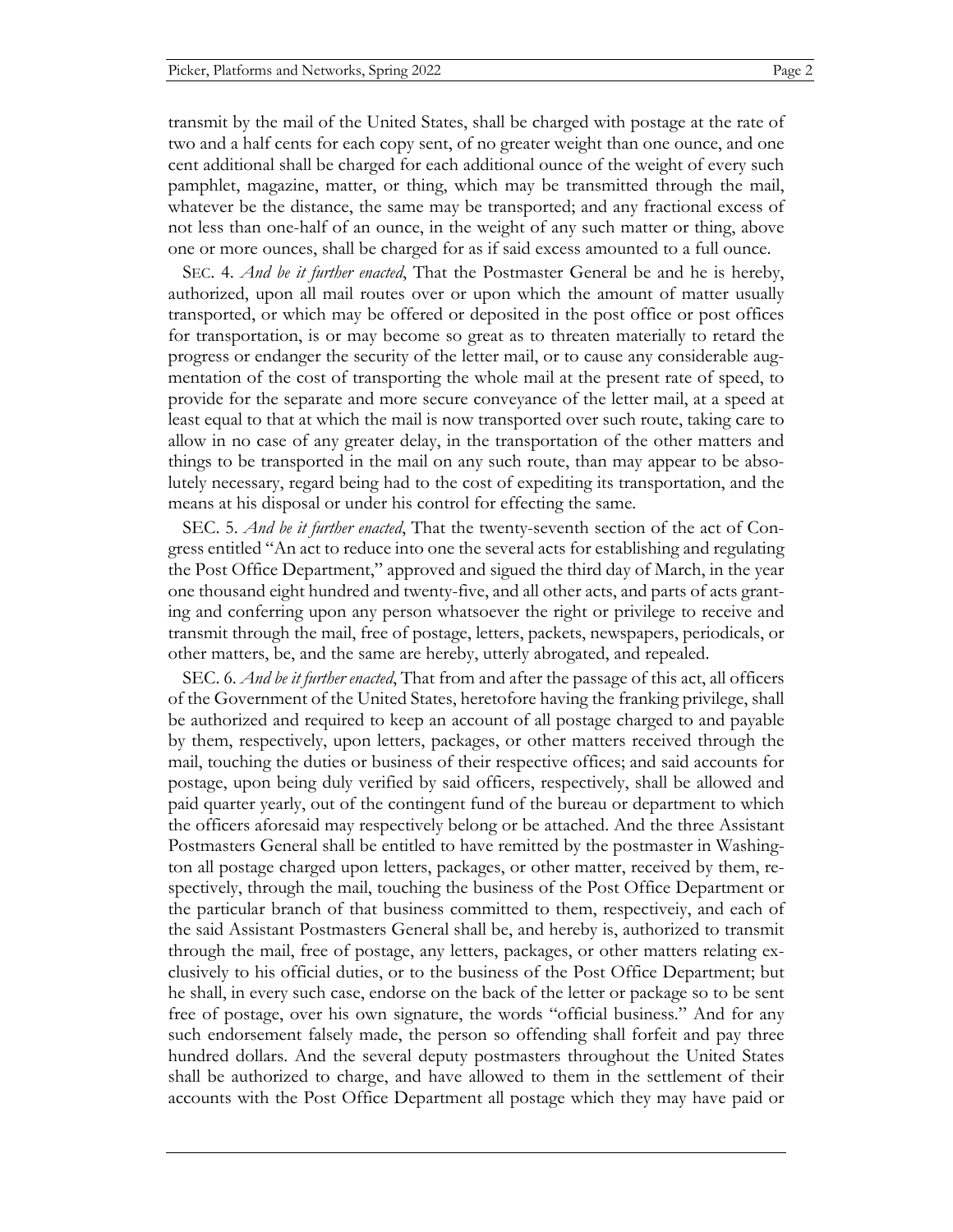transmit by the mail of the United States, shall be charged with postage at the rate of two and a half cents for each copy sent, of no greater weight than one ounce, and one cent additional shall be charged for each additional ounce of the weight of every such pamphlet, magazine, matter, or thing, which may be transmitted through the mail, whatever be the distance, the same may be transported; and any fractional excess of not less than one-half of an ounce, in the weight of any such matter or thing, above one or more ounces, shall be charged for as if said excess amounted to a full ounce.

SEC. 4. *And be it further enacted*, That the Postmaster General be and he is hereby, authorized, upon all mail routes over or upon which the amount of matter usually transported, or which may be offered or deposited in the post office or post offices for transportation, is or may become so great as to threaten materially to retard the progress or endanger the security of the letter mail, or to cause any considerable augmentation of the cost of transporting the whole mail at the present rate of speed, to provide for the separate and more secure conveyance of the letter mail, at a speed at least equal to that at which the mail is now transported over such route, taking care to allow in no case of any greater delay, in the transportation of the other matters and things to be transported in the mail on any such route, than may appear to be absolutely necessary, regard being had to the cost of expediting its transportation, and the means at his disposal or under his control for effecting the same.

SEC. 5. *And be it further enacted*, That the twenty-seventh section of the act of Congress entitled "An act to reduce into one the several acts for establishing and regulating the Post Office Department," approved and sigued the third day of March, in the year one thousand eight hundred and twenty-five, and all other acts, and parts of acts granting and conferring upon any person whatsoever the right or privilege to receive and transmit through the mail, free of postage, letters, packets, newspapers, periodicals, or other matters, be, and the same are hereby, utterly abrogated, and repealed.

SEC. 6. *And be it further enacted*, That from and after the passage of this act, all officers of the Government of the United States, heretofore having the franking privilege, shall be authorized and required to keep an account of all postage charged to and payable by them, respectively, upon letters, packages, or other matters received through the mail, touching the duties or business of their respective offices; and said accounts for postage, upon being duly verified by said officers, respectively, shall be allowed and paid quarter yearly, out of the contingent fund of the bureau or department to which the officers aforesaid may respectively belong or be attached. And the three Assistant Postmasters General shall be entitled to have remitted by the postmaster in Washington all postage charged upon letters, packages, or other matter, received by them, respectively, through the mail, touching the business of the Post Office Department or the particular branch of that business committed to them, respectiveiy, and each of the said Assistant Postmasters General shall be, and hereby is, authorized to transmit through the mail, free of postage, any letters, packages, or other matters relating exclusively to his official duties, or to the business of the Post Office Department; but he shall, in every such case, endorse on the back of the letter or package so to be sent free of postage, over his own signature, the words "official business." And for any such endorsement falsely made, the person so offending shall forfeit and pay three hundred dollars. And the several deputy postmasters throughout the United States shall be authorized to charge, and have allowed to them in the settlement of their accounts with the Post Office Department all postage which they may have paid or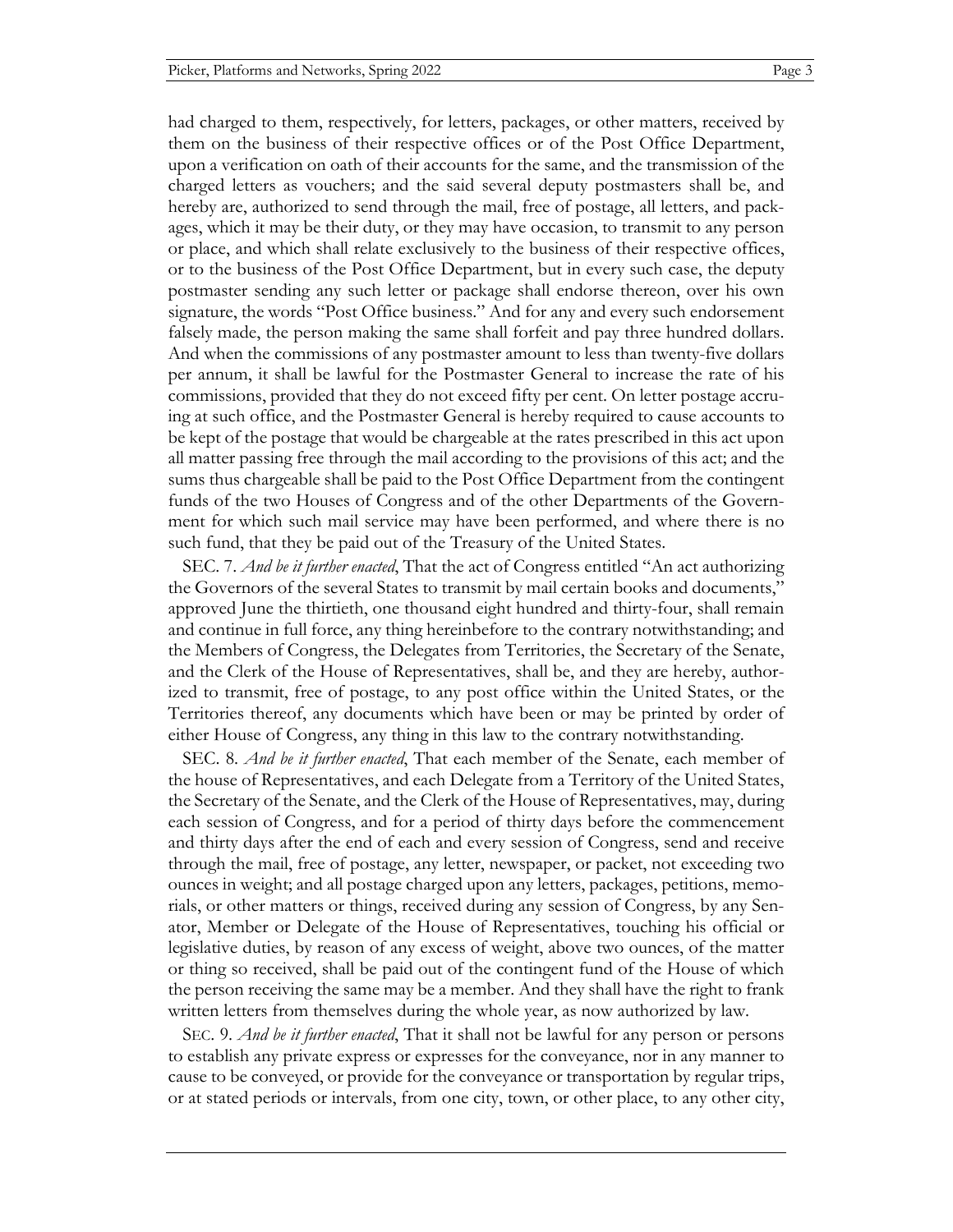had charged to them, respectively, for letters, packages, or other matters, received by them on the business of their respective offices or of the Post Office Department, upon a verification on oath of their accounts for the same, and the transmission of the charged letters as vouchers; and the said several deputy postmasters shall be, and hereby are, authorized to send through the mail, free of postage, all letters, and packages, which it may be their duty, or they may have occasion, to transmit to any person or place, and which shall relate exclusively to the business of their respective offices, or to the business of the Post Office Department, but in every such case, the deputy postmaster sending any such letter or package shall endorse thereon, over his own signature, the words "Post Office business." And for any and every such endorsement falsely made, the person making the same shall forfeit and pay three hundred dollars. And when the commissions of any postmaster amount to less than twenty-five dollars per annum, it shall be lawful for the Postmaster General to increase the rate of his commissions, provided that they do not exceed fifty per cent. On letter postage accruing at such office, and the Postmaster General is hereby required to cause accounts to be kept of the postage that would be chargeable at the rates prescribed in this act upon all matter passing free through the mail according to the provisions of this act; and the sums thus chargeable shall be paid to the Post Office Department from the contingent funds of the two Houses of Congress and of the other Departments of the Government for which such mail service may have been performed, and where there is no such fund, that they be paid out of the Treasury of the United States.

SEC. 7. *And be it further enacted*, That the act of Congress entitled "An act authorizing the Governors of the several States to transmit by mail certain books and documents," approved June the thirtieth, one thousand eight hundred and thirty-four, shall remain and continue in full force, any thing hereinbefore to the contrary notwithstanding; and the Members of Congress, the Delegates from Territories, the Secretary of the Senate, and the Clerk of the House of Representatives, shall be, and they are hereby, authorized to transmit, free of postage, to any post office within the United States, or the Territories thereof, any documents which have been or may be printed by order of either House of Congress, any thing in this law to the contrary notwithstanding.

SEC. 8. *And be it further enacted*, That each member of the Senate, each member of the house of Representatives, and each Delegate from a Territory of the United States, the Secretary of the Senate, and the Clerk of the House of Representatives, may, during each session of Congress, and for a period of thirty days before the commencement and thirty days after the end of each and every session of Congress, send and receive through the mail, free of postage, any letter, newspaper, or packet, not exceeding two ounces in weight; and all postage charged upon any letters, packages, petitions, memorials, or other matters or things, received during any session of Congress, by any Senator, Member or Delegate of the House of Representatives, touching his official or legislative duties, by reason of any excess of weight, above two ounces, of the matter or thing so received, shall be paid out of the contingent fund of the House of which the person receiving the same may be a member. And they shall have the right to frank written letters from themselves during the whole year, as now authorized by law.

SEC. 9. *And be it further enacted*, That it shall not be lawful for any person or persons to establish any private express or expresses for the conveyance, nor in any manner to cause to be conveyed, or provide for the conveyance or transportation by regular trips, or at stated periods or intervals, from one city, town, or other place, to any other city,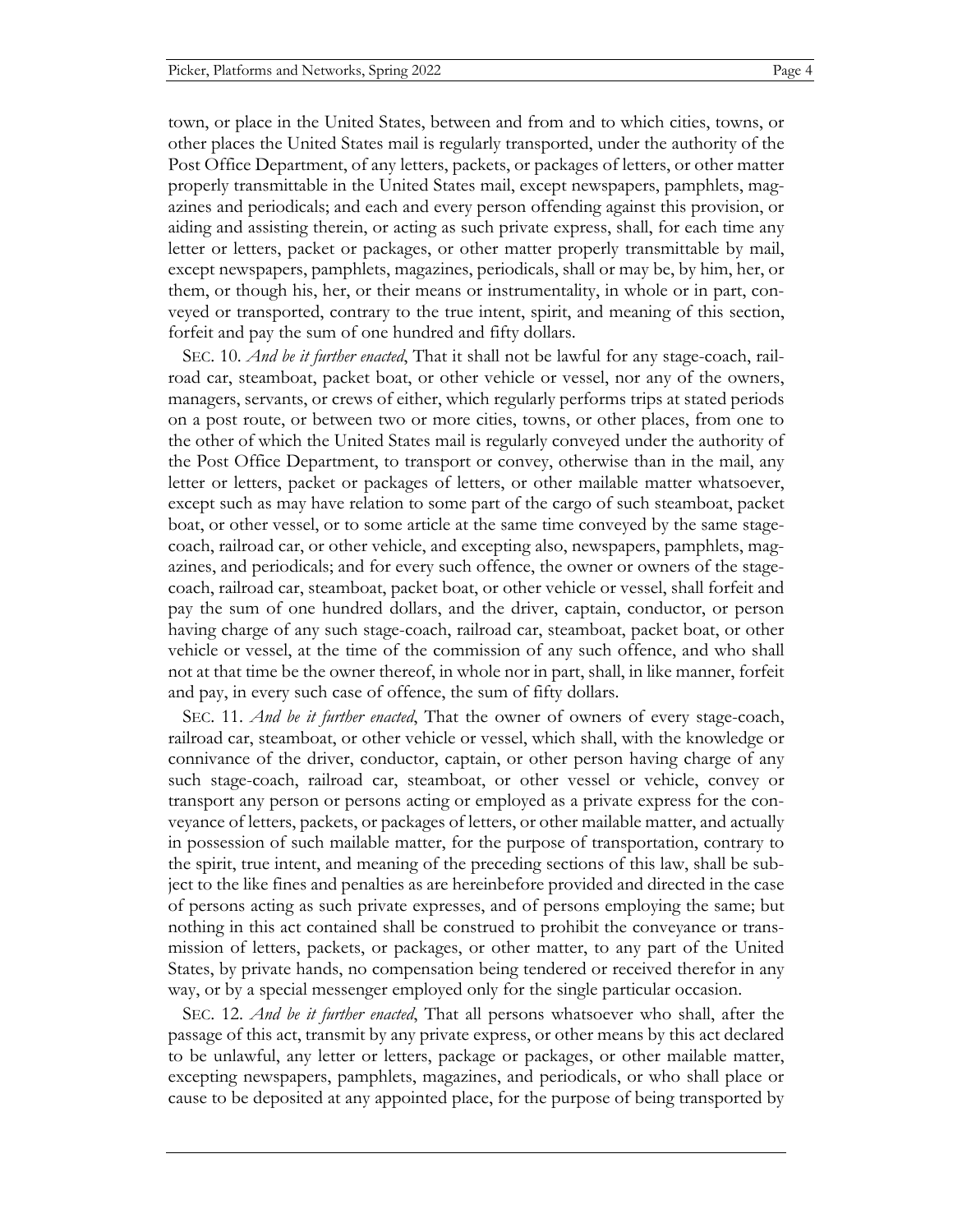town, or place in the United States, between and from and to which cities, towns, or other places the United States mail is regularly transported, under the authority of the Post Office Department, of any letters, packets, or packages of letters, or other matter properly transmittable in the United States mail, except newspapers, pamphlets, magazines and periodicals; and each and every person offending against this provision, or aiding and assisting therein, or acting as such private express, shall, for each time any letter or letters, packet or packages, or other matter properly transmittable by mail, except newspapers, pamphlets, magazines, periodicals, shall or may be, by him, her, or them, or though his, her, or their means or instrumentality, in whole or in part, conveyed or transported, contrary to the true intent, spirit, and meaning of this section, forfeit and pay the sum of one hundred and fifty dollars.

SEC. 10. *And be it further enacted*, That it shall not be lawful for any stage-coach, railroad car, steamboat, packet boat, or other vehicle or vessel, nor any of the owners, managers, servants, or crews of either, which regularly performs trips at stated periods on a post route, or between two or more cities, towns, or other places, from one to the other of which the United States mail is regularly conveyed under the authority of the Post Office Department, to transport or convey, otherwise than in the mail, any letter or letters, packet or packages of letters, or other mailable matter whatsoever, except such as may have relation to some part of the cargo of such steamboat, packet boat, or other vessel, or to some article at the same time conveyed by the same stage-coach, railroad car, or other vehicle, and excepting also, newspapers, pamphlets, magazines, and periodicals; and for every such offence, the owner or owners of the stage-coach, railroad car, steamboat, packet boat, or other vehicle or vessel, shall forfeit and pay the sum of one hundred dollars, and the driver, captain, conductor, or person having charge of any such stage-coach, railroad car, steamboat, packet boat, or other vehicle or vessel, at the time of the commission of any such offence, and who shall not at that time be the owner thereof, in whole nor in part, shall, in like manner, forfeit and pay, in every such case of offence, the sum of fifty dollars.

SEC. 11. *And be it further enacted*, That the owner of owners of every stage-coach, railroad car, steamboat, or other vehicle or vessel, which shall, with the knowledge or connivance of the driver, conductor, captain, or other person having charge of any such stage-coach, railroad car, steamboat, or other vessel or vehicle, convey or transport any person or persons acting or employed as a private express for the conveyance of letters, packets, or packages of letters, or other mailable matter, and actually in possession of such mailable matter, for the purpose of transportation, contrary to the spirit, true intent, and meaning of the preceding sections of this law, shall be subject to the like fines and penalties as are hereinbefore provided and directed in the case of persons acting as such private expresses, and of persons employing the same; but nothing in this act contained shall be construed to prohibit the conveyance or transmission of letters, packets, or packages, or other matter, to any part of the United States, by private hands, no compensation being tendered or received therefor in any way, or by a special messenger employed only for the single particular occasion.

SEC. 12. *And be it further enacted*, That all persons whatsoever who shall, after the passage of this act, transmit by any private express, or other means by this act declared to be unlawful, any letter or letters, package or packages, or other mailable matter, excepting newspapers, pamphlets, magazines, and periodicals, or who shall place or cause to be deposited at any appointed place, for the purpose of being transported by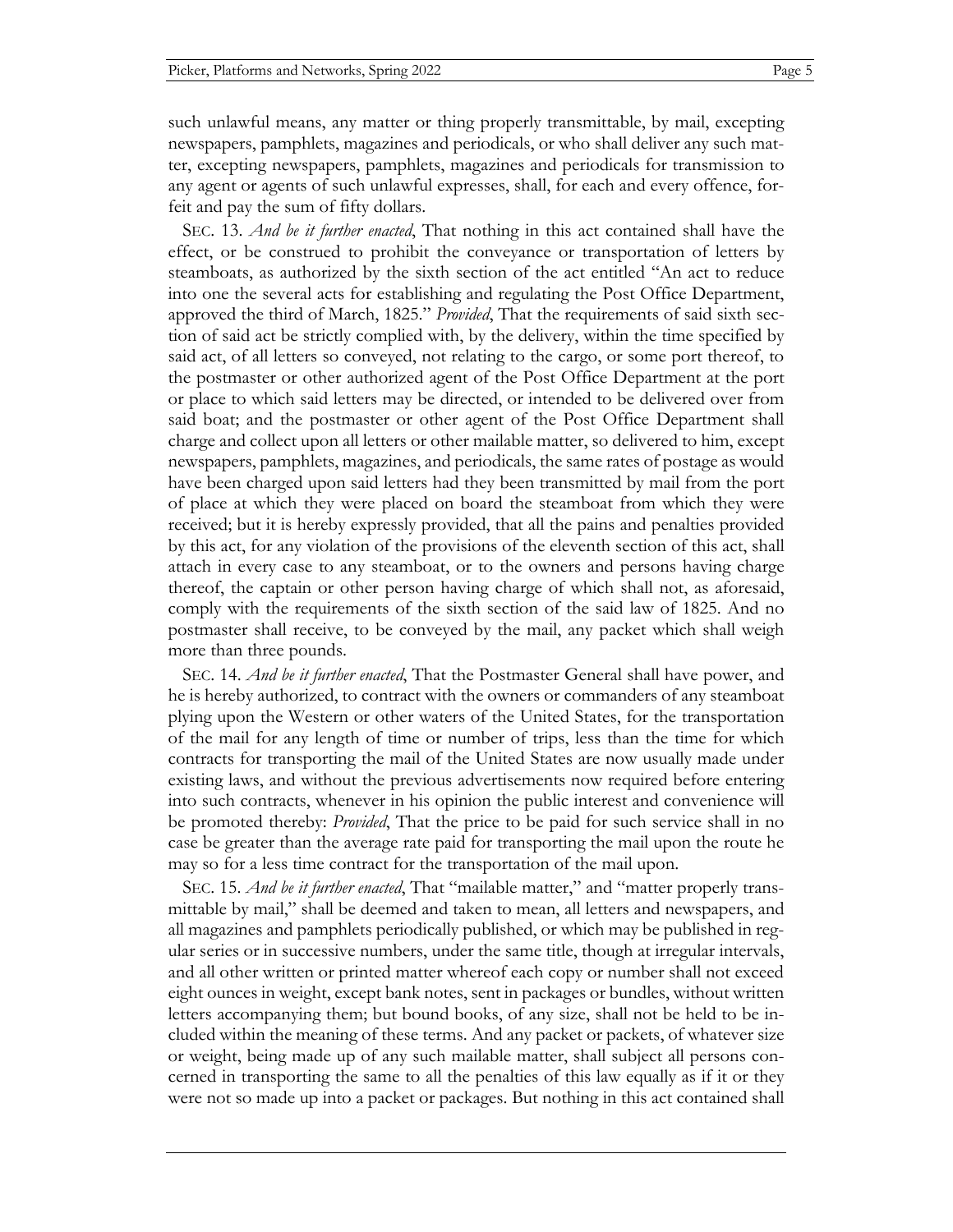such unlawful means, any matter or thing properly transmittable, by mail, excepting newspapers, pamphlets, magazines and periodicals, or who shall deliver any such matter, excepting newspapers, pamphlets, magazines and periodicals for transmission to any agent or agents of such unlawful expresses, shall, for each and every offence, forfeit and pay the sum of fifty dollars.

SEC. 13. *And be it further enacted*, That nothing in this act contained shall have the effect, or be construed to prohibit the conveyance or transportation of letters by steamboats, as authorized by the sixth section of the act entitled "An act to reduce into one the several acts for establishing and regulating the Post Office Department, approved the third of March, 1825." *Provided*, That the requirements of said sixth section of said act be strictly complied with, by the delivery, within the time specified by said act, of all letters so conveyed, not relating to the cargo, or some port thereof, to the postmaster or other authorized agent of the Post Office Department at the port or place to which said letters may be directed, or intended to be delivered over from said boat; and the postmaster or other agent of the Post Office Department shall charge and collect upon all letters or other mailable matter, so delivered to him, except newspapers, pamphlets, magazines, and periodicals, the same rates of postage as would have been charged upon said letters had they been transmitted by mail from the port of place at which they were placed on board the steamboat from which they were received; but it is hereby expressly provided, that all the pains and penalties provided by this act, for any violation of the provisions of the eleventh section of this act, shall attach in every case to any steamboat, or to the owners and persons having charge thereof, the captain or other person having charge of which shall not, as aforesaid, comply with the requirements of the sixth section of the said law of 1825. And no postmaster shall receive, to be conveyed by the mail, any packet which shall weigh more than three pounds.

SEC. 14. *And be it further enacted*, That the Postmaster General shall have power, and he is hereby authorized, to contract with the owners or commanders of any steamboat plying upon the Western or other waters of the United States, for the transportation of the mail for any length of time or number of trips, less than the time for which contracts for transporting the mail of the United States are now usually made under existing laws, and without the previous advertisements now required before entering into such contracts, whenever in his opinion the public interest and convenience will be promoted thereby: *Provided*, That the price to be paid for such service shall in no case be greater than the average rate paid for transporting the mail upon the route he may so for a less time contract for the transportation of the mail upon.

SEC. 15. *And be it further enacted*, That "mailable matter," and "matter properly transmittable by mail," shall be deemed and taken to mean, all letters and newspapers, and all magazines and pamphlets periodically published, or which may be published in regular series or in successive numbers, under the same title, though at irregular intervals, and all other written or printed matter whereof each copy or number shall not exceed eight ounces in weight, except bank notes, sent in packages or bundles, without written letters accompanying them; but bound books, of any size, shall not be held to be included within the meaning of these terms. And any packet or packets, of whatever size or weight, being made up of any such mailable matter, shall subject all persons concerned in transporting the same to all the penalties of this law equally as if it or they were not so made up into a packet or packages. But nothing in this act contained shall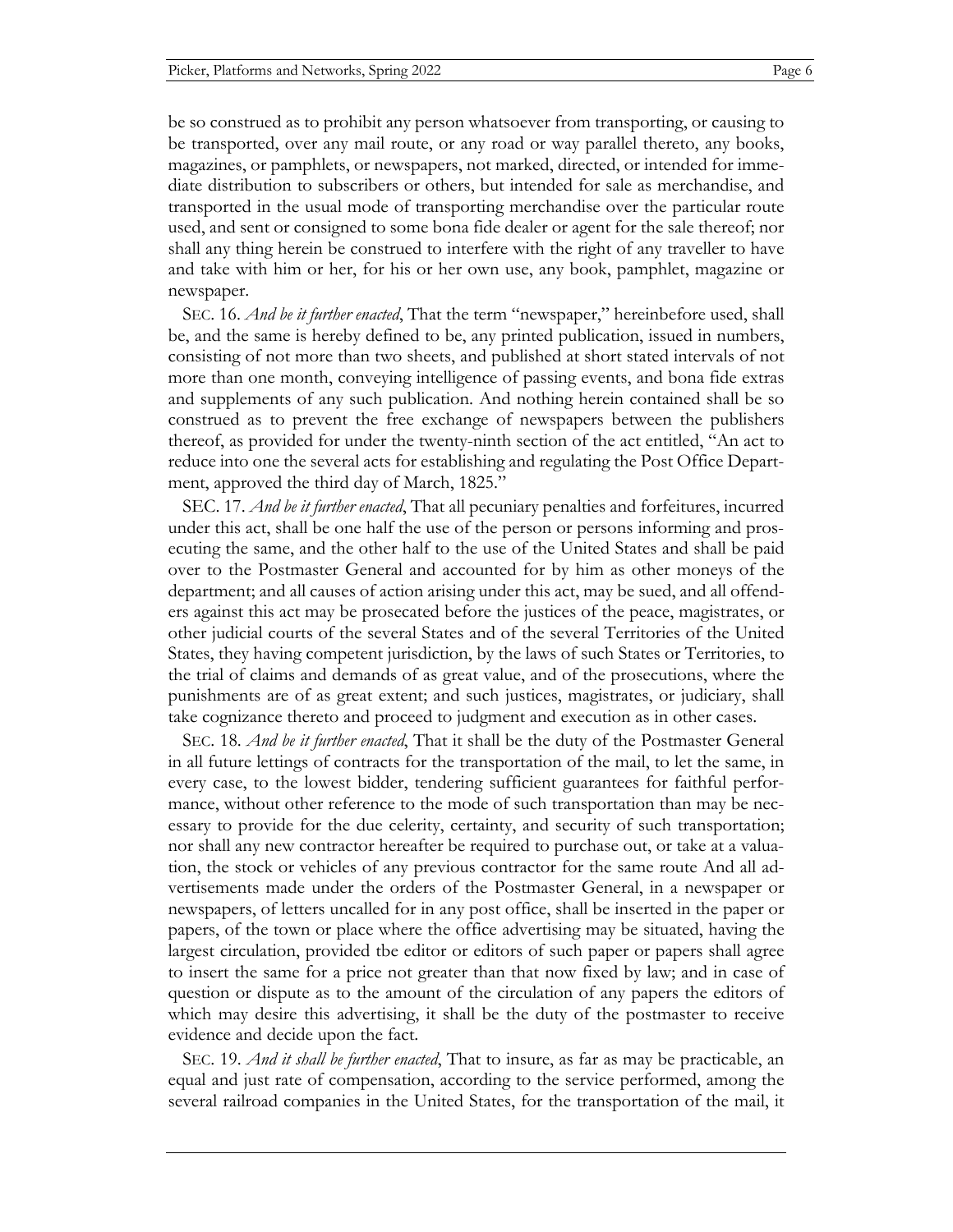be so construed as to prohibit any person whatsoever from transporting, or causing to be transported, over any mail route, or any road or way parallel thereto, any books, magazines, or pamphlets, or newspapers, not marked, directed, or intended for immediate distribution to subscribers or others, but intended for sale as merchandise, and transported in the usual mode of transporting merchandise over the particular route used, and sent or consigned to some bona fide dealer or agent for the sale thereof; nor shall any thing herein be construed to interfere with the right of any traveller to have and take with him or her, for his or her own use, any book, pamphlet, magazine or newspaper.

SEC. 16. *And be it further enacted*, That the term "newspaper," hereinbefore used, shall be, and the same is hereby defined to be, any printed publication, issued in numbers, consisting of not more than two sheets, and published at short stated intervals of not more than one month, conveying intelligence of passing events, and bona fide extras and supplements of any such publication. And nothing herein contained shall be so construed as to prevent the free exchange of newspapers between the publishers thereof, as provided for under the twenty-ninth section of the act entitled, "An act to reduce into one the several acts for establishing and regulating the Post Office Department, approved the third day of March, 1825."

SEC. 17. *And be it further enacted*, That all pecuniary penalties and forfeitures, incurred under this act, shall be one half the use of the person or persons informing and prosecuting the same, and the other half to the use of the United States and shall be paid over to the Postmaster General and accounted for by him as other moneys of the department; and all causes of action arising under this act, may be sued, and all offenders against this act may be prosecated before the justices of the peace, magistrates, or other judicial courts of the several States and of the several Territories of the United States, they having competent jurisdiction, by the laws of such States or Territories, to the trial of claims and demands of as great value, and of the prosecutions, where the punishments are of as great extent; and such justices, magistrates, or judiciary, shall take cognizance thereto and proceed to judgment and execution as in other cases.

SEC. 18. *And be it further enacted*, That it shall be the duty of the Postmaster General in all future lettings of contracts for the transportation of the mail, to let the same, in every case, to the lowest bidder, tendering sufficient guarantees for faithful performance, without other reference to the mode of such transportation than may be necessary to provide for the due celerity, certainty, and security of such transportation; nor shall any new contractor hereafter be required to purchase out, or take at a valuation, the stock or vehicles of any previous contractor for the same route And all advertisements made under the orders of the Postmaster General, in a newspaper or newspapers, of letters uncalled for in any post office, shall be inserted in the paper or papers, of the town or place where the office advertising may be situated, having the largest circulation, provided tbe editor or editors of such paper or papers shall agree to insert the same for a price not greater than that now fixed by law; and in case of question or dispute as to the amount of the circulation of any papers the editors of which may desire this advertising, it shall be the duty of the postmaster to receive evidence and decide upon the fact.

SEC. 19. *And it shall be further enacted*, That to insure, as far as may be practicable, an equal and just rate of compensation, according to the service performed, among the several railroad companies in the United States, for the transportation of the mail, it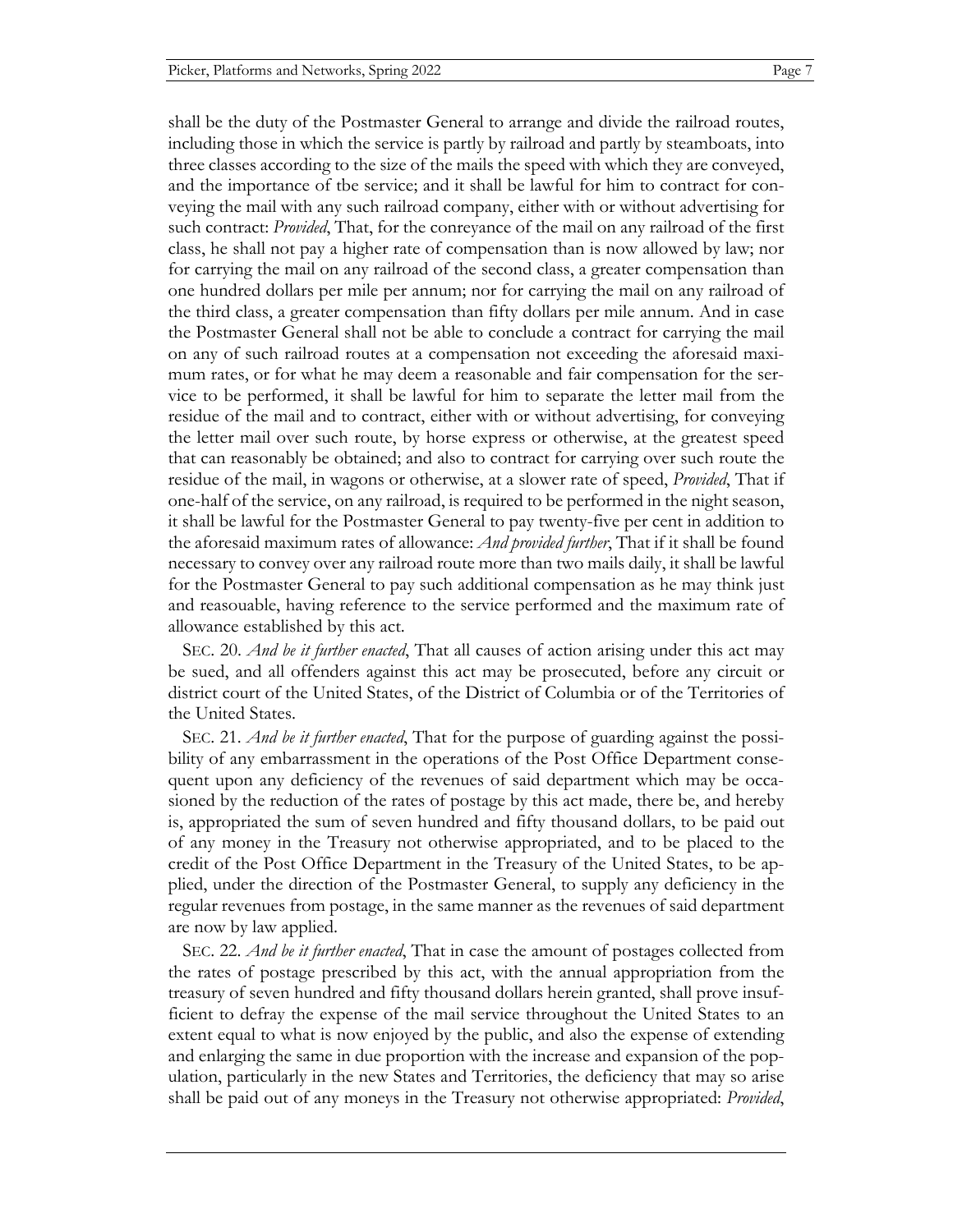shall be the duty of the Postmaster General to arrange and divide the railroad routes, including those in which the service is partly by railroad and partly by steamboats, into three classes according to the size of the mails the speed with which they are conveyed, and the importance of tbe service; and it shall be lawful for him to contract for conveying the mail with any such railroad company, either with or without advertising for such contract: *Provided*, That, for the conreyance of the mail on any railroad of the first class, he shall not pay a higher rate of compensation than is now allowed by law; nor for carrying the mail on any railroad of the second class, a greater compensation than one hundred dollars per mile per annum; nor for carrying the mail on any railroad of the third class, a greater compensation than fifty dollars per mile annum. And in case the Postmaster General shall not be able to conclude a contract for carrying the mail on any of such railroad routes at a compensation not exceeding the aforesaid maximum rates, or for what he may deem a reasonable and fair compensation for the service to be performed, it shall be lawful for him to separate the letter mail from the residue of the mail and to contract, either with or without advertising, for conveying the letter mail over such route, by horse express or otherwise, at the greatest speed that can reasonably be obtained; and also to contract for carrying over such route the residue of the mail, in wagons or otherwise, at a slower rate of speed, *Provided*, That if one-half of the service, on any railroad, is required to be performed in the night season, it shall be lawful for the Postmaster General to pay twenty-five per cent in addition to the aforesaid maximum rates of allowance: *And provided further*, That if it shall be found necessary to convey over any railroad route more than two mails daily, it shall be lawful for the Postmaster General to pay such additional compensation as he may think just and reasouable, having reference to the service performed and the maximum rate of allowance established by this act.

SEC. 20. *And be it further enacted*, That all causes of action arising under this act may be sued, and all offenders against this act may be prosecuted, before any circuit or district court of the United States, of the District of Columbia or of the Territories of the United States.

SEC. 21. *And be it further enacted*, That for the purpose of guarding against the possibility of any embarrassment in the operations of the Post Office Department consequent upon any deficiency of the revenues of said department which may be occasioned by the reduction of the rates of postage by this act made, there be, and hereby is, appropriated the sum of seven hundred and fifty thousand dollars, to be paid out of any money in the Treasury not otherwise appropriated, and to be placed to the credit of the Post Office Department in the Treasury of the United States, to be applied, under the direction of the Postmaster General, to supply any deficiency in the regular revenues from postage, in the same manner as the revenues of said department are now by law applied.

SEC. 22. *And be it further enacted*, That in case the amount of postages collected from the rates of postage prescribed by this act, with the annual appropriation from the treasury of seven hundred and fifty thousand dollars herein granted, shall prove insufficient to defray the expense of the mail service throughout the United States to an extent equal to what is now enjoyed by the public, and also the expense of extending and enlarging the same in due proportion with the increase and expansion of the population, particularly in the new States and Territories, the deficiency that may so arise shall be paid out of any moneys in the Treasury not otherwise appropriated: *Provided*,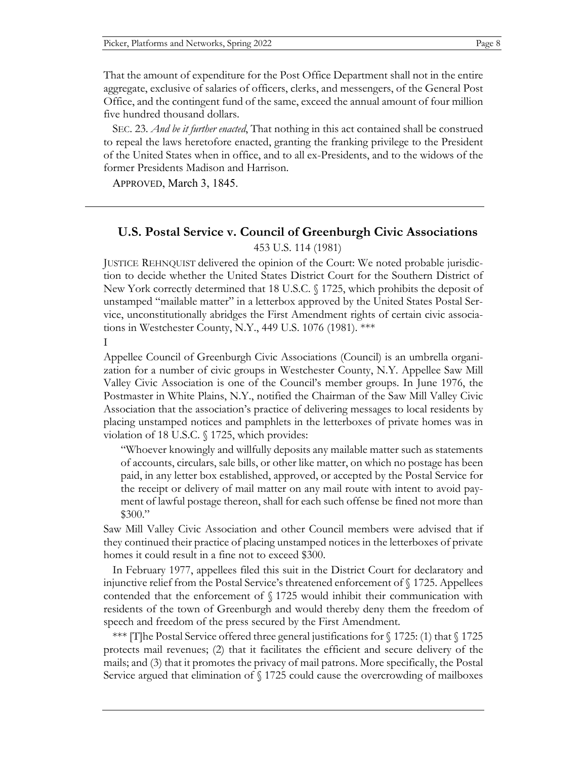That the amount of expenditure for the Post Office Department shall not in the entire aggregate, exclusive of salaries of officers, clerks, and messengers, of the General Post Office, and the contingent fund of the same, exceed the annual amount of four million five hundred thousand dollars.

SEC. 23. *And be it further enacted*, That nothing in this act contained shall be construed to repeal the laws heretofore enacted, granting the franking privilege to the President of the United States when in office, and to all ex-Presidents, and to the widows of the former Presidents Madison and Harrison.

APPROVED, March 3, 1845.

---

## U.S. Postal Service v. Council of Greenburgh Civic Associations

453 U.S. 114 (1981)

JUSTICE REHNQUIST delivered the opinion of the Court: We noted probable jurisdiction to decide whether the United States District Court for the Southern District of New York correctly determined that 18 U.S.C. § 1725, which prohibits the deposit of unstamped "mailable matter" in a letterbox approved by the United States Postal Service, unconstitutionally abridges the First Amendment rights of certain civic associations in Westchester County, N.Y., 449 U.S. 1076 (1981). ***

I

Appellee Council of Greenburgh Civic Associations (Council) is an umbrella organization for a number of civic groups in Westchester County, N.Y. Appellee Saw Mill Valley Civic Association is one of the Council's member groups. In June 1976, the Postmaster in White Plains, N.Y., notified the Chairman of the Saw Mill Valley Civic Association that the association's practice of delivering messages to local residents by placing unstamped notices and pamphlets in the letterboxes of private homes was in violation of 18 U.S.C. § 1725, which provides:

> "Whoever knowingly and willfully deposits any mailable matter such as statements of accounts, circulars, sale bills, or other like matter, on which no postage has been paid, in any letter box established, approved, or accepted by the Postal Service for the receipt or delivery of mail matter on any mail route with intent to avoid payment of lawful postage thereon, shall for each such offense be fined not more than $300."

Saw Mill Valley Civic Association and other Council members were advised that if they continued their practice of placing unstamped notices in the letterboxes of private homes it could result in a fine not to exceed $300.

In February 1977, appellees filed this suit in the District Court for declaratory and injunctive relief from the Postal Service's threatened enforcement of § 1725. Appellees contended that the enforcement of § 1725 would inhibit their communication with residents of the town of Greenburgh and would thereby deny them the freedom of speech and freedom of the press secured by the First Amendment.

*** [T]he Postal Service offered three general justifications for § 1725: (1) that § 1725 protects mail revenues; (2) that it facilitates the efficient and secure delivery of the mails; and (3) that it promotes the privacy of mail patrons. More specifically, the Postal Service argued that elimination of § 1725 could cause the overcrowding of mailboxes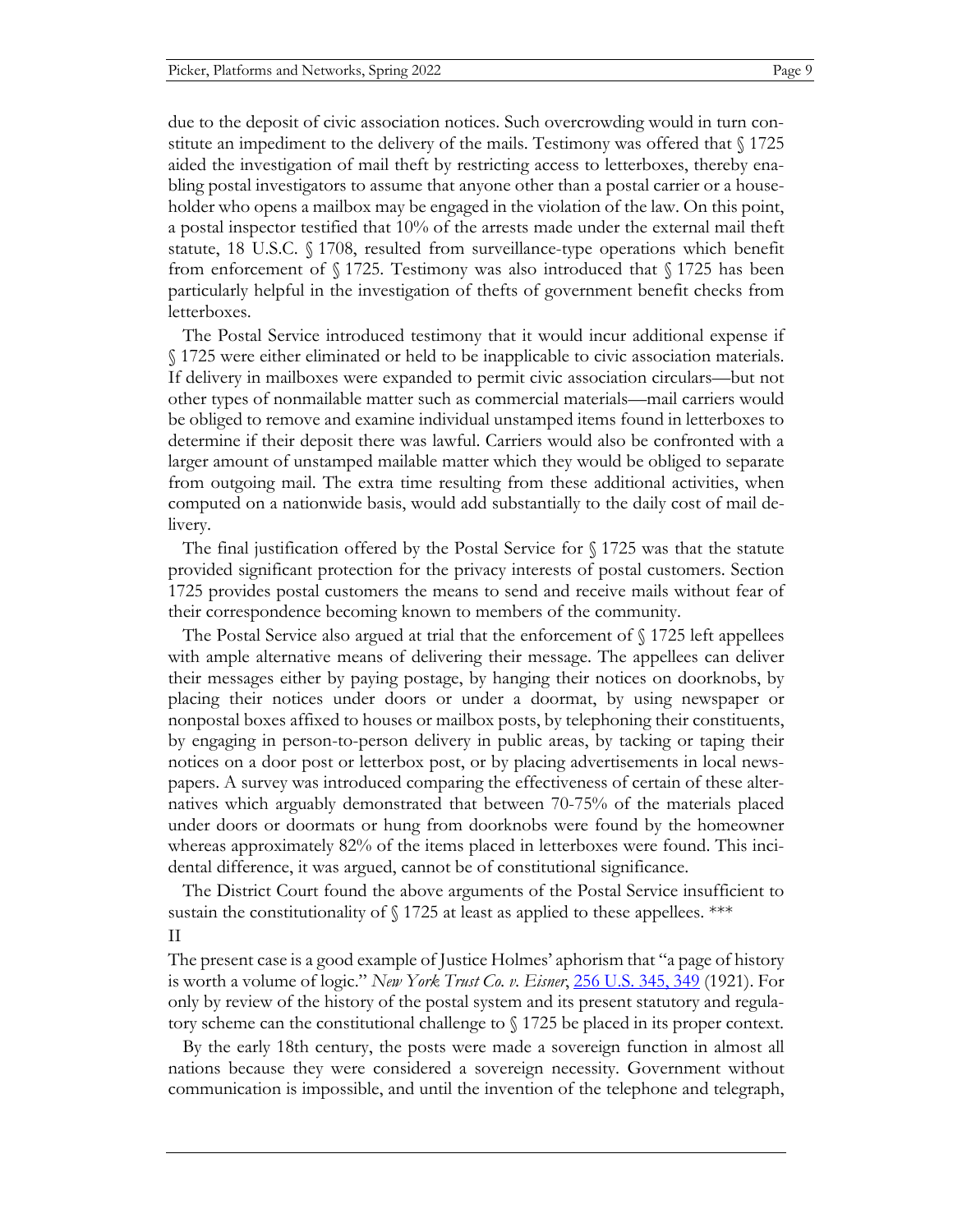due to the deposit of civic association notices. Such overcrowding would in turn constitute an impediment to the delivery of the mails. Testimony was offered that § 1725 aided the investigation of mail theft by restricting access to letterboxes, thereby enabling postal investigators to assume that anyone other than a postal carrier or a householder who opens a mailbox may be engaged in the violation of the law. On this point, a postal inspector testified that 10% of the arrests made under the external mail theft statute, 18 U.S.C. § 1708, resulted from surveillance-type operations which benefit from enforcement of § 1725. Testimony was also introduced that § 1725 has been particularly helpful in the investigation of thefts of government benefit checks from letterboxes.

The Postal Service introduced testimony that it would incur additional expense if § 1725 were either eliminated or held to be inapplicable to civic association materials. If delivery in mailboxes were expanded to permit civic association circulars—but not other types of nonmailable matter such as commercial materials—mail carriers would be obliged to remove and examine individual unstamped items found in letterboxes to determine if their deposit there was lawful. Carriers would also be confronted with a larger amount of unstamped mailable matter which they would be obliged to separate from outgoing mail. The extra time resulting from these additional activities, when computed on a nationwide basis, would add substantially to the daily cost of mail delivery.

The final justification offered by the Postal Service for § 1725 was that the statute provided significant protection for the privacy interests of postal customers. Section 1725 provides postal customers the means to send and receive mails without fear of their correspondence becoming known to members of the community.

The Postal Service also argued at trial that the enforcement of § 1725 left appellees with ample alternative means of delivering their message. The appellees can deliver their messages either by paying postage, by hanging their notices on doorknobs, by placing their notices under doors or under a doormat, by using newspaper or nonpostal boxes affixed to houses or mailbox posts, by telephoning their constituents, by engaging in person-to-person delivery in public areas, by tacking or taping their notices on a door post or letterbox post, or by placing advertisements in local newspapers. A survey was introduced comparing the effectiveness of certain of these alternatives which arguably demonstrated that between 70-75% of the materials placed under doors or doormats or hung from doorknobs were found by the homeowner whereas approximately 82% of the items placed in letterboxes were found. This incidental difference, it was argued, cannot be of constitutional significance.

The District Court found the above arguments of the Postal Service insufficient to sustain the constitutionality of § 1725 at least as applied to these appellees. ***

II

The present case is a good example of Justice Holmes' aphorism that "a page of history is worth a volume of logic." *New York Trust Co. v. Eisner*, 256 U.S. 345, 349 (1921). For only by review of the history of the postal system and its present statutory and regulatory scheme can the constitutional challenge to § 1725 be placed in its proper context.

By the early 18th century, the posts were made a sovereign function in almost all nations because they were considered a sovereign necessity. Government without communication is impossible, and until the invention of the telephone and telegraph,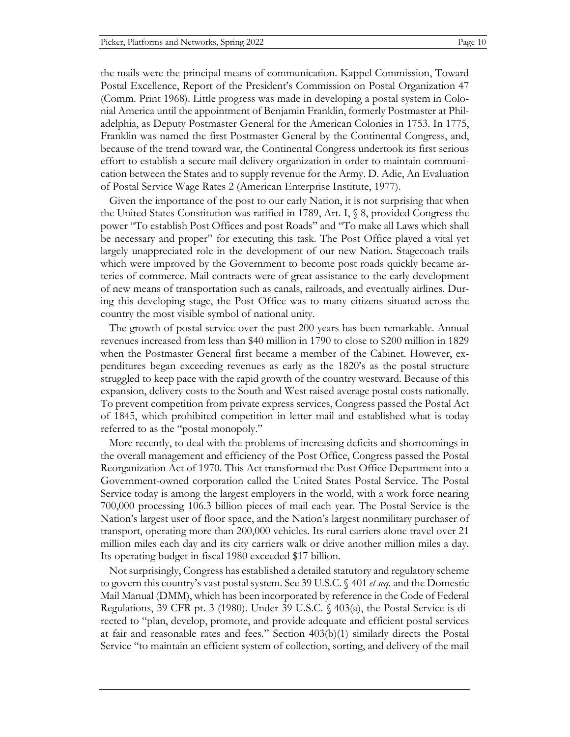the mails were the principal means of communication. Kappel Commission, Toward Postal Excellence, Report of the President's Commission on Postal Organization 47 (Comm. Print 1968). Little progress was made in developing a postal system in Colonial America until the appointment of Benjamin Franklin, formerly Postmaster at Philadelphia, as Deputy Postmaster General for the American Colonies in 1753. In 1775, Franklin was named the first Postmaster General by the Continental Congress, and, because of the trend toward war, the Continental Congress undertook its first serious effort to establish a secure mail delivery organization in order to maintain communication between the States and to supply revenue for the Army. D. Adie, An Evaluation of Postal Service Wage Rates 2 (American Enterprise Institute, 1977).

Given the importance of the post to our early Nation, it is not surprising that when the United States Constitution was ratified in 1789, Art. I, § 8, provided Congress the power "To establish Post Offices and post Roads" and "To make all Laws which shall be necessary and proper" for executing this task. The Post Office played a vital yet largely unappreciated role in the development of our new Nation. Stagecoach trails which were improved by the Government to become post roads quickly became arteries of commerce. Mail contracts were of great assistance to the early development of new means of transportation such as canals, railroads, and eventually airlines. During this developing stage, the Post Office was to many citizens situated across the country the most visible symbol of national unity.

The growth of postal service over the past 200 years has been remarkable. Annual revenues increased from less than $40 million in 1790 to close to $200 million in 1829 when the Postmaster General first became a member of the Cabinet. However, expenditures began exceeding revenues as early as the 1820's as the postal structure struggled to keep pace with the rapid growth of the country westward. Because of this expansion, delivery costs to the South and West raised average postal costs nationally. To prevent competition from private express services, Congress passed the Postal Act of 1845, which prohibited competition in letter mail and established what is today referred to as the "postal monopoly."

More recently, to deal with the problems of increasing deficits and shortcomings in the overall management and efficiency of the Post Office, Congress passed the Postal Reorganization Act of 1970. This Act transformed the Post Office Department into a Government-owned corporation called the United States Postal Service. The Postal Service today is among the largest employers in the world, with a work force nearing 700,000 processing 106.3 billion pieces of mail each year. The Postal Service is the Nation's largest user of floor space, and the Nation's largest nonmilitary purchaser of transport, operating more than 200,000 vehicles. Its rural carriers alone travel over 21 million miles each day and its city carriers walk or drive another million miles a day. Its operating budget in fiscal 1980 exceeded $17 billion.

Not surprisingly, Congress has established a detailed statutory and regulatory scheme to govern this country's vast postal system. See 39 U.S.C. § 401 *et seq*. and the Domestic Mail Manual (DMM), which has been incorporated by reference in the Code of Federal Regulations, 39 CFR pt. 3 (1980). Under 39 U.S.C. § 403(a), the Postal Service is directed to "plan, develop, promote, and provide adequate and efficient postal services at fair and reasonable rates and fees." Section 403(b)(1) similarly directs the Postal Service "to maintain an efficient system of collection, sorting, and delivery of the mail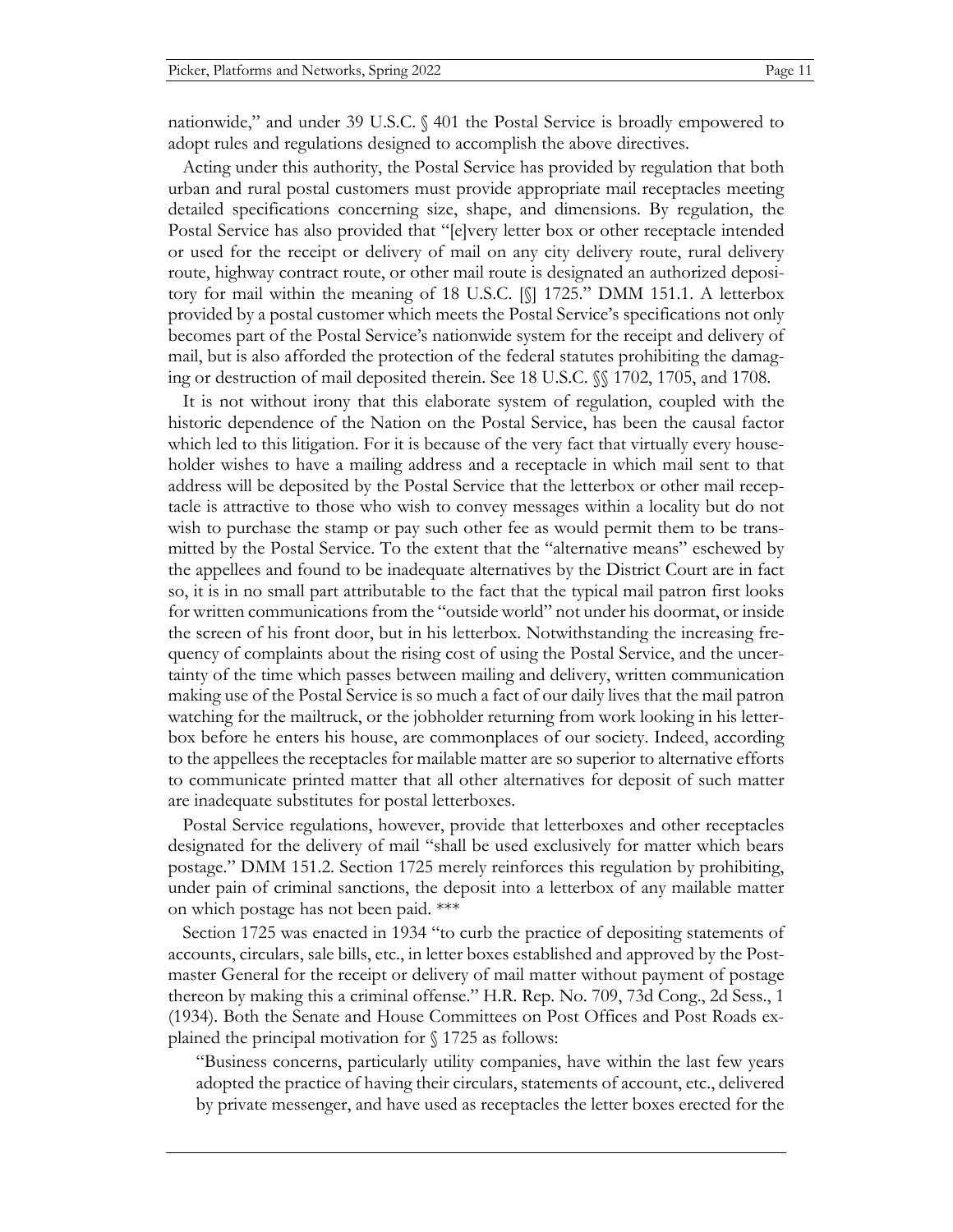nationwide," and under 39 U.S.C. § 401 the Postal Service is broadly empowered to adopt rules and regulations designed to accomplish the above directives.

Acting under this authority, the Postal Service has provided by regulation that both urban and rural postal customers must provide appropriate mail receptacles meeting detailed specifications concerning size, shape, and dimensions. By regulation, the Postal Service has also provided that "[e]very letter box or other receptacle intended or used for the receipt or delivery of mail on any city delivery route, rural delivery route, highway contract route, or other mail route is designated an authorized depository for mail within the meaning of 18 U.S.C. [§] 1725." DMM 151.1. A letterbox provided by a postal customer which meets the Postal Service's specifications not only becomes part of the Postal Service's nationwide system for the receipt and delivery of mail, but is also afforded the protection of the federal statutes prohibiting the damaging or destruction of mail deposited therein. See 18 U.S.C. §§ 1702, 1705, and 1708.

It is not without irony that this elaborate system of regulation, coupled with the historic dependence of the Nation on the Postal Service, has been the causal factor which led to this litigation. For it is because of the very fact that virtually every householder wishes to have a mailing address and a receptacle in which mail sent to that address will be deposited by the Postal Service that the letterbox or other mail receptacle is attractive to those who wish to convey messages within a locality but do not wish to purchase the stamp or pay such other fee as would permit them to be transmitted by the Postal Service. To the extent that the "alternative means" eschewed by the appellees and found to be inadequate alternatives by the District Court are in fact so, it is in no small part attributable to the fact that the typical mail patron first looks for written communications from the "outside world" not under his doormat, or inside the screen of his front door, but in his letterbox. Notwithstanding the increasing frequency of complaints about the rising cost of using the Postal Service, and the uncertainty of the time which passes between mailing and delivery, written communication making use of the Postal Service is so much a fact of our daily lives that the mail patron watching for the mailtruck, or the jobholder returning from work looking in his letterbox before he enters his house, are commonplaces of our society. Indeed, according to the appellees the receptacles for mailable matter are so superior to alternative efforts to communicate printed matter that all other alternatives for deposit of such matter are inadequate substitutes for postal letterboxes.

Postal Service regulations, however, provide that letterboxes and other receptacles designated for the delivery of mail "shall be used exclusively for matter which bears postage." DMM 151.2. Section 1725 merely reinforces this regulation by prohibiting, under pain of criminal sanctions, the deposit into a letterbox of any mailable matter on which postage has not been paid. ***

Section 1725 was enacted in 1934 "to curb the practice of depositing statements of accounts, circulars, sale bills, etc., in letter boxes established and approved by the Postmaster General for the receipt or delivery of mail matter without payment of postage thereon by making this a criminal offense." H.R. Rep. No. 709, 73d Cong., 2d Sess., 1 (1934). Both the Senate and House Committees on Post Offices and Post Roads explained the principal motivation for § 1725 as follows:

> "Business concerns, particularly utility companies, have within the last few years adopted the practice of having their circulars, statements of account, etc., delivered by private messenger, and have used as receptacles the letter boxes erected for the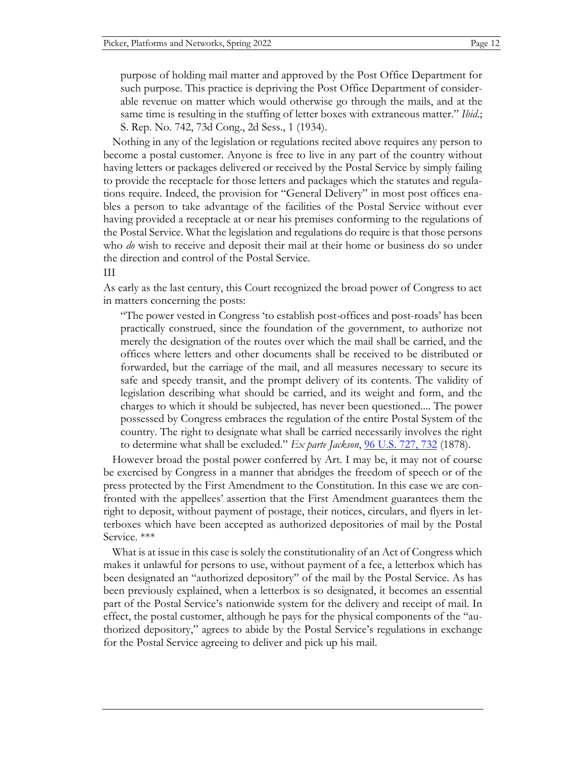purpose of holding mail matter and approved by the Post Office Department for such purpose. This practice is depriving the Post Office Department of considerable revenue on matter which would otherwise go through the mails, and at the same time is resulting in the stuffing of letter boxes with extraneous matter." *Ibid.*; S. Rep. No. 742, 73d Cong., 2d Sess., 1 (1934).

Nothing in any of the legislation or regulations recited above requires any person to become a postal customer. Anyone is free to live in any part of the country without having letters or packages delivered or received by the Postal Service by simply failing to provide the receptacle for those letters and packages which the statutes and regulations require. Indeed, the provision for "General Delivery" in most post offices enables a person to take advantage of the facilities of the Postal Service without ever having provided a receptacle at or near his premises conforming to the regulations of the Postal Service. What the legislation and regulations do require is that those persons who *do* wish to receive and deposit their mail at their home or business do so under the direction and control of the Postal Service.

III

As early as the last century, this Court recognized the broad power of Congress to act in matters concerning the posts:

> "The power vested in Congress 'to establish post-offices and post-roads' has been practically construed, since the foundation of the government, to authorize not merely the designation of the routes over which the mail shall be carried, and the offices where letters and other documents shall be received to be distributed or forwarded, but the carriage of the mail, and all measures necessary to secure its safe and speedy transit, and the prompt delivery of its contents. The validity of legislation describing what should be carried, and its weight and form, and the charges to which it should be subjected, has never been questioned.... The power possessed by Congress embraces the regulation of the entire Postal System of the country. The right to designate what shall be carried necessarily involves the right to determine what shall be excluded." *Ex parte Jackson*, 96 U.S. 727, 732 (1878).

However broad the postal power conferred by Art. I may be, it may not of course be exercised by Congress in a manner that abridges the freedom of speech or of the press protected by the First Amendment to the Constitution. In this case we are confronted with the appellees' assertion that the First Amendment guarantees them the right to deposit, without payment of postage, their notices, circulars, and flyers in letterboxes which have been accepted as authorized depositories of mail by the Postal Service. ***

What is at issue in this case is solely the constitutionality of an Act of Congress which makes it unlawful for persons to use, without payment of a fee, a letterbox which has been designated an "authorized depository" of the mail by the Postal Service. As has been previously explained, when a letterbox is so designated, it becomes an essential part of the Postal Service's nationwide system for the delivery and receipt of mail. In effect, the postal customer, although he pays for the physical components of the "authorized depository," agrees to abide by the Postal Service's regulations in exchange for the Postal Service agreeing to deliver and pick up his mail.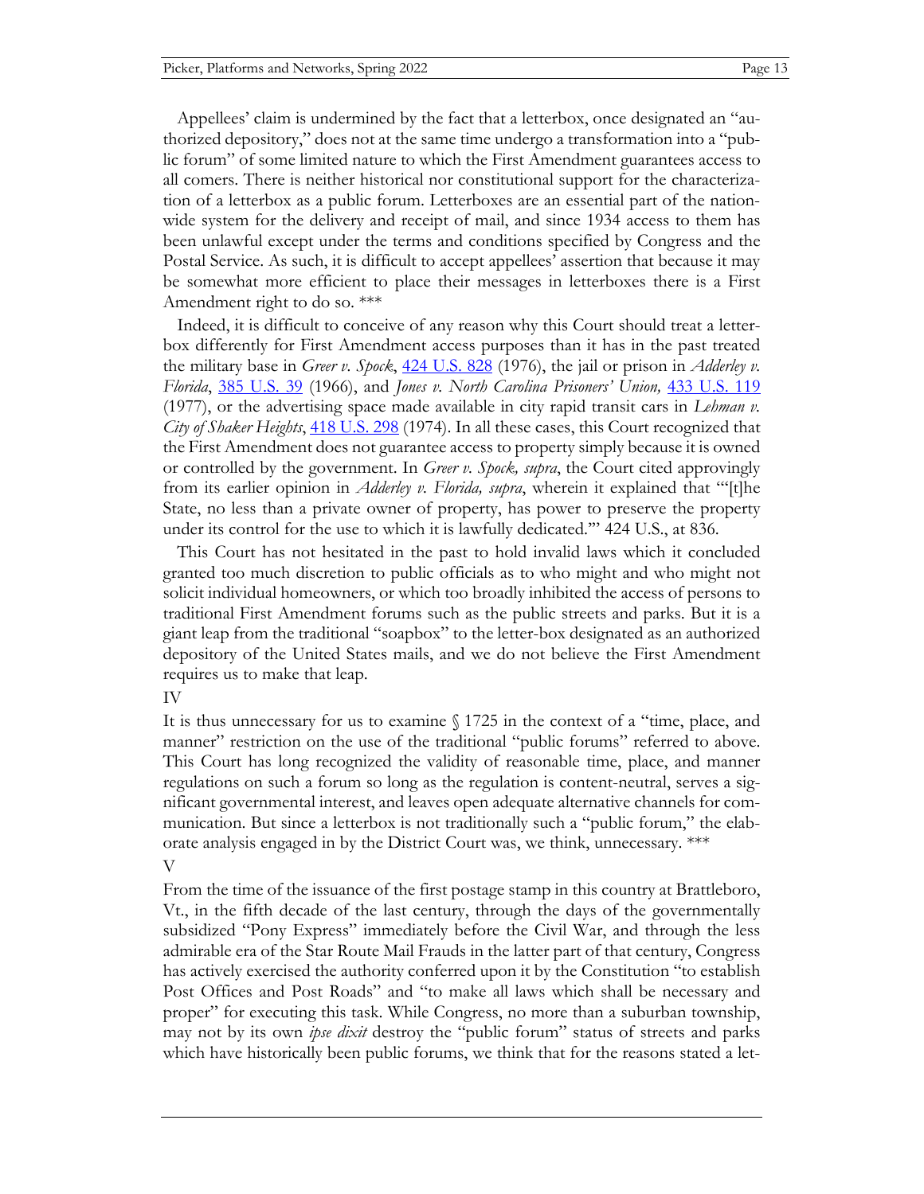Appellees' claim is undermined by the fact that a letterbox, once designated an "authorized depository," does not at the same time undergo a transformation into a "public forum" of some limited nature to which the First Amendment guarantees access to all comers. There is neither historical nor constitutional support for the characterization of a letterbox as a public forum. Letterboxes are an essential part of the nationwide system for the delivery and receipt of mail, and since 1934 access to them has been unlawful except under the terms and conditions specified by Congress and the Postal Service. As such, it is difficult to accept appellees' assertion that because it may be somewhat more efficient to place their messages in letterboxes there is a First Amendment right to do so. ***

Indeed, it is difficult to conceive of any reason why this Court should treat a letterbox differently for First Amendment access purposes than it has in the past treated the military base in *Greer v. Spock*, 424 U.S. 828 (1976), the jail or prison in *Adderley v. Florida*, 385 U.S. 39 (1966), and *Jones v. North Carolina Prisoners' Union,* 433 U.S. 119 (1977), or the advertising space made available in city rapid transit cars in *Lehman v. City of Shaker Heights*, 418 U.S. 298 (1974). In all these cases, this Court recognized that the First Amendment does not guarantee access to property simply because it is owned or controlled by the government. In *Greer v. Spock, supra*, the Court cited approvingly from its earlier opinion in *Adderley v. Florida, supra*, wherein it explained that "'[t]he State, no less than a private owner of property, has power to preserve the property under its control for the use to which it is lawfully dedicated.'" 424 U.S., at 836.

This Court has not hesitated in the past to hold invalid laws which it concluded granted too much discretion to public officials as to who might and who might not solicit individual homeowners, or which too broadly inhibited the access of persons to traditional First Amendment forums such as the public streets and parks. But it is a giant leap from the traditional "soapbox" to the letter-box designated as an authorized depository of the United States mails, and we do not believe the First Amendment requires us to make that leap.

IV

It is thus unnecessary for us to examine § 1725 in the context of a "time, place, and manner" restriction on the use of the traditional "public forums" referred to above. This Court has long recognized the validity of reasonable time, place, and manner regulations on such a forum so long as the regulation is content-neutral, serves a significant governmental interest, and leaves open adequate alternative channels for communication. But since a letterbox is not traditionally such a "public forum," the elaborate analysis engaged in by the District Court was, we think, unnecessary. ***

V

From the time of the issuance of the first postage stamp in this country at Brattleboro, Vt., in the fifth decade of the last century, through the days of the governmentally subsidized "Pony Express" immediately before the Civil War, and through the less admirable era of the Star Route Mail Frauds in the latter part of that century, Congress has actively exercised the authority conferred upon it by the Constitution "to establish Post Offices and Post Roads" and "to make all laws which shall be necessary and proper" for executing this task. While Congress, no more than a suburban township, may not by its own *ipse dixit* destroy the "public forum" status of streets and parks which have historically been public forums, we think that for the reasons stated a let-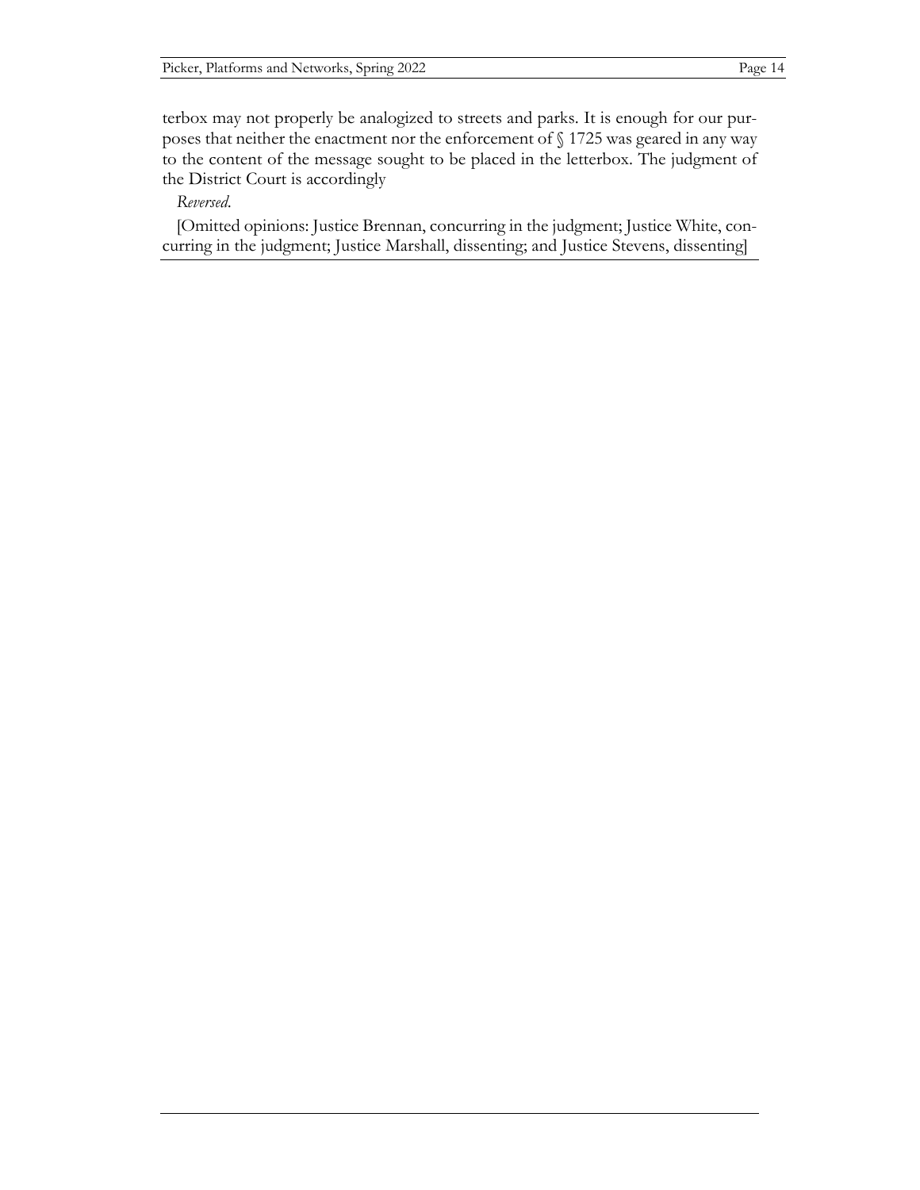terbox may not properly be analogized to streets and parks. It is enough for our purposes that neither the enactment nor the enforcement of § 1725 was geared in any way to the content of the message sought to be placed in the letterbox. The judgment of the District Court is accordingly

*Reversed.*

[Omitted opinions: Justice Brennan, concurring in the judgment; Justice White, concurring in the judgment; Justice Marshall, dissenting; and Justice Stevens, dissenting]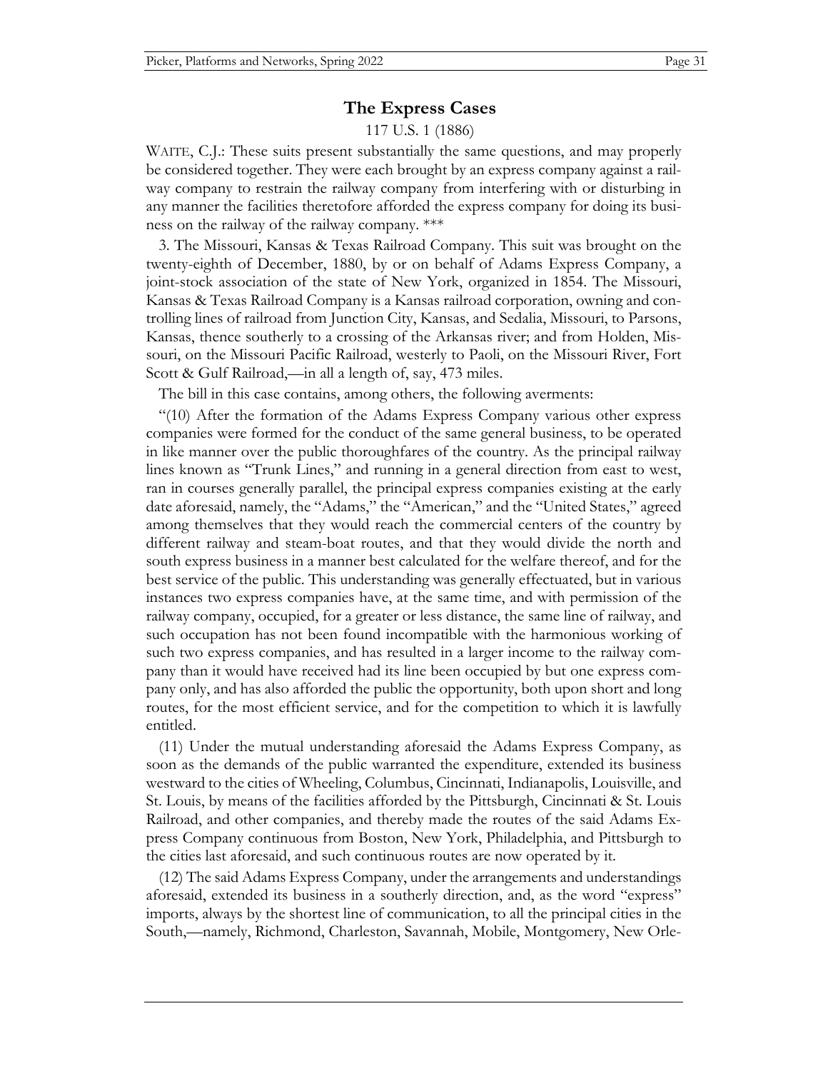## The Express Cases

117 U.S. 1 (1886)

WAITE, C.J.: These suits present substantially the same questions, and may properly be considered together. They were each brought by an express company against a railway company to restrain the railway company from interfering with or disturbing in any manner the facilities theretofore afforded the express company for doing its business on the railway of the railway company. ***

3. The Missouri, Kansas & Texas Railroad Company. This suit was brought on the twenty-eighth of December, 1880, by or on behalf of Adams Express Company, a joint-stock association of the state of New York, organized in 1854. The Missouri, Kansas & Texas Railroad Company is a Kansas railroad corporation, owning and controlling lines of railroad from Junction City, Kansas, and Sedalia, Missouri, to Parsons, Kansas, thence southerly to a crossing of the Arkansas river; and from Holden, Missouri, on the Missouri Pacific Railroad, westerly to Paoli, on the Missouri River, Fort Scott & Gulf Railroad,—in all a length of, say, 473 miles.

The bill in this case contains, among others, the following averments:

"(10) After the formation of the Adams Express Company various other express companies were formed for the conduct of the same general business, to be operated in like manner over the public thoroughfares of the country. As the principal railway lines known as "Trunk Lines," and running in a general direction from east to west, ran in courses generally parallel, the principal express companies existing at the early date aforesaid, namely, the "Adams," the "American," and the "United States," agreed among themselves that they would reach the commercial centers of the country by different railway and steam-boat routes, and that they would divide the north and south express business in a manner best calculated for the welfare thereof, and for the best service of the public. This understanding was generally effectuated, but in various instances two express companies have, at the same time, and with permission of the railway company, occupied, for a greater or less distance, the same line of railway, and such occupation has not been found incompatible with the harmonious working of such two express companies, and has resulted in a larger income to the railway company than it would have received had its line been occupied by but one express company only, and has also afforded the public the opportunity, both upon short and long routes, for the most efficient service, and for the competition to which it is lawfully entitled.

(11) Under the mutual understanding aforesaid the Adams Express Company, as soon as the demands of the public warranted the expenditure, extended its business westward to the cities of Wheeling, Columbus, Cincinnati, Indianapolis, Louisville, and St. Louis, by means of the facilities afforded by the Pittsburgh, Cincinnati & St. Louis Railroad, and other companies, and thereby made the routes of the said Adams Express Company continuous from Boston, New York, Philadelphia, and Pittsburgh to the cities last aforesaid, and such continuous routes are now operated by it.

(12) The said Adams Express Company, under the arrangements and understandings aforesaid, extended its business in a southerly direction, and, as the word "express" imports, always by the shortest line of communication, to all the principal cities in the South,—namely, Richmond, Charleston, Savannah, Mobile, Montgomery, New Orle-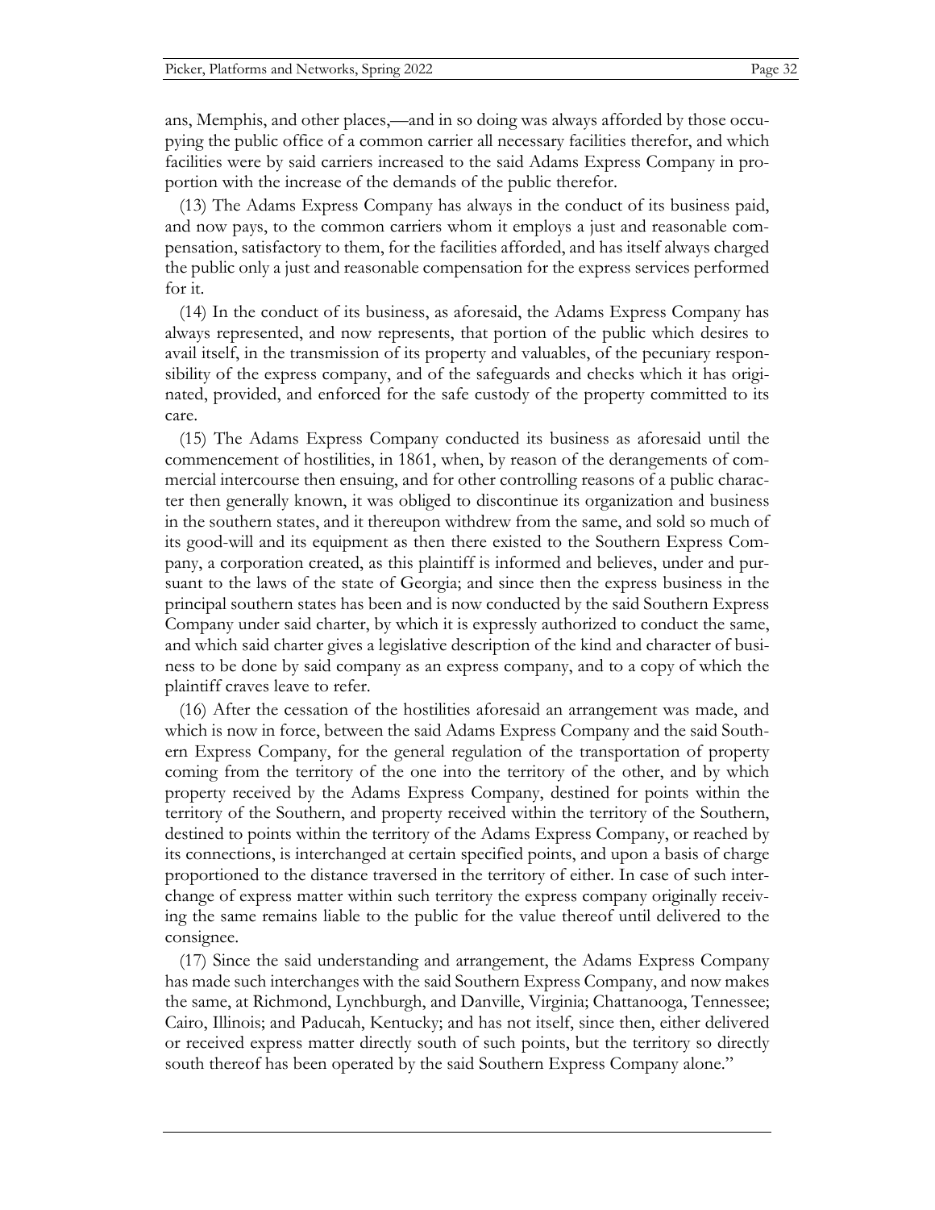ans, Memphis, and other places,—and in so doing was always afforded by those occupying the public office of a common carrier all necessary facilities therefor, and which facilities were by said carriers increased to the said Adams Express Company in proportion with the increase of the demands of the public therefor.

(13) The Adams Express Company has always in the conduct of its business paid, and now pays, to the common carriers whom it employs a just and reasonable compensation, satisfactory to them, for the facilities afforded, and has itself always charged the public only a just and reasonable compensation for the express services performed for it.

(14) In the conduct of its business, as aforesaid, the Adams Express Company has always represented, and now represents, that portion of the public which desires to avail itself, in the transmission of its property and valuables, of the pecuniary responsibility of the express company, and of the safeguards and checks which it has originated, provided, and enforced for the safe custody of the property committed to its care.

(15) The Adams Express Company conducted its business as aforesaid until the commencement of hostilities, in 1861, when, by reason of the derangements of commercial intercourse then ensuing, and for other controlling reasons of a public character then generally known, it was obliged to discontinue its organization and business in the southern states, and it thereupon withdrew from the same, and sold so much of its good-will and its equipment as then there existed to the Southern Express Company, a corporation created, as this plaintiff is informed and believes, under and pursuant to the laws of the state of Georgia; and since then the express business in the principal southern states has been and is now conducted by the said Southern Express Company under said charter, by which it is expressly authorized to conduct the same, and which said charter gives a legislative description of the kind and character of business to be done by said company as an express company, and to a copy of which the plaintiff craves leave to refer.

(16) After the cessation of the hostilities aforesaid an arrangement was made, and which is now in force, between the said Adams Express Company and the said Southern Express Company, for the general regulation of the transportation of property coming from the territory of the one into the territory of the other, and by which property received by the Adams Express Company, destined for points within the territory of the Southern, and property received within the territory of the Southern, destined to points within the territory of the Adams Express Company, or reached by its connections, is interchanged at certain specified points, and upon a basis of charge proportioned to the distance traversed in the territory of either. In case of such interchange of express matter within such territory the express company originally receiving the same remains liable to the public for the value thereof until delivered to the consignee.

(17) Since the said understanding and arrangement, the Adams Express Company has made such interchanges with the said Southern Express Company, and now makes the same, at Richmond, Lynchburgh, and Danville, Virginia; Chattanooga, Tennessee; Cairo, Illinois; and Paducah, Kentucky; and has not itself, since then, either delivered or received express matter directly south of such points, but the territory so directly south thereof has been operated by the said Southern Express Company alone."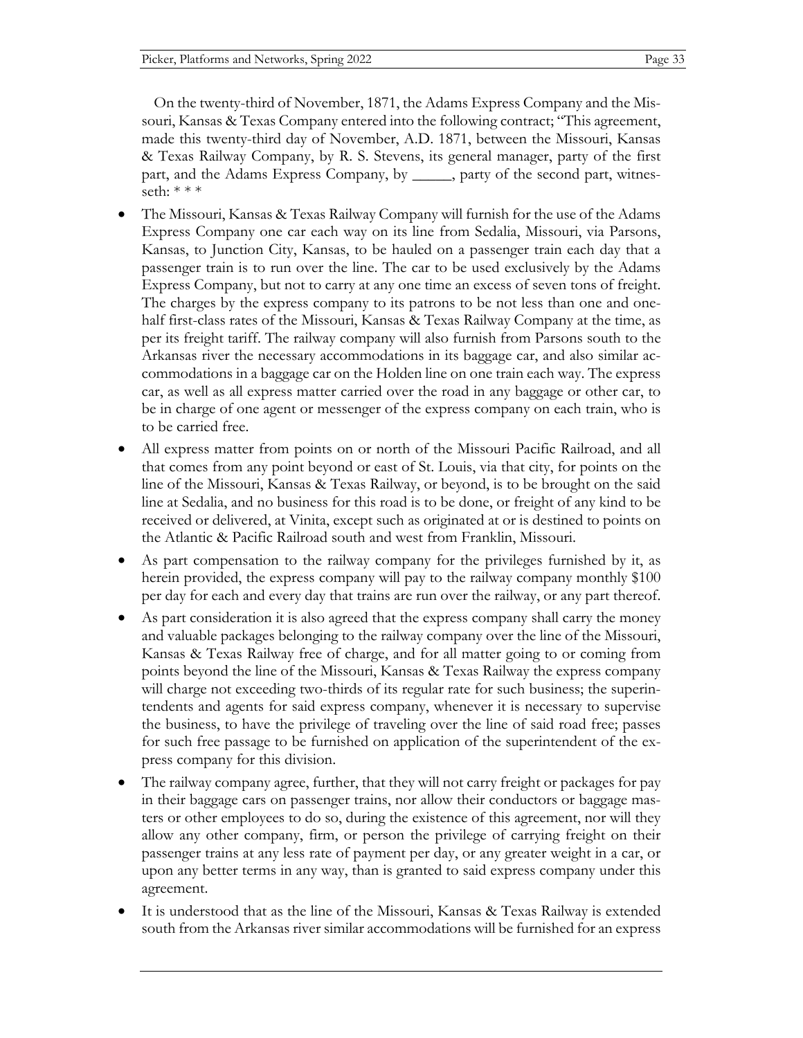On the twenty-third of November, 1871, the Adams Express Company and the Missouri, Kansas & Texas Company entered into the following contract; "This agreement, made this twenty-third day of November, A.D. 1871, between the Missouri, Kansas & Texas Railway Company, by R. S. Stevens, its general manager, party of the first part, and the Adams Express Company, by _____, party of the second part, witnesseth: * * *

- The Missouri, Kansas & Texas Railway Company will furnish for the use of the Adams Express Company one car each way on its line from Sedalia, Missouri, via Parsons, Kansas, to Junction City, Kansas, to be hauled on a passenger train each day that a passenger train is to run over the line. The car to be used exclusively by the Adams Express Company, but not to carry at any one time an excess of seven tons of freight. The charges by the express company to its patrons to be not less than one and one-half first-class rates of the Missouri, Kansas & Texas Railway Company at the time, as per its freight tariff. The railway company will also furnish from Parsons south to the Arkansas river the necessary accommodations in its baggage car, and also similar accommodations in a baggage car on the Holden line on one train each way. The express car, as well as all express matter carried over the road in any baggage or other car, to be in charge of one agent or messenger of the express company on each train, who is to be carried free.
- All express matter from points on or north of the Missouri Pacific Railroad, and all that comes from any point beyond or east of St. Louis, via that city, for points on the line of the Missouri, Kansas & Texas Railway, or beyond, is to be brought on the said line at Sedalia, and no business for this road is to be done, or freight of any kind to be received or delivered, at Vinita, except such as originated at or is destined to points on the Atlantic & Pacific Railroad south and west from Franklin, Missouri.
- As part compensation to the railway company for the privileges furnished by it, as herein provided, the express company will pay to the railway company monthly $100 per day for each and every day that trains are run over the railway, or any part thereof.
- As part consideration it is also agreed that the express company shall carry the money and valuable packages belonging to the railway company over the line of the Missouri, Kansas & Texas Railway free of charge, and for all matter going to or coming from points beyond the line of the Missouri, Kansas & Texas Railway the express company will charge not exceeding two-thirds of its regular rate for such business; the superintendents and agents for said express company, whenever it is necessary to supervise the business, to have the privilege of traveling over the line of said road free; passes for such free passage to be furnished on application of the superintendent of the express company for this division.
- The railway company agree, further, that they will not carry freight or packages for pay in their baggage cars on passenger trains, nor allow their conductors or baggage masters or other employees to do so, during the existence of this agreement, nor will they allow any other company, firm, or person the privilege of carrying freight on their passenger trains at any less rate of payment per day, or any greater weight in a car, or upon any better terms in any way, than is granted to said express company under this agreement.
- It is understood that as the line of the Missouri, Kansas & Texas Railway is extended south from the Arkansas river similar accommodations will be furnished for an express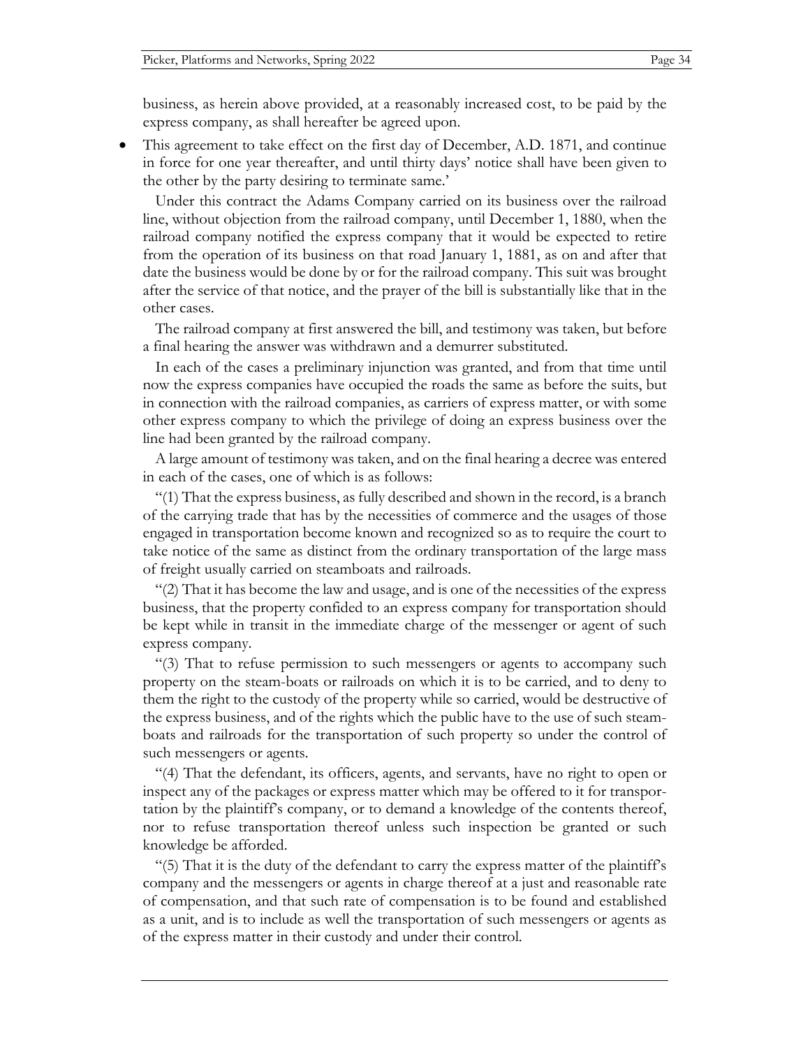business, as herein above provided, at a reasonably increased cost, to be paid by the express company, as shall hereafter be agreed upon.

- This agreement to take effect on the first day of December, A.D. 1871, and continue in force for one year thereafter, and until thirty days' notice shall have been given to the other by the party desiring to terminate same.'

Under this contract the Adams Company carried on its business over the railroad line, without objection from the railroad company, until December 1, 1880, when the railroad company notified the express company that it would be expected to retire from the operation of its business on that road January 1, 1881, as on and after that date the business would be done by or for the railroad company. This suit was brought after the service of that notice, and the prayer of the bill is substantially like that in the other cases.

The railroad company at first answered the bill, and testimony was taken, but before a final hearing the answer was withdrawn and a demurrer substituted.

In each of the cases a preliminary injunction was granted, and from that time until now the express companies have occupied the roads the same as before the suits, but in connection with the railroad companies, as carriers of express matter, or with some other express company to which the privilege of doing an express business over the line had been granted by the railroad company.

A large amount of testimony was taken, and on the final hearing a decree was entered in each of the cases, one of which is as follows:

"(1) That the express business, as fully described and shown in the record, is a branch of the carrying trade that has by the necessities of commerce and the usages of those engaged in transportation become known and recognized so as to require the court to take notice of the same as distinct from the ordinary transportation of the large mass of freight usually carried on steamboats and railroads.

"(2) That it has become the law and usage, and is one of the necessities of the express business, that the property confided to an express company for transportation should be kept while in transit in the immediate charge of the messenger or agent of such express company.

"(3) That to refuse permission to such messengers or agents to accompany such property on the steam-boats or railroads on which it is to be carried, and to deny to them the right to the custody of the property while so carried, would be destructive of the express business, and of the rights which the public have to the use of such steam-boats and railroads for the transportation of such property so under the control of such messengers or agents.

"(4) That the defendant, its officers, agents, and servants, have no right to open or inspect any of the packages or express matter which may be offered to it for transportation by the plaintiff's company, or to demand a knowledge of the contents thereof, nor to refuse transportation thereof unless such inspection be granted or such knowledge be afforded.

"(5) That it is the duty of the defendant to carry the express matter of the plaintiff's company and the messengers or agents in charge thereof at a just and reasonable rate of compensation, and that such rate of compensation is to be found and established as a unit, and is to include as well the transportation of such messengers or agents as of the express matter in their custody and under their control.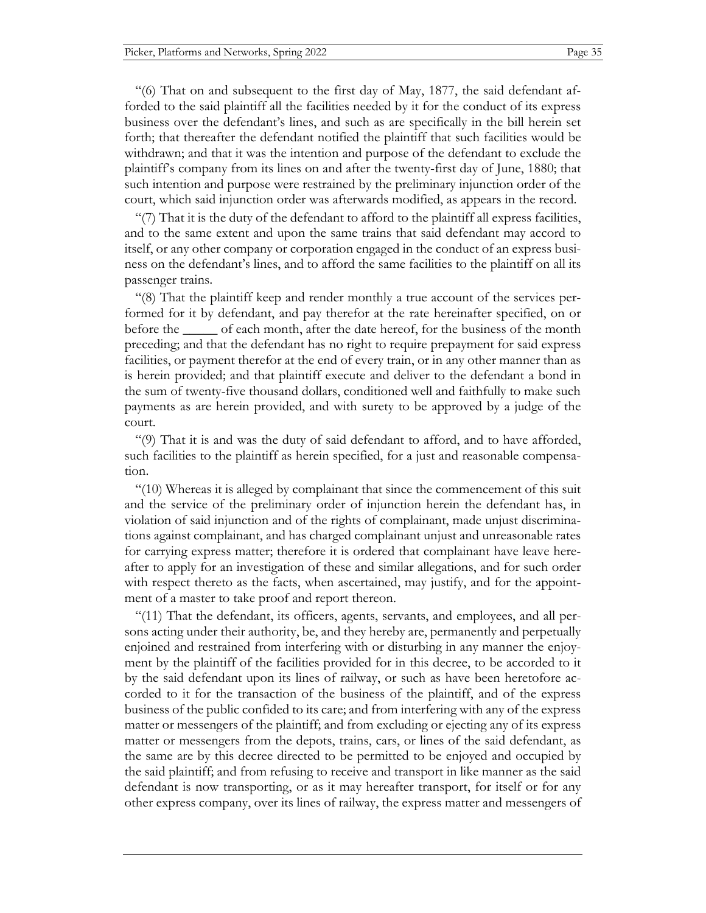"(6) That on and subsequent to the first day of May, 1877, the said defendant afforded to the said plaintiff all the facilities needed by it for the conduct of its express business over the defendant's lines, and such as are specifically in the bill herein set forth; that thereafter the defendant notified the plaintiff that such facilities would be withdrawn; and that it was the intention and purpose of the defendant to exclude the plaintiff's company from its lines on and after the twenty-first day of June, 1880; that such intention and purpose were restrained by the preliminary injunction order of the court, which said injunction order was afterwards modified, as appears in the record.

"(7) That it is the duty of the defendant to afford to the plaintiff all express facilities, and to the same extent and upon the same trains that said defendant may accord to itself, or any other company or corporation engaged in the conduct of an express business on the defendant's lines, and to afford the same facilities to the plaintiff on all its passenger trains.

"(8) That the plaintiff keep and render monthly a true account of the services performed for it by defendant, and pay therefor at the rate hereinafter specified, on or before the _____ of each month, after the date hereof, for the business of the month preceding; and that the defendant has no right to require prepayment for said express facilities, or payment therefor at the end of every train, or in any other manner than as is herein provided; and that plaintiff execute and deliver to the defendant a bond in the sum of twenty-five thousand dollars, conditioned well and faithfully to make such payments as are herein provided, and with surety to be approved by a judge of the court.

"(9) That it is and was the duty of said defendant to afford, and to have afforded, such facilities to the plaintiff as herein specified, for a just and reasonable compensation.

"(10) Whereas it is alleged by complainant that since the commencement of this suit and the service of the preliminary order of injunction herein the defendant has, in violation of said injunction and of the rights of complainant, made unjust discriminations against complainant, and has charged complainant unjust and unreasonable rates for carrying express matter; therefore it is ordered that complainant have leave hereafter to apply for an investigation of these and similar allegations, and for such order with respect thereto as the facts, when ascertained, may justify, and for the appointment of a master to take proof and report thereon.

"(11) That the defendant, its officers, agents, servants, and employees, and all persons acting under their authority, be, and they hereby are, permanently and perpetually enjoined and restrained from interfering with or disturbing in any manner the enjoyment by the plaintiff of the facilities provided for in this decree, to be accorded to it by the said defendant upon its lines of railway, or such as have been heretofore accorded to it for the transaction of the business of the plaintiff, and of the express business of the public confided to its care; and from interfering with any of the express matter or messengers of the plaintiff; and from excluding or ejecting any of its express matter or messengers from the depots, trains, cars, or lines of the said defendant, as the same are by this decree directed to be permitted to be enjoyed and occupied by the said plaintiff; and from refusing to receive and transport in like manner as the said defendant is now transporting, or as it may hereafter transport, for itself or for any other express company, over its lines of railway, the express matter and messengers of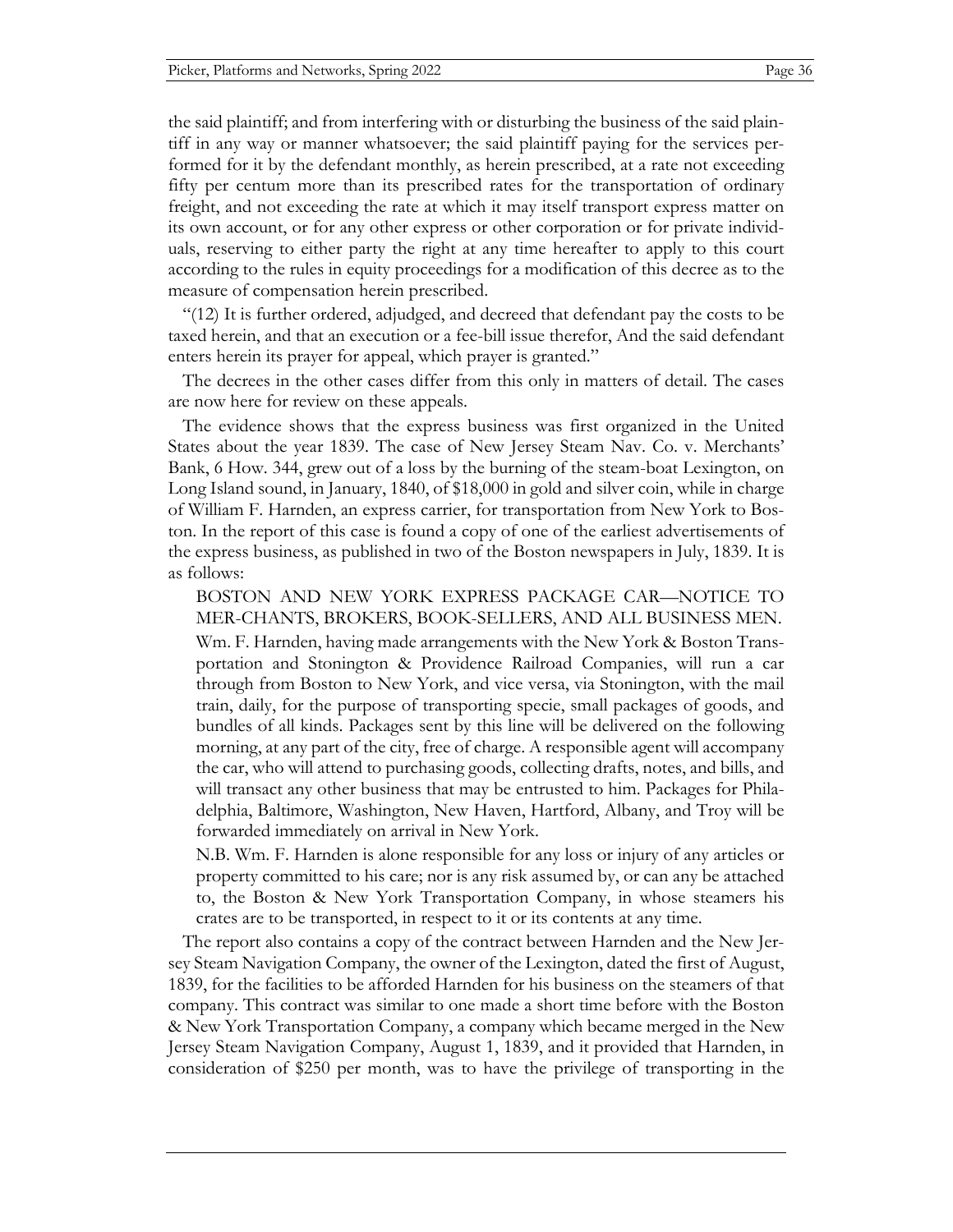the said plaintiff; and from interfering with or disturbing the business of the said plaintiff in any way or manner whatsoever; the said plaintiff paying for the services performed for it by the defendant monthly, as herein prescribed, at a rate not exceeding fifty per centum more than its prescribed rates for the transportation of ordinary freight, and not exceeding the rate at which it may itself transport express matter on its own account, or for any other express or other corporation or for private individuals, reserving to either party the right at any time hereafter to apply to this court according to the rules in equity proceedings for a modification of this decree as to the measure of compensation herein prescribed.

"(12) It is further ordered, adjudged, and decreed that defendant pay the costs to be taxed herein, and that an execution or a fee-bill issue therefor, And the said defendant enters herein its prayer for appeal, which prayer is granted."

The decrees in the other cases differ from this only in matters of detail. The cases are now here for review on these appeals.

The evidence shows that the express business was first organized in the United States about the year 1839. The case of New Jersey Steam Nav. Co. v. Merchants' Bank, 6 How. 344, grew out of a loss by the burning of the steam-boat Lexington, on Long Island sound, in January, 1840, of $18,000 in gold and silver coin, while in charge of William F. Harnden, an express carrier, for transportation from New York to Boston. In the report of this case is found a copy of one of the earliest advertisements of the express business, as published in two of the Boston newspapers in July, 1839. It is as follows:

> BOSTON AND NEW YORK EXPRESS PACKAGE CAR—NOTICE TO MER-CHANTS, BROKERS, BOOK-SELLERS, AND ALL BUSINESS MEN.
>
> Wm. F. Harnden, having made arrangements with the New York & Boston Transportation and Stonington & Providence Railroad Companies, will run a car through from Boston to New York, and vice versa, via Stonington, with the mail train, daily, for the purpose of transporting specie, small packages of goods, and bundles of all kinds. Packages sent by this line will be delivered on the following morning, at any part of the city, free of charge. A responsible agent will accompany the car, who will attend to purchasing goods, collecting drafts, notes, and bills, and will transact any other business that may be entrusted to him. Packages for Philadelphia, Baltimore, Washington, New Haven, Hartford, Albany, and Troy will be forwarded immediately on arrival in New York.
>
> N.B. Wm. F. Harnden is alone responsible for any loss or injury of any articles or property committed to his care; nor is any risk assumed by, or can any be attached to, the Boston & New York Transportation Company, in whose steamers his crates are to be transported, in respect to it or its contents at any time.

The report also contains a copy of the contract between Harnden and the New Jersey Steam Navigation Company, the owner of the Lexington, dated the first of August, 1839, for the facilities to be afforded Harnden for his business on the steamers of that company. This contract was similar to one made a short time before with the Boston & New York Transportation Company, a company which became merged in the New Jersey Steam Navigation Company, August 1, 1839, and it provided that Harnden, in consideration of $250 per month, was to have the privilege of transporting in the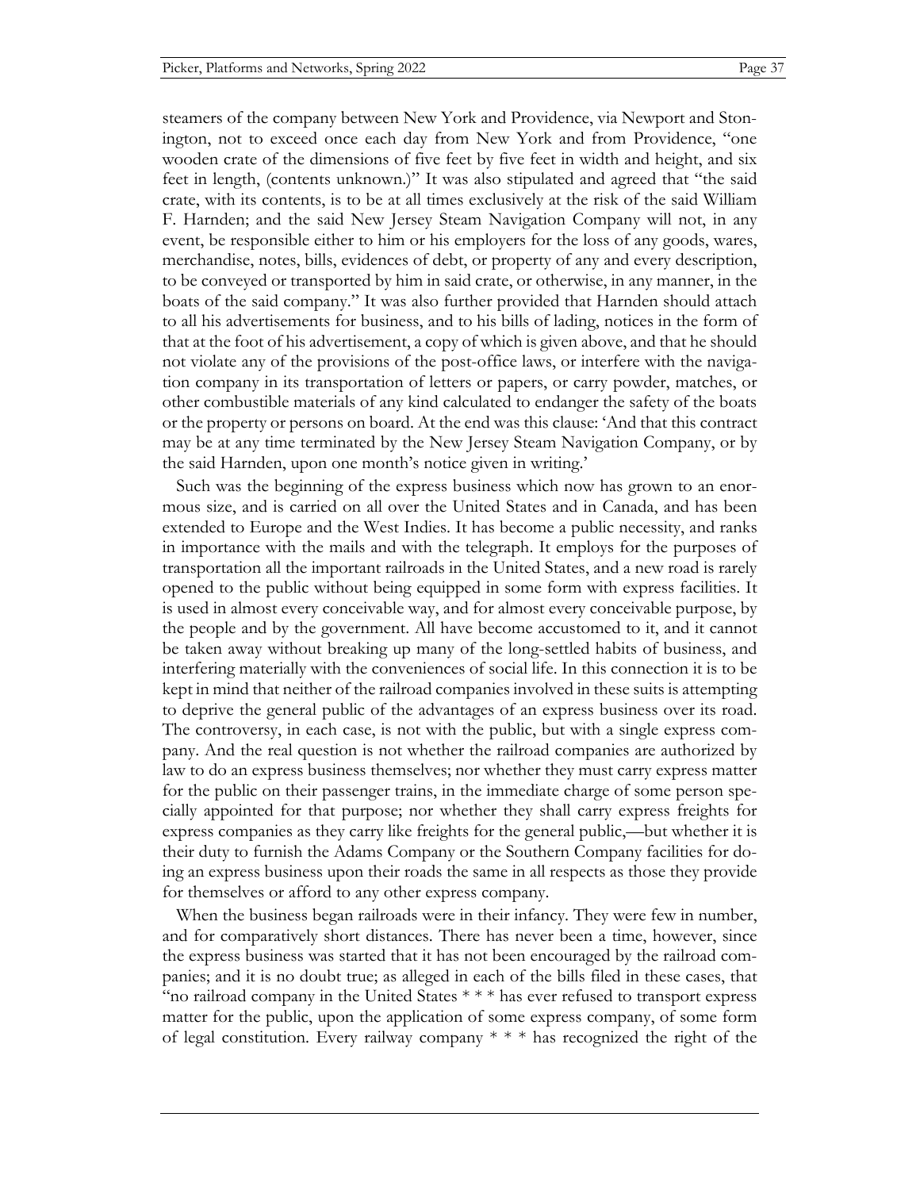steamers of the company between New York and Providence, via Newport and Stonington, not to exceed once each day from New York and from Providence, "one wooden crate of the dimensions of five feet by five feet in width and height, and six feet in length, (contents unknown.)" It was also stipulated and agreed that "the said crate, with its contents, is to be at all times exclusively at the risk of the said William F. Harnden; and the said New Jersey Steam Navigation Company will not, in any event, be responsible either to him or his employers for the loss of any goods, wares, merchandise, notes, bills, evidences of debt, or property of any and every description, to be conveyed or transported by him in said crate, or otherwise, in any manner, in the boats of the said company." It was also further provided that Harnden should attach to all his advertisements for business, and to his bills of lading, notices in the form of that at the foot of his advertisement, a copy of which is given above, and that he should not violate any of the provisions of the post-office laws, or interfere with the navigation company in its transportation of letters or papers, or carry powder, matches, or other combustible materials of any kind calculated to endanger the safety of the boats or the property or persons on board. At the end was this clause: 'And that this contract may be at any time terminated by the New Jersey Steam Navigation Company, or by the said Harnden, upon one month's notice given in writing.'

Such was the beginning of the express business which now has grown to an enormous size, and is carried on all over the United States and in Canada, and has been extended to Europe and the West Indies. It has become a public necessity, and ranks in importance with the mails and with the telegraph. It employs for the purposes of transportation all the important railroads in the United States, and a new road is rarely opened to the public without being equipped in some form with express facilities. It is used in almost every conceivable way, and for almost every conceivable purpose, by the people and by the government. All have become accustomed to it, and it cannot be taken away without breaking up many of the long-settled habits of business, and interfering materially with the conveniences of social life. In this connection it is to be kept in mind that neither of the railroad companies involved in these suits is attempting to deprive the general public of the advantages of an express business over its road. The controversy, in each case, is not with the public, but with a single express company. And the real question is not whether the railroad companies are authorized by law to do an express business themselves; nor whether they must carry express matter for the public on their passenger trains, in the immediate charge of some person specially appointed for that purpose; nor whether they shall carry express freights for express companies as they carry like freights for the general public,—but whether it is their duty to furnish the Adams Company or the Southern Company facilities for doing an express business upon their roads the same in all respects as those they provide for themselves or afford to any other express company.

When the business began railroads were in their infancy. They were few in number, and for comparatively short distances. There has never been a time, however, since the express business was started that it has not been encouraged by the railroad companies; and it is no doubt true; as alleged in each of the bills filed in these cases, that "no railroad company in the United States * * * has ever refused to transport express matter for the public, upon the application of some express company, of some form of legal constitution. Every railway company * * * has recognized the right of the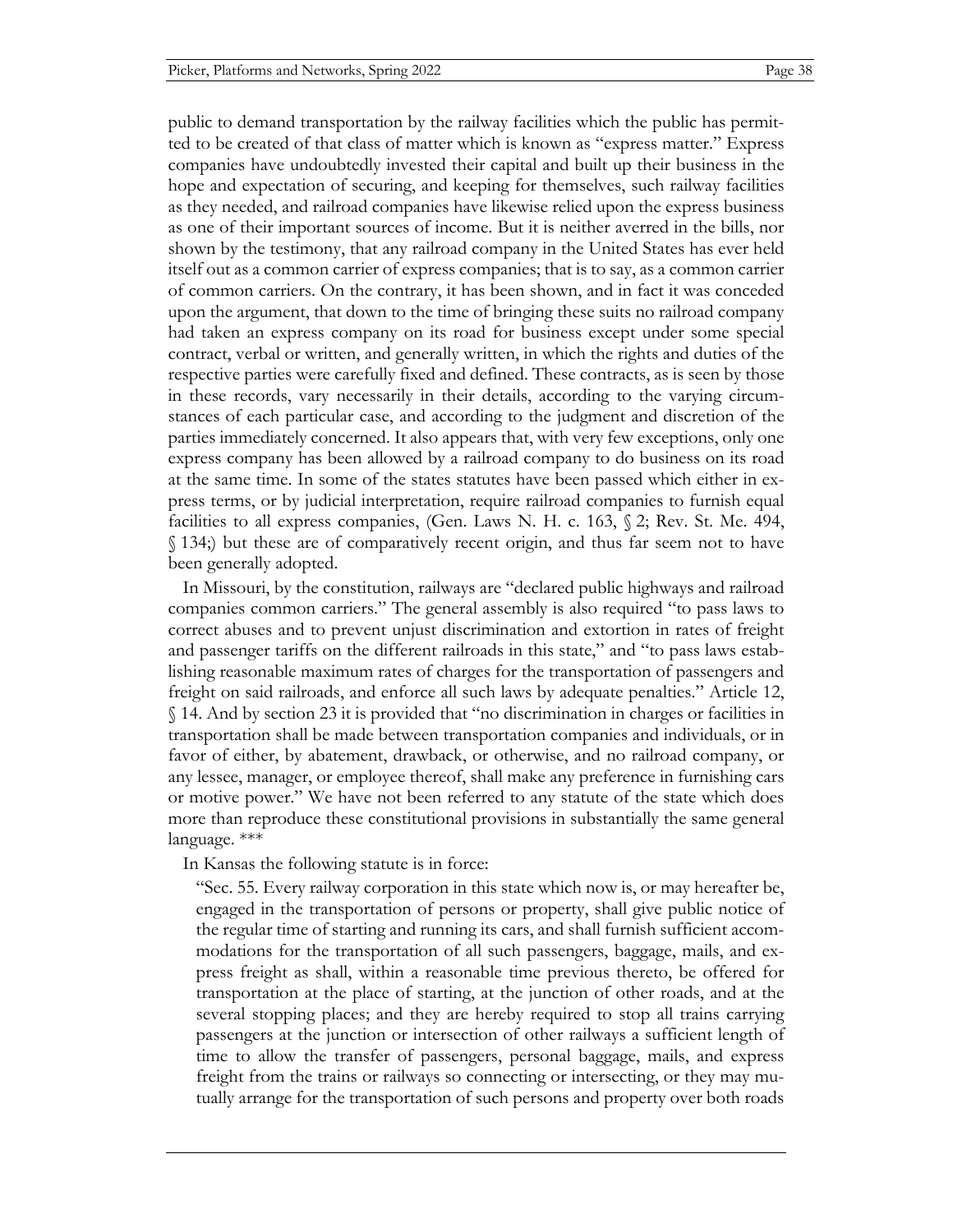public to demand transportation by the railway facilities which the public has permitted to be created of that class of matter which is known as "express matter." Express companies have undoubtedly invested their capital and built up their business in the hope and expectation of securing, and keeping for themselves, such railway facilities as they needed, and railroad companies have likewise relied upon the express business as one of their important sources of income. But it is neither averred in the bills, nor shown by the testimony, that any railroad company in the United States has ever held itself out as a common carrier of express companies; that is to say, as a common carrier of common carriers. On the contrary, it has been shown, and in fact it was conceded upon the argument, that down to the time of bringing these suits no railroad company had taken an express company on its road for business except under some special contract, verbal or written, and generally written, in which the rights and duties of the respective parties were carefully fixed and defined. These contracts, as is seen by those in these records, vary necessarily in their details, according to the varying circumstances of each particular case, and according to the judgment and discretion of the parties immediately concerned. It also appears that, with very few exceptions, only one express company has been allowed by a railroad company to do business on its road at the same time. In some of the states statutes have been passed which either in express terms, or by judicial interpretation, require railroad companies to furnish equal facilities to all express companies, (Gen. Laws N. H. c. 163, § 2; Rev. St. Me. 494, § 134;) but these are of comparatively recent origin, and thus far seem not to have been generally adopted.

In Missouri, by the constitution, railways are "declared public highways and railroad companies common carriers." The general assembly is also required "to pass laws to correct abuses and to prevent unjust discrimination and extortion in rates of freight and passenger tariffs on the different railroads in this state," and "to pass laws establishing reasonable maximum rates of charges for the transportation of passengers and freight on said railroads, and enforce all such laws by adequate penalties." Article 12, § 14. And by section 23 it is provided that "no discrimination in charges or facilities in transportation shall be made between transportation companies and individuals, or in favor of either, by abatement, drawback, or otherwise, and no railroad company, or any lessee, manager, or employee thereof, shall make any preference in furnishing cars or motive power." We have not been referred to any statute of the state which does more than reproduce these constitutional provisions in substantially the same general language. ***

In Kansas the following statute is in force:

> "Sec. 55. Every railway corporation in this state which now is, or may hereafter be, engaged in the transportation of persons or property, shall give public notice of the regular time of starting and running its cars, and shall furnish sufficient accommodations for the transportation of all such passengers, baggage, mails, and express freight as shall, within a reasonable time previous thereto, be offered for transportation at the place of starting, at the junction of other roads, and at the several stopping places; and they are hereby required to stop all trains carrying passengers at the junction or intersection of other railways a sufficient length of time to allow the transfer of passengers, personal baggage, mails, and express freight from the trains or railways so connecting or intersecting, or they may mutually arrange for the transportation of such persons and property over both roads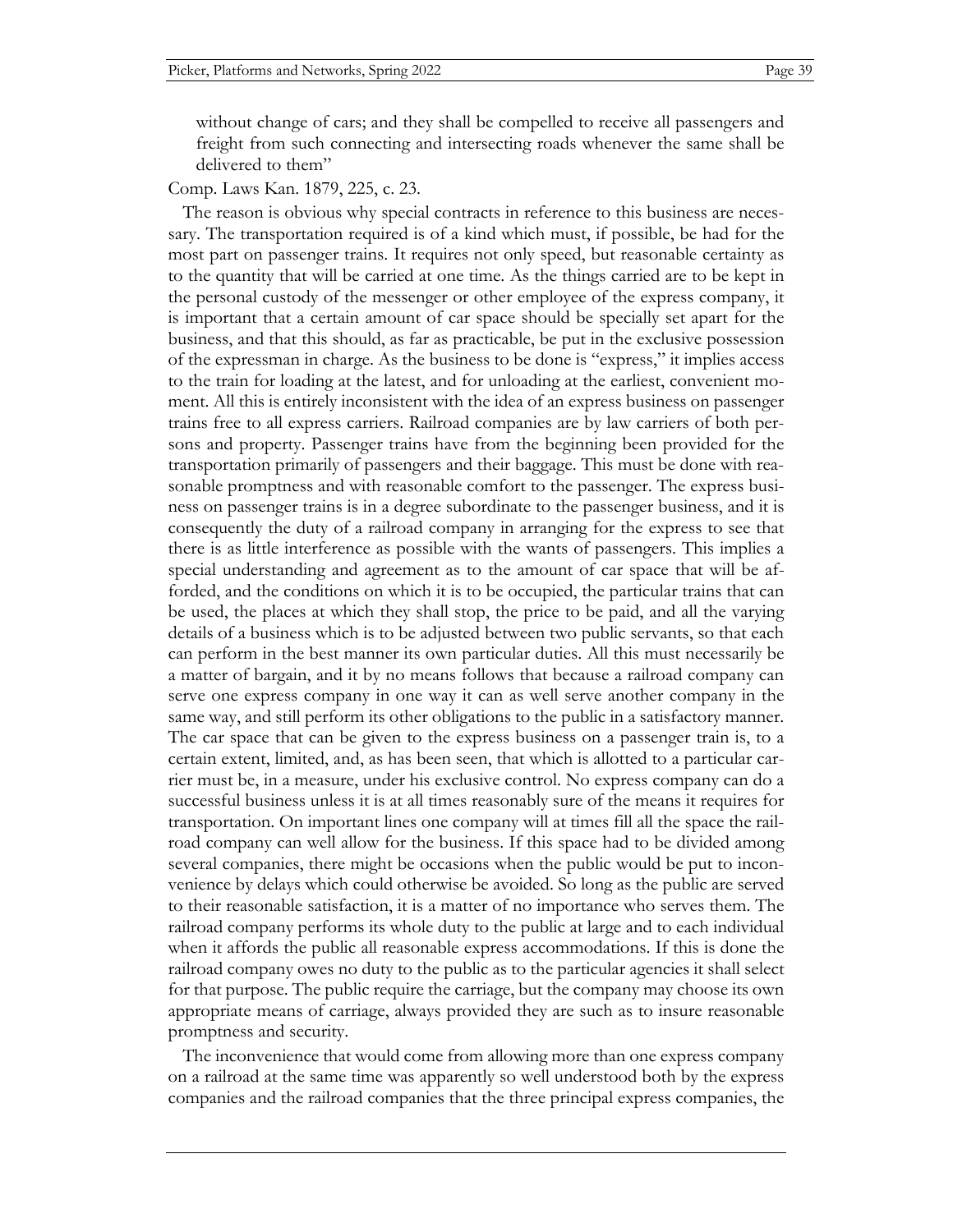> without change of cars; and they shall be compelled to receive all passengers and freight from such connecting and intersecting roads whenever the same shall be delivered to them"

Comp. Laws Kan. 1879, 225, c. 23.

The reason is obvious why special contracts in reference to this business are necessary. The transportation required is of a kind which must, if possible, be had for the most part on passenger trains. It requires not only speed, but reasonable certainty as to the quantity that will be carried at one time. As the things carried are to be kept in the personal custody of the messenger or other employee of the express company, it is important that a certain amount of car space should be specially set apart for the business, and that this should, as far as practicable, be put in the exclusive possession of the expressman in charge. As the business to be done is "express," it implies access to the train for loading at the latest, and for unloading at the earliest, convenient moment. All this is entirely inconsistent with the idea of an express business on passenger trains free to all express carriers. Railroad companies are by law carriers of both persons and property. Passenger trains have from the beginning been provided for the transportation primarily of passengers and their baggage. This must be done with reasonable promptness and with reasonable comfort to the passenger. The express business on passenger trains is in a degree subordinate to the passenger business, and it is consequently the duty of a railroad company in arranging for the express to see that there is as little interference as possible with the wants of passengers. This implies a special understanding and agreement as to the amount of car space that will be afforded, and the conditions on which it is to be occupied, the particular trains that can be used, the places at which they shall stop, the price to be paid, and all the varying details of a business which is to be adjusted between two public servants, so that each can perform in the best manner its own particular duties. All this must necessarily be a matter of bargain, and it by no means follows that because a railroad company can serve one express company in one way it can as well serve another company in the same way, and still perform its other obligations to the public in a satisfactory manner. The car space that can be given to the express business on a passenger train is, to a certain extent, limited, and, as has been seen, that which is allotted to a particular carrier must be, in a measure, under his exclusive control. No express company can do a successful business unless it is at all times reasonably sure of the means it requires for transportation. On important lines one company will at times fill all the space the railroad company can well allow for the business. If this space had to be divided among several companies, there might be occasions when the public would be put to inconvenience by delays which could otherwise be avoided. So long as the public are served to their reasonable satisfaction, it is a matter of no importance who serves them. The railroad company performs its whole duty to the public at large and to each individual when it affords the public all reasonable express accommodations. If this is done the railroad company owes no duty to the public as to the particular agencies it shall select for that purpose. The public require the carriage, but the company may choose its own appropriate means of carriage, always provided they are such as to insure reasonable promptness and security.

The inconvenience that would come from allowing more than one express company on a railroad at the same time was apparently so well understood both by the express companies and the railroad companies that the three principal express companies, the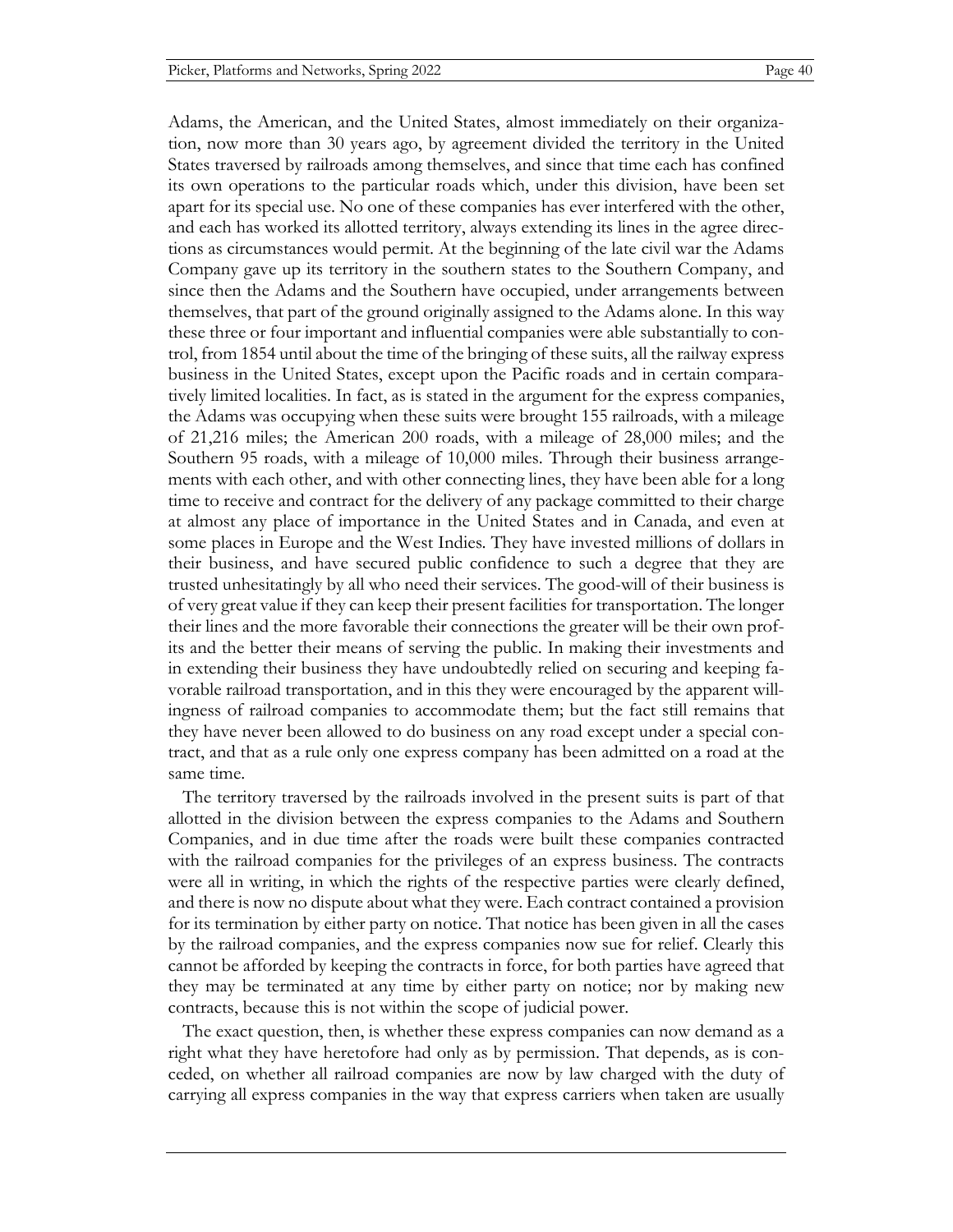Adams, the American, and the United States, almost immediately on their organization, now more than 30 years ago, by agreement divided the territory in the United States traversed by railroads among themselves, and since that time each has confined its own operations to the particular roads which, under this division, have been set apart for its special use. No one of these companies has ever interfered with the other, and each has worked its allotted territory, always extending its lines in the agree directions as circumstances would permit. At the beginning of the late civil war the Adams Company gave up its territory in the southern states to the Southern Company, and since then the Adams and the Southern have occupied, under arrangements between themselves, that part of the ground originally assigned to the Adams alone. In this way these three or four important and influential companies were able substantially to control, from 1854 until about the time of the bringing of these suits, all the railway express business in the United States, except upon the Pacific roads and in certain comparatively limited localities. In fact, as is stated in the argument for the express companies, the Adams was occupying when these suits were brought 155 railroads, with a mileage of 21,216 miles; the American 200 roads, with a mileage of 28,000 miles; and the Southern 95 roads, with a mileage of 10,000 miles. Through their business arrangements with each other, and with other connecting lines, they have been able for a long time to receive and contract for the delivery of any package committed to their charge at almost any place of importance in the United States and in Canada, and even at some places in Europe and the West Indies. They have invested millions of dollars in their business, and have secured public confidence to such a degree that they are trusted unhesitatingly by all who need their services. The good-will of their business is of very great value if they can keep their present facilities for transportation. The longer their lines and the more favorable their connections the greater will be their own profits and the better their means of serving the public. In making their investments and in extending their business they have undoubtedly relied on securing and keeping favorable railroad transportation, and in this they were encouraged by the apparent willingness of railroad companies to accommodate them; but the fact still remains that they have never been allowed to do business on any road except under a special contract, and that as a rule only one express company has been admitted on a road at the same time.

The territory traversed by the railroads involved in the present suits is part of that allotted in the division between the express companies to the Adams and Southern Companies, and in due time after the roads were built these companies contracted with the railroad companies for the privileges of an express business. The contracts were all in writing, in which the rights of the respective parties were clearly defined, and there is now no dispute about what they were. Each contract contained a provision for its termination by either party on notice. That notice has been given in all the cases by the railroad companies, and the express companies now sue for relief. Clearly this cannot be afforded by keeping the contracts in force, for both parties have agreed that they may be terminated at any time by either party on notice; nor by making new contracts, because this is not within the scope of judicial power.

The exact question, then, is whether these express companies can now demand as a right what they have heretofore had only as by permission. That depends, as is conceded, on whether all railroad companies are now by law charged with the duty of carrying all express companies in the way that express carriers when taken are usually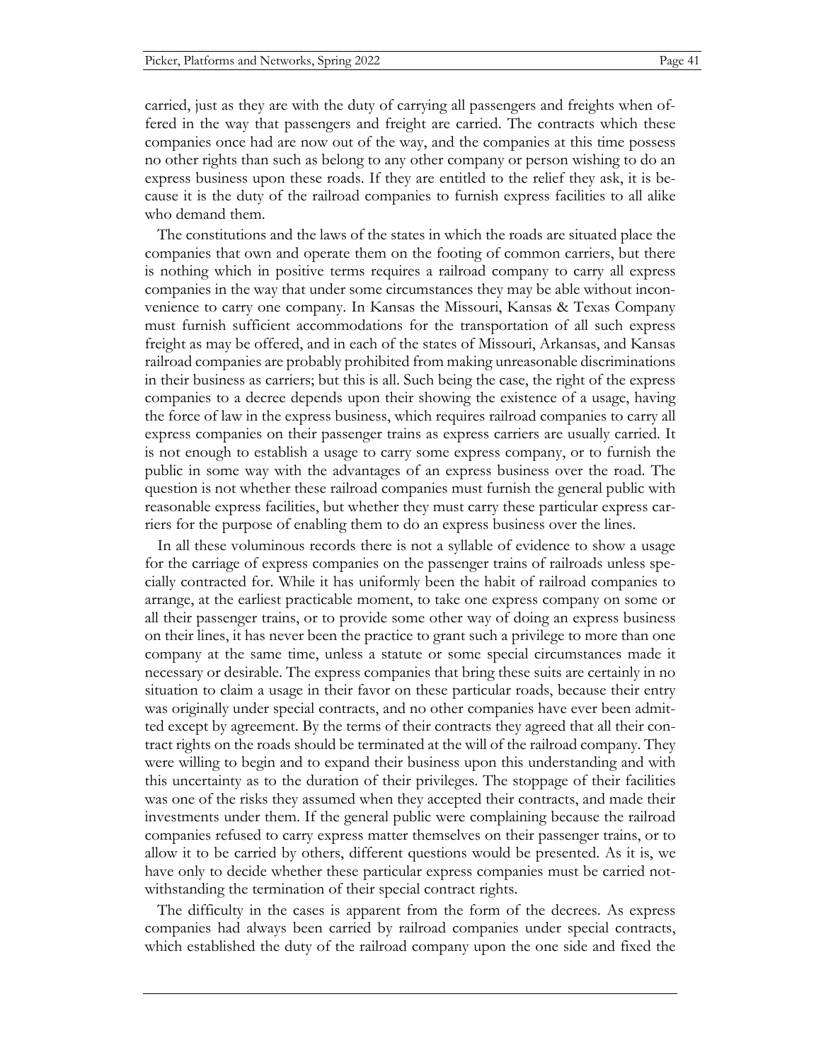carried, just as they are with the duty of carrying all passengers and freights when offered in the way that passengers and freight are carried. The contracts which these companies once had are now out of the way, and the companies at this time possess no other rights than such as belong to any other company or person wishing to do an express business upon these roads. If they are entitled to the relief they ask, it is because it is the duty of the railroad companies to furnish express facilities to all alike who demand them.

The constitutions and the laws of the states in which the roads are situated place the companies that own and operate them on the footing of common carriers, but there is nothing which in positive terms requires a railroad company to carry all express companies in the way that under some circumstances they may be able without inconvenience to carry one company. In Kansas the Missouri, Kansas & Texas Company must furnish sufficient accommodations for the transportation of all such express freight as may be offered, and in each of the states of Missouri, Arkansas, and Kansas railroad companies are probably prohibited from making unreasonable discriminations in their business as carriers; but this is all. Such being the case, the right of the express companies to a decree depends upon their showing the existence of a usage, having the force of law in the express business, which requires railroad companies to carry all express companies on their passenger trains as express carriers are usually carried. It is not enough to establish a usage to carry some express company, or to furnish the public in some way with the advantages of an express business over the road. The question is not whether these railroad companies must furnish the general public with reasonable express facilities, but whether they must carry these particular express carriers for the purpose of enabling them to do an express business over the lines.

In all these voluminous records there is not a syllable of evidence to show a usage for the carriage of express companies on the passenger trains of railroads unless specially contracted for. While it has uniformly been the habit of railroad companies to arrange, at the earliest practicable moment, to take one express company on some or all their passenger trains, or to provide some other way of doing an express business on their lines, it has never been the practice to grant such a privilege to more than one company at the same time, unless a statute or some special circumstances made it necessary or desirable. The express companies that bring these suits are certainly in no situation to claim a usage in their favor on these particular roads, because their entry was originally under special contracts, and no other companies have ever been admitted except by agreement. By the terms of their contracts they agreed that all their contract rights on the roads should be terminated at the will of the railroad company. They were willing to begin and to expand their business upon this understanding and with this uncertainty as to the duration of their privileges. The stoppage of their facilities was one of the risks they assumed when they accepted their contracts, and made their investments under them. If the general public were complaining because the railroad companies refused to carry express matter themselves on their passenger trains, or to allow it to be carried by others, different questions would be presented. As it is, we have only to decide whether these particular express companies must be carried notwithstanding the termination of their special contract rights.

The difficulty in the cases is apparent from the form of the decrees. As express companies had always been carried by railroad companies under special contracts, which established the duty of the railroad company upon the one side and fixed the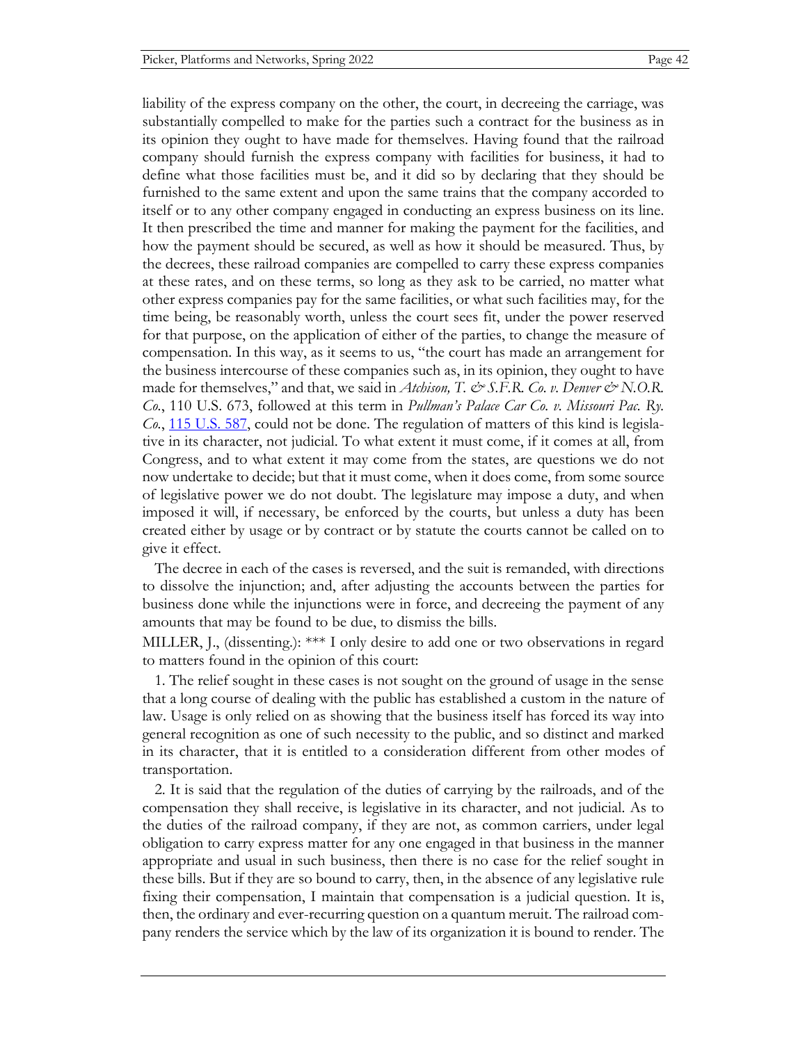liability of the express company on the other, the court, in decreeing the carriage, was substantially compelled to make for the parties such a contract for the business as in its opinion they ought to have made for themselves. Having found that the railroad company should furnish the express company with facilities for business, it had to define what those facilities must be, and it did so by declaring that they should be furnished to the same extent and upon the same trains that the company accorded to itself or to any other company engaged in conducting an express business on its line. It then prescribed the time and manner for making the payment for the facilities, and how the payment should be secured, as well as how it should be measured. Thus, by the decrees, these railroad companies are compelled to carry these express companies at these rates, and on these terms, so long as they ask to be carried, no matter what other express companies pay for the same facilities, or what such facilities may, for the time being, be reasonably worth, unless the court sees fit, under the power reserved for that purpose, on the application of either of the parties, to change the measure of compensation. In this way, as it seems to us, "the court has made an arrangement for the business intercourse of these companies such as, in its opinion, they ought to have made for themselves," and that, we said in *Atchison, T. & S.F.R. Co. v. Denver & N.O.R. Co.*, 110 U.S. 673, followed at this term in *Pullman's Palace Car Co. v. Missouri Pac. Ry. Co.*, [115 U.S. 587](), could not be done. The regulation of matters of this kind is legislative in its character, not judicial. To what extent it must come, if it comes at all, from Congress, and to what extent it may come from the states, are questions we do not now undertake to decide; but that it must come, when it does come, from some source of legislative power we do not doubt. The legislature may impose a duty, and when imposed it will, if necessary, be enforced by the courts, but unless a duty has been created either by usage or by contract or by statute the courts cannot be called on to give it effect.

The decree in each of the cases is reversed, and the suit is remanded, with directions to dissolve the injunction; and, after adjusting the accounts between the parties for business done while the injunctions were in force, and decreeing the payment of any amounts that may be found to be due, to dismiss the bills.

MILLER, J., (dissenting.): *** I only desire to add one or two observations in regard to matters found in the opinion of this court:

1. The relief sought in these cases is not sought on the ground of usage in the sense that a long course of dealing with the public has established a custom in the nature of law. Usage is only relied on as showing that the business itself has forced its way into general recognition as one of such necessity to the public, and so distinct and marked in its character, that it is entitled to a consideration different from other modes of transportation.

2. It is said that the regulation of the duties of carrying by the railroads, and of the compensation they shall receive, is legislative in its character, and not judicial. As to the duties of the railroad company, if they are not, as common carriers, under legal obligation to carry express matter for any one engaged in that business in the manner appropriate and usual in such business, then there is no case for the relief sought in these bills. But if they are so bound to carry, then, in the absence of any legislative rule fixing their compensation, I maintain that compensation is a judicial question. It is, then, the ordinary and ever-recurring question on a quantum meruit. The railroad company renders the service which by the law of its organization it is bound to render. The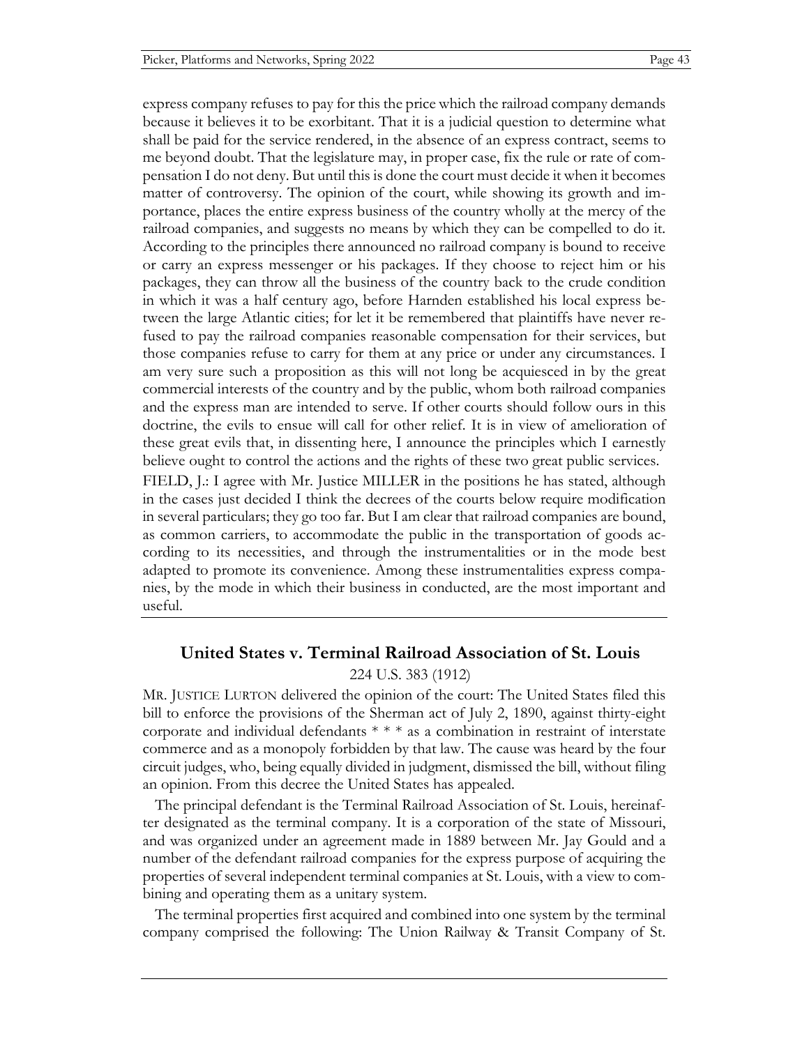express company refuses to pay for this the price which the railroad company demands because it believes it to be exorbitant. That it is a judicial question to determine what shall be paid for the service rendered, in the absence of an express contract, seems to me beyond doubt. That the legislature may, in proper case, fix the rule or rate of compensation I do not deny. But until this is done the court must decide it when it becomes matter of controversy. The opinion of the court, while showing its growth and importance, places the entire express business of the country wholly at the mercy of the railroad companies, and suggests no means by which they can be compelled to do it. According to the principles there announced no railroad company is bound to receive or carry an express messenger or his packages. If they choose to reject him or his packages, they can throw all the business of the country back to the crude condition in which it was a half century ago, before Harnden established his local express between the large Atlantic cities; for let it be remembered that plaintiffs have never refused to pay the railroad companies reasonable compensation for their services, but those companies refuse to carry for them at any price or under any circumstances. I am very sure such a proposition as this will not long be acquiesced in by the great commercial interests of the country and by the public, whom both railroad companies and the express man are intended to serve. If other courts should follow ours in this doctrine, the evils to ensue will call for other relief. It is in view of amelioration of these great evils that, in dissenting here, I announce the principles which I earnestly believe ought to control the actions and the rights of these two great public services.

FIELD, J.: I agree with Mr. Justice MILLER in the positions he has stated, although in the cases just decided I think the decrees of the courts below require modification in several particulars; they go too far. But I am clear that railroad companies are bound, as common carriers, to accommodate the public in the transportation of goods according to its necessities, and through the instrumentalities or in the mode best adapted to promote its convenience. Among these instrumentalities express companies, by the mode in which their business in conducted, are the most important and useful.

## United States v. Terminal Railroad Association of St. Louis

224 U.S. 383 (1912)

MR. JUSTICE LURTON delivered the opinion of the court: The United States filed this bill to enforce the provisions of the Sherman act of July 2, 1890, against thirty-eight corporate and individual defendants * * * as a combination in restraint of interstate commerce and as a monopoly forbidden by that law. The cause was heard by the four circuit judges, who, being equally divided in judgment, dismissed the bill, without filing an opinion. From this decree the United States has appealed.

The principal defendant is the Terminal Railroad Association of St. Louis, hereinafter designated as the terminal company. It is a corporation of the state of Missouri, and was organized under an agreement made in 1889 between Mr. Jay Gould and a number of the defendant railroad companies for the express purpose of acquiring the properties of several independent terminal companies at St. Louis, with a view to combining and operating them as a unitary system.

The terminal properties first acquired and combined into one system by the terminal company comprised the following: The Union Railway & Transit Company of St.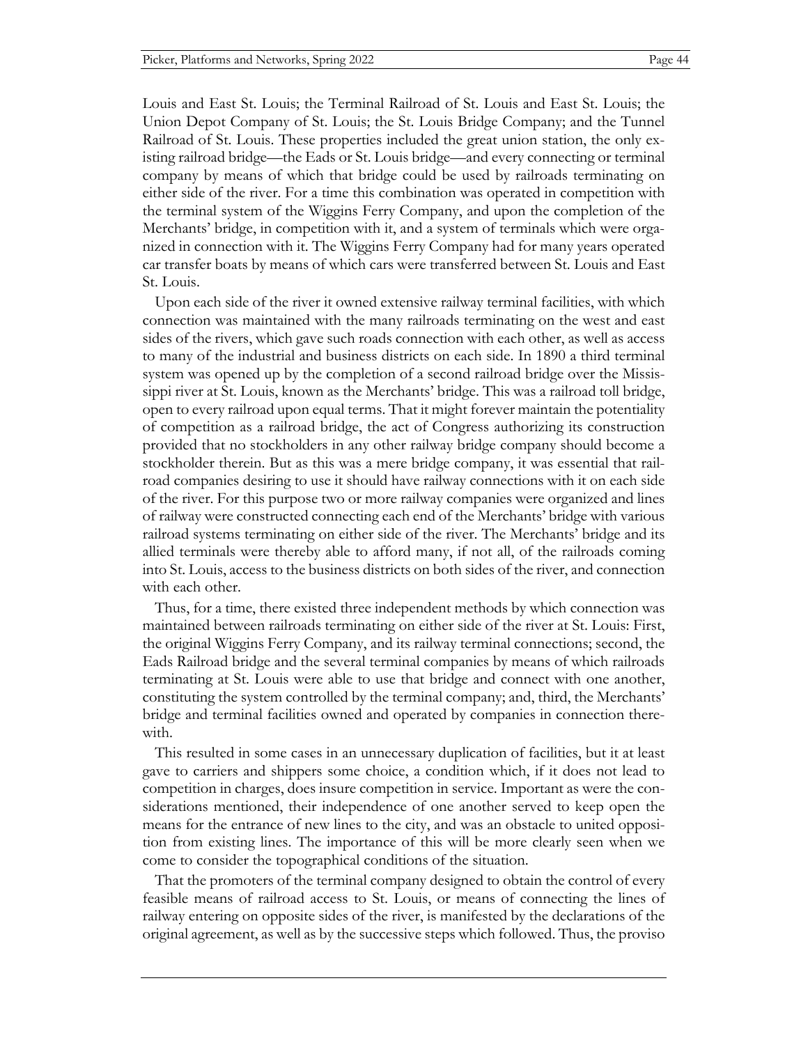Louis and East St. Louis; the Terminal Railroad of St. Louis and East St. Louis; the Union Depot Company of St. Louis; the St. Louis Bridge Company; and the Tunnel Railroad of St. Louis. These properties included the great union station, the only existing railroad bridge—the Eads or St. Louis bridge—and every connecting or terminal company by means of which that bridge could be used by railroads terminating on either side of the river. For a time this combination was operated in competition with the terminal system of the Wiggins Ferry Company, and upon the completion of the Merchants' bridge, in competition with it, and a system of terminals which were organized in connection with it. The Wiggins Ferry Company had for many years operated car transfer boats by means of which cars were transferred between St. Louis and East St. Louis.

Upon each side of the river it owned extensive railway terminal facilities, with which connection was maintained with the many railroads terminating on the west and east sides of the rivers, which gave such roads connection with each other, as well as access to many of the industrial and business districts on each side. In 1890 a third terminal system was opened up by the completion of a second railroad bridge over the Mississippi river at St. Louis, known as the Merchants' bridge. This was a railroad toll bridge, open to every railroad upon equal terms. That it might forever maintain the potentiality of competition as a railroad bridge, the act of Congress authorizing its construction provided that no stockholders in any other railway bridge company should become a stockholder therein. But as this was a mere bridge company, it was essential that railroad companies desiring to use it should have railway connections with it on each side of the river. For this purpose two or more railway companies were organized and lines of railway were constructed connecting each end of the Merchants' bridge with various railroad systems terminating on either side of the river. The Merchants' bridge and its allied terminals were thereby able to afford many, if not all, of the railroads coming into St. Louis, access to the business districts on both sides of the river, and connection with each other.

Thus, for a time, there existed three independent methods by which connection was maintained between railroads terminating on either side of the river at St. Louis: First, the original Wiggins Ferry Company, and its railway terminal connections; second, the Eads Railroad bridge and the several terminal companies by means of which railroads terminating at St. Louis were able to use that bridge and connect with one another, constituting the system controlled by the terminal company; and, third, the Merchants' bridge and terminal facilities owned and operated by companies in connection therewith.

This resulted in some cases in an unnecessary duplication of facilities, but it at least gave to carriers and shippers some choice, a condition which, if it does not lead to competition in charges, does insure competition in service. Important as were the considerations mentioned, their independence of one another served to keep open the means for the entrance of new lines to the city, and was an obstacle to united opposition from existing lines. The importance of this will be more clearly seen when we come to consider the topographical conditions of the situation.

That the promoters of the terminal company designed to obtain the control of every feasible means of railroad access to St. Louis, or means of connecting the lines of railway entering on opposite sides of the river, is manifested by the declarations of the original agreement, as well as by the successive steps which followed. Thus, the proviso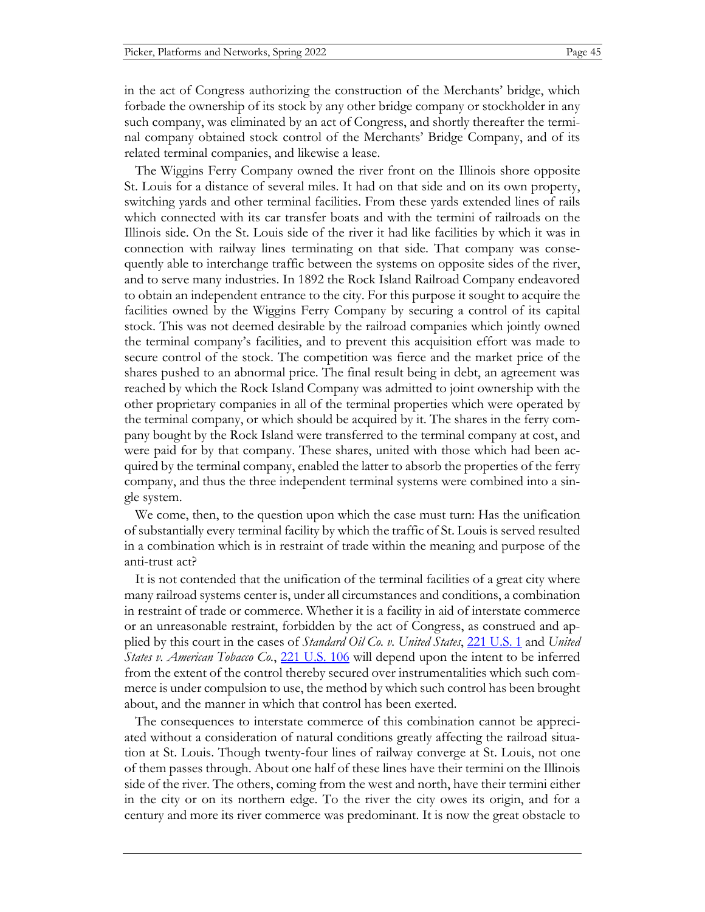in the act of Congress authorizing the construction of the Merchants' bridge, which forbade the ownership of its stock by any other bridge company or stockholder in any such company, was eliminated by an act of Congress, and shortly thereafter the terminal company obtained stock control of the Merchants' Bridge Company, and of its related terminal companies, and likewise a lease.

The Wiggins Ferry Company owned the river front on the Illinois shore opposite St. Louis for a distance of several miles. It had on that side and on its own property, switching yards and other terminal facilities. From these yards extended lines of rails which connected with its car transfer boats and with the termini of railroads on the Illinois side. On the St. Louis side of the river it had like facilities by which it was in connection with railway lines terminating on that side. That company was consequently able to interchange traffic between the systems on opposite sides of the river, and to serve many industries. In 1892 the Rock Island Railroad Company endeavored to obtain an independent entrance to the city. For this purpose it sought to acquire the facilities owned by the Wiggins Ferry Company by securing a control of its capital stock. This was not deemed desirable by the railroad companies which jointly owned the terminal company's facilities, and to prevent this acquisition effort was made to secure control of the stock. The competition was fierce and the market price of the shares pushed to an abnormal price. The final result being in debt, an agreement was reached by which the Rock Island Company was admitted to joint ownership with the other proprietary companies in all of the terminal properties which were operated by the terminal company, or which should be acquired by it. The shares in the ferry company bought by the Rock Island were transferred to the terminal company at cost, and were paid for by that company. These shares, united with those which had been acquired by the terminal company, enabled the latter to absorb the properties of the ferry company, and thus the three independent terminal systems were combined into a single system.

We come, then, to the question upon which the case must turn: Has the unification of substantially every terminal facility by which the traffic of St. Louis is served resulted in a combination which is in restraint of trade within the meaning and purpose of the anti-trust act?

It is not contended that the unification of the terminal facilities of a great city where many railroad systems center is, under all circumstances and conditions, a combination in restraint of trade or commerce. Whether it is a facility in aid of interstate commerce or an unreasonable restraint, forbidden by the act of Congress, as construed and applied by this court in the cases of *Standard Oil Co. v. United States*, 221 U.S. 1 and *United States v. American Tobacco Co.*, 221 U.S. 106 will depend upon the intent to be inferred from the extent of the control thereby secured over instrumentalities which such commerce is under compulsion to use, the method by which such control has been brought about, and the manner in which that control has been exerted.

The consequences to interstate commerce of this combination cannot be appreciated without a consideration of natural conditions greatly affecting the railroad situation at St. Louis. Though twenty-four lines of railway converge at St. Louis, not one of them passes through. About one half of these lines have their termini on the Illinois side of the river. The others, coming from the west and north, have their termini either in the city or on its northern edge. To the river the city owes its origin, and for a century and more its river commerce was predominant. It is now the great obstacle to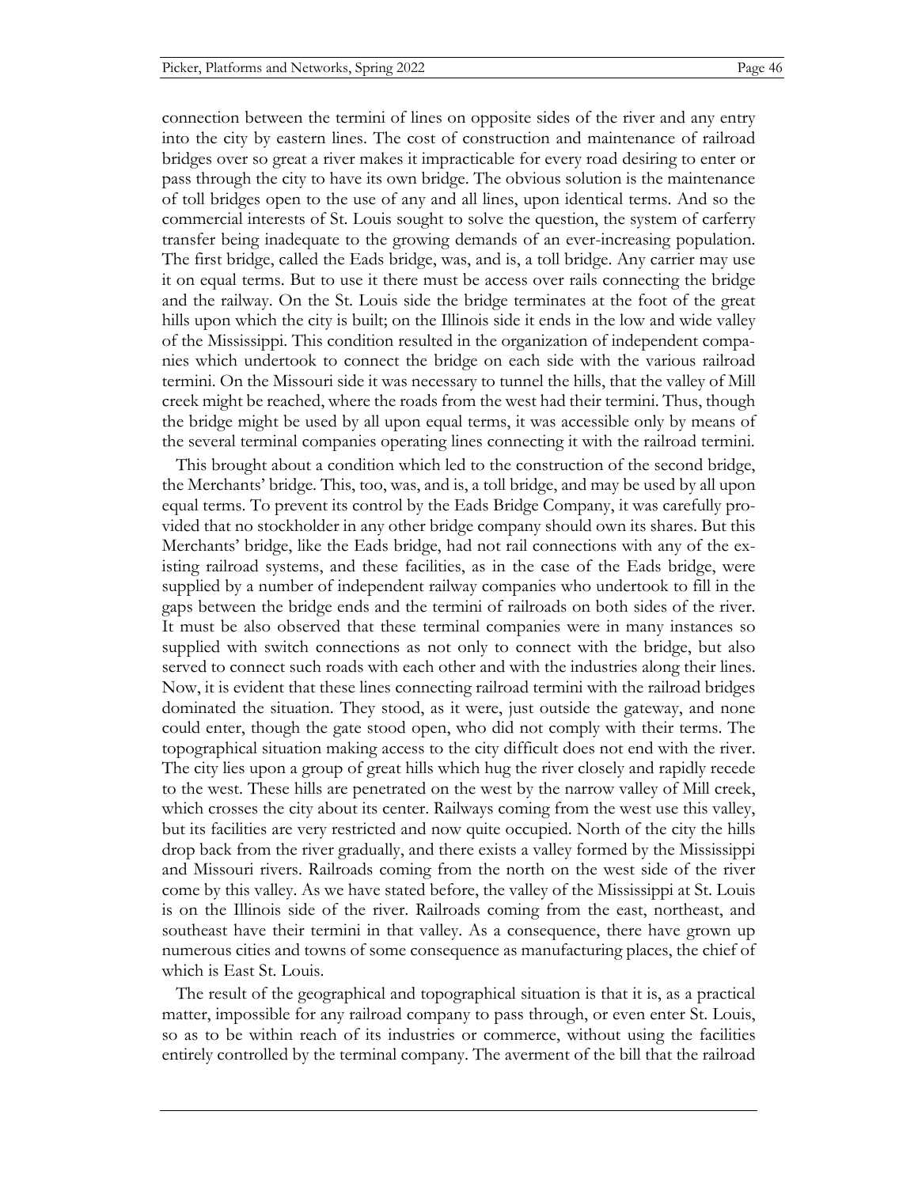connection between the termini of lines on opposite sides of the river and any entry into the city by eastern lines. The cost of construction and maintenance of railroad bridges over so great a river makes it impracticable for every road desiring to enter or pass through the city to have its own bridge. The obvious solution is the maintenance of toll bridges open to the use of any and all lines, upon identical terms. And so the commercial interests of St. Louis sought to solve the question, the system of carferry transfer being inadequate to the growing demands of an ever-increasing population. The first bridge, called the Eads bridge, was, and is, a toll bridge. Any carrier may use it on equal terms. But to use it there must be access over rails connecting the bridge and the railway. On the St. Louis side the bridge terminates at the foot of the great hills upon which the city is built; on the Illinois side it ends in the low and wide valley of the Mississippi. This condition resulted in the organization of independent companies which undertook to connect the bridge on each side with the various railroad termini. On the Missouri side it was necessary to tunnel the hills, that the valley of Mill creek might be reached, where the roads from the west had their termini. Thus, though the bridge might be used by all upon equal terms, it was accessible only by means of the several terminal companies operating lines connecting it with the railroad termini.

This brought about a condition which led to the construction of the second bridge, the Merchants' bridge. This, too, was, and is, a toll bridge, and may be used by all upon equal terms. To prevent its control by the Eads Bridge Company, it was carefully provided that no stockholder in any other bridge company should own its shares. But this Merchants' bridge, like the Eads bridge, had not rail connections with any of the existing railroad systems, and these facilities, as in the case of the Eads bridge, were supplied by a number of independent railway companies who undertook to fill in the gaps between the bridge ends and the termini of railroads on both sides of the river. It must be also observed that these terminal companies were in many instances so supplied with switch connections as not only to connect with the bridge, but also served to connect such roads with each other and with the industries along their lines. Now, it is evident that these lines connecting railroad termini with the railroad bridges dominated the situation. They stood, as it were, just outside the gateway, and none could enter, though the gate stood open, who did not comply with their terms. The topographical situation making access to the city difficult does not end with the river. The city lies upon a group of great hills which hug the river closely and rapidly recede to the west. These hills are penetrated on the west by the narrow valley of Mill creek, which crosses the city about its center. Railways coming from the west use this valley, but its facilities are very restricted and now quite occupied. North of the city the hills drop back from the river gradually, and there exists a valley formed by the Mississippi and Missouri rivers. Railroads coming from the north on the west side of the river come by this valley. As we have stated before, the valley of the Mississippi at St. Louis is on the Illinois side of the river. Railroads coming from the east, northeast, and southeast have their termini in that valley. As a consequence, there have grown up numerous cities and towns of some consequence as manufacturing places, the chief of which is East St. Louis.

The result of the geographical and topographical situation is that it is, as a practical matter, impossible for any railroad company to pass through, or even enter St. Louis, so as to be within reach of its industries or commerce, without using the facilities entirely controlled by the terminal company. The averment of the bill that the railroad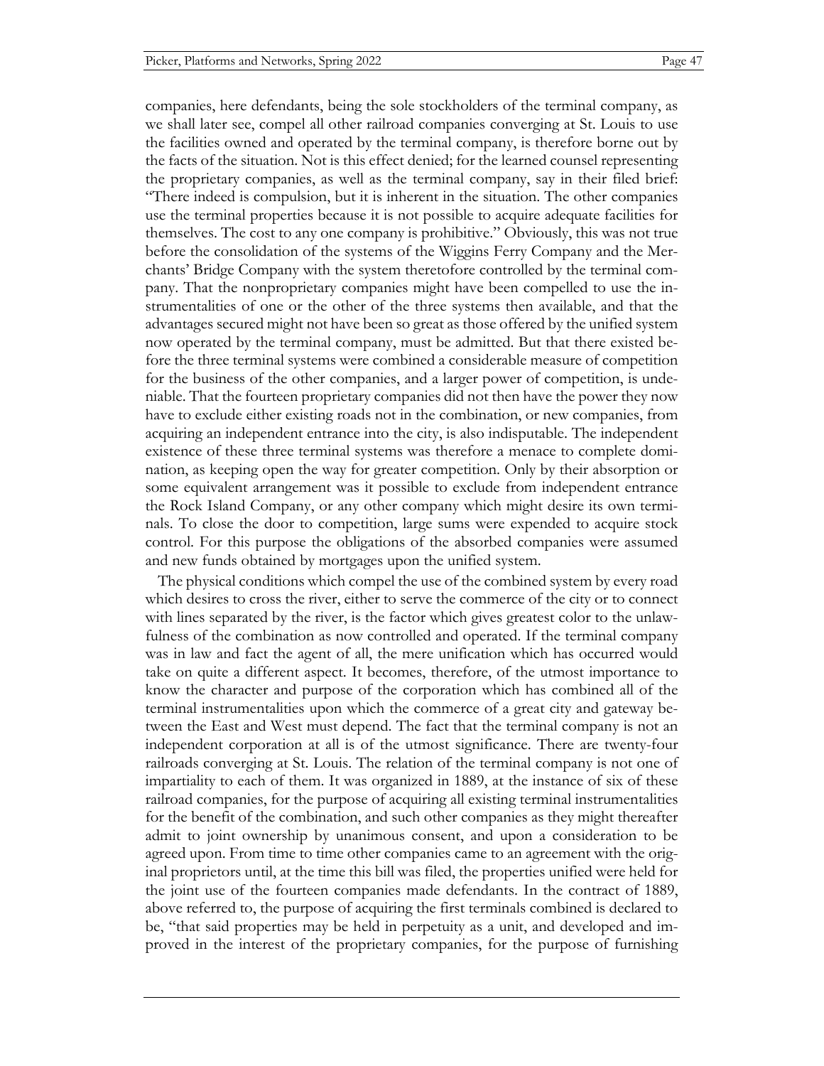companies, here defendants, being the sole stockholders of the terminal company, as we shall later see, compel all other railroad companies converging at St. Louis to use the facilities owned and operated by the terminal company, is therefore borne out by the facts of the situation. Not is this effect denied; for the learned counsel representing the proprietary companies, as well as the terminal company, say in their filed brief: "There indeed is compulsion, but it is inherent in the situation. The other companies use the terminal properties because it is not possible to acquire adequate facilities for themselves. The cost to any one company is prohibitive." Obviously, this was not true before the consolidation of the systems of the Wiggins Ferry Company and the Merchants' Bridge Company with the system theretofore controlled by the terminal company. That the nonproprietary companies might have been compelled to use the instrumentalities of one or the other of the three systems then available, and that the advantages secured might not have been so great as those offered by the unified system now operated by the terminal company, must be admitted. But that there existed before the three terminal systems were combined a considerable measure of competition for the business of the other companies, and a larger power of competition, is undeniable. That the fourteen proprietary companies did not then have the power they now have to exclude either existing roads not in the combination, or new companies, from acquiring an independent entrance into the city, is also indisputable. The independent existence of these three terminal systems was therefore a menace to complete domination, as keeping open the way for greater competition. Only by their absorption or some equivalent arrangement was it possible to exclude from independent entrance the Rock Island Company, or any other company which might desire its own terminals. To close the door to competition, large sums were expended to acquire stock control. For this purpose the obligations of the absorbed companies were assumed and new funds obtained by mortgages upon the unified system.

The physical conditions which compel the use of the combined system by every road which desires to cross the river, either to serve the commerce of the city or to connect with lines separated by the river, is the factor which gives greatest color to the unlawfulness of the combination as now controlled and operated. If the terminal company was in law and fact the agent of all, the mere unification which has occurred would take on quite a different aspect. It becomes, therefore, of the utmost importance to know the character and purpose of the corporation which has combined all of the terminal instrumentalities upon which the commerce of a great city and gateway between the East and West must depend. The fact that the terminal company is not an independent corporation at all is of the utmost significance. There are twenty-four railroads converging at St. Louis. The relation of the terminal company is not one of impartiality to each of them. It was organized in 1889, at the instance of six of these railroad companies, for the purpose of acquiring all existing terminal instrumentalities for the benefit of the combination, and such other companies as they might thereafter admit to joint ownership by unanimous consent, and upon a consideration to be agreed upon. From time to time other companies came to an agreement with the original proprietors until, at the time this bill was filed, the properties unified were held for the joint use of the fourteen companies made defendants. In the contract of 1889, above referred to, the purpose of acquiring the first terminals combined is declared to be, "that said properties may be held in perpetuity as a unit, and developed and improved in the interest of the proprietary companies, for the purpose of furnishing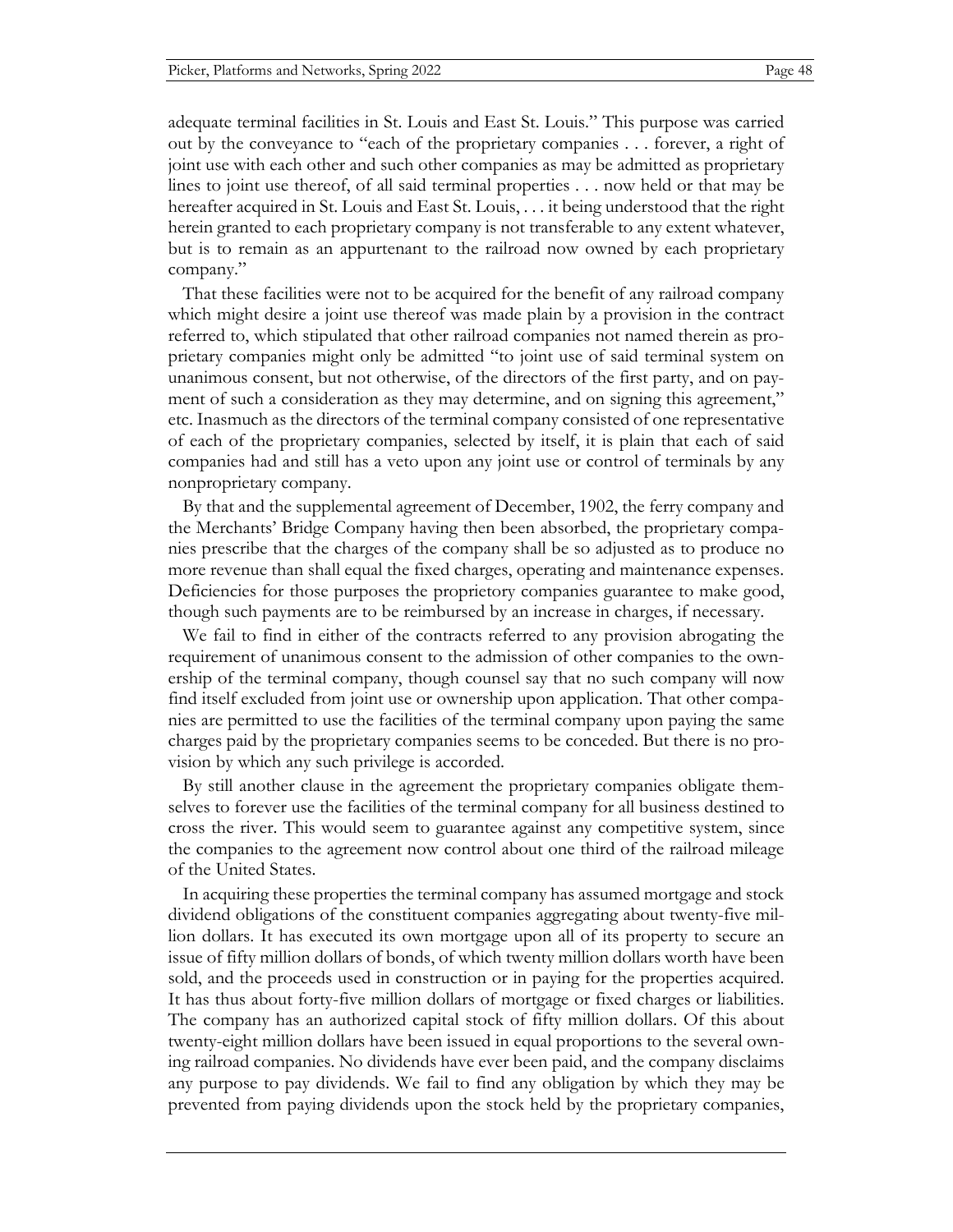adequate terminal facilities in St. Louis and East St. Louis." This purpose was carried out by the conveyance to "each of the proprietary companies . . . forever, a right of joint use with each other and such other companies as may be admitted as proprietary lines to joint use thereof, of all said terminal properties . . . now held or that may be hereafter acquired in St. Louis and East St. Louis, . . . it being understood that the right herein granted to each proprietary company is not transferable to any extent whatever, but is to remain as an appurtenant to the railroad now owned by each proprietary company."

That these facilities were not to be acquired for the benefit of any railroad company which might desire a joint use thereof was made plain by a provision in the contract referred to, which stipulated that other railroad companies not named therein as proprietary companies might only be admitted "to joint use of said terminal system on unanimous consent, but not otherwise, of the directors of the first party, and on payment of such a consideration as they may determine, and on signing this agreement," etc. Inasmuch as the directors of the terminal company consisted of one representative of each of the proprietary companies, selected by itself, it is plain that each of said companies had and still has a veto upon any joint use or control of terminals by any nonproprietary company.

By that and the supplemental agreement of December, 1902, the ferry company and the Merchants' Bridge Company having then been absorbed, the proprietary companies prescribe that the charges of the company shall be so adjusted as to produce no more revenue than shall equal the fixed charges, operating and maintenance expenses. Deficiencies for those purposes the proprietory companies guarantee to make good, though such payments are to be reimbursed by an increase in charges, if necessary.

We fail to find in either of the contracts referred to any provision abrogating the requirement of unanimous consent to the admission of other companies to the ownership of the terminal company, though counsel say that no such company will now find itself excluded from joint use or ownership upon application. That other companies are permitted to use the facilities of the terminal company upon paying the same charges paid by the proprietary companies seems to be conceded. But there is no provision by which any such privilege is accorded.

By still another clause in the agreement the proprietary companies obligate themselves to forever use the facilities of the terminal company for all business destined to cross the river. This would seem to guarantee against any competitive system, since the companies to the agreement now control about one third of the railroad mileage of the United States.

In acquiring these properties the terminal company has assumed mortgage and stock dividend obligations of the constituent companies aggregating about twenty-five million dollars. It has executed its own mortgage upon all of its property to secure an issue of fifty million dollars of bonds, of which twenty million dollars worth have been sold, and the proceeds used in construction or in paying for the properties acquired. It has thus about forty-five million dollars of mortgage or fixed charges or liabilities. The company has an authorized capital stock of fifty million dollars. Of this about twenty-eight million dollars have been issued in equal proportions to the several owning railroad companies. No dividends have ever been paid, and the company disclaims any purpose to pay dividends. We fail to find any obligation by which they may be prevented from paying dividends upon the stock held by the proprietary companies,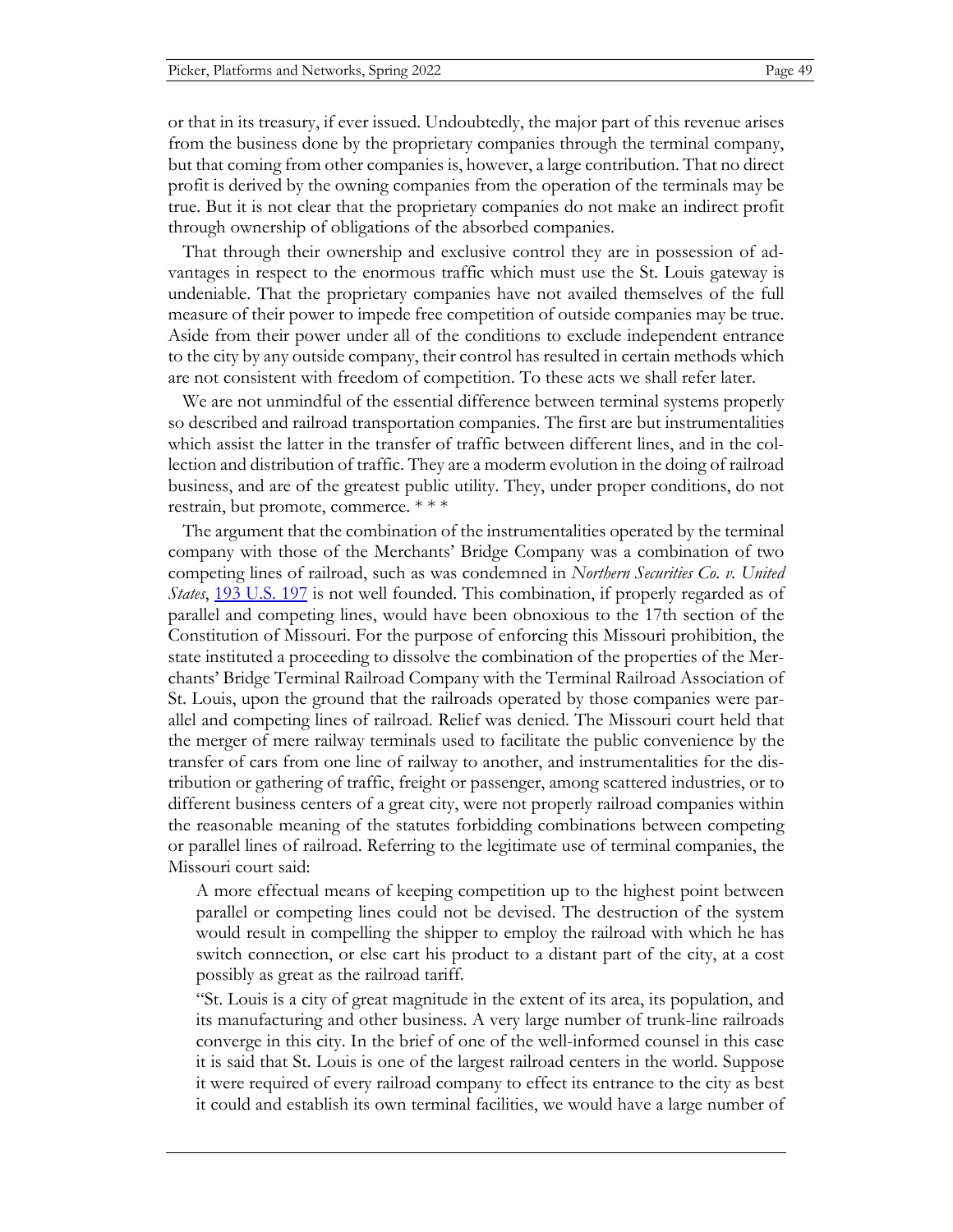or that in its treasury, if ever issued. Undoubtedly, the major part of this revenue arises from the business done by the proprietary companies through the terminal company, but that coming from other companies is, however, a large contribution. That no direct profit is derived by the owning companies from the operation of the terminals may be true. But it is not clear that the proprietary companies do not make an indirect profit through ownership of obligations of the absorbed companies.

That through their ownership and exclusive control they are in possession of advantages in respect to the enormous traffic which must use the St. Louis gateway is undeniable. That the proprietary companies have not availed themselves of the full measure of their power to impede free competition of outside companies may be true. Aside from their power under all of the conditions to exclude independent entrance to the city by any outside company, their control has resulted in certain methods which are not consistent with freedom of competition. To these acts we shall refer later.

We are not unmindful of the essential difference between terminal systems properly so described and railroad transportation companies. The first are but instrumentalities which assist the latter in the transfer of traffic between different lines, and in the collection and distribution of traffic. They are a moderm evolution in the doing of railroad business, and are of the greatest public utility. They, under proper conditions, do not restrain, but promote, commerce. * * *

The argument that the combination of the instrumentalities operated by the terminal company with those of the Merchants' Bridge Company was a combination of two competing lines of railroad, such as was condemned in *Northern Securities Co. v. United States*, 193 U.S. 197 is not well founded. This combination, if properly regarded as of parallel and competing lines, would have been obnoxious to the 17th section of the Constitution of Missouri. For the purpose of enforcing this Missouri prohibition, the state instituted a proceeding to dissolve the combination of the properties of the Merchants' Bridge Terminal Railroad Company with the Terminal Railroad Association of St. Louis, upon the ground that the railroads operated by those companies were parallel and competing lines of railroad. Relief was denied. The Missouri court held that the merger of mere railway terminals used to facilitate the public convenience by the transfer of cars from one line of railway to another, and instrumentalities for the distribution or gathering of traffic, freight or passenger, among scattered industries, or to different business centers of a great city, were not properly railroad companies within the reasonable meaning of the statutes forbidding combinations between competing or parallel lines of railroad. Referring to the legitimate use of terminal companies, the Missouri court said:

> A more effectual means of keeping competition up to the highest point between parallel or competing lines could not be devised. The destruction of the system would result in compelling the shipper to employ the railroad with which he has switch connection, or else cart his product to a distant part of the city, at a cost possibly as great as the railroad tariff.
>
> "St. Louis is a city of great magnitude in the extent of its area, its population, and its manufacturing and other business. A very large number of trunk-line railroads converge in this city. In the brief of one of the well-informed counsel in this case it is said that St. Louis is one of the largest railroad centers in the world. Suppose it were required of every railroad company to effect its entrance to the city as best it could and establish its own terminal facilities, we would have a large number of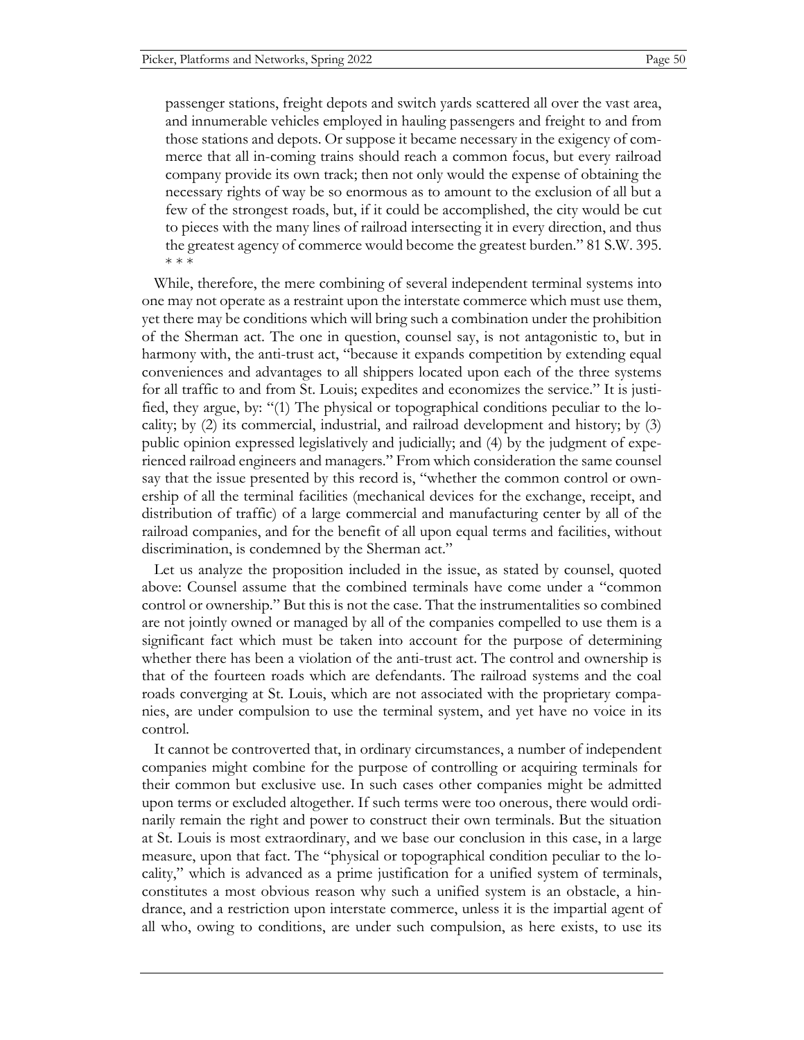passenger stations, freight depots and switch yards scattered all over the vast area, and innumerable vehicles employed in hauling passengers and freight to and from those stations and depots. Or suppose it became necessary in the exigency of commerce that all in-coming trains should reach a common focus, but every railroad company provide its own track; then not only would the expense of obtaining the necessary rights of way be so enormous as to amount to the exclusion of all but a few of the strongest roads, but, if it could be accomplished, the city would be cut to pieces with the many lines of railroad intersecting it in every direction, and thus the greatest agency of commerce would become the greatest burden." 81 S.W. 395.
* * *

While, therefore, the mere combining of several independent terminal systems into one may not operate as a restraint upon the interstate commerce which must use them, yet there may be conditions which will bring such a combination under the prohibition of the Sherman act. The one in question, counsel say, is not antagonistic to, but in harmony with, the anti-trust act, "because it expands competition by extending equal conveniences and advantages to all shippers located upon each of the three systems for all traffic to and from St. Louis; expedites and economizes the service." It is justified, they argue, by: "(1) The physical or topographical conditions peculiar to the locality; by (2) its commercial, industrial, and railroad development and history; by (3) public opinion expressed legislatively and judicially; and (4) by the judgment of experienced railroad engineers and managers." From which consideration the same counsel say that the issue presented by this record is, "whether the common control or ownership of all the terminal facilities (mechanical devices for the exchange, receipt, and distribution of traffic) of a large commercial and manufacturing center by all of the railroad companies, and for the benefit of all upon equal terms and facilities, without discrimination, is condemned by the Sherman act."

Let us analyze the proposition included in the issue, as stated by counsel, quoted above: Counsel assume that the combined terminals have come under a "common control or ownership." But this is not the case. That the instrumentalities so combined are not jointly owned or managed by all of the companies compelled to use them is a significant fact which must be taken into account for the purpose of determining whether there has been a violation of the anti-trust act. The control and ownership is that of the fourteen roads which are defendants. The railroad systems and the coal roads converging at St. Louis, which are not associated with the proprietary companies, are under compulsion to use the terminal system, and yet have no voice in its control.

It cannot be controverted that, in ordinary circumstances, a number of independent companies might combine for the purpose of controlling or acquiring terminals for their common but exclusive use. In such cases other companies might be admitted upon terms or excluded altogether. If such terms were too onerous, there would ordinarily remain the right and power to construct their own terminals. But the situation at St. Louis is most extraordinary, and we base our conclusion in this case, in a large measure, upon that fact. The "physical or topographical condition peculiar to the locality," which is advanced as a prime justification for a unified system of terminals, constitutes a most obvious reason why such a unified system is an obstacle, a hindrance, and a restriction upon interstate commerce, unless it is the impartial agent of all who, owing to conditions, are under such compulsion, as here exists, to use its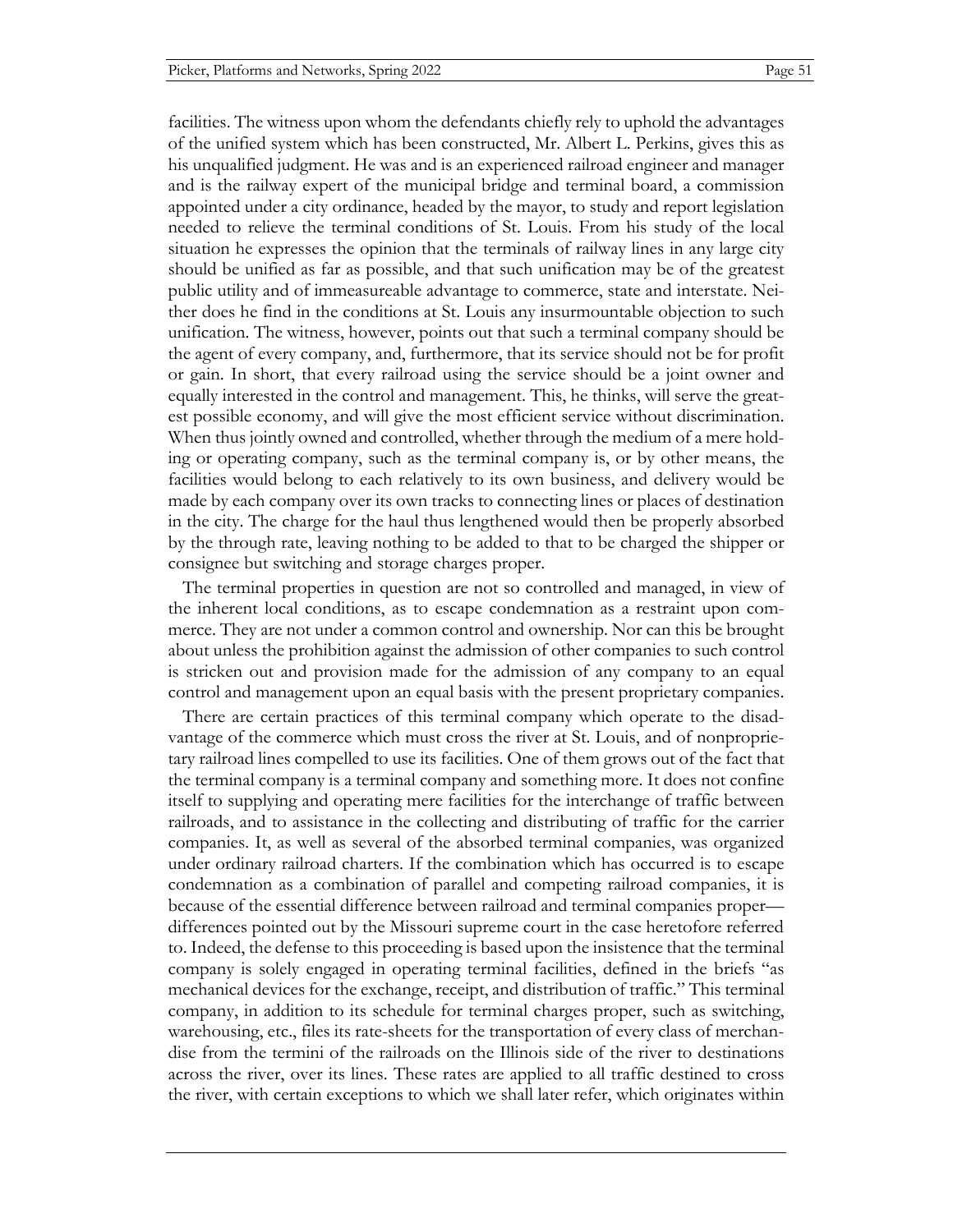facilities. The witness upon whom the defendants chiefly rely to uphold the advantages of the unified system which has been constructed, Mr. Albert L. Perkins, gives this as his unqualified judgment. He was and is an experienced railroad engineer and manager and is the railway expert of the municipal bridge and terminal board, a commission appointed under a city ordinance, headed by the mayor, to study and report legislation needed to relieve the terminal conditions of St. Louis. From his study of the local situation he expresses the opinion that the terminals of railway lines in any large city should be unified as far as possible, and that such unification may be of the greatest public utility and of immeasureable advantage to commerce, state and interstate. Neither does he find in the conditions at St. Louis any insurmountable objection to such unification. The witness, however, points out that such a terminal company should be the agent of every company, and, furthermore, that its service should not be for profit or gain. In short, that every railroad using the service should be a joint owner and equally interested in the control and management. This, he thinks, will serve the greatest possible economy, and will give the most efficient service without discrimination. When thus jointly owned and controlled, whether through the medium of a mere holding or operating company, such as the terminal company is, or by other means, the facilities would belong to each relatively to its own business, and delivery would be made by each company over its own tracks to connecting lines or places of destination in the city. The charge for the haul thus lengthened would then be properly absorbed by the through rate, leaving nothing to be added to that to be charged the shipper or consignee but switching and storage charges proper.

The terminal properties in question are not so controlled and managed, in view of the inherent local conditions, as to escape condemnation as a restraint upon commerce. They are not under a common control and ownership. Nor can this be brought about unless the prohibition against the admission of other companies to such control is stricken out and provision made for the admission of any company to an equal control and management upon an equal basis with the present proprietary companies.

There are certain practices of this terminal company which operate to the disadvantage of the commerce which must cross the river at St. Louis, and of nonproprietary railroad lines compelled to use its facilities. One of them grows out of the fact that the terminal company is a terminal company and something more. It does not confine itself to supplying and operating mere facilities for the interchange of traffic between railroads, and to assistance in the collecting and distributing of traffic for the carrier companies. It, as well as several of the absorbed terminal companies, was organized under ordinary railroad charters. If the combination which has occurred is to escape condemnation as a combination of parallel and competing railroad companies, it is because of the essential difference between railroad and terminal companies proper—differences pointed out by the Missouri supreme court in the case heretofore referred to. Indeed, the defense to this proceeding is based upon the insistence that the terminal company is solely engaged in operating terminal facilities, defined in the briefs "as mechanical devices for the exchange, receipt, and distribution of traffic." This terminal company, in addition to its schedule for terminal charges proper, such as switching, warehousing, etc., files its rate-sheets for the transportation of every class of merchandise from the termini of the railroads on the Illinois side of the river to destinations across the river, over its lines. These rates are applied to all traffic destined to cross the river, with certain exceptions to which we shall later refer, which originates within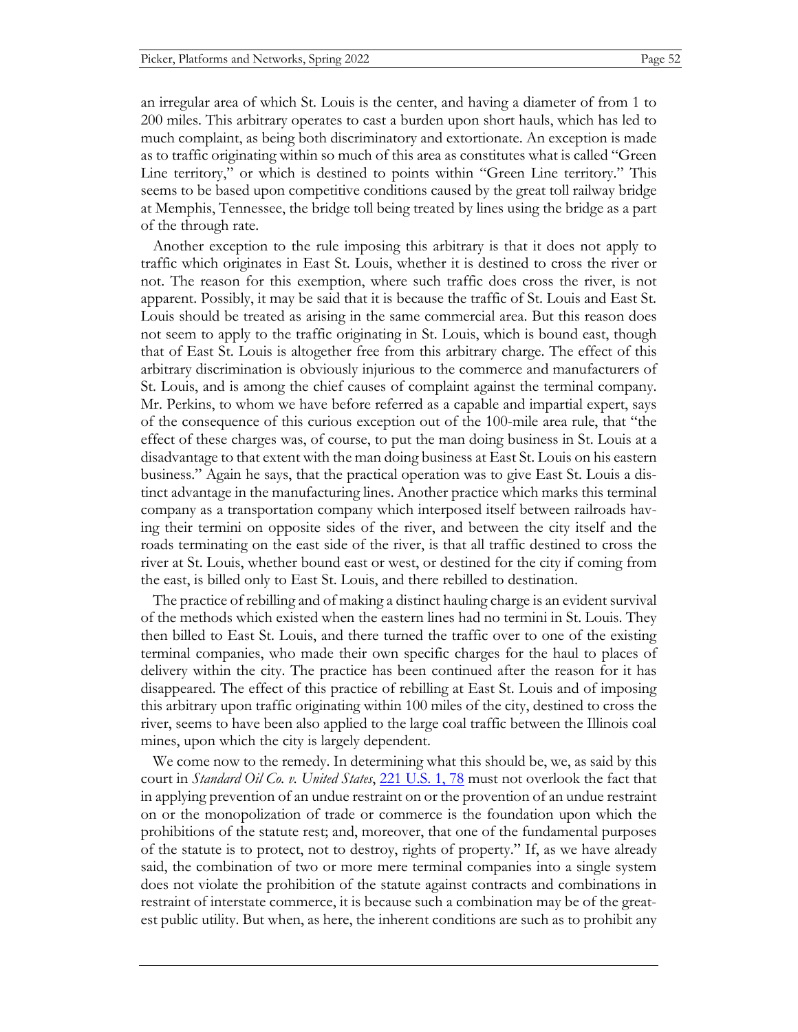an irregular area of which St. Louis is the center, and having a diameter of from 1 to 200 miles. This arbitrary operates to cast a burden upon short hauls, which has led to much complaint, as being both discriminatory and extortionate. An exception is made as to traffic originating within so much of this area as constitutes what is called "Green Line territory," or which is destined to points within "Green Line territory." This seems to be based upon competitive conditions caused by the great toll railway bridge at Memphis, Tennessee, the bridge toll being treated by lines using the bridge as a part of the through rate.

Another exception to the rule imposing this arbitrary is that it does not apply to traffic which originates in East St. Louis, whether it is destined to cross the river or not. The reason for this exemption, where such traffic does cross the river, is not apparent. Possibly, it may be said that it is because the traffic of St. Louis and East St. Louis should be treated as arising in the same commercial area. But this reason does not seem to apply to the traffic originating in St. Louis, which is bound east, though that of East St. Louis is altogether free from this arbitrary charge. The effect of this arbitrary discrimination is obviously injurious to the commerce and manufacturers of St. Louis, and is among the chief causes of complaint against the terminal company. Mr. Perkins, to whom we have before referred as a capable and impartial expert, says of the consequence of this curious exception out of the 100-mile area rule, that "the effect of these charges was, of course, to put the man doing business in St. Louis at a disadvantage to that extent with the man doing business at East St. Louis on his eastern business." Again he says, that the practical operation was to give East St. Louis a distinct advantage in the manufacturing lines. Another practice which marks this terminal company as a transportation company which interposed itself between railroads having their termini on opposite sides of the river, and between the city itself and the roads terminating on the east side of the river, is that all traffic destined to cross the river at St. Louis, whether bound east or west, or destined for the city if coming from the east, is billed only to East St. Louis, and there rebilled to destination.

The practice of rebilling and of making a distinct hauling charge is an evident survival of the methods which existed when the eastern lines had no termini in St. Louis. They then billed to East St. Louis, and there turned the traffic over to one of the existing terminal companies, who made their own specific charges for the haul to places of delivery within the city. The practice has been continued after the reason for it has disappeared. The effect of this practice of rebilling at East St. Louis and of imposing this arbitrary upon traffic originating within 100 miles of the city, destined to cross the river, seems to have been also applied to the large coal traffic between the Illinois coal mines, upon which the city is largely dependent.

We come now to the remedy. In determining what this should be, we, as said by this court in *Standard Oil Co. v. United States*, 221 U.S. 1, 78 must not overlook the fact that in applying prevention of an undue restraint on or the provention of an undue restraint on or the monopolization of trade or commerce is the foundation upon which the prohibitions of the statute rest; and, moreover, that one of the fundamental purposes of the statute is to protect, not to destroy, rights of property." If, as we have already said, the combination of two or more mere terminal companies into a single system does not violate the prohibition of the statute against contracts and combinations in restraint of interstate commerce, it is because such a combination may be of the greatest public utility. But when, as here, the inherent conditions are such as to prohibit any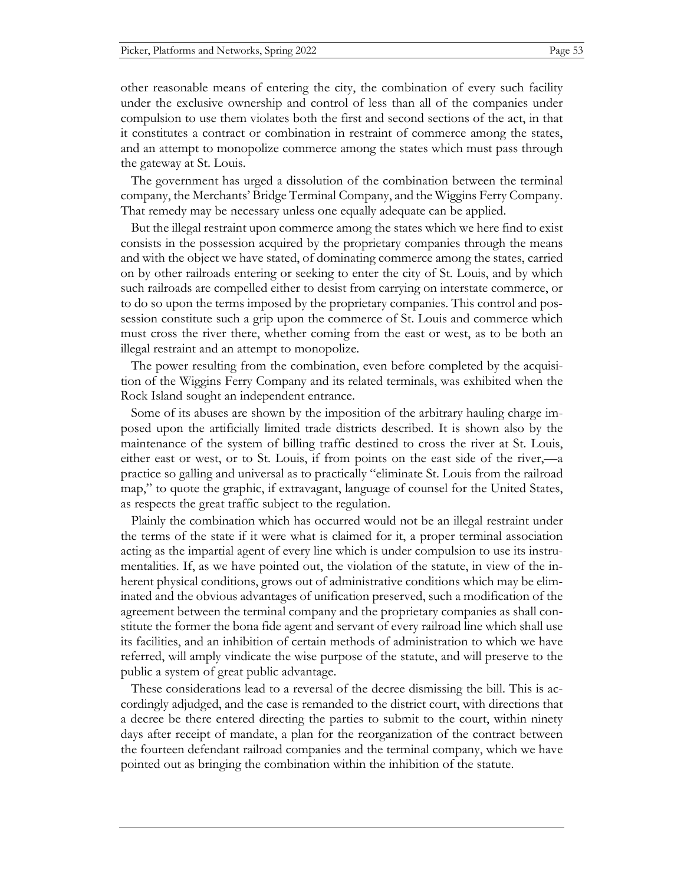other reasonable means of entering the city, the combination of every such facility under the exclusive ownership and control of less than all of the companies under compulsion to use them violates both the first and second sections of the act, in that it constitutes a contract or combination in restraint of commerce among the states, and an attempt to monopolize commerce among the states which must pass through the gateway at St. Louis.

The government has urged a dissolution of the combination between the terminal company, the Merchants' Bridge Terminal Company, and the Wiggins Ferry Company. That remedy may be necessary unless one equally adequate can be applied.

But the illegal restraint upon commerce among the states which we here find to exist consists in the possession acquired by the proprietary companies through the means and with the object we have stated, of dominating commerce among the states, carried on by other railroads entering or seeking to enter the city of St. Louis, and by which such railroads are compelled either to desist from carrying on interstate commerce, or to do so upon the terms imposed by the proprietary companies. This control and possession constitute such a grip upon the commerce of St. Louis and commerce which must cross the river there, whether coming from the east or west, as to be both an illegal restraint and an attempt to monopolize.

The power resulting from the combination, even before completed by the acquisition of the Wiggins Ferry Company and its related terminals, was exhibited when the Rock Island sought an independent entrance.

Some of its abuses are shown by the imposition of the arbitrary hauling charge imposed upon the artificially limited trade districts described. It is shown also by the maintenance of the system of billing traffic destined to cross the river at St. Louis, either east or west, or to St. Louis, if from points on the east side of the river,—a practice so galling and universal as to practically "eliminate St. Louis from the railroad map," to quote the graphic, if extravagant, language of counsel for the United States, as respects the great traffic subject to the regulation.

Plainly the combination which has occurred would not be an illegal restraint under the terms of the state if it were what is claimed for it, a proper terminal association acting as the impartial agent of every line which is under compulsion to use its instrumentalities. If, as we have pointed out, the violation of the statute, in view of the inherent physical conditions, grows out of administrative conditions which may be eliminated and the obvious advantages of unification preserved, such a modification of the agreement between the terminal company and the proprietary companies as shall constitute the former the bona fide agent and servant of every railroad line which shall use its facilities, and an inhibition of certain methods of administration to which we have referred, will amply vindicate the wise purpose of the statute, and will preserve to the public a system of great public advantage.

These considerations lead to a reversal of the decree dismissing the bill. This is accordingly adjudged, and the case is remanded to the district court, with directions that a decree be there entered directing the parties to submit to the court, within ninety days after receipt of mandate, a plan for the reorganization of the contract between the fourteen defendant railroad companies and the terminal company, which we have pointed out as bringing the combination within the inhibition of the statute.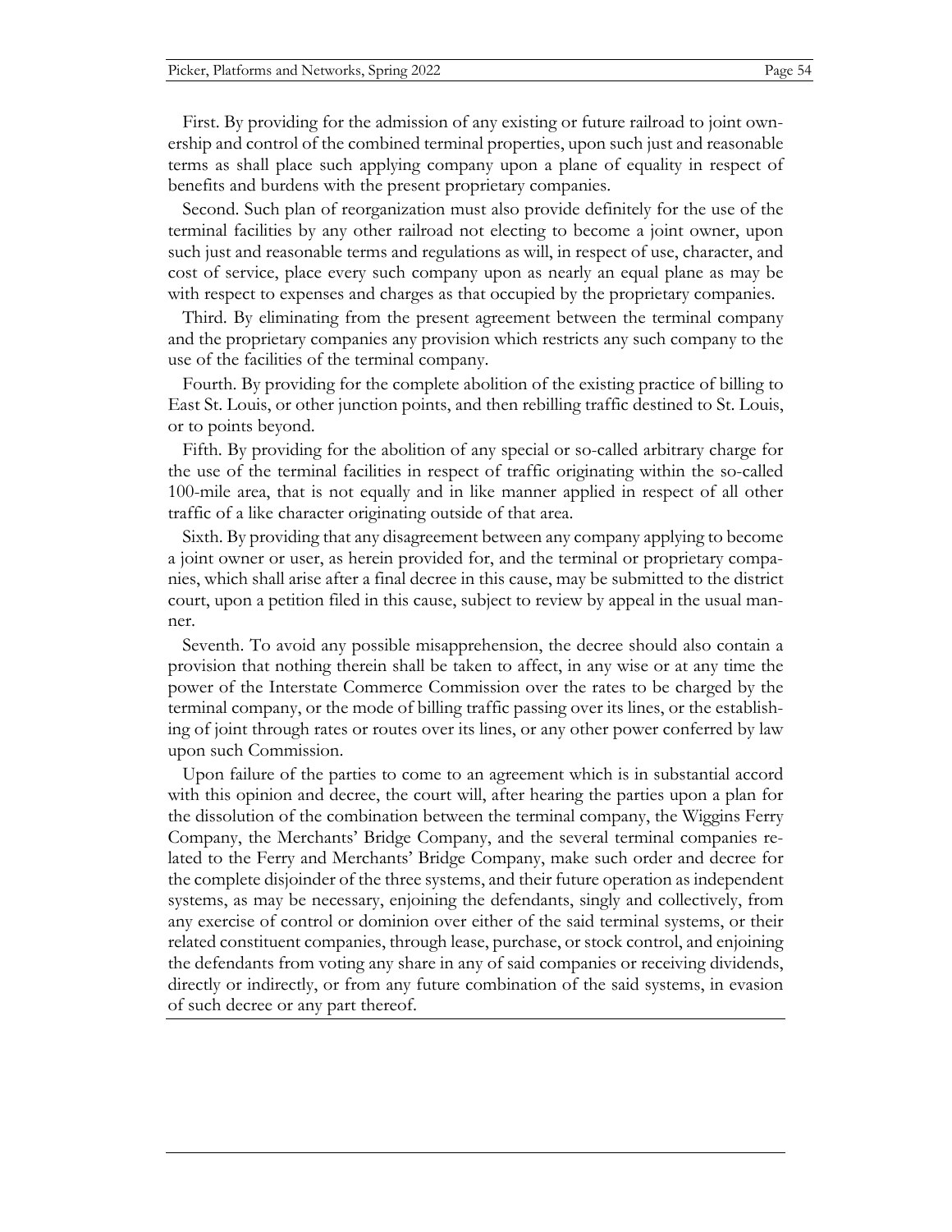First. By providing for the admission of any existing or future railroad to joint ownership and control of the combined terminal properties, upon such just and reasonable terms as shall place such applying company upon a plane of equality in respect of benefits and burdens with the present proprietary companies.

Second. Such plan of reorganization must also provide definitely for the use of the terminal facilities by any other railroad not electing to become a joint owner, upon such just and reasonable terms and regulations as will, in respect of use, character, and cost of service, place every such company upon as nearly an equal plane as may be with respect to expenses and charges as that occupied by the proprietary companies.

Third. By eliminating from the present agreement between the terminal company and the proprietary companies any provision which restricts any such company to the use of the facilities of the terminal company.

Fourth. By providing for the complete abolition of the existing practice of billing to East St. Louis, or other junction points, and then rebilling traffic destined to St. Louis, or to points beyond.

Fifth. By providing for the abolition of any special or so-called arbitrary charge for the use of the terminal facilities in respect of traffic originating within the so-called 100-mile area, that is not equally and in like manner applied in respect of all other traffic of a like character originating outside of that area.

Sixth. By providing that any disagreement between any company applying to become a joint owner or user, as herein provided for, and the terminal or proprietary companies, which shall arise after a final decree in this cause, may be submitted to the district court, upon a petition filed in this cause, subject to review by appeal in the usual manner.

Seventh. To avoid any possible misapprehension, the decree should also contain a provision that nothing therein shall be taken to affect, in any wise or at any time the power of the Interstate Commerce Commission over the rates to be charged by the terminal company, or the mode of billing traffic passing over its lines, or the establishing of joint through rates or routes over its lines, or any other power conferred by law upon such Commission.

Upon failure of the parties to come to an agreement which is in substantial accord with this opinion and decree, the court will, after hearing the parties upon a plan for the dissolution of the combination between the terminal company, the Wiggins Ferry Company, the Merchants' Bridge Company, and the several terminal companies related to the Ferry and Merchants' Bridge Company, make such order and decree for the complete disjoinder of the three systems, and their future operation as independent systems, as may be necessary, enjoining the defendants, singly and collectively, from any exercise of control or dominion over either of the said terminal systems, or their related constituent companies, through lease, purchase, or stock control, and enjoining the defendants from voting any share in any of said companies or receiving dividends, directly or indirectly, or from any future combination of the said systems, in evasion of such decree or any part thereof.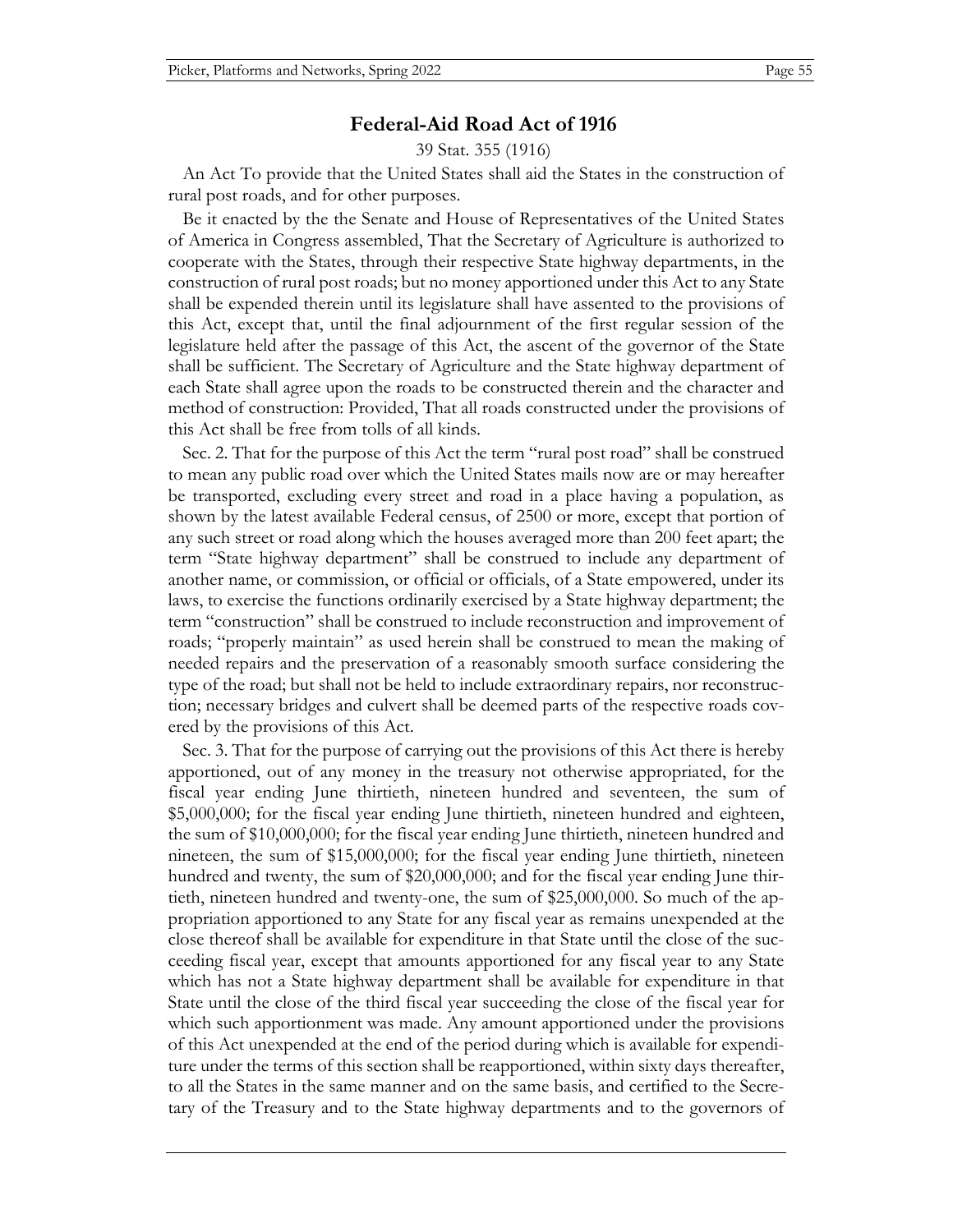## Federal-Aid Road Act of 1916

39 Stat. 355 (1916)

An Act To provide that the United States shall aid the States in the construction of rural post roads, and for other purposes.

Be it enacted by the the Senate and House of Representatives of the United States of America in Congress assembled, That the Secretary of Agriculture is authorized to cooperate with the States, through their respective State highway departments, in the construction of rural post roads; but no money apportioned under this Act to any State shall be expended therein until its legislature shall have assented to the provisions of this Act, except that, until the final adjournment of the first regular session of the legislature held after the passage of this Act, the ascent of the governor of the State shall be sufficient. The Secretary of Agriculture and the State highway department of each State shall agree upon the roads to be constructed therein and the character and method of construction: Provided, That all roads constructed under the provisions of this Act shall be free from tolls of all kinds.

Sec. 2. That for the purpose of this Act the term "rural post road" shall be construed to mean any public road over which the United States mails now are or may hereafter be transported, excluding every street and road in a place having a population, as shown by the latest available Federal census, of 2500 or more, except that portion of any such street or road along which the houses averaged more than 200 feet apart; the term "State highway department" shall be construed to include any department of another name, or commission, or official or officials, of a State empowered, under its laws, to exercise the functions ordinarily exercised by a State highway department; the term "construction" shall be construed to include reconstruction and improvement of roads; "properly maintain" as used herein shall be construed to mean the making of needed repairs and the preservation of a reasonably smooth surface considering the type of the road; but shall not be held to include extraordinary repairs, nor reconstruction; necessary bridges and culvert shall be deemed parts of the respective roads covered by the provisions of this Act.

Sec. 3. That for the purpose of carrying out the provisions of this Act there is hereby apportioned, out of any money in the treasury not otherwise appropriated, for the fiscal year ending June thirtieth, nineteen hundred and seventeen, the sum of \$5,000,000; for the fiscal year ending June thirtieth, nineteen hundred and eighteen, the sum of \$10,000,000; for the fiscal year ending June thirtieth, nineteen hundred and nineteen, the sum of \$15,000,000; for the fiscal year ending June thirtieth, nineteen hundred and twenty, the sum of \$20,000,000; and for the fiscal year ending June thirtieth, nineteen hundred and twenty-one, the sum of \$25,000,000. So much of the appropriation apportioned to any State for any fiscal year as remains unexpended at the close thereof shall be available for expenditure in that State until the close of the succeeding fiscal year, except that amounts apportioned for any fiscal year to any State which has not a State highway department shall be available for expenditure in that State until the close of the third fiscal year succeeding the close of the fiscal year for which such apportionment was made. Any amount apportioned under the provisions of this Act unexpended at the end of the period during which is available for expenditure under the terms of this section shall be reapportioned, within sixty days thereafter, to all the States in the same manner and on the same basis, and certified to the Secretary of the Treasury and to the State highway departments and to the governors of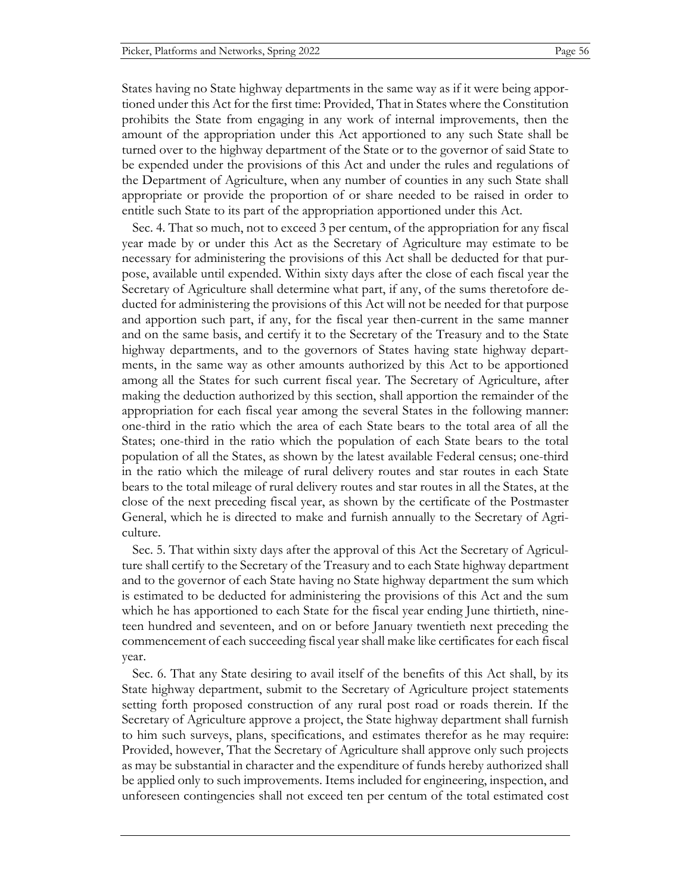States having no State highway departments in the same way as if it were being apportioned under this Act for the first time: Provided, That in States where the Constitution prohibits the State from engaging in any work of internal improvements, then the amount of the appropriation under this Act apportioned to any such State shall be turned over to the highway department of the State or to the governor of said State to be expended under the provisions of this Act and under the rules and regulations of the Department of Agriculture, when any number of counties in any such State shall appropriate or provide the proportion of or share needed to be raised in order to entitle such State to its part of the appropriation apportioned under this Act.

Sec. 4. That so much, not to exceed 3 per centum, of the appropriation for any fiscal year made by or under this Act as the Secretary of Agriculture may estimate to be necessary for administering the provisions of this Act shall be deducted for that purpose, available until expended. Within sixty days after the close of each fiscal year the Secretary of Agriculture shall determine what part, if any, of the sums theretofore deducted for administering the provisions of this Act will not be needed for that purpose and apportion such part, if any, for the fiscal year then-current in the same manner and on the same basis, and certify it to the Secretary of the Treasury and to the State highway departments, and to the governors of States having state highway departments, in the same way as other amounts authorized by this Act to be apportioned among all the States for such current fiscal year. The Secretary of Agriculture, after making the deduction authorized by this section, shall apportion the remainder of the appropriation for each fiscal year among the several States in the following manner: one-third in the ratio which the area of each State bears to the total area of all the States; one-third in the ratio which the population of each State bears to the total population of all the States, as shown by the latest available Federal census; one-third in the ratio which the mileage of rural delivery routes and star routes in each State bears to the total mileage of rural delivery routes and star routes in all the States, at the close of the next preceding fiscal year, as shown by the certificate of the Postmaster General, which he is directed to make and furnish annually to the Secretary of Agriculture.

Sec. 5. That within sixty days after the approval of this Act the Secretary of Agriculture shall certify to the Secretary of the Treasury and to each State highway department and to the governor of each State having no State highway department the sum which is estimated to be deducted for administering the provisions of this Act and the sum which he has apportioned to each State for the fiscal year ending June thirtieth, nineteen hundred and seventeen, and on or before January twentieth next preceding the commencement of each succeeding fiscal year shall make like certificates for each fiscal year.

Sec. 6. That any State desiring to avail itself of the benefits of this Act shall, by its State highway department, submit to the Secretary of Agriculture project statements setting forth proposed construction of any rural post road or roads therein. If the Secretary of Agriculture approve a project, the State highway department shall furnish to him such surveys, plans, specifications, and estimates therefor as he may require: Provided, however, That the Secretary of Agriculture shall approve only such projects as may be substantial in character and the expenditure of funds hereby authorized shall be applied only to such improvements. Items included for engineering, inspection, and unforeseen contingencies shall not exceed ten per centum of the total estimated cost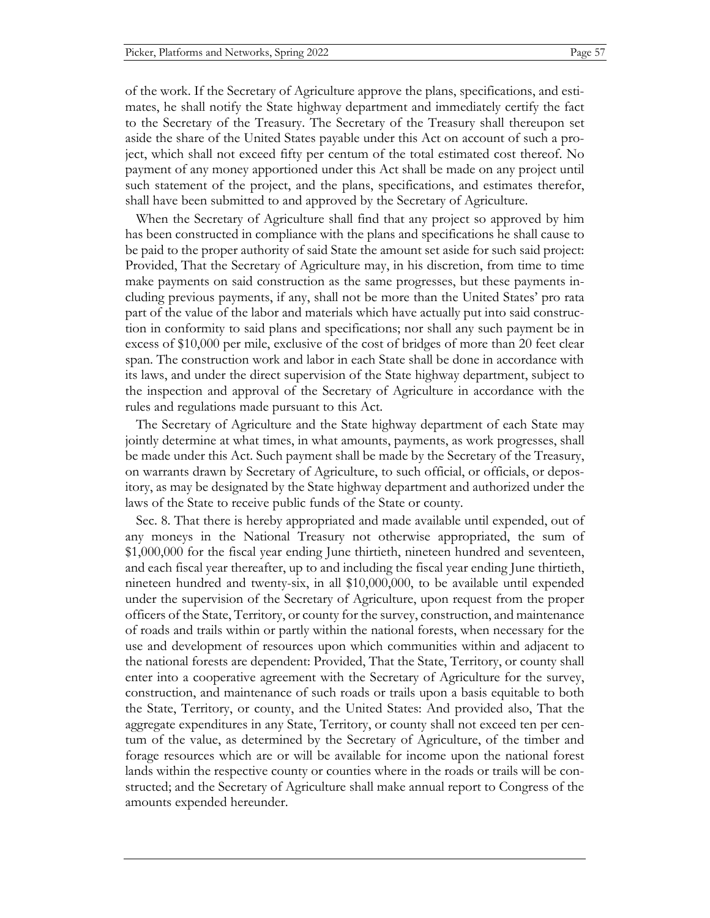of the work. If the Secretary of Agriculture approve the plans, specifications, and estimates, he shall notify the State highway department and immediately certify the fact to the Secretary of the Treasury. The Secretary of the Treasury shall thereupon set aside the share of the United States payable under this Act on account of such a project, which shall not exceed fifty per centum of the total estimated cost thereof. No payment of any money apportioned under this Act shall be made on any project until such statement of the project, and the plans, specifications, and estimates therefor, shall have been submitted to and approved by the Secretary of Agriculture.

When the Secretary of Agriculture shall find that any project so approved by him has been constructed in compliance with the plans and specifications he shall cause to be paid to the proper authority of said State the amount set aside for such said project: Provided, That the Secretary of Agriculture may, in his discretion, from time to time make payments on said construction as the same progresses, but these payments including previous payments, if any, shall not be more than the United States' pro rata part of the value of the labor and materials which have actually put into said construction in conformity to said plans and specifications; nor shall any such payment be in excess of $10,000 per mile, exclusive of the cost of bridges of more than 20 feet clear span. The construction work and labor in each State shall be done in accordance with its laws, and under the direct supervision of the State highway department, subject to the inspection and approval of the Secretary of Agriculture in accordance with the rules and regulations made pursuant to this Act.

The Secretary of Agriculture and the State highway department of each State may jointly determine at what times, in what amounts, payments, as work progresses, shall be made under this Act. Such payment shall be made by the Secretary of the Treasury, on warrants drawn by Secretary of Agriculture, to such official, or officials, or depository, as may be designated by the State highway department and authorized under the laws of the State to receive public funds of the State or county.

Sec. 8. That there is hereby appropriated and made available until expended, out of any moneys in the National Treasury not otherwise appropriated, the sum of $1,000,000 for the fiscal year ending June thirtieth, nineteen hundred and seventeen, and each fiscal year thereafter, up to and including the fiscal year ending June thirtieth, nineteen hundred and twenty-six, in all $10,000,000, to be available until expended under the supervision of the Secretary of Agriculture, upon request from the proper officers of the State, Territory, or county for the survey, construction, and maintenance of roads and trails within or partly within the national forests, when necessary for the use and development of resources upon which communities within and adjacent to the national forests are dependent: Provided, That the State, Territory, or county shall enter into a cooperative agreement with the Secretary of Agriculture for the survey, construction, and maintenance of such roads or trails upon a basis equitable to both the State, Territory, or county, and the United States: And provided also, That the aggregate expenditures in any State, Territory, or county shall not exceed ten per centum of the value, as determined by the Secretary of Agriculture, of the timber and forage resources which are or will be available for income upon the national forest lands within the respective county or counties where in the roads or trails will be constructed; and the Secretary of Agriculture shall make annual report to Congress of the amounts expended hereunder.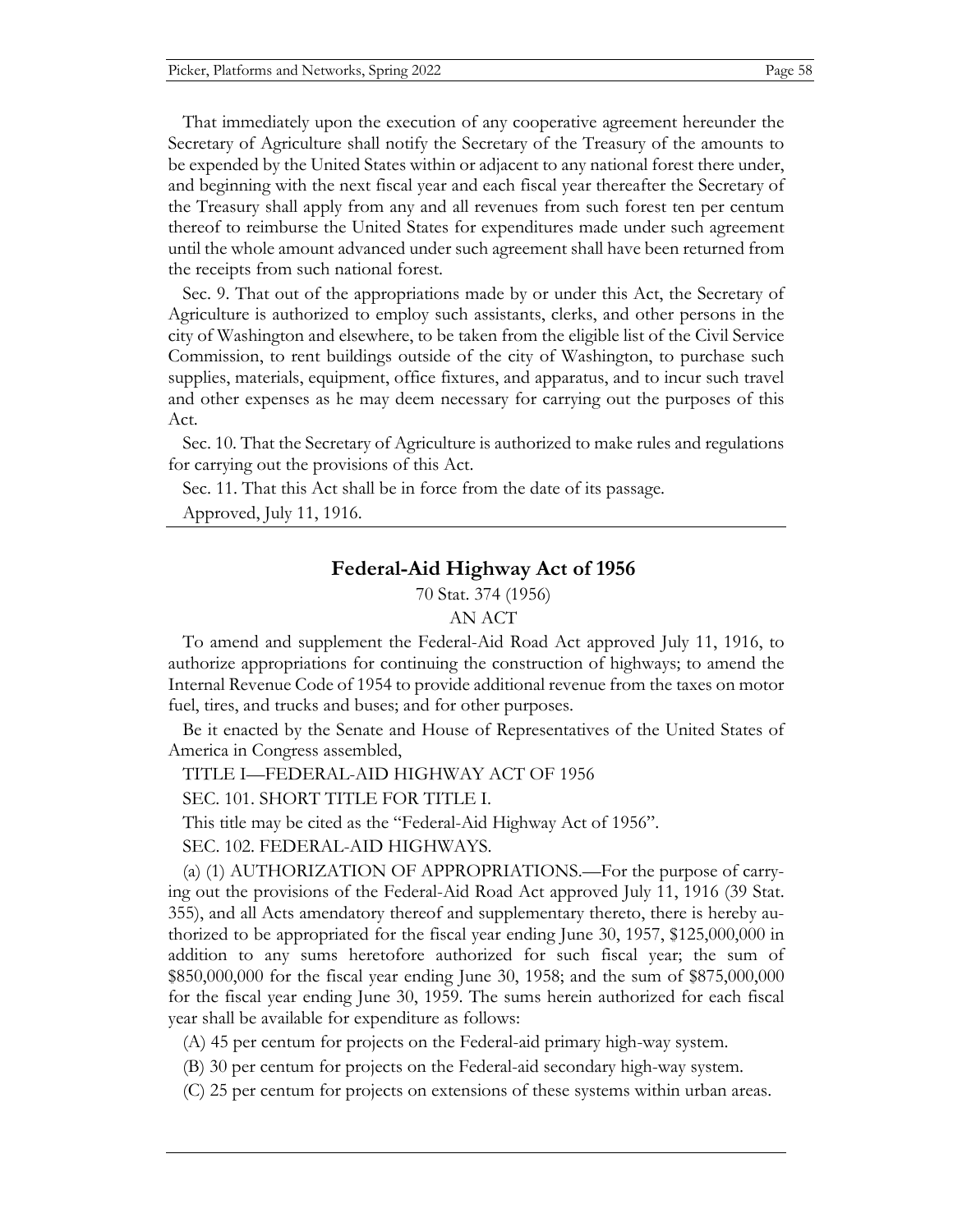That immediately upon the execution of any cooperative agreement hereunder the Secretary of Agriculture shall notify the Secretary of the Treasury of the amounts to be expended by the United States within or adjacent to any national forest there under, and beginning with the next fiscal year and each fiscal year thereafter the Secretary of the Treasury shall apply from any and all revenues from such forest ten per centum thereof to reimburse the United States for expenditures made under such agreement until the whole amount advanced under such agreement shall have been returned from the receipts from such national forest.

Sec. 9. That out of the appropriations made by or under this Act, the Secretary of Agriculture is authorized to employ such assistants, clerks, and other persons in the city of Washington and elsewhere, to be taken from the eligible list of the Civil Service Commission, to rent buildings outside of the city of Washington, to purchase such supplies, materials, equipment, office fixtures, and apparatus, and to incur such travel and other expenses as he may deem necessary for carrying out the purposes of this Act.

Sec. 10. That the Secretary of Agriculture is authorized to make rules and regulations for carrying out the provisions of this Act.

Sec. 11. That this Act shall be in force from the date of its passage.

Approved, July 11, 1916.

## Federal-Aid Highway Act of 1956

70 Stat. 374 (1956)

AN ACT

To amend and supplement the Federal-Aid Road Act approved July 11, 1916, to authorize appropriations for continuing the construction of highways; to amend the Internal Revenue Code of 1954 to provide additional revenue from the taxes on motor fuel, tires, and trucks and buses; and for other purposes.

Be it enacted by the Senate and House of Representatives of the United States of America in Congress assembled,

TITLE I—FEDERAL-AID HIGHWAY ACT OF 1956

SEC. 101. SHORT TITLE FOR TITLE I.

This title may be cited as the "Federal-Aid Highway Act of 1956".

SEC. 102. FEDERAL-AID HIGHWAYS.

(a) (1) AUTHORIZATION OF APPROPRIATIONS.—For the purpose of carrying out the provisions of the Federal-Aid Road Act approved July 11, 1916 (39 Stat. 355), and all Acts amendatory thereof and supplementary thereto, there is hereby authorized to be appropriated for the fiscal year ending June 30, 1957, $125,000,000 in addition to any sums heretofore authorized for such fiscal year; the sum of $850,000,000 for the fiscal year ending June 30, 1958; and the sum of $875,000,000 for the fiscal year ending June 30, 1959. The sums herein authorized for each fiscal year shall be available for expenditure as follows:

(A) 45 per centum for projects on the Federal-aid primary high-way system.

(B) 30 per centum for projects on the Federal-aid secondary high-way system.

(C) 25 per centum for projects on extensions of these systems within urban areas.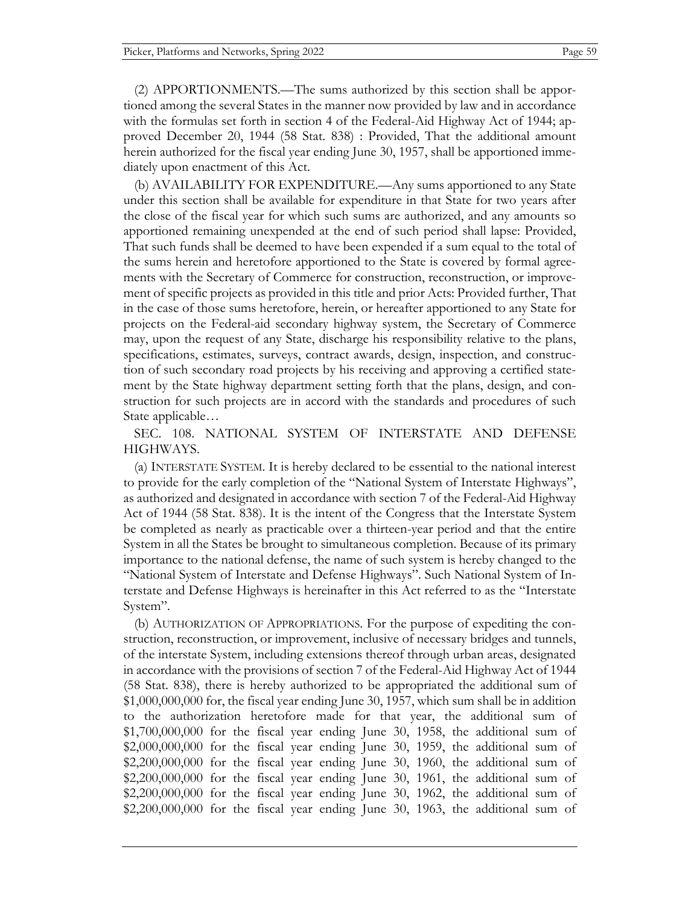(2) APPORTIONMENTS.—The sums authorized by this section shall be apportioned among the several States in the manner now provided by law and in accordance with the formulas set forth in section 4 of the Federal-Aid Highway Act of 1944; approved December 20, 1944 (58 Stat. 838) : Provided, That the additional amount herein authorized for the fiscal year ending June 30, 1957, shall be apportioned immediately upon enactment of this Act.

(b) AVAILABILITY FOR EXPENDITURE.—Any sums apportioned to any State under this section shall be available for expenditure in that State for two years after the close of the fiscal year for which such sums are authorized, and any amounts so apportioned remaining unexpended at the end of such period shall lapse: Provided, That such funds shall be deemed to have been expended if a sum equal to the total of the sums herein and heretofore apportioned to the State is covered by formal agreements with the Secretary of Commerce for construction, reconstruction, or improvement of specific projects as provided in this title and prior Acts: Provided further, That in the case of those sums heretofore, herein, or hereafter apportioned to any State for projects on the Federal-aid secondary highway system, the Secretary of Commerce may, upon the request of any State, discharge his responsibility relative to the plans, specifications, estimates, surveys, contract awards, design, inspection, and construction of such secondary road projects by his receiving and approving a certified statement by the State highway department setting forth that the plans, design, and construction for such projects are in accord with the standards and procedures of such State applicable…

SEC. 108. NATIONAL SYSTEM OF INTERSTATE AND DEFENSE HIGHWAYS.

(a) INTERSTATE SYSTEM. It is hereby declared to be essential to the national interest to provide for the early completion of the "National System of Interstate Highways", as authorized and designated in accordance with section 7 of the Federal-Aid Highway Act of 1944 (58 Stat. 838). It is the intent of the Congress that the Interstate System be completed as nearly as practicable over a thirteen-year period and that the entire System in all the States be brought to simultaneous completion. Because of its primary importance to the national defense, the name of such system is hereby changed to the "National System of Interstate and Defense Highways". Such National System of Interstate and Defense Highways is hereinafter in this Act referred to as the "Interstate System".

(b) AUTHORIZATION OF APPROPRIATIONS. For the purpose of expediting the construction, reconstruction, or improvement, inclusive of necessary bridges and tunnels, of the interstate System, including extensions thereof through urban areas, designated in accordance with the provisions of section 7 of the Federal-Aid Highway Act of 1944 (58 Stat. 838), there is hereby authorized to be appropriated the additional sum of $1,000,000,000 for, the fiscal year ending June 30, 1957, which sum shall be in addition to the authorization heretofore made for that year, the additional sum of $1,700,000,000 for the fiscal year ending June 30, 1958, the additional sum of $2,000,000,000 for the fiscal year ending June 30, 1959, the additional sum of $2,200,000,000 for the fiscal year ending June 30, 1960, the additional sum of $2,200,000,000 for the fiscal year ending June 30, 1961, the additional sum of $2,200,000,000 for the fiscal year ending June 30, 1962, the additional sum of $2,200,000,000 for the fiscal year ending June 30, 1963, the additional sum of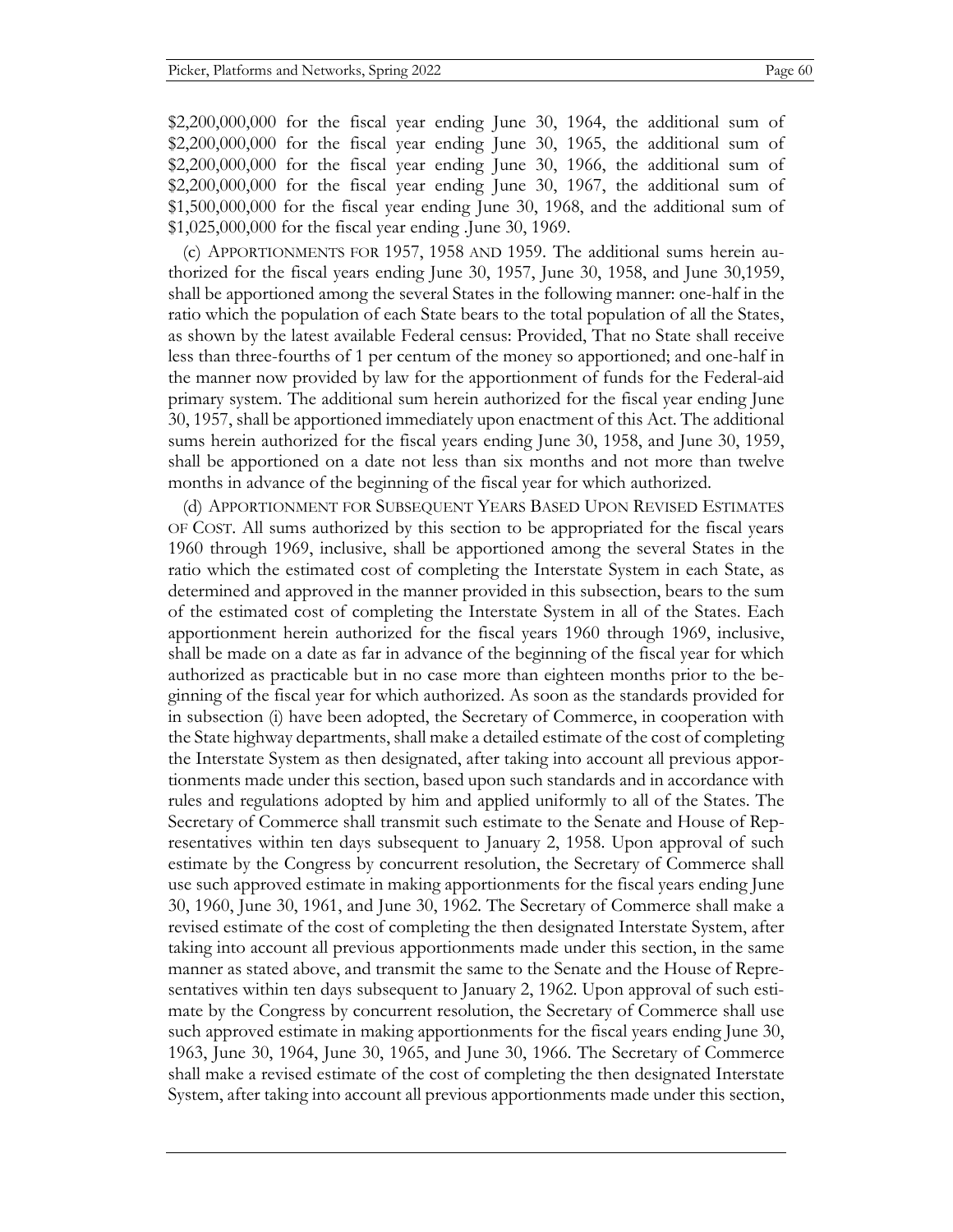$2,200,000,000 for the fiscal year ending June 30, 1964, the additional sum of $2,200,000,000 for the fiscal year ending June 30, 1965, the additional sum of $2,200,000,000 for the fiscal year ending June 30, 1966, the additional sum of $2,200,000,000 for the fiscal year ending June 30, 1967, the additional sum of $1,500,000,000 for the fiscal year ending June 30, 1968, and the additional sum of $1,025,000,000 for the fiscal year ending .June 30, 1969.

(c) APPORTIONMENTS FOR 1957, 1958 AND 1959. The additional sums herein authorized for the fiscal years ending June 30, 1957, June 30, 1958, and June 30,1959, shall be apportioned among the several States in the following manner: one-half in the ratio which the population of each State bears to the total population of all the States, as shown by the latest available Federal census: Provided, That no State shall receive less than three-fourths of 1 per centum of the money so apportioned; and one-half in the manner now provided by law for the apportionment of funds for the Federal-aid primary system. The additional sum herein authorized for the fiscal year ending June 30, 1957, shall be apportioned immediately upon enactment of this Act. The additional sums herein authorized for the fiscal years ending June 30, 1958, and June 30, 1959, shall be apportioned on a date not less than six months and not more than twelve months in advance of the beginning of the fiscal year for which authorized.

(d) APPORTIONMENT FOR SUBSEQUENT YEARS BASED UPON REVISED ESTIMATES OF COST. All sums authorized by this section to be appropriated for the fiscal years 1960 through 1969, inclusive, shall be apportioned among the several States in the ratio which the estimated cost of completing the Interstate System in each State, as determined and approved in the manner provided in this subsection, bears to the sum of the estimated cost of completing the Interstate System in all of the States. Each apportionment herein authorized for the fiscal years 1960 through 1969, inclusive, shall be made on a date as far in advance of the beginning of the fiscal year for which authorized as practicable but in no case more than eighteen months prior to the beginning of the fiscal year for which authorized. As soon as the standards provided for in subsection (i) have been adopted, the Secretary of Commerce, in cooperation with the State highway departments, shall make a detailed estimate of the cost of completing the Interstate System as then designated, after taking into account all previous apportionments made under this section, based upon such standards and in accordance with rules and regulations adopted by him and applied uniformly to all of the States. The Secretary of Commerce shall transmit such estimate to the Senate and House of Representatives within ten days subsequent to January 2, 1958. Upon approval of such estimate by the Congress by concurrent resolution, the Secretary of Commerce shall use such approved estimate in making apportionments for the fiscal years ending June 30, 1960, June 30, 1961, and June 30, 1962. The Secretary of Commerce shall make a revised estimate of the cost of completing the then designated Interstate System, after taking into account all previous apportionments made under this section, in the same manner as stated above, and transmit the same to the Senate and the House of Representatives within ten days subsequent to January 2, 1962. Upon approval of such estimate by the Congress by concurrent resolution, the Secretary of Commerce shall use such approved estimate in making apportionments for the fiscal years ending June 30, 1963, June 30, 1964, June 30, 1965, and June 30, 1966. The Secretary of Commerce shall make a revised estimate of the cost of completing the then designated Interstate System, after taking into account all previous apportionments made under this section,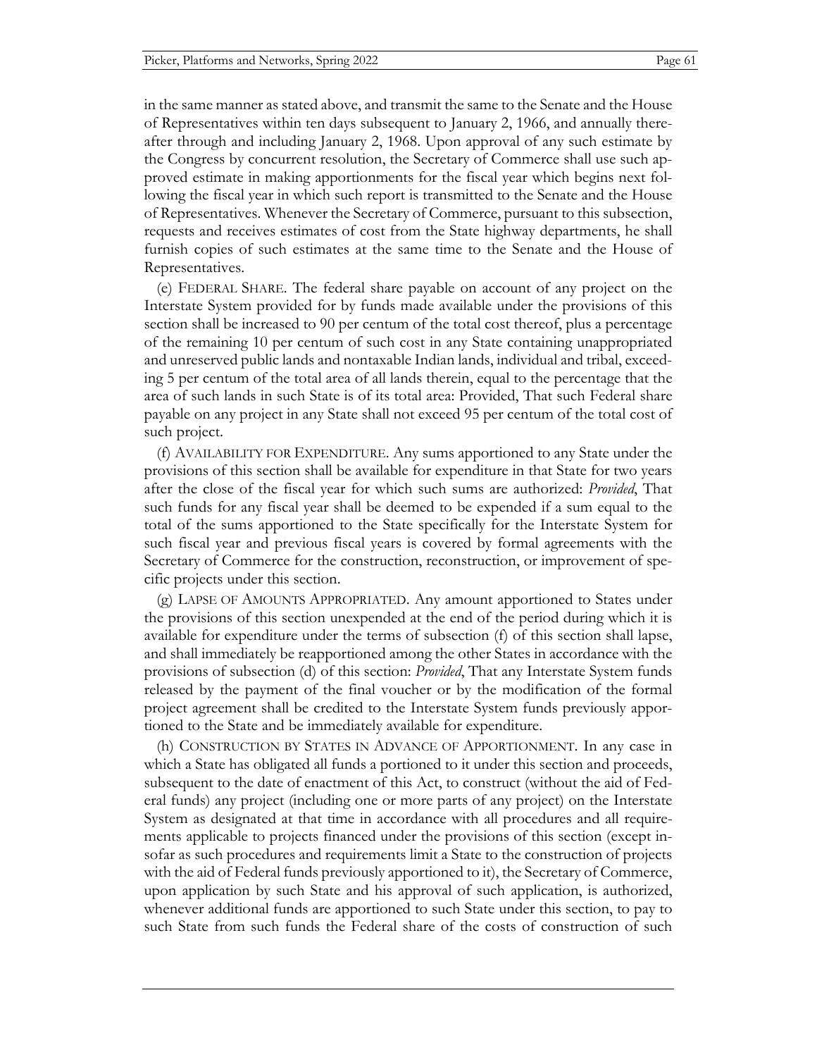in the same manner as stated above, and transmit the same to the Senate and the House of Representatives within ten days subsequent to January 2, 1966, and annually thereafter through and including January 2, 1968. Upon approval of any such estimate by the Congress by concurrent resolution, the Secretary of Commerce shall use such approved estimate in making apportionments for the fiscal year which begins next following the fiscal year in which such report is transmitted to the Senate and the House of Representatives. Whenever the Secretary of Commerce, pursuant to this subsection, requests and receives estimates of cost from the State highway departments, he shall furnish copies of such estimates at the same time to the Senate and the House of Representatives.

(e) FEDERAL SHARE. The federal share payable on account of any project on the Interstate System provided for by funds made available under the provisions of this section shall be increased to 90 per centum of the total cost thereof, plus a percentage of the remaining 10 per centum of such cost in any State containing unappropriated and unreserved public lands and nontaxable Indian lands, individual and tribal, exceeding 5 per centum of the total area of all lands therein, equal to the percentage that the area of such lands in such State is of its total area: Provided, That such Federal share payable on any project in any State shall not exceed 95 per centum of the total cost of such project.

(f) AVAILABILITY FOR EXPENDITURE. Any sums apportioned to any State under the provisions of this section shall be available for expenditure in that State for two years after the close of the fiscal year for which such sums are authorized: *Provided*, That such funds for any fiscal year shall be deemed to be expended if a sum equal to the total of the sums apportioned to the State specifically for the Interstate System for such fiscal year and previous fiscal years is covered by formal agreements with the Secretary of Commerce for the construction, reconstruction, or improvement of specific projects under this section.

(g) LAPSE OF AMOUNTS APPROPRIATED. Any amount apportioned to States under the provisions of this section unexpended at the end of the period during which it is available for expenditure under the terms of subsection (f) of this section shall lapse, and shall immediately be reapportioned among the other States in accordance with the provisions of subsection (d) of this section: *Provided*, That any Interstate System funds released by the payment of the final voucher or by the modification of the formal project agreement shall be credited to the Interstate System funds previously apportioned to the State and be immediately available for expenditure.

(h) CONSTRUCTION BY STATES IN ADVANCE OF APPORTIONMENT. In any case in which a State has obligated all funds a portioned to it under this section and proceeds, subsequent to the date of enactment of this Act, to construct (without the aid of Federal funds) any project (including one or more parts of any project) on the Interstate System as designated at that time in accordance with all procedures and all requirements applicable to projects financed under the provisions of this section (except insofar as such procedures and requirements limit a State to the construction of projects with the aid of Federal funds previously apportioned to it), the Secretary of Commerce, upon application by such State and his approval of such application, is authorized, whenever additional funds are apportioned to such State under this section, to pay to such State from such funds the Federal share of the costs of construction of such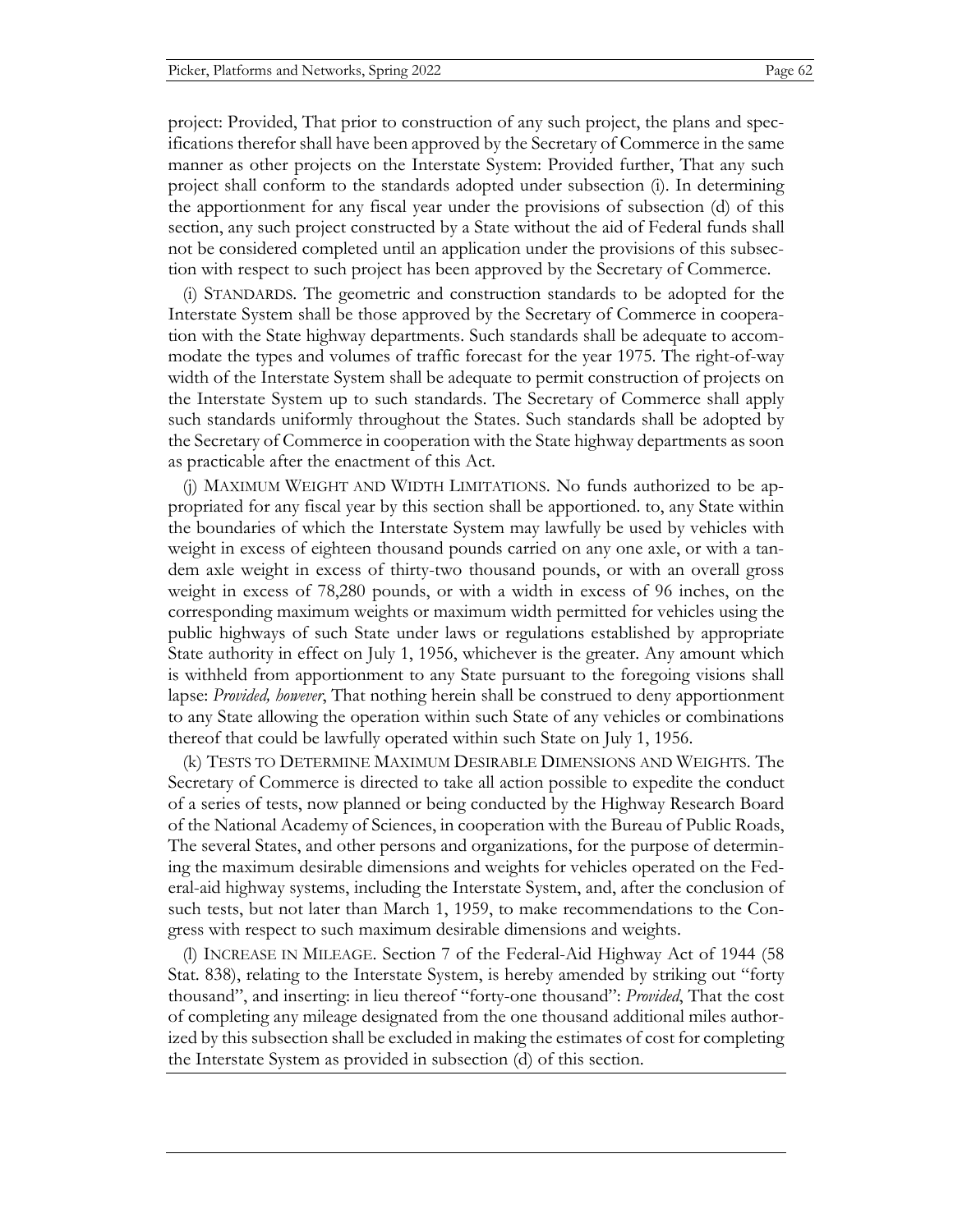project: Provided, That prior to construction of any such project, the plans and specifications therefor shall have been approved by the Secretary of Commerce in the same manner as other projects on the Interstate System: Provided further, That any such project shall conform to the standards adopted under subsection (i). In determining the apportionment for any fiscal year under the provisions of subsection (d) of this section, any such project constructed by a State without the aid of Federal funds shall not be considered completed until an application under the provisions of this subsection with respect to such project has been approved by the Secretary of Commerce.

(i) STANDARDS. The geometric and construction standards to be adopted for the Interstate System shall be those approved by the Secretary of Commerce in cooperation with the State highway departments. Such standards shall be adequate to accommodate the types and volumes of traffic forecast for the year 1975. The right-of-way width of the Interstate System shall be adequate to permit construction of projects on the Interstate System up to such standards. The Secretary of Commerce shall apply such standards uniformly throughout the States. Such standards shall be adopted by the Secretary of Commerce in cooperation with the State highway departments as soon as practicable after the enactment of this Act.

(j) MAXIMUM WEIGHT AND WIDTH LIMITATIONS. No funds authorized to be appropriated for any fiscal year by this section shall be apportioned. to, any State within the boundaries of which the Interstate System may lawfully be used by vehicles with weight in excess of eighteen thousand pounds carried on any one axle, or with a tandem axle weight in excess of thirty-two thousand pounds, or with an overall gross weight in excess of 78,280 pounds, or with a width in excess of 96 inches, on the corresponding maximum weights or maximum width permitted for vehicles using the public highways of such State under laws or regulations established by appropriate State authority in effect on July 1, 1956, whichever is the greater. Any amount which is withheld from apportionment to any State pursuant to the foregoing visions shall lapse: *Provided, however*, That nothing herein shall be construed to deny apportionment to any State allowing the operation within such State of any vehicles or combinations thereof that could be lawfully operated within such State on July 1, 1956.

(k) TESTS TO DETERMINE MAXIMUM DESIRABLE DIMENSIONS AND WEIGHTS. The Secretary of Commerce is directed to take all action possible to expedite the conduct of a series of tests, now planned or being conducted by the Highway Research Board of the National Academy of Sciences, in cooperation with the Bureau of Public Roads, The several States, and other persons and organizations, for the purpose of determining the maximum desirable dimensions and weights for vehicles operated on the Federal-aid highway systems, including the Interstate System, and, after the conclusion of such tests, but not later than March 1, 1959, to make recommendations to the Congress with respect to such maximum desirable dimensions and weights.

(l) INCREASE IN MILEAGE. Section 7 of the Federal-Aid Highway Act of 1944 (58 Stat. 838), relating to the Interstate System, is hereby amended by striking out "forty thousand", and inserting: in lieu thereof "forty-one thousand": *Provided*, That the cost of completing any mileage designated from the one thousand additional miles authorized by this subsection shall be excluded in making the estimates of cost for completing the Interstate System as provided in subsection (d) of this section.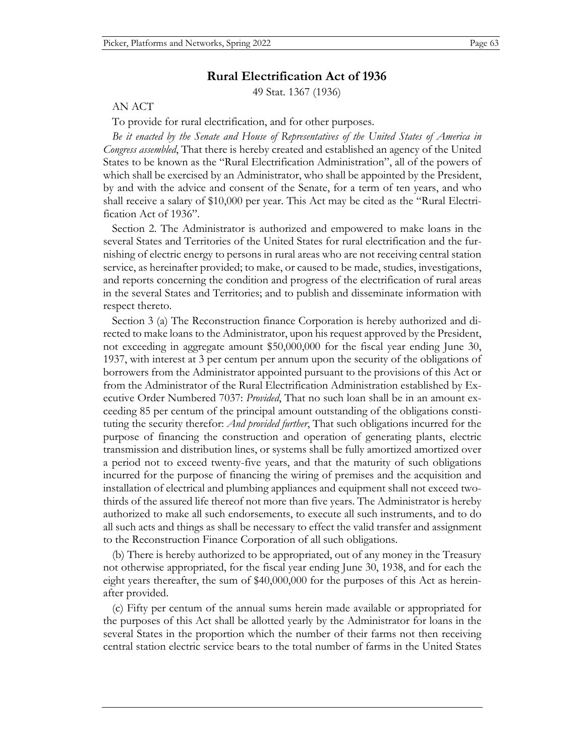## Rural Electrification Act of 1936

49 Stat. 1367 (1936)

AN ACT

To provide for rural electrification, and for other purposes.

*Be it enacted by the Senate and House of Representatives of the United States of America in Congress assembled*, That there is hereby created and established an agency of the United States to be known as the "Rural Electrification Administration", all of the powers of which shall be exercised by an Administrator, who shall be appointed by the President, by and with the advice and consent of the Senate, for a term of ten years, and who shall receive a salary of $10,000 per year. This Act may be cited as the "Rural Electrification Act of 1936".

Section 2. The Administrator is authorized and empowered to make loans in the several States and Territories of the United States for rural electrification and the furnishing of electric energy to persons in rural areas who are not receiving central station service, as hereinafter provided; to make, or caused to be made, studies, investigations, and reports concerning the condition and progress of the electrification of rural areas in the several States and Territories; and to publish and disseminate information with respect thereto.

Section 3 (a) The Reconstruction finance Corporation is hereby authorized and directed to make loans to the Administrator, upon his request approved by the President, not exceeding in aggregate amount $50,000,000 for the fiscal year ending June 30, 1937, with interest at 3 per centum per annum upon the security of the obligations of borrowers from the Administrator appointed pursuant to the provisions of this Act or from the Administrator of the Rural Electrification Administration established by Executive Order Numbered 7037: *Provided*, That no such loan shall be in an amount exceeding 85 per centum of the principal amount outstanding of the obligations constituting the security therefor: *And provided further*, That such obligations incurred for the purpose of financing the construction and operation of generating plants, electric transmission and distribution lines, or systems shall be fully amortized amortized over a period not to exceed twenty-five years, and that the maturity of such obligations incurred for the purpose of financing the wiring of premises and the acquisition and installation of electrical and plumbing appliances and equipment shall not exceed two-thirds of the assured life thereof not more than five years. The Administrator is hereby authorized to make all such endorsements, to execute all such instruments, and to do all such acts and things as shall be necessary to effect the valid transfer and assignment to the Reconstruction Finance Corporation of all such obligations.

(b) There is hereby authorized to be appropriated, out of any money in the Treasury not otherwise appropriated, for the fiscal year ending June 30, 1938, and for each the eight years thereafter, the sum of $40,000,000 for the purposes of this Act as hereinafter provided.

(c) Fifty per centum of the annual sums herein made available or appropriated for the purposes of this Act shall be allotted yearly by the Administrator for loans in the several States in the proportion which the number of their farms not then receiving central station electric service bears to the total number of farms in the United States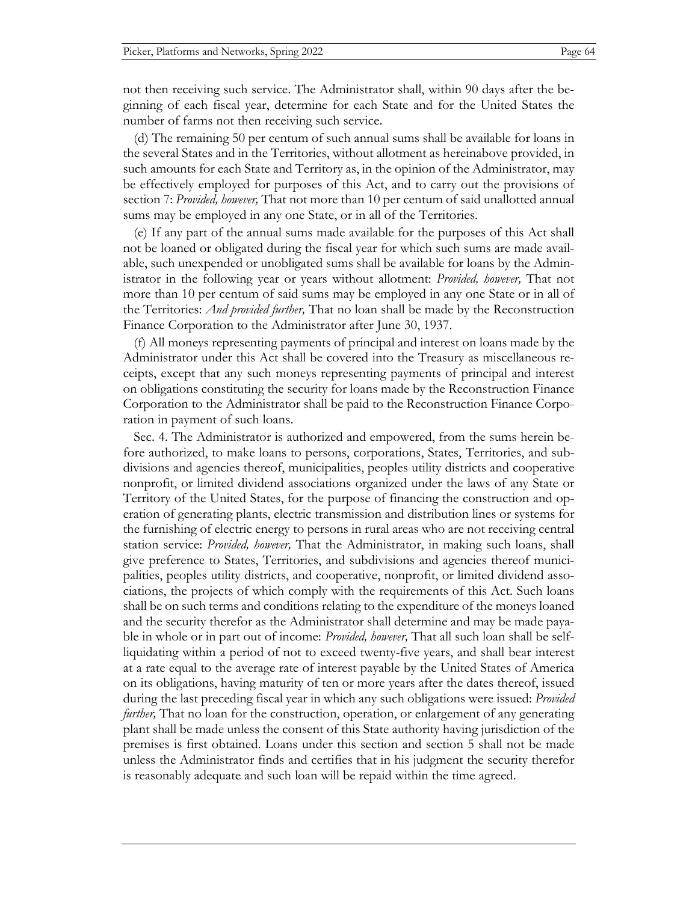not then receiving such service. The Administrator shall, within 90 days after the beginning of each fiscal year, determine for each State and for the United States the number of farms not then receiving such service.

(d) The remaining 50 per centum of such annual sums shall be available for loans in the several States and in the Territories, without allotment as hereinabove provided, in such amounts for each State and Territory as, in the opinion of the Administrator, may be effectively employed for purposes of this Act, and to carry out the provisions of section 7: *Provided, however,* That not more than 10 per centum of said unallotted annual sums may be employed in any one State, or in all of the Territories.

(e) If any part of the annual sums made available for the purposes of this Act shall not be loaned or obligated during the fiscal year for which such sums are made available, such unexpended or unobligated sums shall be available for loans by the Administrator in the following year or years without allotment: *Provided, however,* That not more than 10 per centum of said sums may be employed in any one State or in all of the Territories: *And provided further,* That no loan shall be made by the Reconstruction Finance Corporation to the Administrator after June 30, 1937.

(f) All moneys representing payments of principal and interest on loans made by the Administrator under this Act shall be covered into the Treasury as miscellaneous receipts, except that any such moneys representing payments of principal and interest on obligations constituting the security for loans made by the Reconstruction Finance Corporation to the Administrator shall be paid to the Reconstruction Finance Corporation in payment of such loans.

Sec. 4. The Administrator is authorized and empowered, from the sums herein before authorized, to make loans to persons, corporations, States, Territories, and subdivisions and agencies thereof, municipalities, peoples utility districts and cooperative nonprofit, or limited dividend associations organized under the laws of any State or Territory of the United States, for the purpose of financing the construction and operation of generating plants, electric transmission and distribution lines or systems for the furnishing of electric energy to persons in rural areas who are not receiving central station service: *Provided, however,* That the Administrator, in making such loans, shall give preference to States, Territories, and subdivisions and agencies thereof municipalities, peoples utility districts, and cooperative, nonprofit, or limited dividend associations, the projects of which comply with the requirements of this Act. Such loans shall be on such terms and conditions relating to the expenditure of the moneys loaned and the security therefor as the Administrator shall determine and may be made payable in whole or in part out of income: *Provided, however,* That all such loan shall be self-liquidating within a period of not to exceed twenty-five years, and shall bear interest at a rate equal to the average rate of interest payable by the United States of America on its obligations, having maturity of ten or more years after the dates thereof, issued during the last preceding fiscal year in which any such obligations were issued: *Provided further,* That no loan for the construction, operation, or enlargement of any generating plant shall be made unless the consent of this State authority having jurisdiction of the premises is first obtained. Loans under this section and section 5 shall not be made unless the Administrator finds and certifies that in his judgment the security therefor is reasonably adequate and such loan will be repaid within the time agreed.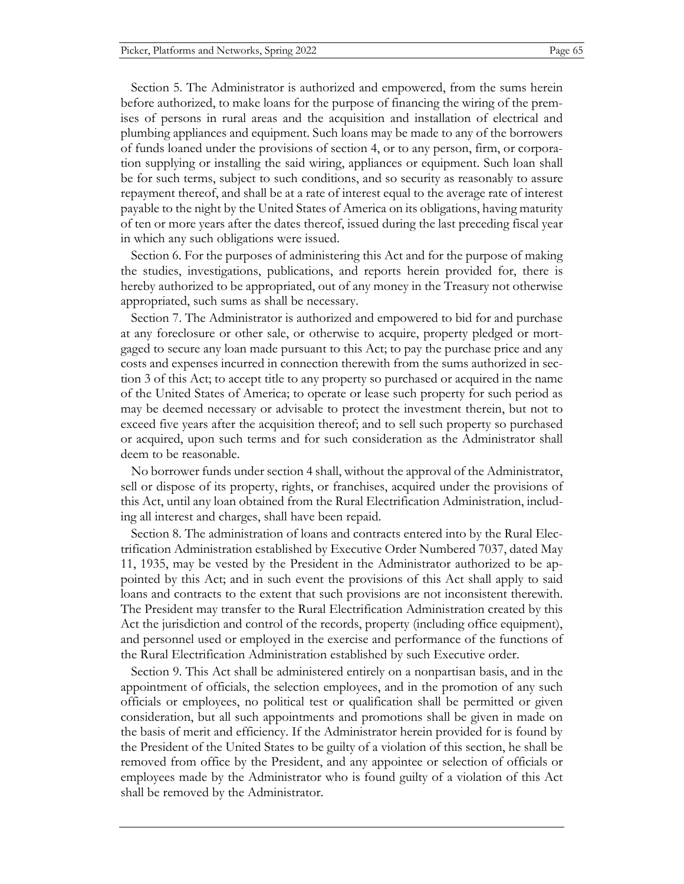Section 5. The Administrator is authorized and empowered, from the sums herein before authorized, to make loans for the purpose of financing the wiring of the premises of persons in rural areas and the acquisition and installation of electrical and plumbing appliances and equipment. Such loans may be made to any of the borrowers of funds loaned under the provisions of section 4, or to any person, firm, or corporation supplying or installing the said wiring, appliances or equipment. Such loan shall be for such terms, subject to such conditions, and so security as reasonably to assure repayment thereof, and shall be at a rate of interest equal to the average rate of interest payable to the night by the United States of America on its obligations, having maturity of ten or more years after the dates thereof, issued during the last preceding fiscal year in which any such obligations were issued.

Section 6. For the purposes of administering this Act and for the purpose of making the studies, investigations, publications, and reports herein provided for, there is hereby authorized to be appropriated, out of any money in the Treasury not otherwise appropriated, such sums as shall be necessary.

Section 7. The Administrator is authorized and empowered to bid for and purchase at any foreclosure or other sale, or otherwise to acquire, property pledged or mortgaged to secure any loan made pursuant to this Act; to pay the purchase price and any costs and expenses incurred in connection therewith from the sums authorized in section 3 of this Act; to accept title to any property so purchased or acquired in the name of the United States of America; to operate or lease such property for such period as may be deemed necessary or advisable to protect the investment therein, but not to exceed five years after the acquisition thereof; and to sell such property so purchased or acquired, upon such terms and for such consideration as the Administrator shall deem to be reasonable.

No borrower funds under section 4 shall, without the approval of the Administrator, sell or dispose of its property, rights, or franchises, acquired under the provisions of this Act, until any loan obtained from the Rural Electrification Administration, including all interest and charges, shall have been repaid.

Section 8. The administration of loans and contracts entered into by the Rural Electrification Administration established by Executive Order Numbered 7037, dated May 11, 1935, may be vested by the President in the Administrator authorized to be appointed by this Act; and in such event the provisions of this Act shall apply to said loans and contracts to the extent that such provisions are not inconsistent therewith. The President may transfer to the Rural Electrification Administration created by this Act the jurisdiction and control of the records, property (including office equipment), and personnel used or employed in the exercise and performance of the functions of the Rural Electrification Administration established by such Executive order.

Section 9. This Act shall be administered entirely on a nonpartisan basis, and in the appointment of officials, the selection employees, and in the promotion of any such officials or employees, no political test or qualification shall be permitted or given consideration, but all such appointments and promotions shall be given in made on the basis of merit and efficiency. If the Administrator herein provided for is found by the President of the United States to be guilty of a violation of this section, he shall be removed from office by the President, and any appointee or selection of officials or employees made by the Administrator who is found guilty of a violation of this Act shall be removed by the Administrator.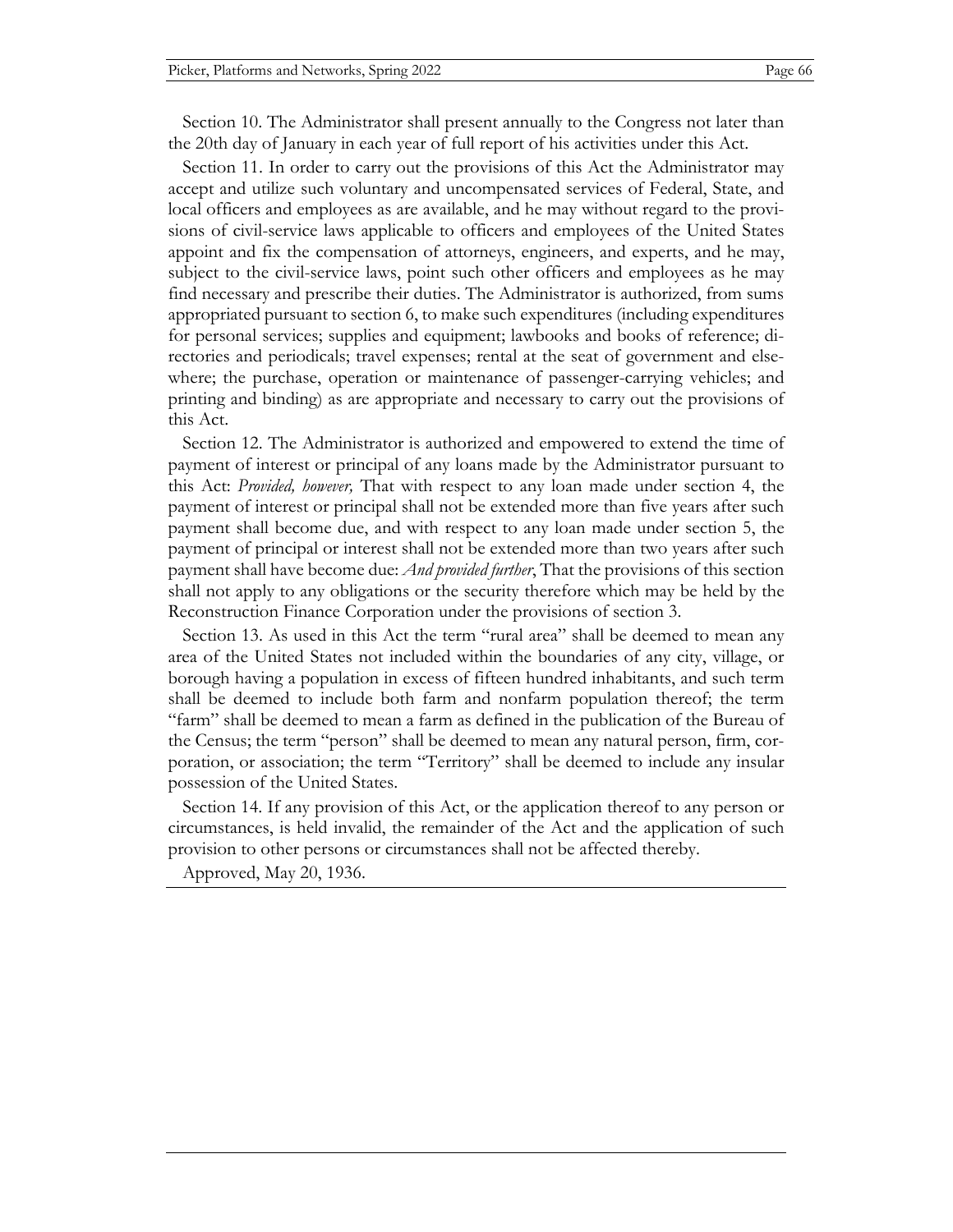Section 10. The Administrator shall present annually to the Congress not later than the 20th day of January in each year of full report of his activities under this Act.

Section 11. In order to carry out the provisions of this Act the Administrator may accept and utilize such voluntary and uncompensated services of Federal, State, and local officers and employees as are available, and he may without regard to the provisions of civil-service laws applicable to officers and employees of the United States appoint and fix the compensation of attorneys, engineers, and experts, and he may, subject to the civil-service laws, point such other officers and employees as he may find necessary and prescribe their duties. The Administrator is authorized, from sums appropriated pursuant to section 6, to make such expenditures (including expenditures for personal services; supplies and equipment; lawbooks and books of reference; directories and periodicals; travel expenses; rental at the seat of government and elsewhere; the purchase, operation or maintenance of passenger-carrying vehicles; and printing and binding) as are appropriate and necessary to carry out the provisions of this Act.

Section 12. The Administrator is authorized and empowered to extend the time of payment of interest or principal of any loans made by the Administrator pursuant to this Act: *Provided, however,* That with respect to any loan made under section 4, the payment of interest or principal shall not be extended more than five years after such payment shall become due, and with respect to any loan made under section 5, the payment of principal or interest shall not be extended more than two years after such payment shall have become due: *And provided further*, That the provisions of this section shall not apply to any obligations or the security therefore which may be held by the Reconstruction Finance Corporation under the provisions of section 3.

Section 13. As used in this Act the term "rural area" shall be deemed to mean any area of the United States not included within the boundaries of any city, village, or borough having a population in excess of fifteen hundred inhabitants, and such term shall be deemed to include both farm and nonfarm population thereof; the term "farm" shall be deemed to mean a farm as defined in the publication of the Bureau of the Census; the term "person" shall be deemed to mean any natural person, firm, corporation, or association; the term "Territory" shall be deemed to include any insular possession of the United States.

Section 14. If any provision of this Act, or the application thereof to any person or circumstances, is held invalid, the remainder of the Act and the application of such provision to other persons or circumstances shall not be affected thereby.

Approved, May 20, 1936.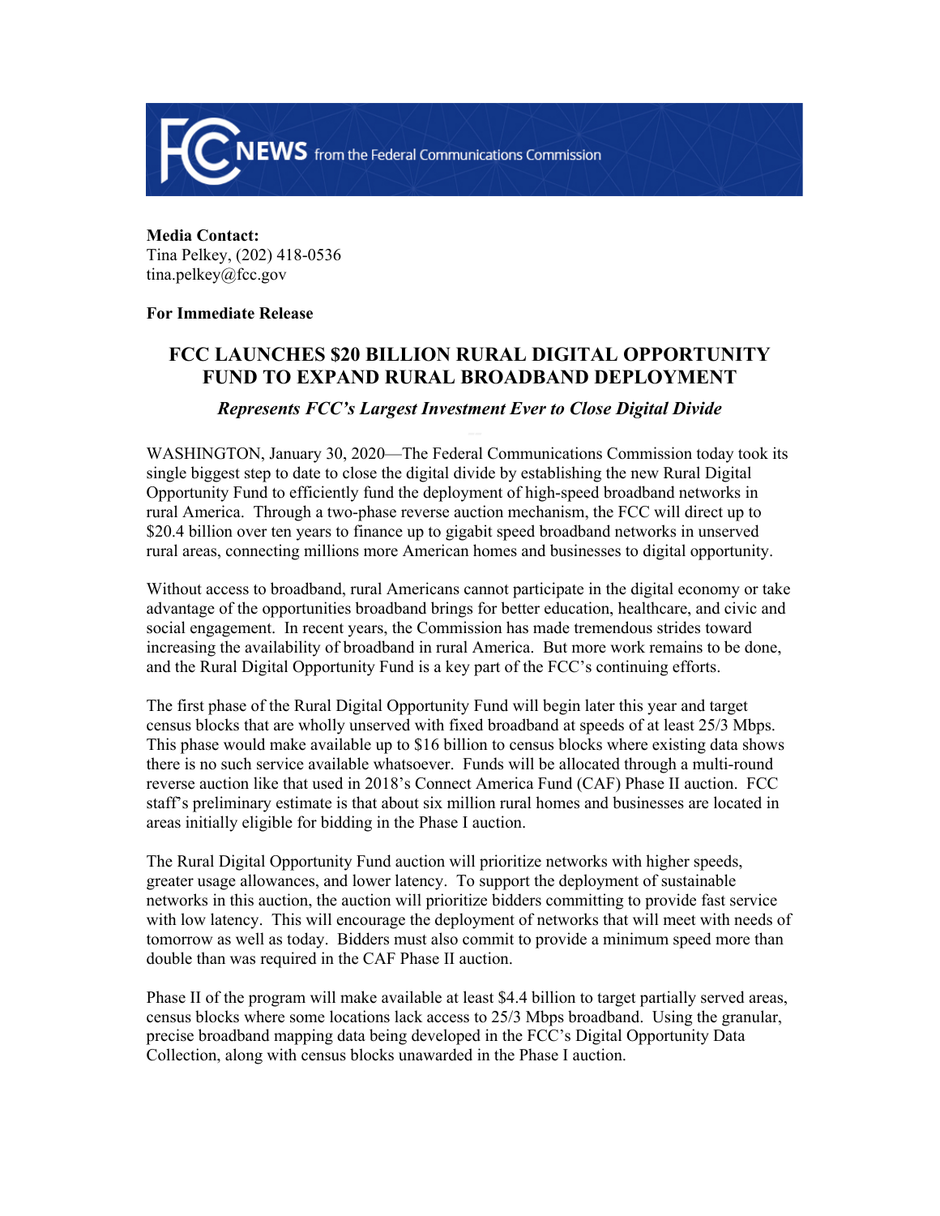**Media Contact:**
Tina Pelkey, (202) 418-0536
tina.pelkey@fcc.gov

**For Immediate Release**

# FCC LAUNCHES $20 BILLION RURAL DIGITAL OPPORTUNITY FUND TO EXPAND RURAL BROADBAND DEPLOYMENT

***Represents FCC's Largest Investment Ever to Close Digital Divide***

WASHINGTON, January 30, 2020—The Federal Communications Commission today took its single biggest step to date to close the digital divide by establishing the new Rural Digital Opportunity Fund to efficiently fund the deployment of high-speed broadband networks in rural America. Through a two-phase reverse auction mechanism, the FCC will direct up to $20.4 billion over ten years to finance up to gigabit speed broadband networks in unserved rural areas, connecting millions more American homes and businesses to digital opportunity.

Without access to broadband, rural Americans cannot participate in the digital economy or take advantage of the opportunities broadband brings for better education, healthcare, and civic and social engagement. In recent years, the Commission has made tremendous strides toward increasing the availability of broadband in rural America. But more work remains to be done, and the Rural Digital Opportunity Fund is a key part of the FCC's continuing efforts.

The first phase of the Rural Digital Opportunity Fund will begin later this year and target census blocks that are wholly unserved with fixed broadband at speeds of at least 25/3 Mbps. This phase would make available up to $16 billion to census blocks where existing data shows there is no such service available whatsoever. Funds will be allocated through a multi-round reverse auction like that used in 2018's Connect America Fund (CAF) Phase II auction. FCC staff's preliminary estimate is that about six million rural homes and businesses are located in areas initially eligible for bidding in the Phase I auction.

The Rural Digital Opportunity Fund auction will prioritize networks with higher speeds, greater usage allowances, and lower latency. To support the deployment of sustainable networks in this auction, the auction will prioritize bidders committing to provide fast service with low latency. This will encourage the deployment of networks that will meet with needs of tomorrow as well as today. Bidders must also commit to provide a minimum speed more than double than was required in the CAF Phase II auction.

Phase II of the program will make available at least $4.4 billion to target partially served areas, census blocks where some locations lack access to 25/3 Mbps broadband. Using the granular, precise broadband mapping data being developed in the FCC's Digital Opportunity Data Collection, along with census blocks unawarded in the Phase I auction.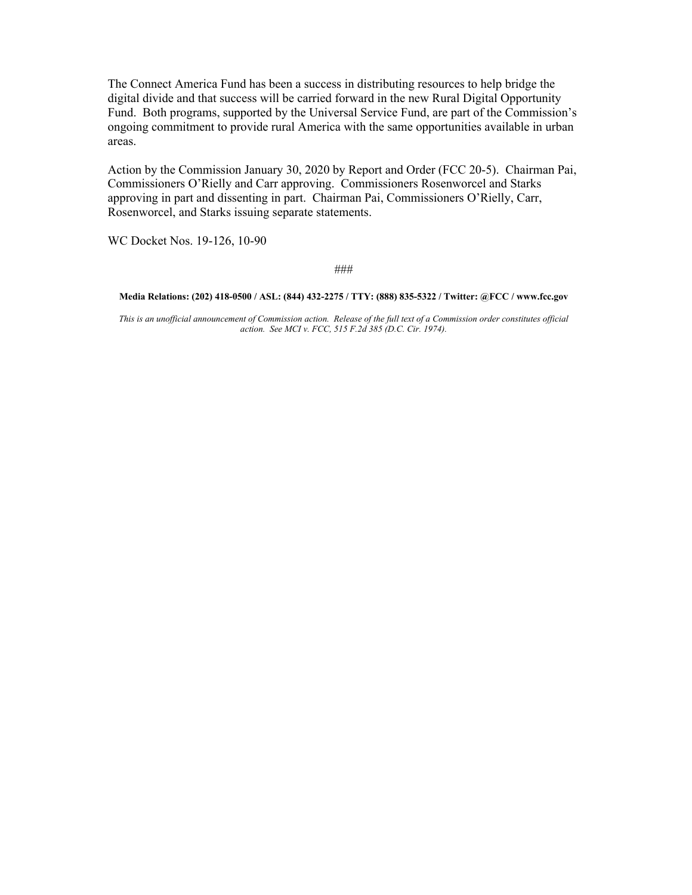The Connect America Fund has been a success in distributing resources to help bridge the digital divide and that success will be carried forward in the new Rural Digital Opportunity Fund. Both programs, supported by the Universal Service Fund, are part of the Commission's ongoing commitment to provide rural America with the same opportunities available in urban areas.

Action by the Commission January 30, 2020 by Report and Order (FCC 20-5). Chairman Pai, Commissioners O'Rielly and Carr approving. Commissioners Rosenworcel and Starks approving in part and dissenting in part. Chairman Pai, Commissioners O'Rielly, Carr, Rosenworcel, and Starks issuing separate statements.

WC Docket Nos. 19-126, 10-90

###

**Media Relations: (202) 418-0500 / ASL: (844) 432-2275 / TTY: (888) 835-5322 / Twitter: @FCC / www.fcc.gov**

*This is an unofficial announcement of Commission action. Release of the full text of a Commission order constitutes official action. See MCI v. FCC, 515 F.2d 385 (D.C. Cir. 1974).*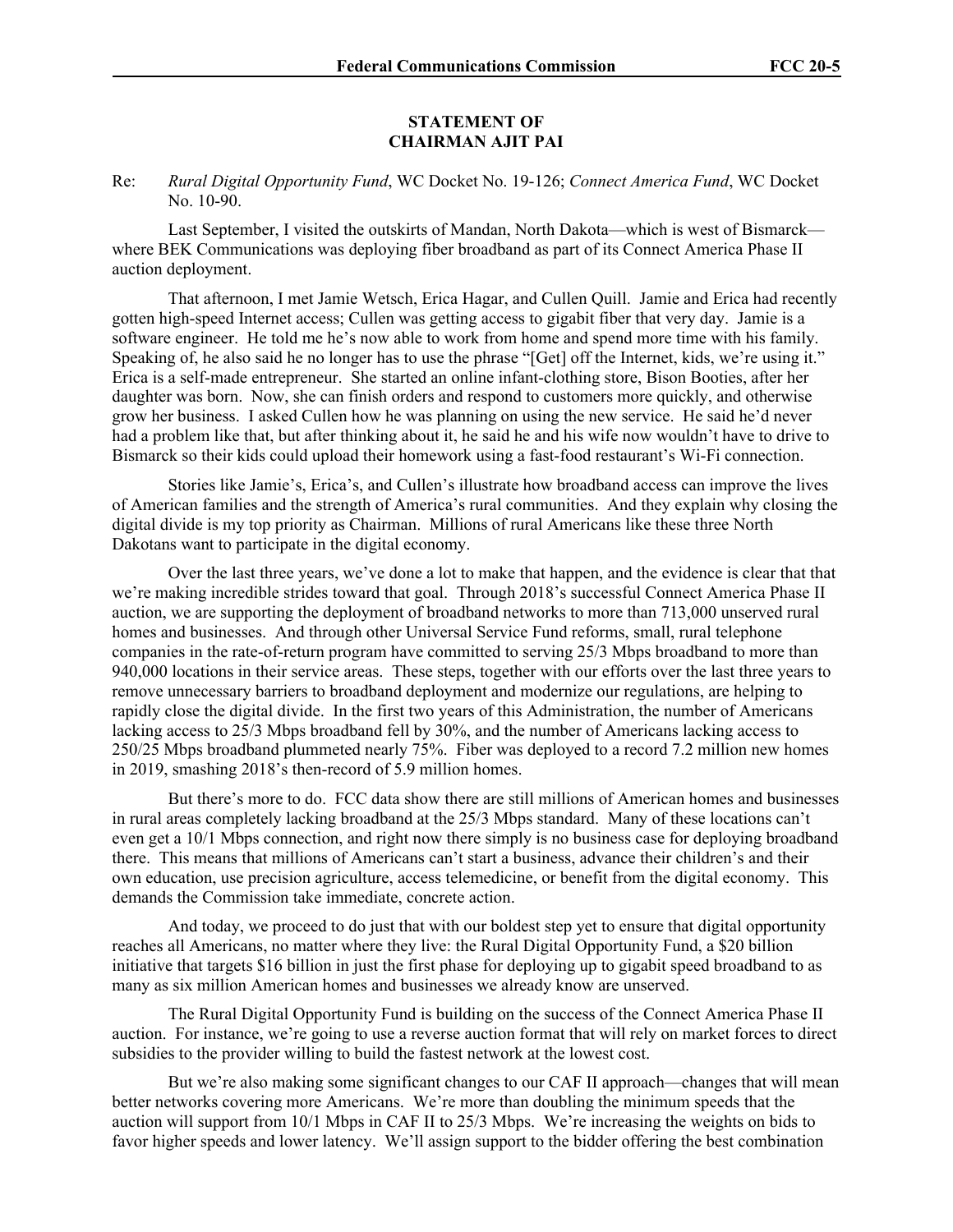**STATEMENT OF**
**CHAIRMAN AJIT PAI**

Re: *Rural Digital Opportunity Fund*, WC Docket No. 19-126; *Connect America Fund*, WC Docket No. 10-90.

Last September, I visited the outskirts of Mandan, North Dakota—which is west of Bismarck—where BEK Communications was deploying fiber broadband as part of its Connect America Phase II auction deployment.

That afternoon, I met Jamie Wetsch, Erica Hagar, and Cullen Quill. Jamie and Erica had recently gotten high-speed Internet access; Cullen was getting access to gigabit fiber that very day. Jamie is a software engineer. He told me he's now able to work from home and spend more time with his family. Speaking of, he also said he no longer has to use the phrase "[Get] off the Internet, kids, we're using it." Erica is a self-made entrepreneur. She started an online infant-clothing store, Bison Booties, after her daughter was born. Now, she can finish orders and respond to customers more quickly, and otherwise grow her business. I asked Cullen how he was planning on using the new service. He said he'd never had a problem like that, but after thinking about it, he said he and his wife now wouldn't have to drive to Bismarck so their kids could upload their homework using a fast-food restaurant's Wi-Fi connection.

Stories like Jamie's, Erica's, and Cullen's illustrate how broadband access can improve the lives of American families and the strength of America's rural communities. And they explain why closing the digital divide is my top priority as Chairman. Millions of rural Americans like these three North Dakotans want to participate in the digital economy.

Over the last three years, we've done a lot to make that happen, and the evidence is clear that that we're making incredible strides toward that goal. Through 2018's successful Connect America Phase II auction, we are supporting the deployment of broadband networks to more than 713,000 unserved rural homes and businesses. And through other Universal Service Fund reforms, small, rural telephone companies in the rate-of-return program have committed to serving 25/3 Mbps broadband to more than 940,000 locations in their service areas. These steps, together with our efforts over the last three years to remove unnecessary barriers to broadband deployment and modernize our regulations, are helping to rapidly close the digital divide. In the first two years of this Administration, the number of Americans lacking access to 25/3 Mbps broadband fell by 30%, and the number of Americans lacking access to 250/25 Mbps broadband plummeted nearly 75%. Fiber was deployed to a record 7.2 million new homes in 2019, smashing 2018's then-record of 5.9 million homes.

But there's more to do. FCC data show there are still millions of American homes and businesses in rural areas completely lacking broadband at the 25/3 Mbps standard. Many of these locations can't even get a 10/1 Mbps connection, and right now there simply is no business case for deploying broadband there. This means that millions of Americans can't start a business, advance their children's and their own education, use precision agriculture, access telemedicine, or benefit from the digital economy. This demands the Commission take immediate, concrete action.

And today, we proceed to do just that with our boldest step yet to ensure that digital opportunity reaches all Americans, no matter where they live: the Rural Digital Opportunity Fund, a $20 billion initiative that targets $16 billion in just the first phase for deploying up to gigabit speed broadband to as many as six million American homes and businesses we already know are unserved.

The Rural Digital Opportunity Fund is building on the success of the Connect America Phase II auction. For instance, we're going to use a reverse auction format that will rely on market forces to direct subsidies to the provider willing to build the fastest network at the lowest cost.

But we're also making some significant changes to our CAF II approach—changes that will mean better networks covering more Americans. We're more than doubling the minimum speeds that the auction will support from 10/1 Mbps in CAF II to 25/3 Mbps. We're increasing the weights on bids to favor higher speeds and lower latency. We'll assign support to the bidder offering the best combination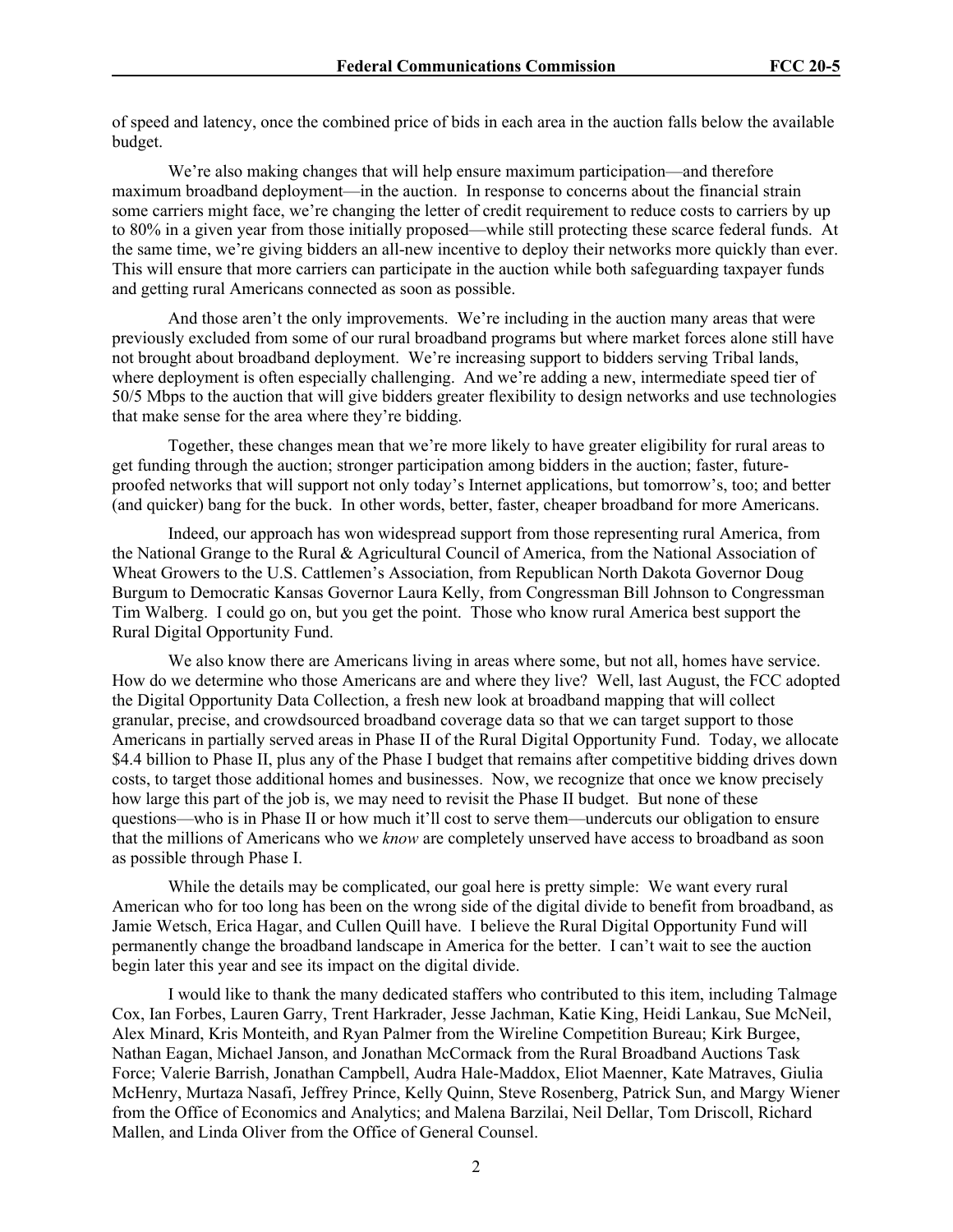of speed and latency, once the combined price of bids in each area in the auction falls below the available budget.

We're also making changes that will help ensure maximum participation—and therefore maximum broadband deployment—in the auction. In response to concerns about the financial strain some carriers might face, we're changing the letter of credit requirement to reduce costs to carriers by up to 80% in a given year from those initially proposed—while still protecting these scarce federal funds. At the same time, we're giving bidders an all-new incentive to deploy their networks more quickly than ever. This will ensure that more carriers can participate in the auction while both safeguarding taxpayer funds and getting rural Americans connected as soon as possible.

And those aren't the only improvements. We're including in the auction many areas that were previously excluded from some of our rural broadband programs but where market forces alone still have not brought about broadband deployment. We're increasing support to bidders serving Tribal lands, where deployment is often especially challenging. And we're adding a new, intermediate speed tier of 50/5 Mbps to the auction that will give bidders greater flexibility to design networks and use technologies that make sense for the area where they're bidding.

Together, these changes mean that we're more likely to have greater eligibility for rural areas to get funding through the auction; stronger participation among bidders in the auction; faster, future-proofed networks that will support not only today's Internet applications, but tomorrow's, too; and better (and quicker) bang for the buck. In other words, better, faster, cheaper broadband for more Americans.

Indeed, our approach has won widespread support from those representing rural America, from the National Grange to the Rural & Agricultural Council of America, from the National Association of Wheat Growers to the U.S. Cattlemen's Association, from Republican North Dakota Governor Doug Burgum to Democratic Kansas Governor Laura Kelly, from Congressman Bill Johnson to Congressman Tim Walberg. I could go on, but you get the point. Those who know rural America best support the Rural Digital Opportunity Fund.

We also know there are Americans living in areas where some, but not all, homes have service. How do we determine who those Americans are and where they live? Well, last August, the FCC adopted the Digital Opportunity Data Collection, a fresh new look at broadband mapping that will collect granular, precise, and crowdsourced broadband coverage data so that we can target support to those Americans in partially served areas in Phase II of the Rural Digital Opportunity Fund. Today, we allocate \$4.4 billion to Phase II, plus any of the Phase I budget that remains after competitive bidding drives down costs, to target those additional homes and businesses. Now, we recognize that once we know precisely how large this part of the job is, we may need to revisit the Phase II budget. But none of these questions—who is in Phase II or how much it'll cost to serve them—undercuts our obligation to ensure that the millions of Americans who we *know* are completely unserved have access to broadband as soon as possible through Phase I.

While the details may be complicated, our goal here is pretty simple: We want every rural American who for too long has been on the wrong side of the digital divide to benefit from broadband, as Jamie Wetsch, Erica Hagar, and Cullen Quill have. I believe the Rural Digital Opportunity Fund will permanently change the broadband landscape in America for the better. I can't wait to see the auction begin later this year and see its impact on the digital divide.

I would like to thank the many dedicated staffers who contributed to this item, including Talmage Cox, Ian Forbes, Lauren Garry, Trent Harkrader, Jesse Jachman, Katie King, Heidi Lankau, Sue McNeil, Alex Minard, Kris Monteith, and Ryan Palmer from the Wireline Competition Bureau; Kirk Burgee, Nathan Eagan, Michael Janson, and Jonathan McCormack from the Rural Broadband Auctions Task Force; Valerie Barrish, Jonathan Campbell, Audra Hale-Maddox, Eliot Maenner, Kate Matraves, Giulia McHenry, Murtaza Nasafi, Jeffrey Prince, Kelly Quinn, Steve Rosenberg, Patrick Sun, and Margy Wiener from the Office of Economics and Analytics; and Malena Barzilai, Neil Dellar, Tom Driscoll, Richard Mallen, and Linda Oliver from the Office of General Counsel.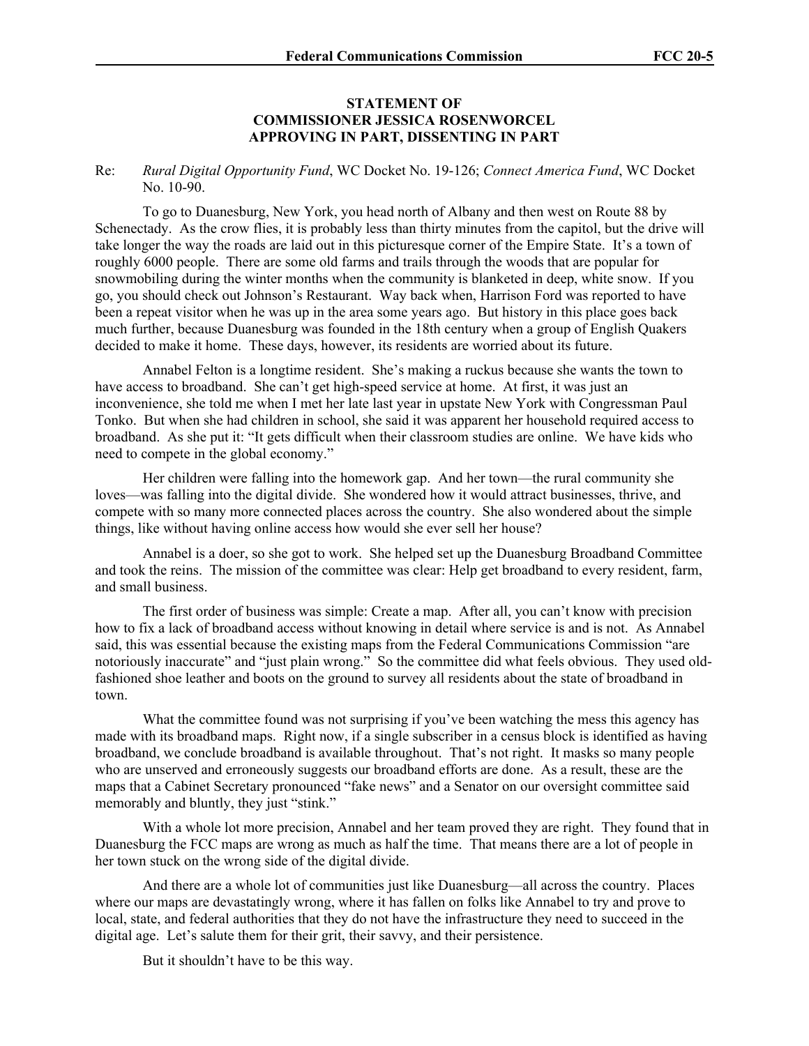**STATEMENT OF**
**COMMISSIONER JESSICA ROSENWORCEL**
**APPROVING IN PART, DISSENTING IN PART**

Re: *Rural Digital Opportunity Fund*, WC Docket No. 19-126; *Connect America Fund*, WC Docket No. 10-90.

To go to Duanesburg, New York, you head north of Albany and then west on Route 88 by Schenectady. As the crow flies, it is probably less than thirty minutes from the capitol, but the drive will take longer the way the roads are laid out in this picturesque corner of the Empire State. It's a town of roughly 6000 people. There are some old farms and trails through the woods that are popular for snowmobiling during the winter months when the community is blanketed in deep, white snow. If you go, you should check out Johnson's Restaurant. Way back when, Harrison Ford was reported to have been a repeat visitor when he was up in the area some years ago. But history in this place goes back much further, because Duanesburg was founded in the 18th century when a group of English Quakers decided to make it home. These days, however, its residents are worried about its future.

Annabel Felton is a longtime resident. She's making a ruckus because she wants the town to have access to broadband. She can't get high-speed service at home. At first, it was just an inconvenience, she told me when I met her late last year in upstate New York with Congressman Paul Tonko. But when she had children in school, she said it was apparent her household required access to broadband. As she put it: "It gets difficult when their classroom studies are online. We have kids who need to compete in the global economy."

Her children were falling into the homework gap. And her town—the rural community she loves—was falling into the digital divide. She wondered how it would attract businesses, thrive, and compete with so many more connected places across the country. She also wondered about the simple things, like without having online access how would she ever sell her house?

Annabel is a doer, so she got to work. She helped set up the Duanesburg Broadband Committee and took the reins. The mission of the committee was clear: Help get broadband to every resident, farm, and small business.

The first order of business was simple: Create a map. After all, you can't know with precision how to fix a lack of broadband access without knowing in detail where service is and is not. As Annabel said, this was essential because the existing maps from the Federal Communications Commission "are notoriously inaccurate" and "just plain wrong." So the committee did what feels obvious. They used old-fashioned shoe leather and boots on the ground to survey all residents about the state of broadband in town.

What the committee found was not surprising if you've been watching the mess this agency has made with its broadband maps. Right now, if a single subscriber in a census block is identified as having broadband, we conclude broadband is available throughout. That's not right. It masks so many people who are unserved and erroneously suggests our broadband efforts are done. As a result, these are the maps that a Cabinet Secretary pronounced "fake news" and a Senator on our oversight committee said memorably and bluntly, they just "stink."

With a whole lot more precision, Annabel and her team proved they are right. They found that in Duanesburg the FCC maps are wrong as much as half the time. That means there are a lot of people in her town stuck on the wrong side of the digital divide.

And there are a whole lot of communities just like Duanesburg—all across the country. Places where our maps are devastatingly wrong, where it has fallen on folks like Annabel to try and prove to local, state, and federal authorities that they do not have the infrastructure they need to succeed in the digital age. Let's salute them for their grit, their savvy, and their persistence.

But it shouldn't have to be this way.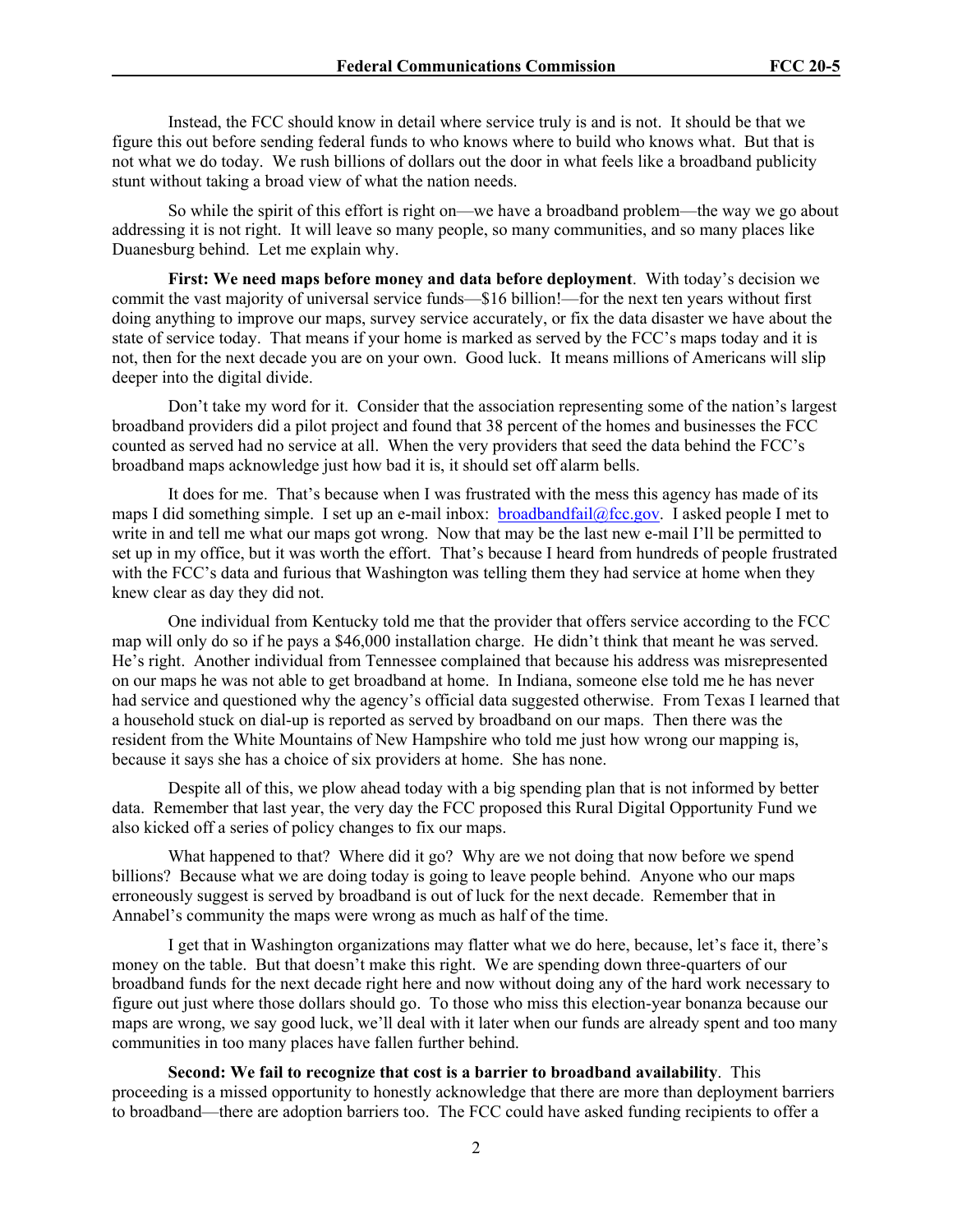Instead, the FCC should know in detail where service truly is and is not. It should be that we figure this out before sending federal funds to who knows where to build who knows what. But that is not what we do today. We rush billions of dollars out the door in what feels like a broadband publicity stunt without taking a broad view of what the nation needs.

So while the spirit of this effort is right on—we have a broadband problem—the way we go about addressing it is not right. It will leave so many people, so many communities, and so many places like Duanesburg behind. Let me explain why.

**First: We need maps before money and data before deployment**. With today's decision we commit the vast majority of universal service funds—$16 billion!—for the next ten years without first doing anything to improve our maps, survey service accurately, or fix the data disaster we have about the state of service today. That means if your home is marked as served by the FCC's maps today and it is not, then for the next decade you are on your own. Good luck. It means millions of Americans will slip deeper into the digital divide.

Don't take my word for it. Consider that the association representing some of the nation's largest broadband providers did a pilot project and found that 38 percent of the homes and businesses the FCC counted as served had no service at all. When the very providers that seed the data behind the FCC's broadband maps acknowledge just how bad it is, it should set off alarm bells.

It does for me. That's because when I was frustrated with the mess this agency has made of its maps I did something simple. I set up an e-mail inbox: broadbandfail@fcc.gov. I asked people I met to write in and tell me what our maps got wrong. Now that may be the last new e-mail I'll be permitted to set up in my office, but it was worth the effort. That's because I heard from hundreds of people frustrated with the FCC's data and furious that Washington was telling them they had service at home when they knew clear as day they did not.

One individual from Kentucky told me that the provider that offers service according to the FCC map will only do so if he pays a $46,000 installation charge. He didn't think that meant he was served. He's right. Another individual from Tennessee complained that because his address was misrepresented on our maps he was not able to get broadband at home. In Indiana, someone else told me he has never had service and questioned why the agency's official data suggested otherwise. From Texas I learned that a household stuck on dial-up is reported as served by broadband on our maps. Then there was the resident from the White Mountains of New Hampshire who told me just how wrong our mapping is, because it says she has a choice of six providers at home. She has none.

Despite all of this, we plow ahead today with a big spending plan that is not informed by better data. Remember that last year, the very day the FCC proposed this Rural Digital Opportunity Fund we also kicked off a series of policy changes to fix our maps.

What happened to that? Where did it go? Why are we not doing that now before we spend billions? Because what we are doing today is going to leave people behind. Anyone who our maps erroneously suggest is served by broadband is out of luck for the next decade. Remember that in Annabel's community the maps were wrong as much as half of the time.

I get that in Washington organizations may flatter what we do here, because, let's face it, there's money on the table. But that doesn't make this right. We are spending down three-quarters of our broadband funds for the next decade right here and now without doing any of the hard work necessary to figure out just where those dollars should go. To those who miss this election-year bonanza because our maps are wrong, we say good luck, we'll deal with it later when our funds are already spent and too many communities in too many places have fallen further behind.

**Second: We fail to recognize that cost is a barrier to broadband availability**. This proceeding is a missed opportunity to honestly acknowledge that there are more than deployment barriers to broadband—there are adoption barriers too. The FCC could have asked funding recipients to offer a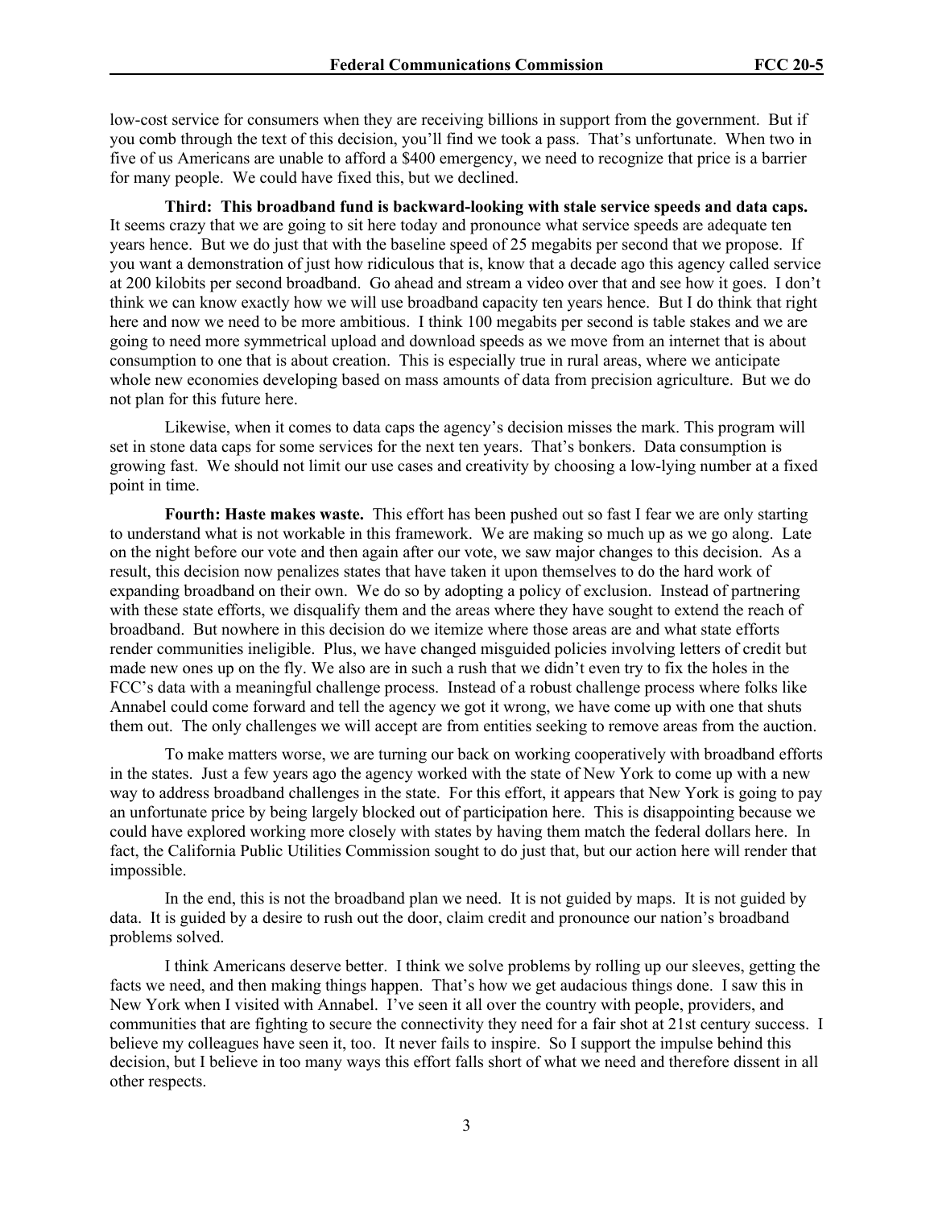low-cost service for consumers when they are receiving billions in support from the government. But if you comb through the text of this decision, you'll find we took a pass. That's unfortunate. When two in five of us Americans are unable to afford a $400 emergency, we need to recognize that price is a barrier for many people. We could have fixed this, but we declined.

**Third: This broadband fund is backward-looking with stale service speeds and data caps.** It seems crazy that we are going to sit here today and pronounce what service speeds are adequate ten years hence. But we do just that with the baseline speed of 25 megabits per second that we propose. If you want a demonstration of just how ridiculous that is, know that a decade ago this agency called service at 200 kilobits per second broadband. Go ahead and stream a video over that and see how it goes. I don't think we can know exactly how we will use broadband capacity ten years hence. But I do think that right here and now we need to be more ambitious. I think 100 megabits per second is table stakes and we are going to need more symmetrical upload and download speeds as we move from an internet that is about consumption to one that is about creation. This is especially true in rural areas, where we anticipate whole new economies developing based on mass amounts of data from precision agriculture. But we do not plan for this future here.

Likewise, when it comes to data caps the agency's decision misses the mark. This program will set in stone data caps for some services for the next ten years. That's bonkers. Data consumption is growing fast. We should not limit our use cases and creativity by choosing a low-lying number at a fixed point in time.

**Fourth: Haste makes waste.** This effort has been pushed out so fast I fear we are only starting to understand what is not workable in this framework. We are making so much up as we go along. Late on the night before our vote and then again after our vote, we saw major changes to this decision. As a result, this decision now penalizes states that have taken it upon themselves to do the hard work of expanding broadband on their own. We do so by adopting a policy of exclusion. Instead of partnering with these state efforts, we disqualify them and the areas where they have sought to extend the reach of broadband. But nowhere in this decision do we itemize where those areas are and what state efforts render communities ineligible. Plus, we have changed misguided policies involving letters of credit but made new ones up on the fly. We also are in such a rush that we didn't even try to fix the holes in the FCC's data with a meaningful challenge process. Instead of a robust challenge process where folks like Annabel could come forward and tell the agency we got it wrong, we have come up with one that shuts them out. The only challenges we will accept are from entities seeking to remove areas from the auction.

To make matters worse, we are turning our back on working cooperatively with broadband efforts in the states. Just a few years ago the agency worked with the state of New York to come up with a new way to address broadband challenges in the state. For this effort, it appears that New York is going to pay an unfortunate price by being largely blocked out of participation here. This is disappointing because we could have explored working more closely with states by having them match the federal dollars here. In fact, the California Public Utilities Commission sought to do just that, but our action here will render that impossible.

In the end, this is not the broadband plan we need. It is not guided by maps. It is not guided by data. It is guided by a desire to rush out the door, claim credit and pronounce our nation's broadband problems solved.

I think Americans deserve better. I think we solve problems by rolling up our sleeves, getting the facts we need, and then making things happen. That's how we get audacious things done. I saw this in New York when I visited with Annabel. I've seen it all over the country with people, providers, and communities that are fighting to secure the connectivity they need for a fair shot at 21st century success. I believe my colleagues have seen it, too. It never fails to inspire. So I support the impulse behind this decision, but I believe in too many ways this effort falls short of what we need and therefore dissent in all other respects.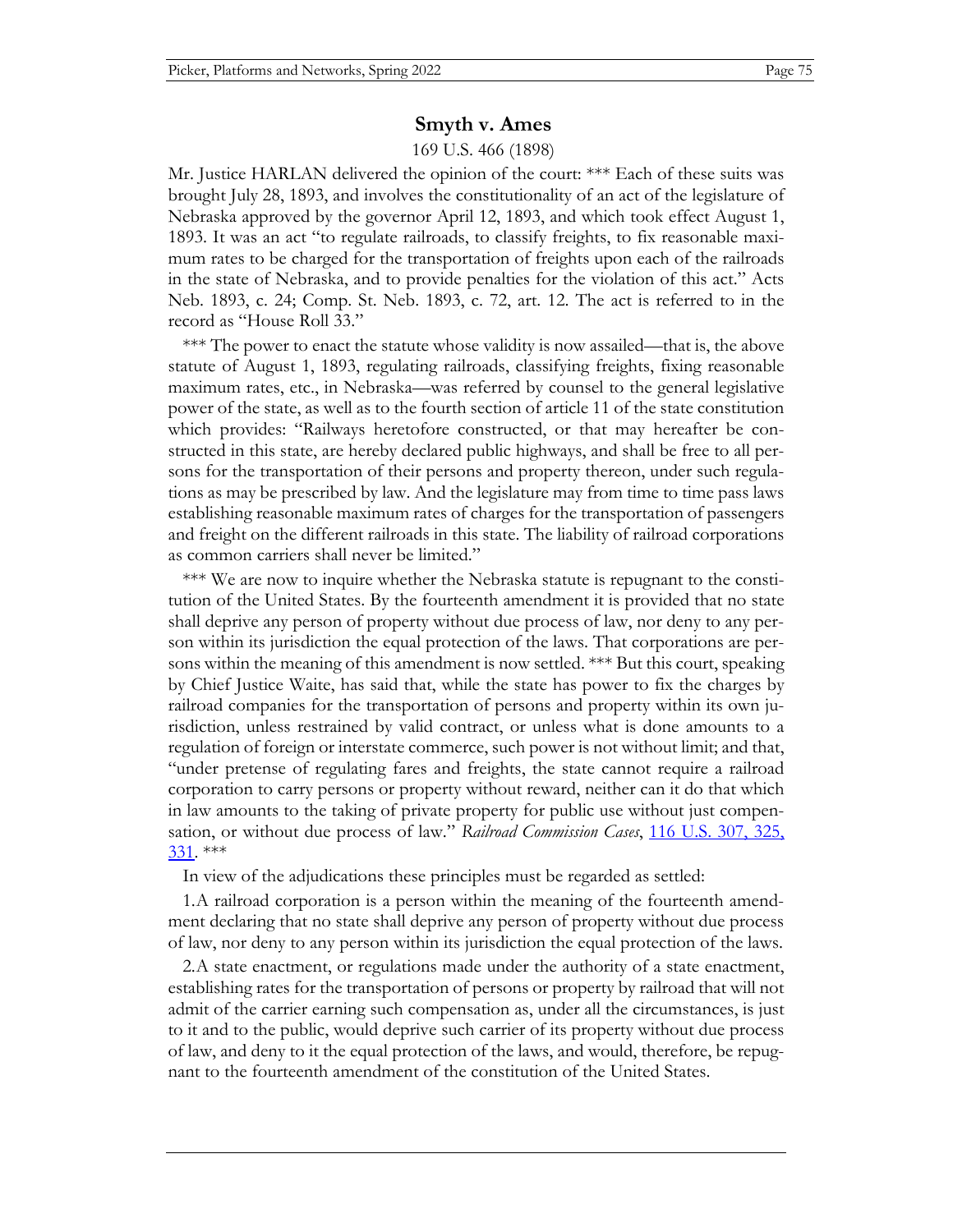## Smyth v. Ames

169 U.S. 466 (1898)

Mr. Justice HARLAN delivered the opinion of the court: *** Each of these suits was brought July 28, 1893, and involves the constitutionality of an act of the legislature of Nebraska approved by the governor April 12, 1893, and which took effect August 1, 1893. It was an act "to regulate railroads, to classify freights, to fix reasonable maximum rates to be charged for the transportation of freights upon each of the railroads in the state of Nebraska, and to provide penalties for the violation of this act." Acts Neb. 1893, c. 24; Comp. St. Neb. 1893, c. 72, art. 12. The act is referred to in the record as "House Roll 33."

*** The power to enact the statute whose validity is now assailed—that is, the above statute of August 1, 1893, regulating railroads, classifying freights, fixing reasonable maximum rates, etc., in Nebraska—was referred by counsel to the general legislative power of the state, as well as to the fourth section of article 11 of the state constitution which provides: "Railways heretofore constructed, or that may hereafter be constructed in this state, are hereby declared public highways, and shall be free to all persons for the transportation of their persons and property thereon, under such regulations as may be prescribed by law. And the legislature may from time to time pass laws establishing reasonable maximum rates of charges for the transportation of passengers and freight on the different railroads in this state. The liability of railroad corporations as common carriers shall never be limited."

*** We are now to inquire whether the Nebraska statute is repugnant to the constitution of the United States. By the fourteenth amendment it is provided that no state shall deprive any person of property without due process of law, nor deny to any person within its jurisdiction the equal protection of the laws. That corporations are persons within the meaning of this amendment is now settled. *** But this court, speaking by Chief Justice Waite, has said that, while the state has power to fix the charges by railroad companies for the transportation of persons and property within its own jurisdiction, unless restrained by valid contract, or unless what is done amounts to a regulation of foreign or interstate commerce, such power is not without limit; and that, "under pretense of regulating fares and freights, the state cannot require a railroad corporation to carry persons or property without reward, neither can it do that which in law amounts to the taking of private property for public use without just compensation, or without due process of law." *Railroad Commission Cases*, 116 U.S. 307, 325, 331. ***

In view of the adjudications these principles must be regarded as settled:

1. A railroad corporation is a person within the meaning of the fourteenth amendment declaring that no state shall deprive any person of property without due process of law, nor deny to any person within its jurisdiction the equal protection of the laws.

2. A state enactment, or regulations made under the authority of a state enactment, establishing rates for the transportation of persons or property by railroad that will not admit of the carrier earning such compensation as, under all the circumstances, is just to it and to the public, would deprive such carrier of its property without due process of law, and deny to it the equal protection of the laws, and would, therefore, be repugnant to the fourteenth amendment of the constitution of the United States.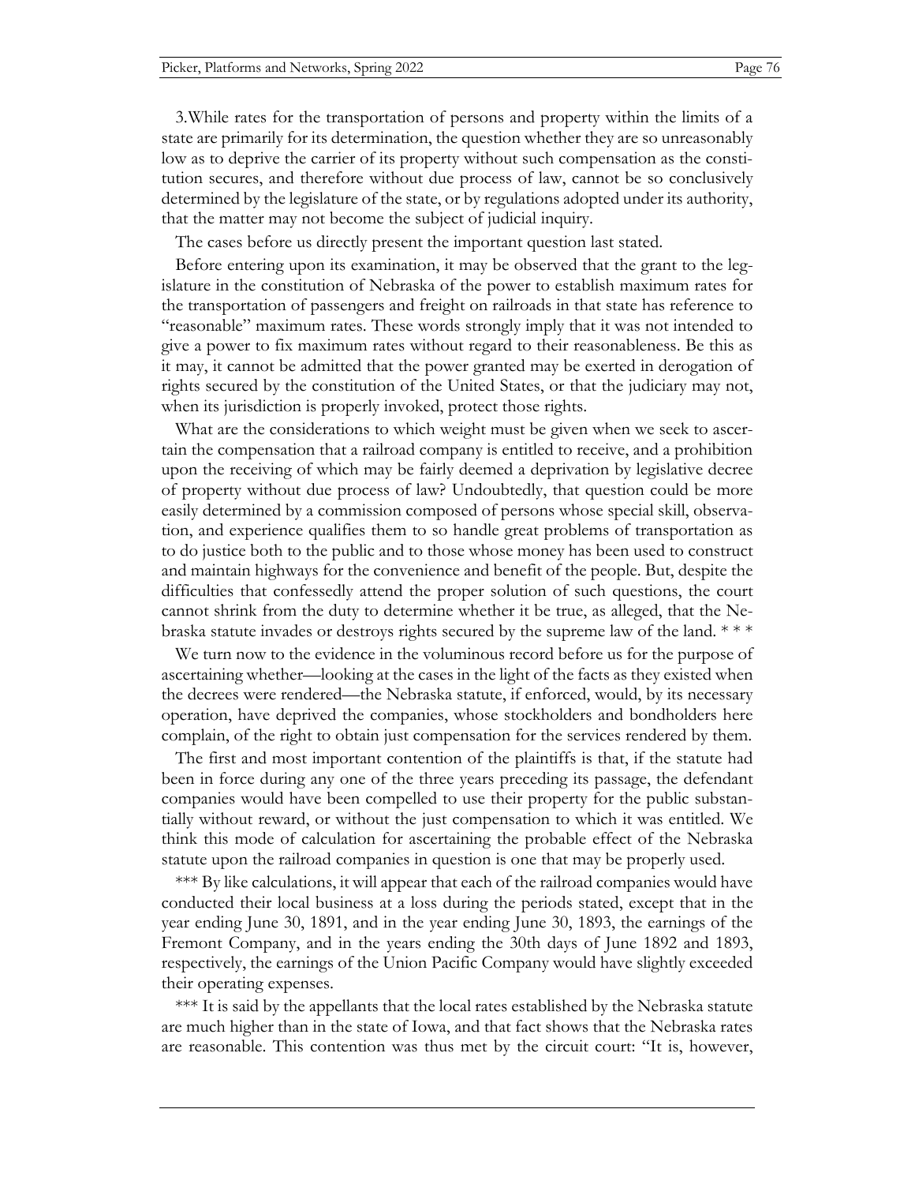3.While rates for the transportation of persons and property within the limits of a state are primarily for its determination, the question whether they are so unreasonably low as to deprive the carrier of its property without such compensation as the constitution secures, and therefore without due process of law, cannot be so conclusively determined by the legislature of the state, or by regulations adopted under its authority, that the matter may not become the subject of judicial inquiry.

The cases before us directly present the important question last stated.

Before entering upon its examination, it may be observed that the grant to the legislature in the constitution of Nebraska of the power to establish maximum rates for the transportation of passengers and freight on railroads in that state has reference to "reasonable" maximum rates. These words strongly imply that it was not intended to give a power to fix maximum rates without regard to their reasonableness. Be this as it may, it cannot be admitted that the power granted may be exerted in derogation of rights secured by the constitution of the United States, or that the judiciary may not, when its jurisdiction is properly invoked, protect those rights.

What are the considerations to which weight must be given when we seek to ascertain the compensation that a railroad company is entitled to receive, and a prohibition upon the receiving of which may be fairly deemed a deprivation by legislative decree of property without due process of law? Undoubtedly, that question could be more easily determined by a commission composed of persons whose special skill, observation, and experience qualifies them to so handle great problems of transportation as to do justice both to the public and to those whose money has been used to construct and maintain highways for the convenience and benefit of the people. But, despite the difficulties that confessedly attend the proper solution of such questions, the court cannot shrink from the duty to determine whether it be true, as alleged, that the Nebraska statute invades or destroys rights secured by the supreme law of the land. * * *

We turn now to the evidence in the voluminous record before us for the purpose of ascertaining whether—looking at the cases in the light of the facts as they existed when the decrees were rendered—the Nebraska statute, if enforced, would, by its necessary operation, have deprived the companies, whose stockholders and bondholders here complain, of the right to obtain just compensation for the services rendered by them.

The first and most important contention of the plaintiffs is that, if the statute had been in force during any one of the three years preceding its passage, the defendant companies would have been compelled to use their property for the public substantially without reward, or without the just compensation to which it was entitled. We think this mode of calculation for ascertaining the probable effect of the Nebraska statute upon the railroad companies in question is one that may be properly used.

*** By like calculations, it will appear that each of the railroad companies would have conducted their local business at a loss during the periods stated, except that in the year ending June 30, 1891, and in the year ending June 30, 1893, the earnings of the Fremont Company, and in the years ending the 30th days of June 1892 and 1893, respectively, the earnings of the Union Pacific Company would have slightly exceeded their operating expenses.

*** It is said by the appellants that the local rates established by the Nebraska statute are much higher than in the state of Iowa, and that fact shows that the Nebraska rates are reasonable. This contention was thus met by the circuit court: "It is, however,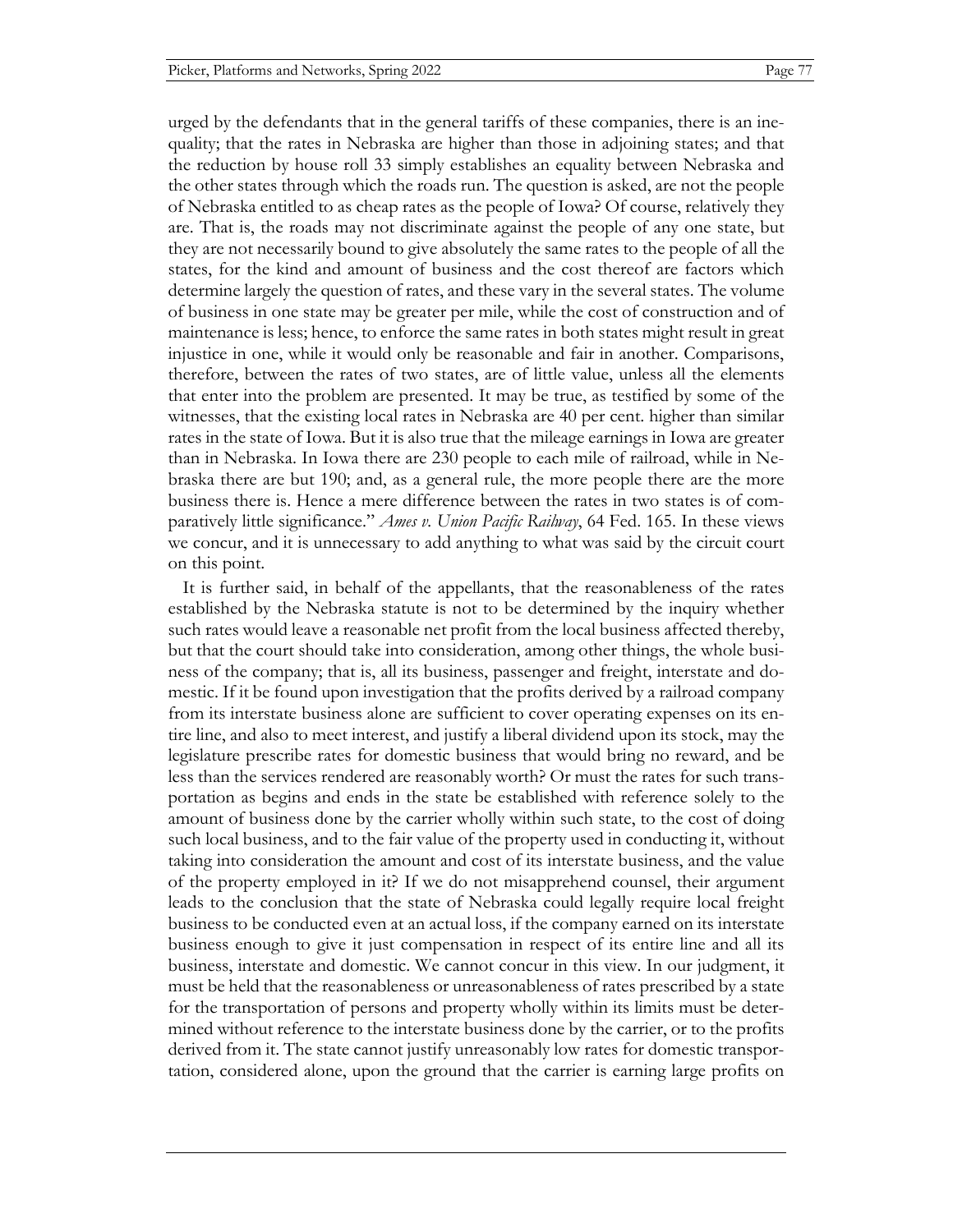urged by the defendants that in the general tariffs of these companies, there is an inequality; that the rates in Nebraska are higher than those in adjoining states; and that the reduction by house roll 33 simply establishes an equality between Nebraska and the other states through which the roads run. The question is asked, are not the people of Nebraska entitled to as cheap rates as the people of Iowa? Of course, relatively they are. That is, the roads may not discriminate against the people of any one state, but they are not necessarily bound to give absolutely the same rates to the people of all the states, for the kind and amount of business and the cost thereof are factors which determine largely the question of rates, and these vary in the several states. The volume of business in one state may be greater per mile, while the cost of construction and of maintenance is less; hence, to enforce the same rates in both states might result in great injustice in one, while it would only be reasonable and fair in another. Comparisons, therefore, between the rates of two states, are of little value, unless all the elements that enter into the problem are presented. It may be true, as testified by some of the witnesses, that the existing local rates in Nebraska are 40 per cent. higher than similar rates in the state of Iowa. But it is also true that the mileage earnings in Iowa are greater than in Nebraska. In Iowa there are 230 people to each mile of railroad, while in Nebraska there are but 190; and, as a general rule, the more people there are the more business there is. Hence a mere difference between the rates in two states is of comparatively little significance." *Ames v. Union Pacific Railway*, 64 Fed. 165. In these views we concur, and it is unnecessary to add anything to what was said by the circuit court on this point.

It is further said, in behalf of the appellants, that the reasonableness of the rates established by the Nebraska statute is not to be determined by the inquiry whether such rates would leave a reasonable net profit from the local business affected thereby, but that the court should take into consideration, among other things, the whole business of the company; that is, all its business, passenger and freight, interstate and domestic. If it be found upon investigation that the profits derived by a railroad company from its interstate business alone are sufficient to cover operating expenses on its entire line, and also to meet interest, and justify a liberal dividend upon its stock, may the legislature prescribe rates for domestic business that would bring no reward, and be less than the services rendered are reasonably worth? Or must the rates for such transportation as begins and ends in the state be established with reference solely to the amount of business done by the carrier wholly within such state, to the cost of doing such local business, and to the fair value of the property used in conducting it, without taking into consideration the amount and cost of its interstate business, and the value of the property employed in it? If we do not misapprehend counsel, their argument leads to the conclusion that the state of Nebraska could legally require local freight business to be conducted even at an actual loss, if the company earned on its interstate business enough to give it just compensation in respect of its entire line and all its business, interstate and domestic. We cannot concur in this view. In our judgment, it must be held that the reasonableness or unreasonableness of rates prescribed by a state for the transportation of persons and property wholly within its limits must be determined without reference to the interstate business done by the carrier, or to the profits derived from it. The state cannot justify unreasonably low rates for domestic transportation, considered alone, upon the ground that the carrier is earning large profits on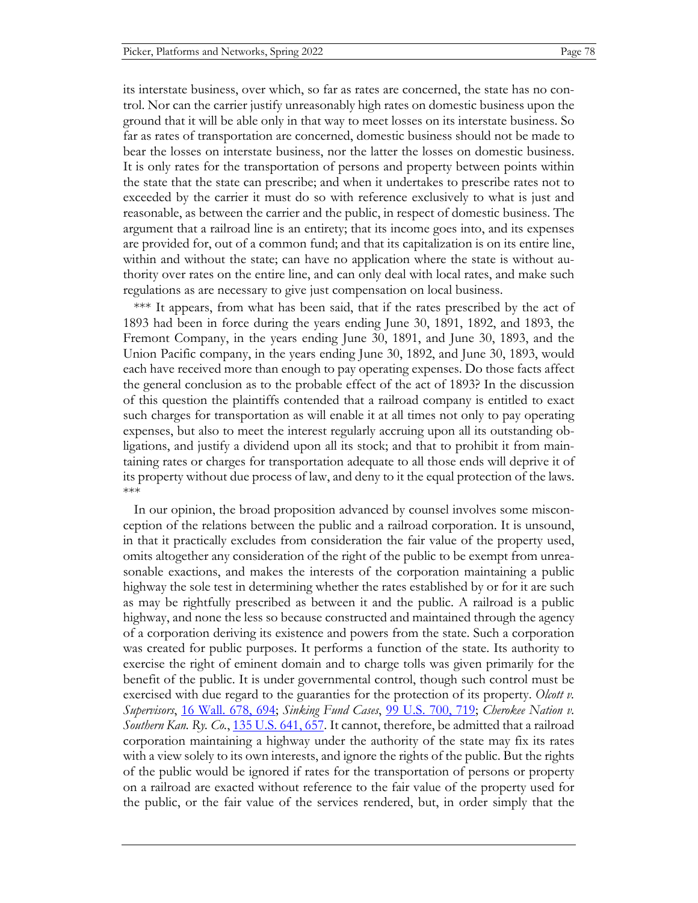its interstate business, over which, so far as rates are concerned, the state has no control. Nor can the carrier justify unreasonably high rates on domestic business upon the ground that it will be able only in that way to meet losses on its interstate business. So far as rates of transportation are concerned, domestic business should not be made to bear the losses on interstate business, nor the latter the losses on domestic business. It is only rates for the transportation of persons and property between points within the state that the state can prescribe; and when it undertakes to prescribe rates not to exceeded by the carrier it must do so with reference exclusively to what is just and reasonable, as between the carrier and the public, in respect of domestic business. The argument that a railroad line is an entirety; that its income goes into, and its expenses are provided for, out of a common fund; and that its capitalization is on its entire line, within and without the state; can have no application where the state is without authority over rates on the entire line, and can only deal with local rates, and make such regulations as are necessary to give just compensation on local business.

*** It appears, from what has been said, that if the rates prescribed by the act of 1893 had been in force during the years ending June 30, 1891, 1892, and 1893, the Fremont Company, in the years ending June 30, 1891, and June 30, 1893, and the Union Pacific company, in the years ending June 30, 1892, and June 30, 1893, would each have received more than enough to pay operating expenses. Do those facts affect the general conclusion as to the probable effect of the act of 1893? In the discussion of this question the plaintiffs contended that a railroad company is entitled to exact such charges for transportation as will enable it at all times not only to pay operating expenses, but also to meet the interest regularly accruing upon all its outstanding obligations, and justify a dividend upon all its stock; and that to prohibit it from maintaining rates or charges for transportation adequate to all those ends will deprive it of its property without due process of law, and deny to it the equal protection of the laws. ***

In our opinion, the broad proposition advanced by counsel involves some misconception of the relations between the public and a railroad corporation. It is unsound, in that it practically excludes from consideration the fair value of the property used, omits altogether any consideration of the right of the public to be exempt from unreasonable exactions, and makes the interests of the corporation maintaining a public highway the sole test in determining whether the rates established by or for it are such as may be rightfully prescribed as between it and the public. A railroad is a public highway, and none the less so because constructed and maintained through the agency of a corporation deriving its existence and powers from the state. Such a corporation was created for public purposes. It performs a function of the state. Its authority to exercise the right of eminent domain and to charge tolls was given primarily for the benefit of the public. It is under governmental control, though such control must be exercised with due regard to the guaranties for the protection of its property. *Olcott v. Supervisors*, 16 Wall. 678, 694; *Sinking Fund Cases*, 99 U.S. 700, 719; *Cherokee Nation v. Southern Kan. Ry. Co.*, 135 U.S. 641, 657. It cannot, therefore, be admitted that a railroad corporation maintaining a highway under the authority of the state may fix its rates with a view solely to its own interests, and ignore the rights of the public. But the rights of the public would be ignored if rates for the transportation of persons or property on a railroad are exacted without reference to the fair value of the property used for the public, or the fair value of the services rendered, but, in order simply that the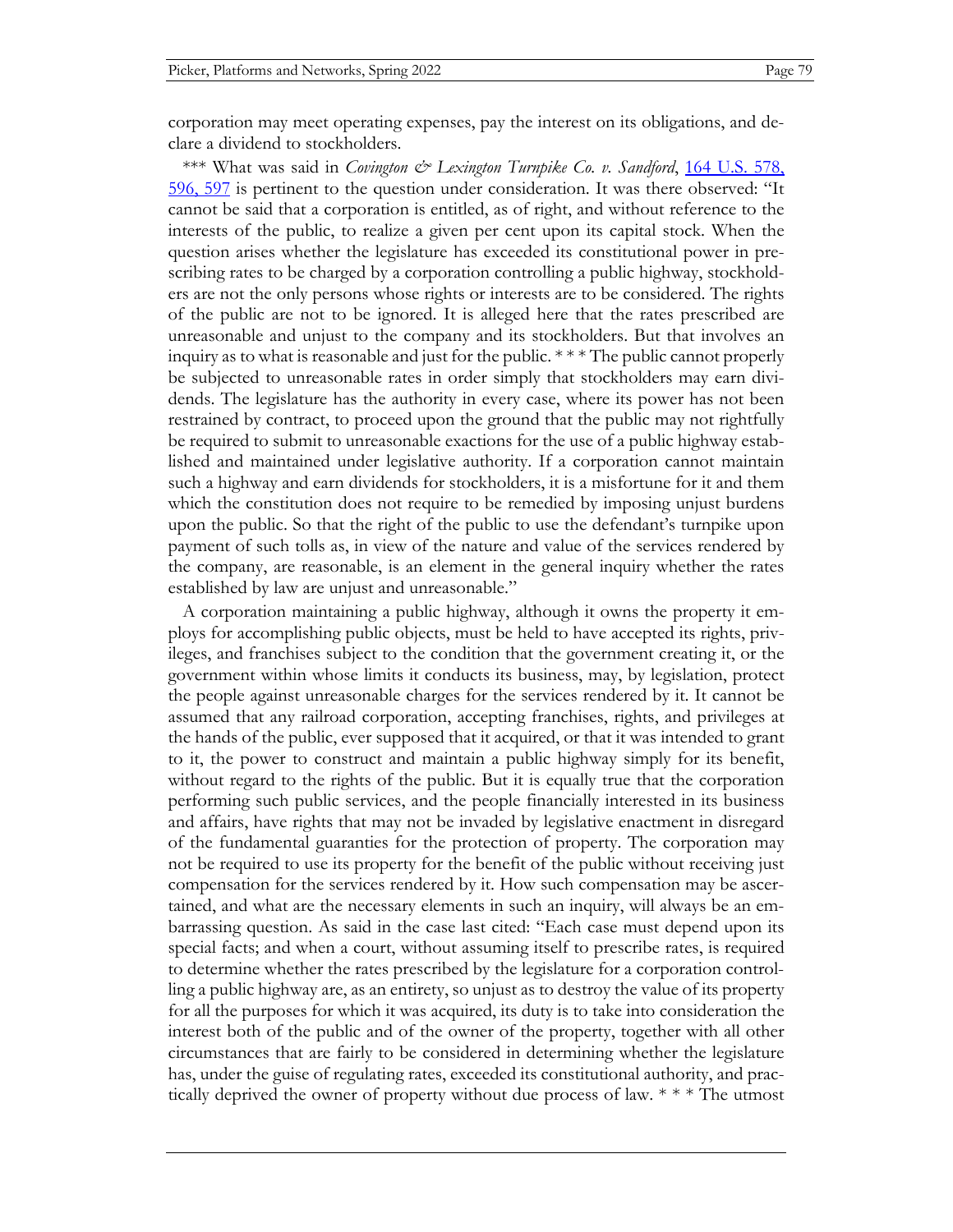corporation may meet operating expenses, pay the interest on its obligations, and declare a dividend to stockholders.

*** What was said in *Covington & Lexington Turnpike Co. v. Sandford*, 164 U.S. 578, 596, 597 is pertinent to the question under consideration. It was there observed: "It cannot be said that a corporation is entitled, as of right, and without reference to the interests of the public, to realize a given per cent upon its capital stock. When the question arises whether the legislature has exceeded its constitutional power in prescribing rates to be charged by a corporation controlling a public highway, stockholders are not the only persons whose rights or interests are to be considered. The rights of the public are not to be ignored. It is alleged here that the rates prescribed are unreasonable and unjust to the company and its stockholders. But that involves an inquiry as to what is reasonable and just for the public. * * * The public cannot properly be subjected to unreasonable rates in order simply that stockholders may earn dividends. The legislature has the authority in every case, where its power has not been restrained by contract, to proceed upon the ground that the public may not rightfully be required to submit to unreasonable exactions for the use of a public highway established and maintained under legislative authority. If a corporation cannot maintain such a highway and earn dividends for stockholders, it is a misfortune for it and them which the constitution does not require to be remedied by imposing unjust burdens upon the public. So that the right of the public to use the defendant's turnpike upon payment of such tolls as, in view of the nature and value of the services rendered by the company, are reasonable, is an element in the general inquiry whether the rates established by law are unjust and unreasonable."

A corporation maintaining a public highway, although it owns the property it employs for accomplishing public objects, must be held to have accepted its rights, privileges, and franchises subject to the condition that the government creating it, or the government within whose limits it conducts its business, may, by legislation, protect the people against unreasonable charges for the services rendered by it. It cannot be assumed that any railroad corporation, accepting franchises, rights, and privileges at the hands of the public, ever supposed that it acquired, or that it was intended to grant to it, the power to construct and maintain a public highway simply for its benefit, without regard to the rights of the public. But it is equally true that the corporation performing such public services, and the people financially interested in its business and affairs, have rights that may not be invaded by legislative enactment in disregard of the fundamental guaranties for the protection of property. The corporation may not be required to use its property for the benefit of the public without receiving just compensation for the services rendered by it. How such compensation may be ascertained, and what are the necessary elements in such an inquiry, will always be an embarrassing question. As said in the case last cited: "Each case must depend upon its special facts; and when a court, without assuming itself to prescribe rates, is required to determine whether the rates prescribed by the legislature for a corporation controlling a public highway are, as an entirety, so unjust as to destroy the value of its property for all the purposes for which it was acquired, its duty is to take into consideration the interest both of the public and of the owner of the property, together with all other circumstances that are fairly to be considered in determining whether the legislature has, under the guise of regulating rates, exceeded its constitutional authority, and practically deprived the owner of property without due process of law. * * * The utmost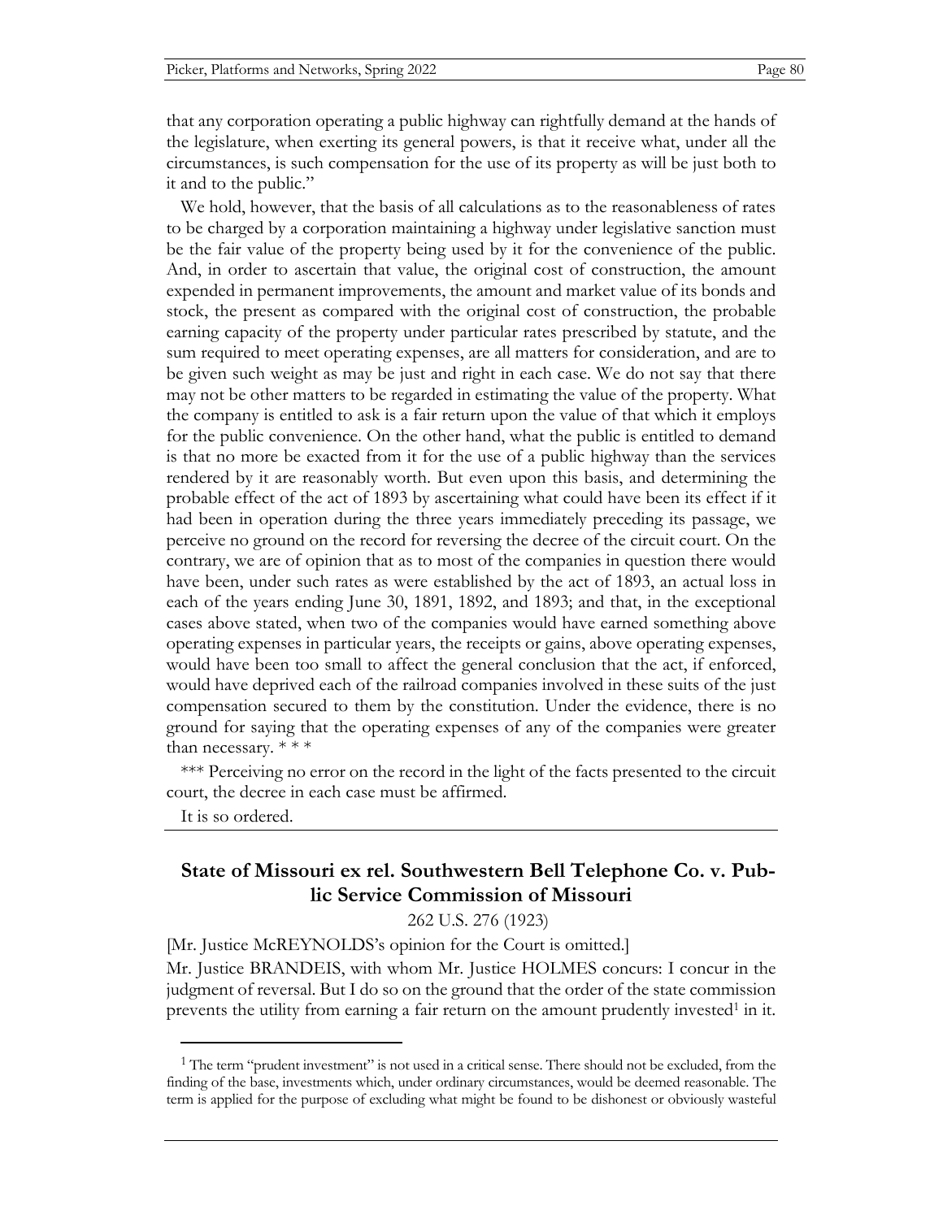that any corporation operating a public highway can rightfully demand at the hands of the legislature, when exerting its general powers, is that it receive what, under all the circumstances, is such compensation for the use of its property as will be just both to it and to the public."

We hold, however, that the basis of all calculations as to the reasonableness of rates to be charged by a corporation maintaining a highway under legislative sanction must be the fair value of the property being used by it for the convenience of the public. And, in order to ascertain that value, the original cost of construction, the amount expended in permanent improvements, the amount and market value of its bonds and stock, the present as compared with the original cost of construction, the probable earning capacity of the property under particular rates prescribed by statute, and the sum required to meet operating expenses, are all matters for consideration, and are to be given such weight as may be just and right in each case. We do not say that there may not be other matters to be regarded in estimating the value of the property. What the company is entitled to ask is a fair return upon the value of that which it employs for the public convenience. On the other hand, what the public is entitled to demand is that no more be exacted from it for the use of a public highway than the services rendered by it are reasonably worth. But even upon this basis, and determining the probable effect of the act of 1893 by ascertaining what could have been its effect if it had been in operation during the three years immediately preceding its passage, we perceive no ground on the record for reversing the decree of the circuit court. On the contrary, we are of opinion that as to most of the companies in question there would have been, under such rates as were established by the act of 1893, an actual loss in each of the years ending June 30, 1891, 1892, and 1893; and that, in the exceptional cases above stated, when two of the companies would have earned something above operating expenses in particular years, the receipts or gains, above operating expenses, would have been too small to affect the general conclusion that the act, if enforced, would have deprived each of the railroad companies involved in these suits of the just compensation secured to them by the constitution. Under the evidence, there is no ground for saying that the operating expenses of any of the companies were greater than necessary. * * *

*** Perceiving no error on the record in the light of the facts presented to the circuit court, the decree in each case must be affirmed.

It is so ordered.

## State of Missouri ex rel. Southwestern Bell Telephone Co. v. Public Service Commission of Missouri

262 U.S. 276 (1923)

[Mr. Justice McREYNOLDS's opinion for the Court is omitted.]

Mr. Justice BRANDEIS, with whom Mr. Justice HOLMES concurs: I concur in the judgment of reversal. But I do so on the ground that the order of the state commission prevents the utility from earning a fair return on the amount prudently invested[1] in it.

[1] The term "prudent investment" is not used in a critical sense. There should not be excluded, from the finding of the base, investments which, under ordinary circumstances, would be deemed reasonable. The term is applied for the purpose of excluding what might be found to be dishonest or obviously wasteful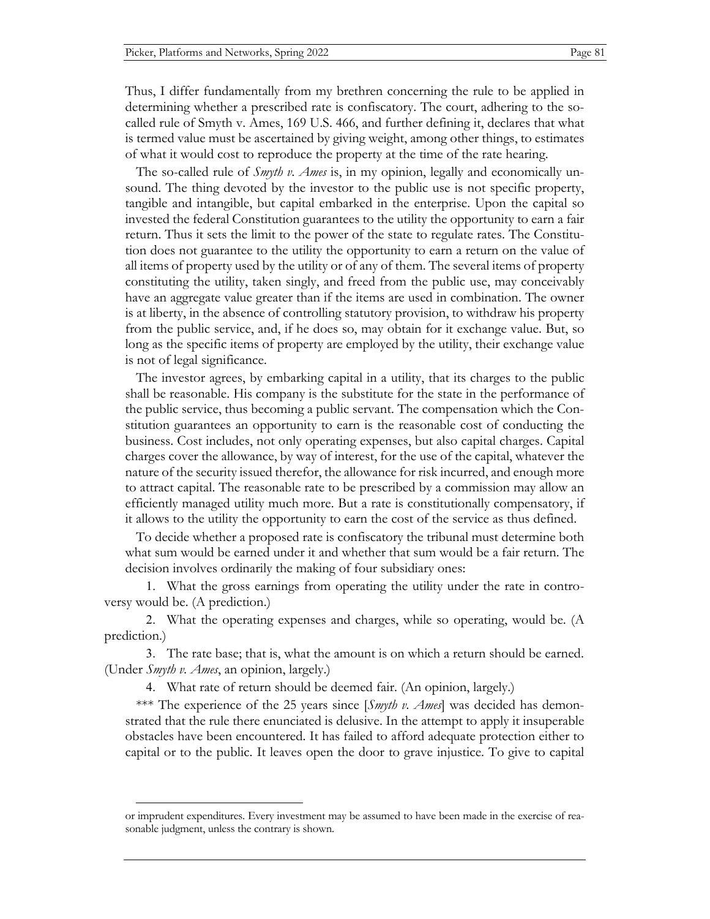Thus, I differ fundamentally from my brethren concerning the rule to be applied in determining whether a prescribed rate is confiscatory. The court, adhering to the so-called rule of Smyth v. Ames, 169 U.S. 466, and further defining it, declares that what is termed value must be ascertained by giving weight, among other things, to estimates of what it would cost to reproduce the property at the time of the rate hearing.

The so-called rule of *Smyth v. Ames* is, in my opinion, legally and economically unsound. The thing devoted by the investor to the public use is not specific property, tangible and intangible, but capital embarked in the enterprise. Upon the capital so invested the federal Constitution guarantees to the utility the opportunity to earn a fair return. Thus it sets the limit to the power of the state to regulate rates. The Constitution does not guarantee to the utility the opportunity to earn a return on the value of all items of property used by the utility or of any of them. The several items of property constituting the utility, taken singly, and freed from the public use, may conceivably have an aggregate value greater than if the items are used in combination. The owner is at liberty, in the absence of controlling statutory provision, to withdraw his property from the public service, and, if he does so, may obtain for it exchange value. But, so long as the specific items of property are employed by the utility, their exchange value is not of legal significance.

The investor agrees, by embarking capital in a utility, that its charges to the public shall be reasonable. His company is the substitute for the state in the performance of the public service, thus becoming a public servant. The compensation which the Constitution guarantees an opportunity to earn is the reasonable cost of conducting the business. Cost includes, not only operating expenses, but also capital charges. Capital charges cover the allowance, by way of interest, for the use of the capital, whatever the nature of the security issued therefor, the allowance for risk incurred, and enough more to attract capital. The reasonable rate to be prescribed by a commission may allow an efficiently managed utility much more. But a rate is constitutionally compensatory, if it allows to the utility the opportunity to earn the cost of the service as thus defined.

To decide whether a proposed rate is confiscatory the tribunal must determine both what sum would be earned under it and whether that sum would be a fair return. The decision involves ordinarily the making of four subsidiary ones:

1. What the gross earnings from operating the utility under the rate in controversy would be. (A prediction.)

2. What the operating expenses and charges, while so operating, would be. (A prediction.)

3. The rate base; that is, what the amount is on which a return should be earned. (Under *Smyth v. Ames*, an opinion, largely.)

4. What rate of return should be deemed fair. (An opinion, largely.)

*** The experience of the 25 years since [*Smyth v. Ames*] was decided has demonstrated that the rule there enunciated is delusive. In the attempt to apply it insuperable obstacles have been encountered. It has failed to afford adequate protection either to capital or to the public. It leaves open the door to grave injustice. To give to capital

or imprudent expenditures. Every investment may be assumed to have been made in the exercise of reasonable judgment, unless the contrary is shown.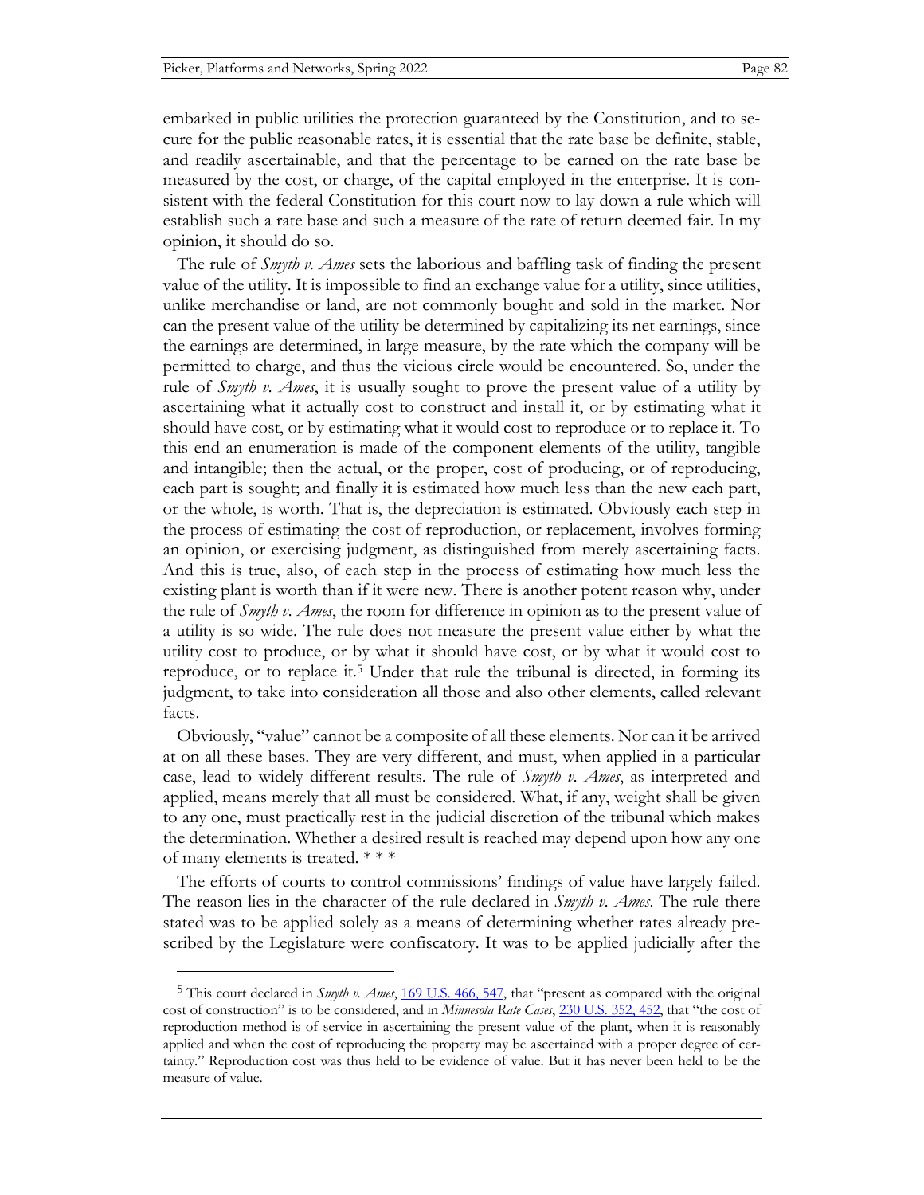embarked in public utilities the protection guaranteed by the Constitution, and to secure for the public reasonable rates, it is essential that the rate base be definite, stable, and readily ascertainable, and that the percentage to be earned on the rate base be measured by the cost, or charge, of the capital employed in the enterprise. It is consistent with the federal Constitution for this court now to lay down a rule which will establish such a rate base and such a measure of the rate of return deemed fair. In my opinion, it should do so.

The rule of *Smyth v. Ames* sets the laborious and baffling task of finding the present value of the utility. It is impossible to find an exchange value for a utility, since utilities, unlike merchandise or land, are not commonly bought and sold in the market. Nor can the present value of the utility be determined by capitalizing its net earnings, since the earnings are determined, in large measure, by the rate which the company will be permitted to charge, and thus the vicious circle would be encountered. So, under the rule of *Smyth v. Ames*, it is usually sought to prove the present value of a utility by ascertaining what it actually cost to construct and install it, or by estimating what it should have cost, or by estimating what it would cost to reproduce or to replace it. To this end an enumeration is made of the component elements of the utility, tangible and intangible; then the actual, or the proper, cost of producing, or of reproducing, each part is sought; and finally it is estimated how much less than the new each part, or the whole, is worth. That is, the depreciation is estimated. Obviously each step in the process of estimating the cost of reproduction, or replacement, involves forming an opinion, or exercising judgment, as distinguished from merely ascertaining facts. And this is true, also, of each step in the process of estimating how much less the existing plant is worth than if it were new. There is another potent reason why, under the rule of *Smyth v. Ames*, the room for difference in opinion as to the present value of a utility is so wide. The rule does not measure the present value either by what the utility cost to produce, or by what it should have cost, or by what it would cost to reproduce, or to replace it.[5] Under that rule the tribunal is directed, in forming its judgment, to take into consideration all those and also other elements, called relevant facts.

Obviously, "value" cannot be a composite of all these elements. Nor can it be arrived at on all these bases. They are very different, and must, when applied in a particular case, lead to widely different results. The rule of *Smyth v. Ames*, as interpreted and applied, means merely that all must be considered. What, if any, weight shall be given to any one, must practically rest in the judicial discretion of the tribunal which makes the determination. Whether a desired result is reached may depend upon how any one of many elements is treated. * * *

The efforts of courts to control commissions' findings of value have largely failed. The reason lies in the character of the rule declared in *Smyth v. Ames*. The rule there stated was to be applied solely as a means of determining whether rates already prescribed by the Legislature were confiscatory. It was to be applied judicially after the

---

[5] This court declared in *Smyth v. Ames*, 169 U.S. 466, 547, that "present as compared with the original cost of construction" is to be considered, and in *Minnesota Rate Cases*, 230 U.S. 352, 452, that "the cost of reproduction method is of service in ascertaining the present value of the plant, when it is reasonably applied and when the cost of reproducing the property may be ascertained with a proper degree of certainty." Reproduction cost was thus held to be evidence of value. But it has never been held to be the measure of value.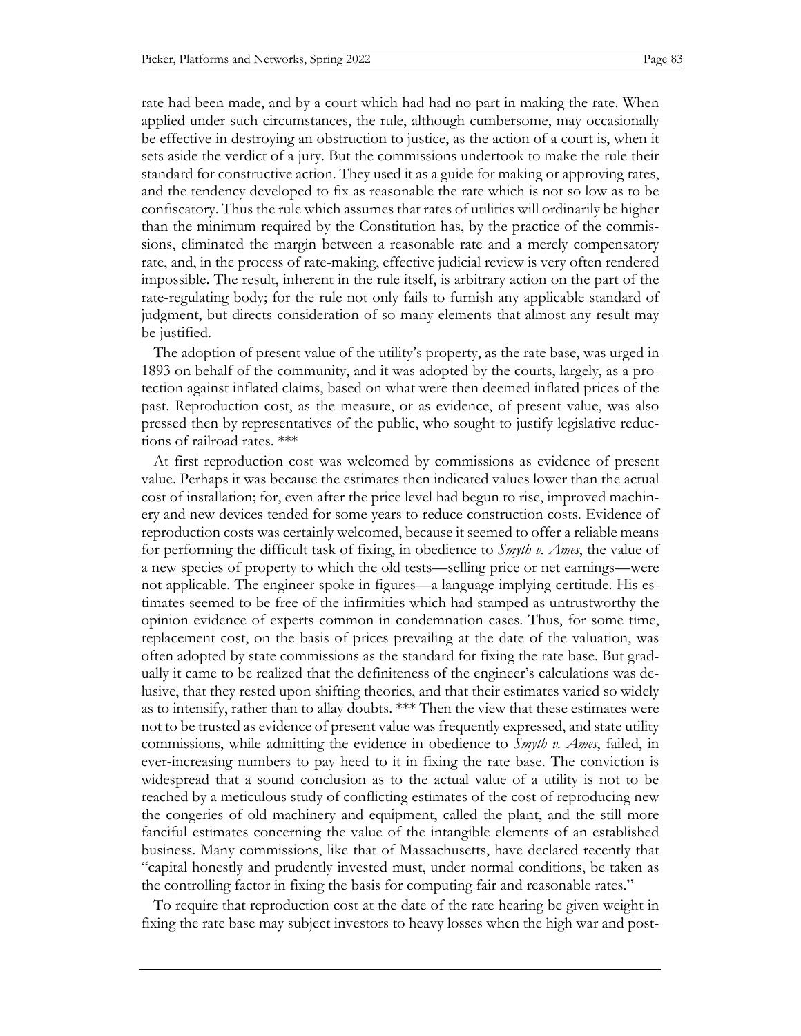rate had been made, and by a court which had had no part in making the rate. When applied under such circumstances, the rule, although cumbersome, may occasionally be effective in destroying an obstruction to justice, as the action of a court is, when it sets aside the verdict of a jury. But the commissions undertook to make the rule their standard for constructive action. They used it as a guide for making or approving rates, and the tendency developed to fix as reasonable the rate which is not so low as to be confiscatory. Thus the rule which assumes that rates of utilities will ordinarily be higher than the minimum required by the Constitution has, by the practice of the commissions, eliminated the margin between a reasonable rate and a merely compensatory rate, and, in the process of rate-making, effective judicial review is very often rendered impossible. The result, inherent in the rule itself, is arbitrary action on the part of the rate-regulating body; for the rule not only fails to furnish any applicable standard of judgment, but directs consideration of so many elements that almost any result may be justified.

The adoption of present value of the utility's property, as the rate base, was urged in 1893 on behalf of the community, and it was adopted by the courts, largely, as a protection against inflated claims, based on what were then deemed inflated prices of the past. Reproduction cost, as the measure, or as evidence, of present value, was also pressed then by representatives of the public, who sought to justify legislative reductions of railroad rates. ***

At first reproduction cost was welcomed by commissions as evidence of present value. Perhaps it was because the estimates then indicated values lower than the actual cost of installation; for, even after the price level had begun to rise, improved machinery and new devices tended for some years to reduce construction costs. Evidence of reproduction costs was certainly welcomed, because it seemed to offer a reliable means for performing the difficult task of fixing, in obedience to *Smyth v. Ames*, the value of a new species of property to which the old tests—selling price or net earnings—were not applicable. The engineer spoke in figures—a language implying certitude. His estimates seemed to be free of the infirmities which had stamped as untrustworthy the opinion evidence of experts common in condemnation cases. Thus, for some time, replacement cost, on the basis of prices prevailing at the date of the valuation, was often adopted by state commissions as the standard for fixing the rate base. But gradually it came to be realized that the definiteness of the engineer's calculations was delusive, that they rested upon shifting theories, and that their estimates varied so widely as to intensify, rather than to allay doubts. *** Then the view that these estimates were not to be trusted as evidence of present value was frequently expressed, and state utility commissions, while admitting the evidence in obedience to *Smyth v. Ames*, failed, in ever-increasing numbers to pay heed to it in fixing the rate base. The conviction is widespread that a sound conclusion as to the actual value of a utility is not to be reached by a meticulous study of conflicting estimates of the cost of reproducing new the congeries of old machinery and equipment, called the plant, and the still more fanciful estimates concerning the value of the intangible elements of an established business. Many commissions, like that of Massachusetts, have declared recently that "capital honestly and prudently invested must, under normal conditions, be taken as the controlling factor in fixing the basis for computing fair and reasonable rates."

To require that reproduction cost at the date of the rate hearing be given weight in fixing the rate base may subject investors to heavy losses when the high war and post-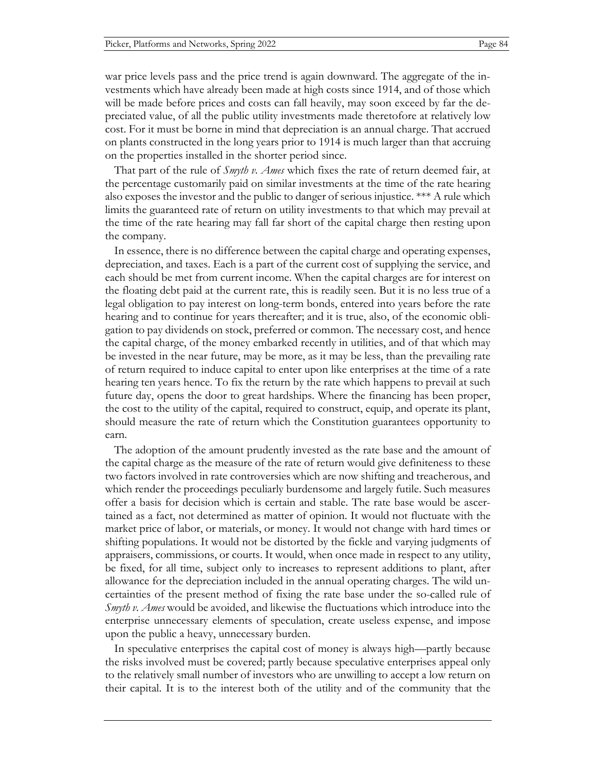war price levels pass and the price trend is again downward. The aggregate of the investments which have already been made at high costs since 1914, and of those which will be made before prices and costs can fall heavily, may soon exceed by far the depreciated value, of all the public utility investments made theretofore at relatively low cost. For it must be borne in mind that depreciation is an annual charge. That accrued on plants constructed in the long years prior to 1914 is much larger than that accruing on the properties installed in the shorter period since.

That part of the rule of *Smyth v. Ames* which fixes the rate of return deemed fair, at the percentage customarily paid on similar investments at the time of the rate hearing also exposes the investor and the public to danger of serious injustice. *** A rule which limits the guaranteed rate of return on utility investments to that which may prevail at the time of the rate hearing may fall far short of the capital charge then resting upon the company.

In essence, there is no difference between the capital charge and operating expenses, depreciation, and taxes. Each is a part of the current cost of supplying the service, and each should be met from current income. When the capital charges are for interest on the floating debt paid at the current rate, this is readily seen. But it is no less true of a legal obligation to pay interest on long-term bonds, entered into years before the rate hearing and to continue for years thereafter; and it is true, also, of the economic obligation to pay dividends on stock, preferred or common. The necessary cost, and hence the capital charge, of the money embarked recently in utilities, and of that which may be invested in the near future, may be more, as it may be less, than the prevailing rate of return required to induce capital to enter upon like enterprises at the time of a rate hearing ten years hence. To fix the return by the rate which happens to prevail at such future day, opens the door to great hardships. Where the financing has been proper, the cost to the utility of the capital, required to construct, equip, and operate its plant, should measure the rate of return which the Constitution guarantees opportunity to earn.

The adoption of the amount prudently invested as the rate base and the amount of the capital charge as the measure of the rate of return would give definiteness to these two factors involved in rate controversies which are now shifting and treacherous, and which render the proceedings peculiarly burdensome and largely futile. Such measures offer a basis for decision which is certain and stable. The rate base would be ascertained as a fact, not determined as matter of opinion. It would not fluctuate with the market price of labor, or materials, or money. It would not change with hard times or shifting populations. It would not be distorted by the fickle and varying judgments of appraisers, commissions, or courts. It would, when once made in respect to any utility, be fixed, for all time, subject only to increases to represent additions to plant, after allowance for the depreciation included in the annual operating charges. The wild uncertainties of the present method of fixing the rate base under the so-called rule of *Smyth v. Ames* would be avoided, and likewise the fluctuations which introduce into the enterprise unnecessary elements of speculation, create useless expense, and impose upon the public a heavy, unnecessary burden.

In speculative enterprises the capital cost of money is always high—partly because the risks involved must be covered; partly because speculative enterprises appeal only to the relatively small number of investors who are unwilling to accept a low return on their capital. It is to the interest both of the utility and of the community that the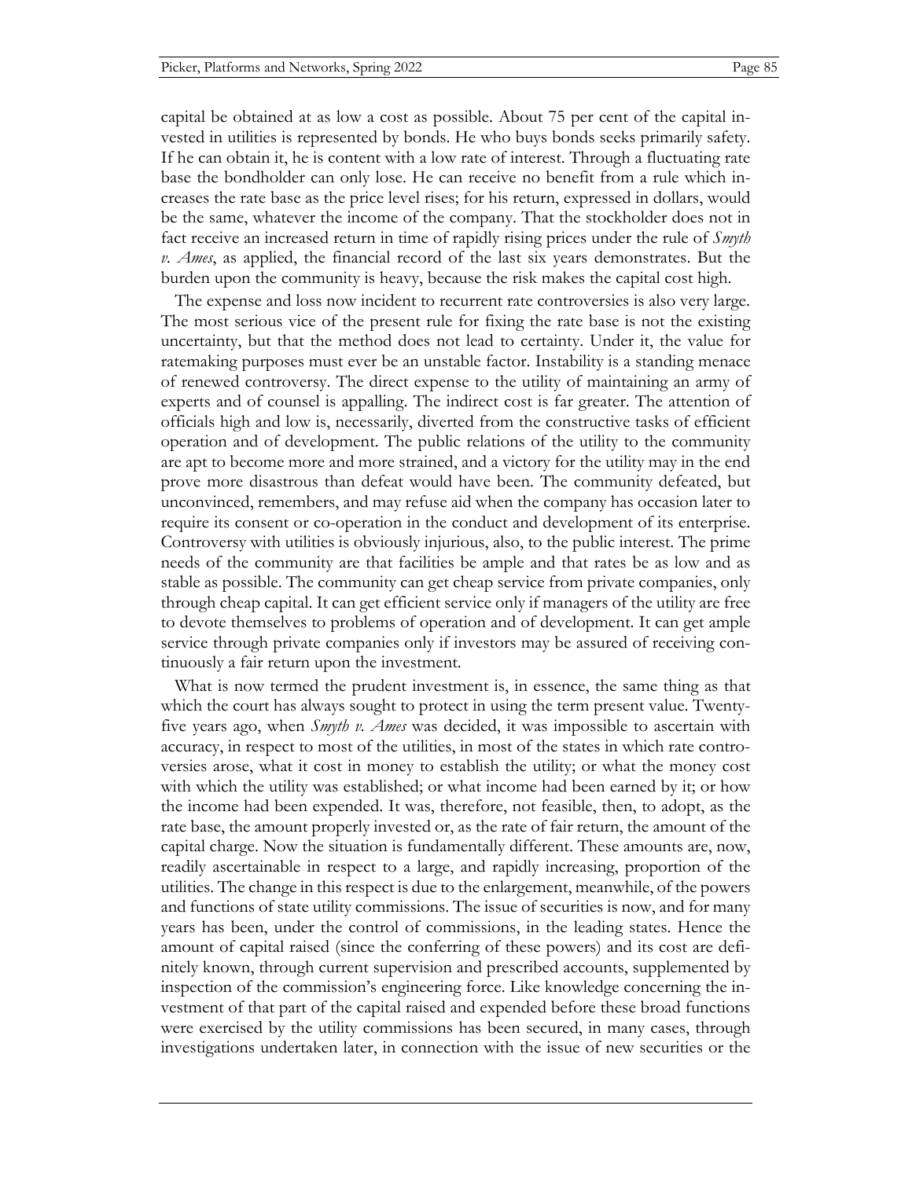capital be obtained at as low a cost as possible. About 75 per cent of the capital invested in utilities is represented by bonds. He who buys bonds seeks primarily safety. If he can obtain it, he is content with a low rate of interest. Through a fluctuating rate base the bondholder can only lose. He can receive no benefit from a rule which increases the rate base as the price level rises; for his return, expressed in dollars, would be the same, whatever the income of the company. That the stockholder does not in fact receive an increased return in time of rapidly rising prices under the rule of *Smyth v. Ames*, as applied, the financial record of the last six years demonstrates. But the burden upon the community is heavy, because the risk makes the capital cost high.

The expense and loss now incident to recurrent rate controversies is also very large. The most serious vice of the present rule for fixing the rate base is not the existing uncertainty, but that the method does not lead to certainty. Under it, the value for ratemaking purposes must ever be an unstable factor. Instability is a standing menace of renewed controversy. The direct expense to the utility of maintaining an army of experts and of counsel is appalling. The indirect cost is far greater. The attention of officials high and low is, necessarily, diverted from the constructive tasks of efficient operation and of development. The public relations of the utility to the community are apt to become more and more strained, and a victory for the utility may in the end prove more disastrous than defeat would have been. The community defeated, but unconvinced, remembers, and may refuse aid when the company has occasion later to require its consent or co-operation in the conduct and development of its enterprise. Controversy with utilities is obviously injurious, also, to the public interest. The prime needs of the community are that facilities be ample and that rates be as low and as stable as possible. The community can get cheap service from private companies, only through cheap capital. It can get efficient service only if managers of the utility are free to devote themselves to problems of operation and of development. It can get ample service through private companies only if investors may be assured of receiving continuously a fair return upon the investment.

What is now termed the prudent investment is, in essence, the same thing as that which the court has always sought to protect in using the term present value. Twenty-five years ago, when *Smyth v. Ames* was decided, it was impossible to ascertain with accuracy, in respect to most of the utilities, in most of the states in which rate controversies arose, what it cost in money to establish the utility; or what the money cost with which the utility was established; or what income had been earned by it; or how the income had been expended. It was, therefore, not feasible, then, to adopt, as the rate base, the amount properly invested or, as the rate of fair return, the amount of the capital charge. Now the situation is fundamentally different. These amounts are, now, readily ascertainable in respect to a large, and rapidly increasing, proportion of the utilities. The change in this respect is due to the enlargement, meanwhile, of the powers and functions of state utility commissions. The issue of securities is now, and for many years has been, under the control of commissions, in the leading states. Hence the amount of capital raised (since the conferring of these powers) and its cost are definitely known, through current supervision and prescribed accounts, supplemented by inspection of the commission's engineering force. Like knowledge concerning the investment of that part of the capital raised and expended before these broad functions were exercised by the utility commissions has been secured, in many cases, through investigations undertaken later, in connection with the issue of new securities or the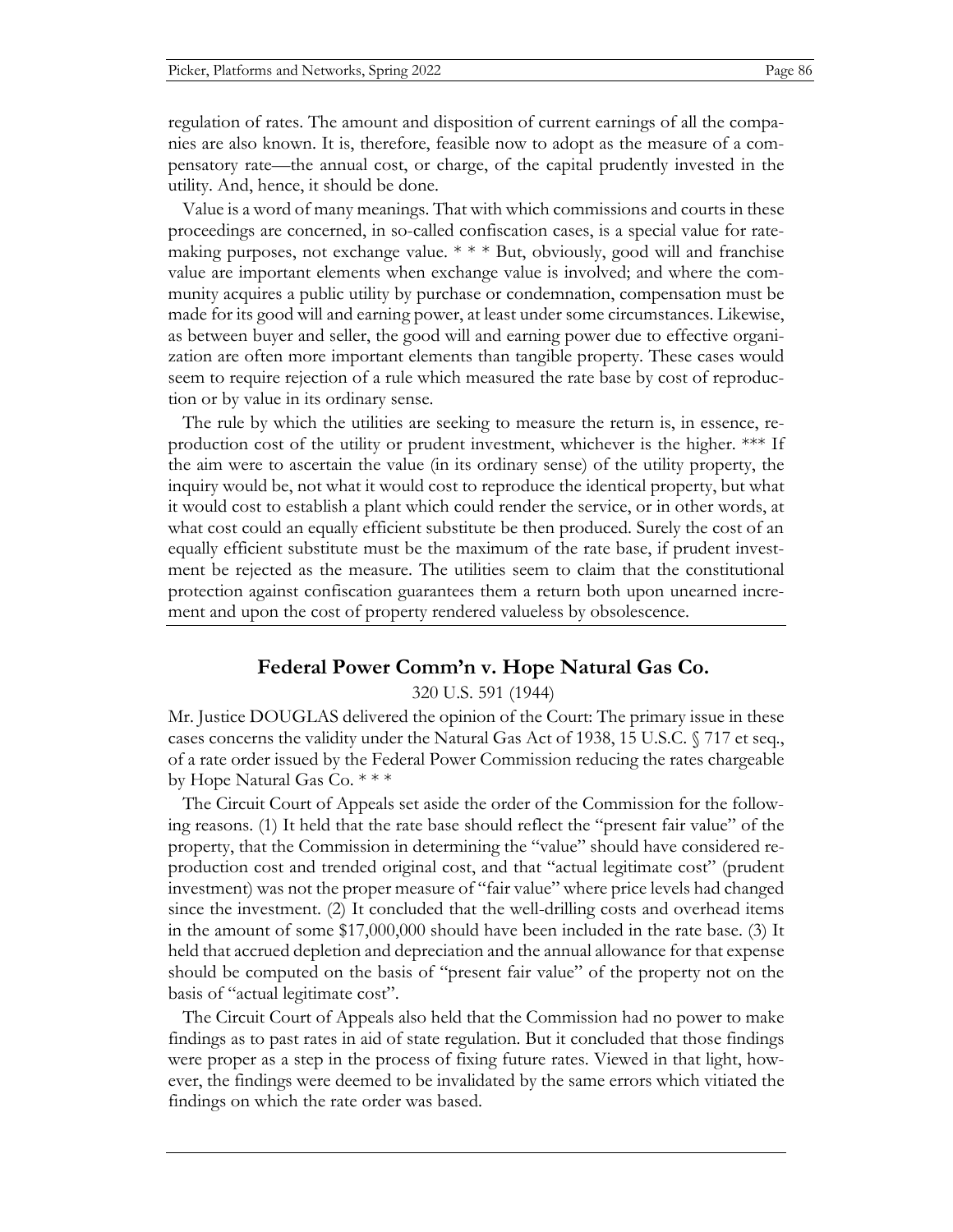regulation of rates. The amount and disposition of current earnings of all the companies are also known. It is, therefore, feasible now to adopt as the measure of a compensatory rate—the annual cost, or charge, of the capital prudently invested in the utility. And, hence, it should be done.

Value is a word of many meanings. That with which commissions and courts in these proceedings are concerned, in so-called confiscation cases, is a special value for rate-making purposes, not exchange value. * * * But, obviously, good will and franchise value are important elements when exchange value is involved; and where the community acquires a public utility by purchase or condemnation, compensation must be made for its good will and earning power, at least under some circumstances. Likewise, as between buyer and seller, the good will and earning power due to effective organization are often more important elements than tangible property. These cases would seem to require rejection of a rule which measured the rate base by cost of reproduction or by value in its ordinary sense.

The rule by which the utilities are seeking to measure the return is, in essence, reproduction cost of the utility or prudent investment, whichever is the higher. *** If the aim were to ascertain the value (in its ordinary sense) of the utility property, the inquiry would be, not what it would cost to reproduce the identical property, but what it would cost to establish a plant which could render the service, or in other words, at what cost could an equally efficient substitute be then produced. Surely the cost of an equally efficient substitute must be the maximum of the rate base, if prudent investment be rejected as the measure. The utilities seem to claim that the constitutional protection against confiscation guarantees them a return both upon unearned increment and upon the cost of property rendered valueless by obsolescence.

## Federal Power Comm'n v. Hope Natural Gas Co.

320 U.S. 591 (1944)

Mr. Justice DOUGLAS delivered the opinion of the Court: The primary issue in these cases concerns the validity under the Natural Gas Act of 1938, 15 U.S.C. § 717 et seq., of a rate order issued by the Federal Power Commission reducing the rates chargeable by Hope Natural Gas Co. * * *

The Circuit Court of Appeals set aside the order of the Commission for the following reasons. (1) It held that the rate base should reflect the "present fair value" of the property, that the Commission in determining the "value" should have considered reproduction cost and trended original cost, and that "actual legitimate cost" (prudent investment) was not the proper measure of "fair value" where price levels had changed since the investment. (2) It concluded that the well-drilling costs and overhead items in the amount of some $17,000,000 should have been included in the rate base. (3) It held that accrued depletion and depreciation and the annual allowance for that expense should be computed on the basis of "present fair value" of the property not on the basis of "actual legitimate cost".

The Circuit Court of Appeals also held that the Commission had no power to make findings as to past rates in aid of state regulation. But it concluded that those findings were proper as a step in the process of fixing future rates. Viewed in that light, however, the findings were deemed to be invalidated by the same errors which vitiated the findings on which the rate order was based.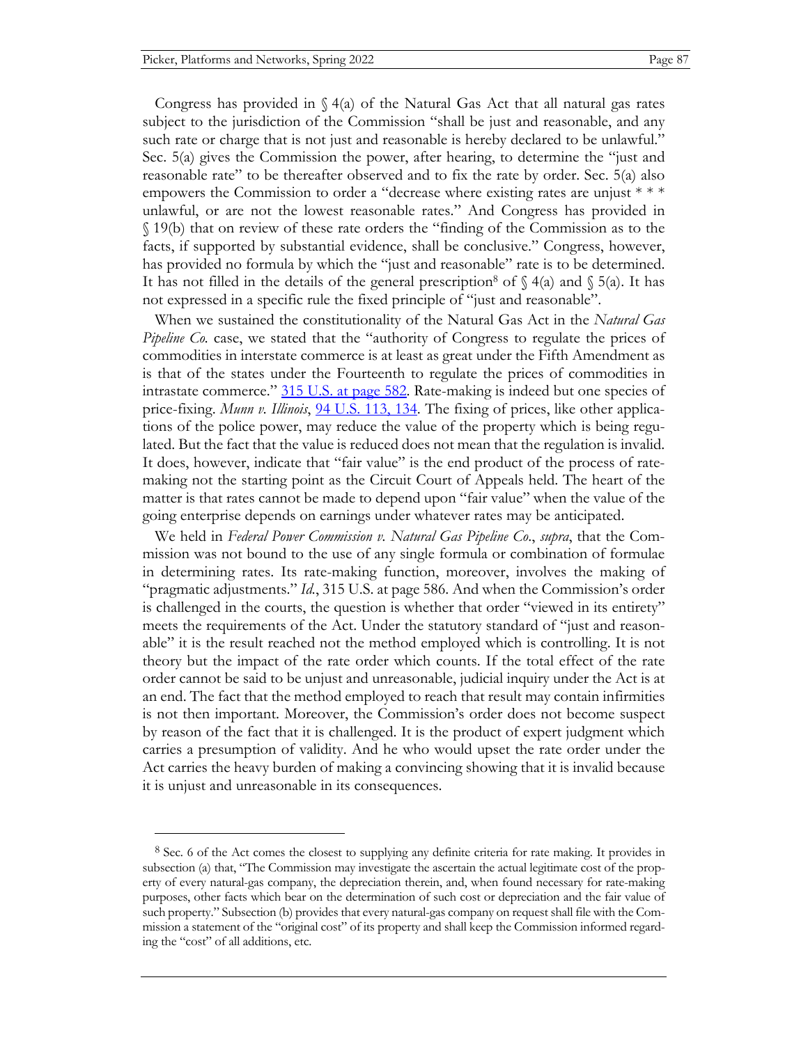Congress has provided in § 4(a) of the Natural Gas Act that all natural gas rates subject to the jurisdiction of the Commission "shall be just and reasonable, and any such rate or charge that is not just and reasonable is hereby declared to be unlawful." Sec. 5(a) gives the Commission the power, after hearing, to determine the "just and reasonable rate" to be thereafter observed and to fix the rate by order. Sec. 5(a) also empowers the Commission to order a "decrease where existing rates are unjust * * * unlawful, or are not the lowest reasonable rates." And Congress has provided in § 19(b) that on review of these rate orders the "finding of the Commission as to the facts, if supported by substantial evidence, shall be conclusive." Congress, however, has provided no formula by which the "just and reasonable" rate is to be determined. It has not filled in the details of the general prescription[8] of § 4(a) and § 5(a). It has not expressed in a specific rule the fixed principle of "just and reasonable".

When we sustained the constitutionality of the Natural Gas Act in the *Natural Gas Pipeline Co.* case, we stated that the "authority of Congress to regulate the prices of commodities in interstate commerce is at least as great under the Fifth Amendment as is that of the states under the Fourteenth to regulate the prices of commodities in intrastate commerce." 315 U.S. at page 582. Rate-making is indeed but one species of price-fixing. *Munn v. Illinois*, 94 U.S. 113, 134. The fixing of prices, like other applications of the police power, may reduce the value of the property which is being regulated. But the fact that the value is reduced does not mean that the regulation is invalid. It does, however, indicate that "fair value" is the end product of the process of rate-making not the starting point as the Circuit Court of Appeals held. The heart of the matter is that rates cannot be made to depend upon "fair value" when the value of the going enterprise depends on earnings under whatever rates may be anticipated.

We held in *Federal Power Commission v. Natural Gas Pipeline Co.*, *supra*, that the Commission was not bound to the use of any single formula or combination of formulae in determining rates. Its rate-making function, moreover, involves the making of "pragmatic adjustments." *Id.*, 315 U.S. at page 586. And when the Commission's order is challenged in the courts, the question is whether that order "viewed in its entirety" meets the requirements of the Act. Under the statutory standard of "just and reasonable" it is the result reached not the method employed which is controlling. It is not theory but the impact of the rate order which counts. If the total effect of the rate order cannot be said to be unjust and unreasonable, judicial inquiry under the Act is at an end. The fact that the method employed to reach that result may contain infirmities is not then important. Moreover, the Commission's order does not become suspect by reason of the fact that it is challenged. It is the product of expert judgment which carries a presumption of validity. And he who would upset the rate order under the Act carries the heavy burden of making a convincing showing that it is invalid because it is unjust and unreasonable in its consequences.

---

[8] Sec. 6 of the Act comes the closest to supplying any definite criteria for rate making. It provides in subsection (a) that, "The Commission may investigate the ascertain the actual legitimate cost of the property of every natural-gas company, the depreciation therein, and, when found necessary for rate-making purposes, other facts which bear on the determination of such cost or depreciation and the fair value of such property." Subsection (b) provides that every natural-gas company on request shall file with the Commission a statement of the "original cost" of its property and shall keep the Commission informed regarding the "cost" of all additions, etc.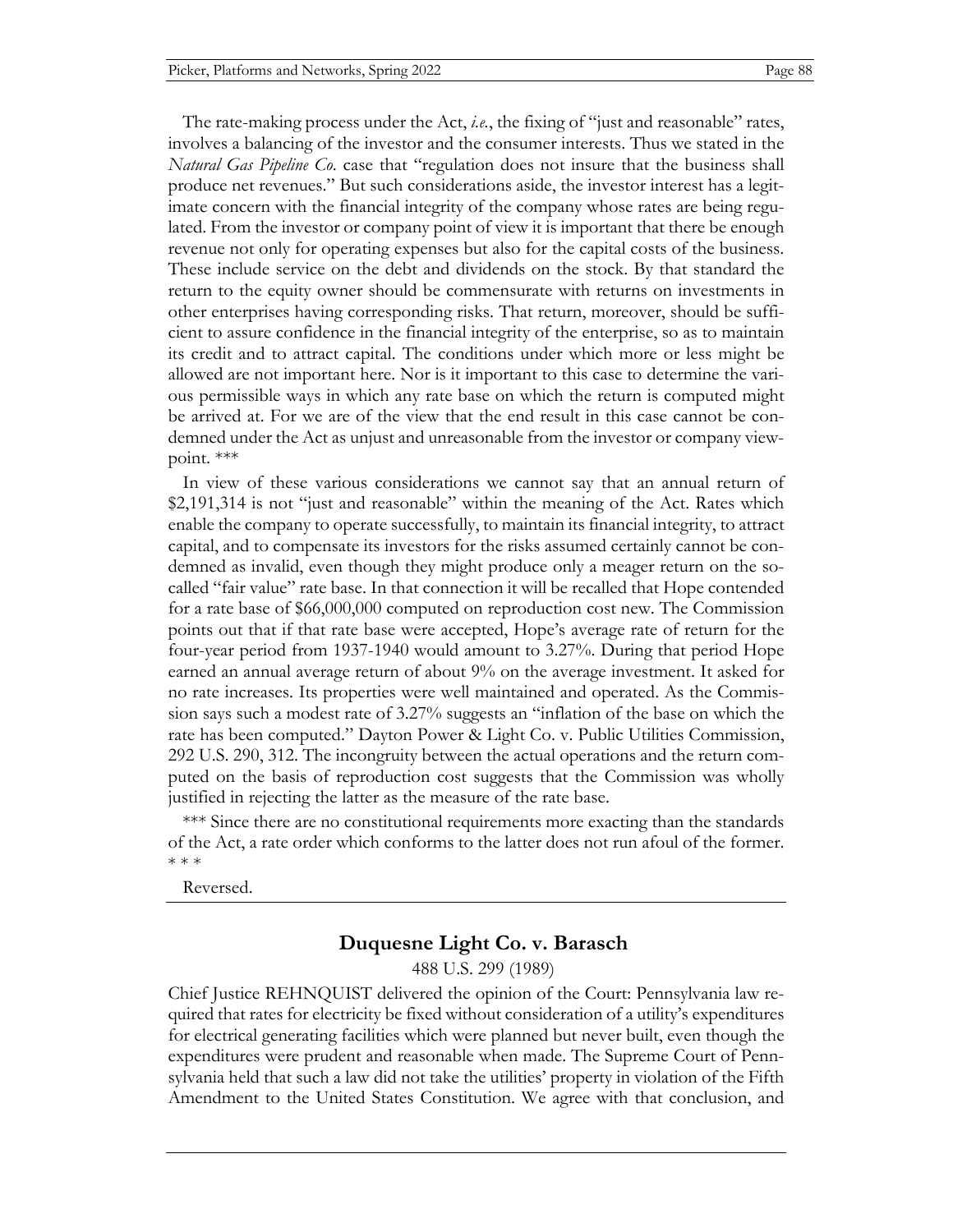The rate-making process under the Act, *i.e.*, the fixing of "just and reasonable" rates, involves a balancing of the investor and the consumer interests. Thus we stated in the *Natural Gas Pipeline Co.* case that "regulation does not insure that the business shall produce net revenues." But such considerations aside, the investor interest has a legitimate concern with the financial integrity of the company whose rates are being regulated. From the investor or company point of view it is important that there be enough revenue not only for operating expenses but also for the capital costs of the business. These include service on the debt and dividends on the stock. By that standard the return to the equity owner should be commensurate with returns on investments in other enterprises having corresponding risks. That return, moreover, should be sufficient to assure confidence in the financial integrity of the enterprise, so as to maintain its credit and to attract capital. The conditions under which more or less might be allowed are not important here. Nor is it important to this case to determine the various permissible ways in which any rate base on which the return is computed might be arrived at. For we are of the view that the end result in this case cannot be condemned under the Act as unjust and unreasonable from the investor or company viewpoint. ***

In view of these various considerations we cannot say that an annual return of $2,191,314 is not "just and reasonable" within the meaning of the Act. Rates which enable the company to operate successfully, to maintain its financial integrity, to attract capital, and to compensate its investors for the risks assumed certainly cannot be condemned as invalid, even though they might produce only a meager return on the so-called "fair value" rate base. In that connection it will be recalled that Hope contended for a rate base of $66,000,000 computed on reproduction cost new. The Commission points out that if that rate base were accepted, Hope's average rate of return for the four-year period from 1937-1940 would amount to 3.27%. During that period Hope earned an annual average return of about 9% on the average investment. It asked for no rate increases. Its properties were well maintained and operated. As the Commission says such a modest rate of 3.27% suggests an "inflation of the base on which the rate has been computed." Dayton Power & Light Co. v. Public Utilities Commission, 292 U.S. 290, 312. The incongruity between the actual operations and the return computed on the basis of reproduction cost suggests that the Commission was wholly justified in rejecting the latter as the measure of the rate base.

*** Since there are no constitutional requirements more exacting than the standards of the Act, a rate order which conforms to the latter does not run afoul of the former. * * *

Reversed.

---

## Duquesne Light Co. v. Barasch

488 U.S. 299 (1989)

Chief Justice REHNQUIST delivered the opinion of the Court: Pennsylvania law required that rates for electricity be fixed without consideration of a utility's expenditures for electrical generating facilities which were planned but never built, even though the expenditures were prudent and reasonable when made. The Supreme Court of Pennsylvania held that such a law did not take the utilities' property in violation of the Fifth Amendment to the United States Constitution. We agree with that conclusion, and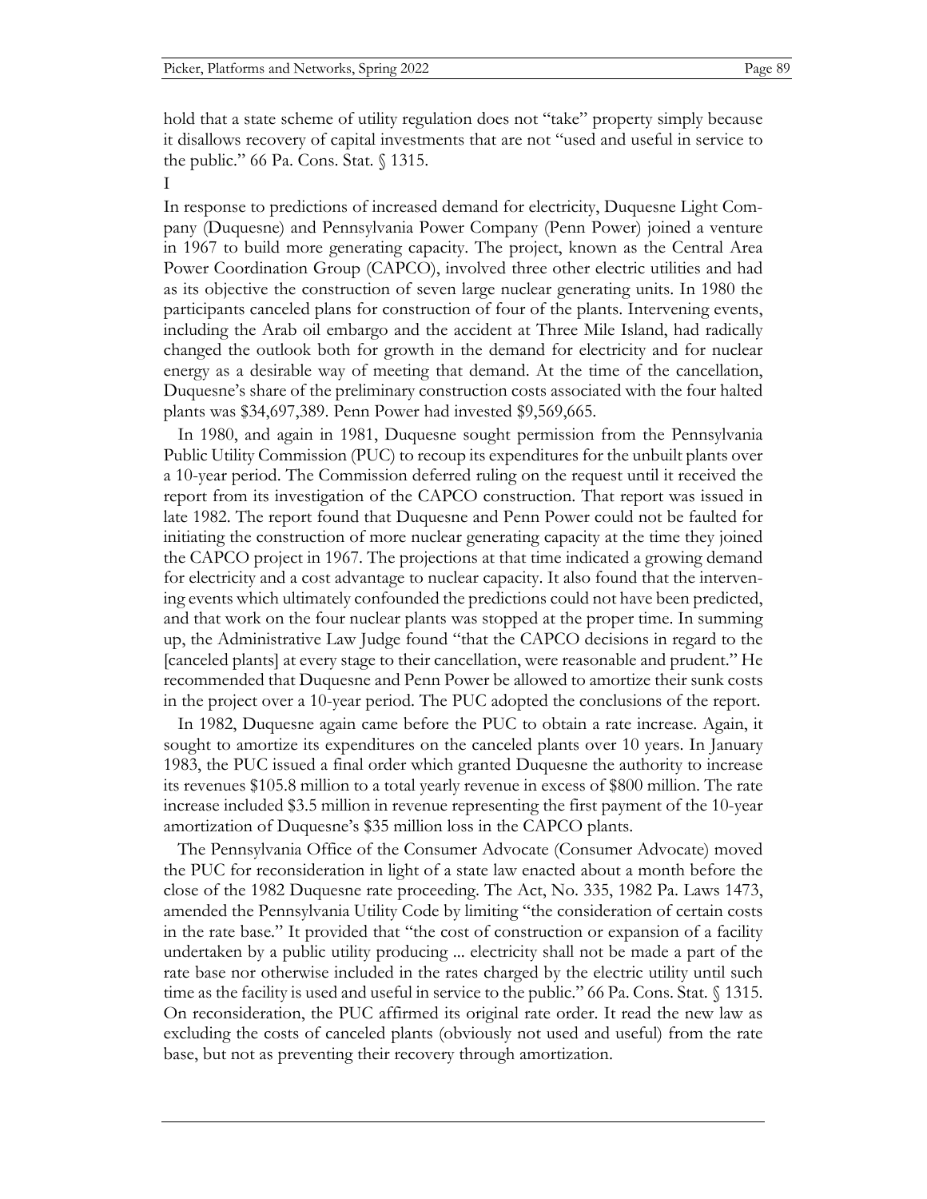hold that a state scheme of utility regulation does not "take" property simply because it disallows recovery of capital investments that are not "used and useful in service to the public." 66 Pa. Cons. Stat. § 1315.

I

In response to predictions of increased demand for electricity, Duquesne Light Company (Duquesne) and Pennsylvania Power Company (Penn Power) joined a venture in 1967 to build more generating capacity. The project, known as the Central Area Power Coordination Group (CAPCO), involved three other electric utilities and had as its objective the construction of seven large nuclear generating units. In 1980 the participants canceled plans for construction of four of the plants. Intervening events, including the Arab oil embargo and the accident at Three Mile Island, had radically changed the outlook both for growth in the demand for electricity and for nuclear energy as a desirable way of meeting that demand. At the time of the cancellation, Duquesne's share of the preliminary construction costs associated with the four halted plants was $34,697,389. Penn Power had invested $9,569,665.

In 1980, and again in 1981, Duquesne sought permission from the Pennsylvania Public Utility Commission (PUC) to recoup its expenditures for the unbuilt plants over a 10-year period. The Commission deferred ruling on the request until it received the report from its investigation of the CAPCO construction. That report was issued in late 1982. The report found that Duquesne and Penn Power could not be faulted for initiating the construction of more nuclear generating capacity at the time they joined the CAPCO project in 1967. The projections at that time indicated a growing demand for electricity and a cost advantage to nuclear capacity. It also found that the intervening events which ultimately confounded the predictions could not have been predicted, and that work on the four nuclear plants was stopped at the proper time. In summing up, the Administrative Law Judge found "that the CAPCO decisions in regard to the [canceled plants] at every stage to their cancellation, were reasonable and prudent." He recommended that Duquesne and Penn Power be allowed to amortize their sunk costs in the project over a 10-year period. The PUC adopted the conclusions of the report.

In 1982, Duquesne again came before the PUC to obtain a rate increase. Again, it sought to amortize its expenditures on the canceled plants over 10 years. In January 1983, the PUC issued a final order which granted Duquesne the authority to increase its revenues $105.8 million to a total yearly revenue in excess of $800 million. The rate increase included $3.5 million in revenue representing the first payment of the 10-year amortization of Duquesne's $35 million loss in the CAPCO plants.

The Pennsylvania Office of the Consumer Advocate (Consumer Advocate) moved the PUC for reconsideration in light of a state law enacted about a month before the close of the 1982 Duquesne rate proceeding. The Act, No. 335, 1982 Pa. Laws 1473, amended the Pennsylvania Utility Code by limiting "the consideration of certain costs in the rate base." It provided that "the cost of construction or expansion of a facility undertaken by a public utility producing ... electricity shall not be made a part of the rate base nor otherwise included in the rates charged by the electric utility until such time as the facility is used and useful in service to the public." 66 Pa. Cons. Stat. § 1315. On reconsideration, the PUC affirmed its original rate order. It read the new law as excluding the costs of canceled plants (obviously not used and useful) from the rate base, but not as preventing their recovery through amortization.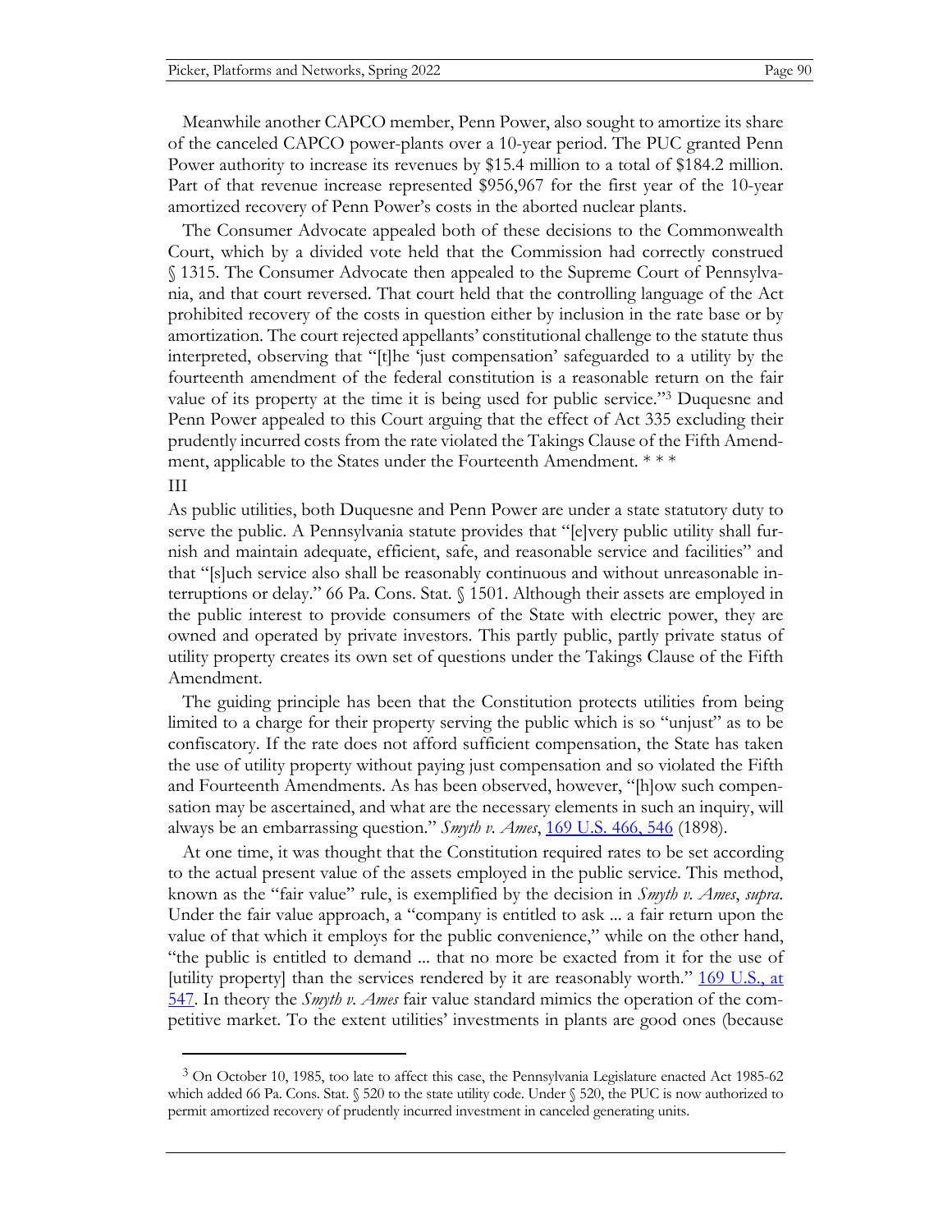Meanwhile another CAPCO member, Penn Power, also sought to amortize its share of the canceled CAPCO power-plants over a 10-year period. The PUC granted Penn Power authority to increase its revenues by $15.4 million to a total of $184.2 million. Part of that revenue increase represented $956,967 for the first year of the 10-year amortized recovery of Penn Power's costs in the aborted nuclear plants.

The Consumer Advocate appealed both of these decisions to the Commonwealth Court, which by a divided vote held that the Commission had correctly construed § 1315. The Consumer Advocate then appealed to the Supreme Court of Pennsylvania, and that court reversed. That court held that the controlling language of the Act prohibited recovery of the costs in question either by inclusion in the rate base or by amortization. The court rejected appellants' constitutional challenge to the statute thus interpreted, observing that "[t]he 'just compensation' safeguarded to a utility by the fourteenth amendment of the federal constitution is a reasonable return on the fair value of its property at the time it is being used for public service."[3] Duquesne and Penn Power appealed to this Court arguing that the effect of Act 335 excluding their prudently incurred costs from the rate violated the Takings Clause of the Fifth Amendment, applicable to the States under the Fourteenth Amendment. * * *

III

As public utilities, both Duquesne and Penn Power are under a state statutory duty to serve the public. A Pennsylvania statute provides that "[e]very public utility shall furnish and maintain adequate, efficient, safe, and reasonable service and facilities" and that "[s]uch service also shall be reasonably continuous and without unreasonable interruptions or delay." 66 Pa. Cons. Stat. § 1501. Although their assets are employed in the public interest to provide consumers of the State with electric power, they are owned and operated by private investors. This partly public, partly private status of utility property creates its own set of questions under the Takings Clause of the Fifth Amendment.

The guiding principle has been that the Constitution protects utilities from being limited to a charge for their property serving the public which is so "unjust" as to be confiscatory. If the rate does not afford sufficient compensation, the State has taken the use of utility property without paying just compensation and so violated the Fifth and Fourteenth Amendments. As has been observed, however, "[h]ow such compensation may be ascertained, and what are the necessary elements in such an inquiry, will always be an embarrassing question." *Smyth v. Ames*, 169 U.S. 466, 546 (1898).

At one time, it was thought that the Constitution required rates to be set according to the actual present value of the assets employed in the public service. This method, known as the "fair value" rule, is exemplified by the decision in *Smyth v. Ames*, *supra*. Under the fair value approach, a "company is entitled to ask ... a fair return upon the value of that which it employs for the public convenience," while on the other hand, "the public is entitled to demand ... that no more be exacted from it for the use of [utility property] than the services rendered by it are reasonably worth." 169 U.S., at 547. In theory the *Smyth v. Ames* fair value standard mimics the operation of the competitive market. To the extent utilities' investments in plants are good ones (because

---

[3] On October 10, 1985, too late to affect this case, the Pennsylvania Legislature enacted Act 1985-62 which added 66 Pa. Cons. Stat. § 520 to the state utility code. Under § 520, the PUC is now authorized to permit amortized recovery of prudently incurred investment in canceled generating units.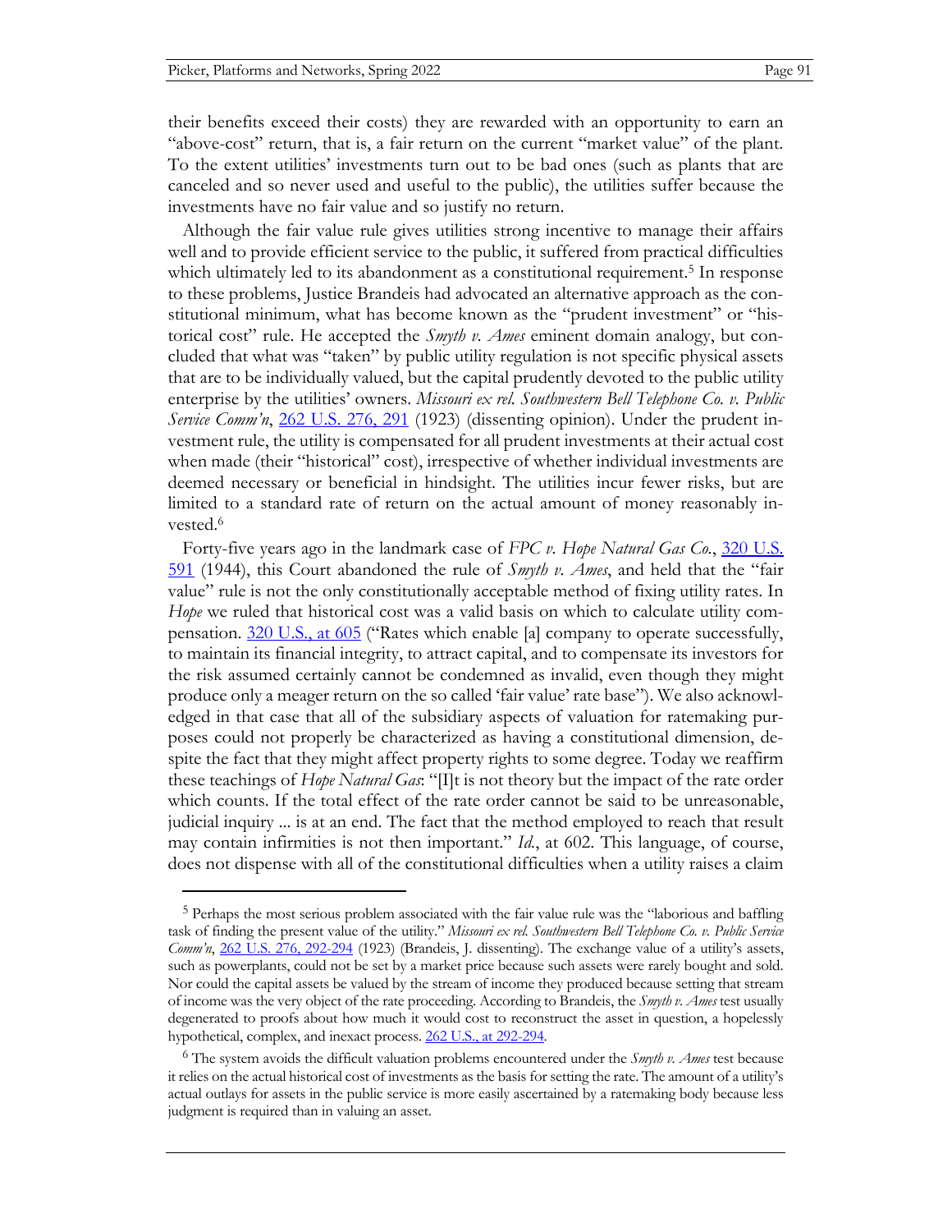their benefits exceed their costs) they are rewarded with an opportunity to earn an "above-cost" return, that is, a fair return on the current "market value" of the plant. To the extent utilities' investments turn out to be bad ones (such as plants that are canceled and so never used and useful to the public), the utilities suffer because the investments have no fair value and so justify no return.

Although the fair value rule gives utilities strong incentive to manage their affairs well and to provide efficient service to the public, it suffered from practical difficulties which ultimately led to its abandonment as a constitutional requirement.[5] In response to these problems, Justice Brandeis had advocated an alternative approach as the constitutional minimum, what has become known as the "prudent investment" or "historical cost" rule. He accepted the *Smyth v. Ames* eminent domain analogy, but concluded that what was "taken" by public utility regulation is not specific physical assets that are to be individually valued, but the capital prudently devoted to the public utility enterprise by the utilities' owners. *Missouri ex rel. Southwestern Bell Telephone Co. v. Public Service Comm'n*, 262 U.S. 276, 291 (1923) (dissenting opinion). Under the prudent investment rule, the utility is compensated for all prudent investments at their actual cost when made (their "historical" cost), irrespective of whether individual investments are deemed necessary or beneficial in hindsight. The utilities incur fewer risks, but are limited to a standard rate of return on the actual amount of money reasonably invested.[6]

Forty-five years ago in the landmark case of *FPC v. Hope Natural Gas Co.*, 320 U.S. 591 (1944), this Court abandoned the rule of *Smyth v. Ames*, and held that the "fair value" rule is not the only constitutionally acceptable method of fixing utility rates. In *Hope* we ruled that historical cost was a valid basis on which to calculate utility compensation. 320 U.S., at 605 ("Rates which enable [a] company to operate successfully, to maintain its financial integrity, to attract capital, and to compensate its investors for the risk assumed certainly cannot be condemned as invalid, even though they might produce only a meager return on the so called 'fair value' rate base"). We also acknowledged in that case that all of the subsidiary aspects of valuation for ratemaking purposes could not properly be characterized as having a constitutional dimension, despite the fact that they might affect property rights to some degree. Today we reaffirm these teachings of *Hope Natural Gas*: "[I]t is not theory but the impact of the rate order which counts. If the total effect of the rate order cannot be said to be unreasonable, judicial inquiry ... is at an end. The fact that the method employed to reach that result may contain infirmities is not then important." *Id.*, at 602. This language, of course, does not dispense with all of the constitutional difficulties when a utility raises a claim

---

[5] Perhaps the most serious problem associated with the fair value rule was the "laborious and baffling task of finding the present value of the utility." *Missouri ex rel. Southwestern Bell Telephone Co. v. Public Service Comm'n*, 262 U.S. 276, 292-294 (1923) (Brandeis, J. dissenting). The exchange value of a utility's assets, such as powerplants, could not be set by a market price because such assets were rarely bought and sold. Nor could the capital assets be valued by the stream of income they produced because setting that stream of income was the very object of the rate proceeding. According to Brandeis, the *Smyth v. Ames* test usually degenerated to proofs about how much it would cost to reconstruct the asset in question, a hopelessly hypothetical, complex, and inexact process. 262 U.S., at 292-294.

[6] The system avoids the difficult valuation problems encountered under the *Smyth v. Ames* test because it relies on the actual historical cost of investments as the basis for setting the rate. The amount of a utility's actual outlays for assets in the public service is more easily ascertained by a ratemaking body because less judgment is required than in valuing an asset.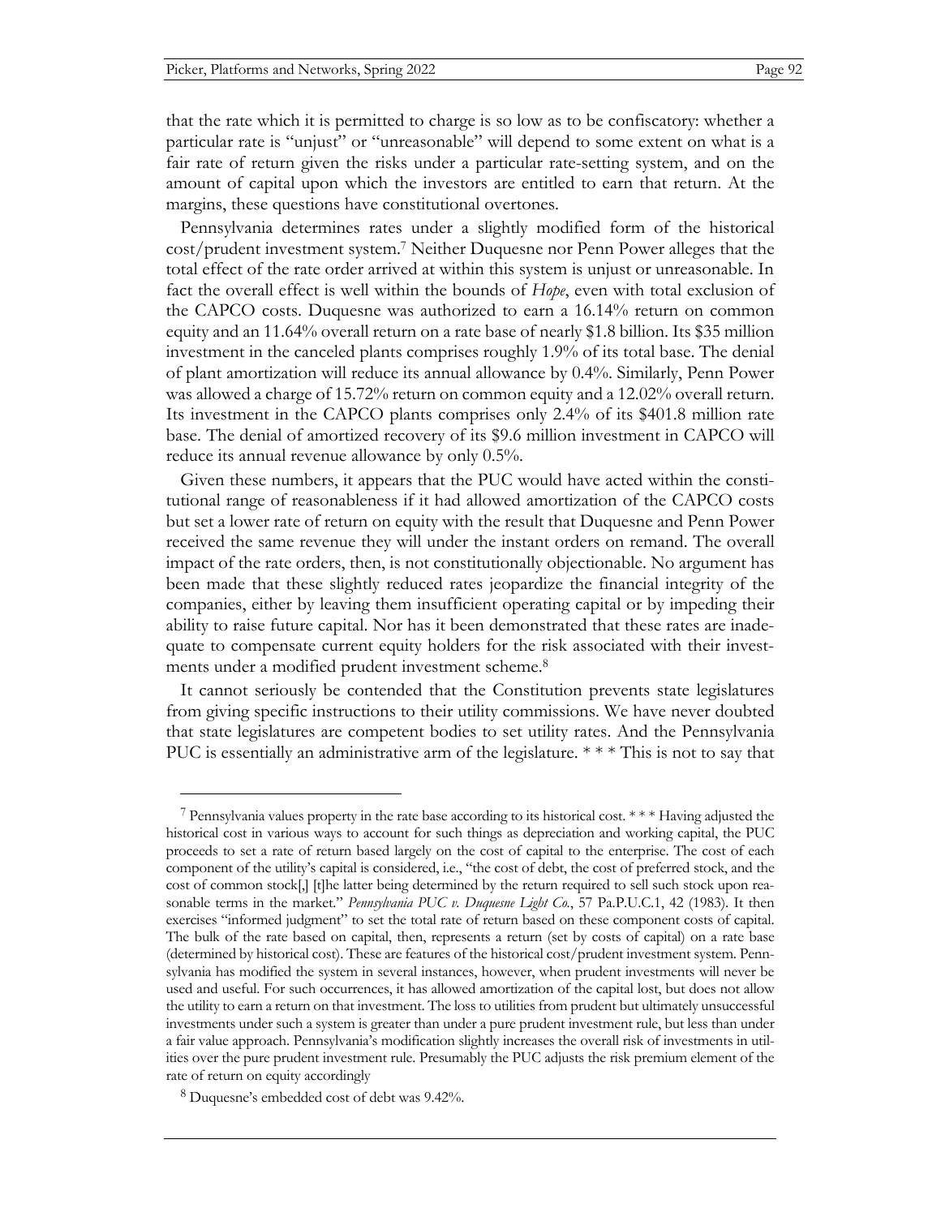that the rate which it is permitted to charge is so low as to be confiscatory: whether a particular rate is "unjust" or "unreasonable" will depend to some extent on what is a fair rate of return given the risks under a particular rate-setting system, and on the amount of capital upon which the investors are entitled to earn that return. At the margins, these questions have constitutional overtones.

Pennsylvania determines rates under a slightly modified form of the historical cost/prudent investment system.[7] Neither Duquesne nor Penn Power alleges that the total effect of the rate order arrived at within this system is unjust or unreasonable. In fact the overall effect is well within the bounds of *Hope*, even with total exclusion of the CAPCO costs. Duquesne was authorized to earn a 16.14% return on common equity and an 11.64% overall return on a rate base of nearly $1.8 billion. Its $35 million investment in the canceled plants comprises roughly 1.9% of its total base. The denial of plant amortization will reduce its annual allowance by 0.4%. Similarly, Penn Power was allowed a charge of 15.72% return on common equity and a 12.02% overall return. Its investment in the CAPCO plants comprises only 2.4% of its $401.8 million rate base. The denial of amortized recovery of its $9.6 million investment in CAPCO will reduce its annual revenue allowance by only 0.5%.

Given these numbers, it appears that the PUC would have acted within the constitutional range of reasonableness if it had allowed amortization of the CAPCO costs but set a lower rate of return on equity with the result that Duquesne and Penn Power received the same revenue they will under the instant orders on remand. The overall impact of the rate orders, then, is not constitutionally objectionable. No argument has been made that these slightly reduced rates jeopardize the financial integrity of the companies, either by leaving them insufficient operating capital or by impeding their ability to raise future capital. Nor has it been demonstrated that these rates are inadequate to compensate current equity holders for the risk associated with their investments under a modified prudent investment scheme.[8]

It cannot seriously be contended that the Constitution prevents state legislatures from giving specific instructions to their utility commissions. We have never doubted that state legislatures are competent bodies to set utility rates. And the Pennsylvania PUC is essentially an administrative arm of the legislature. * * * This is not to say that

---

[7] Pennsylvania values property in the rate base according to its historical cost. * * * Having adjusted the historical cost in various ways to account for such things as depreciation and working capital, the PUC proceeds to set a rate of return based largely on the cost of capital to the enterprise. The cost of each component of the utility's capital is considered, i.e., "the cost of debt, the cost of preferred stock, and the cost of common stock[,] [t]he latter being determined by the return required to sell such stock upon reasonable terms in the market." *Pennsylvania PUC v. Duquesne Light Co.*, 57 Pa.P.U.C.1, 42 (1983). It then exercises "informed judgment" to set the total rate of return based on these component costs of capital. The bulk of the rate based on capital, then, represents a return (set by costs of capital) on a rate base (determined by historical cost). These are features of the historical cost/prudent investment system. Pennsylvania has modified the system in several instances, however, when prudent investments will never be used and useful. For such occurrences, it has allowed amortization of the capital lost, but does not allow the utility to earn a return on that investment. The loss to utilities from prudent but ultimately unsuccessful investments under such a system is greater than under a pure prudent investment rule, but less than under a fair value approach. Pennsylvania's modification slightly increases the overall risk of investments in utilities over the pure prudent investment rule. Presumably the PUC adjusts the risk premium element of the rate of return on equity accordingly

[8] Duquesne's embedded cost of debt was 9.42%.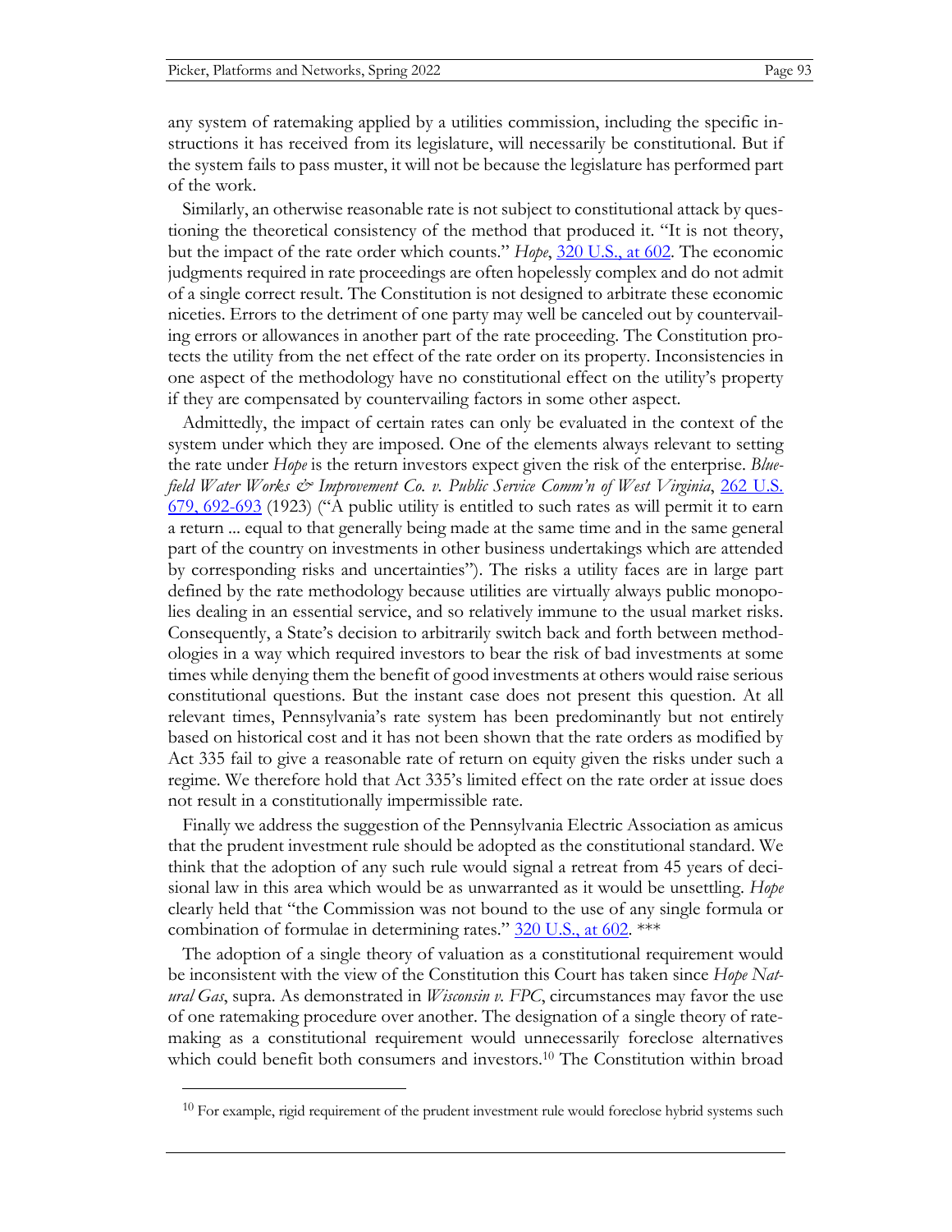any system of ratemaking applied by a utilities commission, including the specific instructions it has received from its legislature, will necessarily be constitutional. But if the system fails to pass muster, it will not be because the legislature has performed part of the work.

Similarly, an otherwise reasonable rate is not subject to constitutional attack by questioning the theoretical consistency of the method that produced it. "It is not theory, but the impact of the rate order which counts." *Hope*, 320 U.S., at 602. The economic judgments required in rate proceedings are often hopelessly complex and do not admit of a single correct result. The Constitution is not designed to arbitrate these economic niceties. Errors to the detriment of one party may well be canceled out by countervailing errors or allowances in another part of the rate proceeding. The Constitution protects the utility from the net effect of the rate order on its property. Inconsistencies in one aspect of the methodology have no constitutional effect on the utility's property if they are compensated by countervailing factors in some other aspect.

Admittedly, the impact of certain rates can only be evaluated in the context of the system under which they are imposed. One of the elements always relevant to setting the rate under *Hope* is the return investors expect given the risk of the enterprise. *Bluefield Water Works & Improvement Co. v. Public Service Comm'n of West Virginia*, 262 U.S. 679, 692-693 (1923) ("A public utility is entitled to such rates as will permit it to earn a return ... equal to that generally being made at the same time and in the same general part of the country on investments in other business undertakings which are attended by corresponding risks and uncertainties"). The risks a utility faces are in large part defined by the rate methodology because utilities are virtually always public monopolies dealing in an essential service, and so relatively immune to the usual market risks. Consequently, a State's decision to arbitrarily switch back and forth between methodologies in a way which required investors to bear the risk of bad investments at some times while denying them the benefit of good investments at others would raise serious constitutional questions. But the instant case does not present this question. At all relevant times, Pennsylvania's rate system has been predominantly but not entirely based on historical cost and it has not been shown that the rate orders as modified by Act 335 fail to give a reasonable rate of return on equity given the risks under such a regime. We therefore hold that Act 335's limited effect on the rate order at issue does not result in a constitutionally impermissible rate.

Finally we address the suggestion of the Pennsylvania Electric Association as amicus that the prudent investment rule should be adopted as the constitutional standard. We think that the adoption of any such rule would signal a retreat from 45 years of decisional law in this area which would be as unwarranted as it would be unsettling. *Hope* clearly held that "the Commission was not bound to the use of any single formula or combination of formulae in determining rates." 320 U.S., at 602. ***

The adoption of a single theory of valuation as a constitutional requirement would be inconsistent with the view of the Constitution this Court has taken since *Hope Natural Gas*, supra. As demonstrated in *Wisconsin v. FPC*, circumstances may favor the use of one ratemaking procedure over another. The designation of a single theory of ratemaking as a constitutional requirement would unnecessarily foreclose alternatives which could benefit both consumers and investors.[10] The Constitution within broad

---

[10] For example, rigid requirement of the prudent investment rule would foreclose hybrid systems such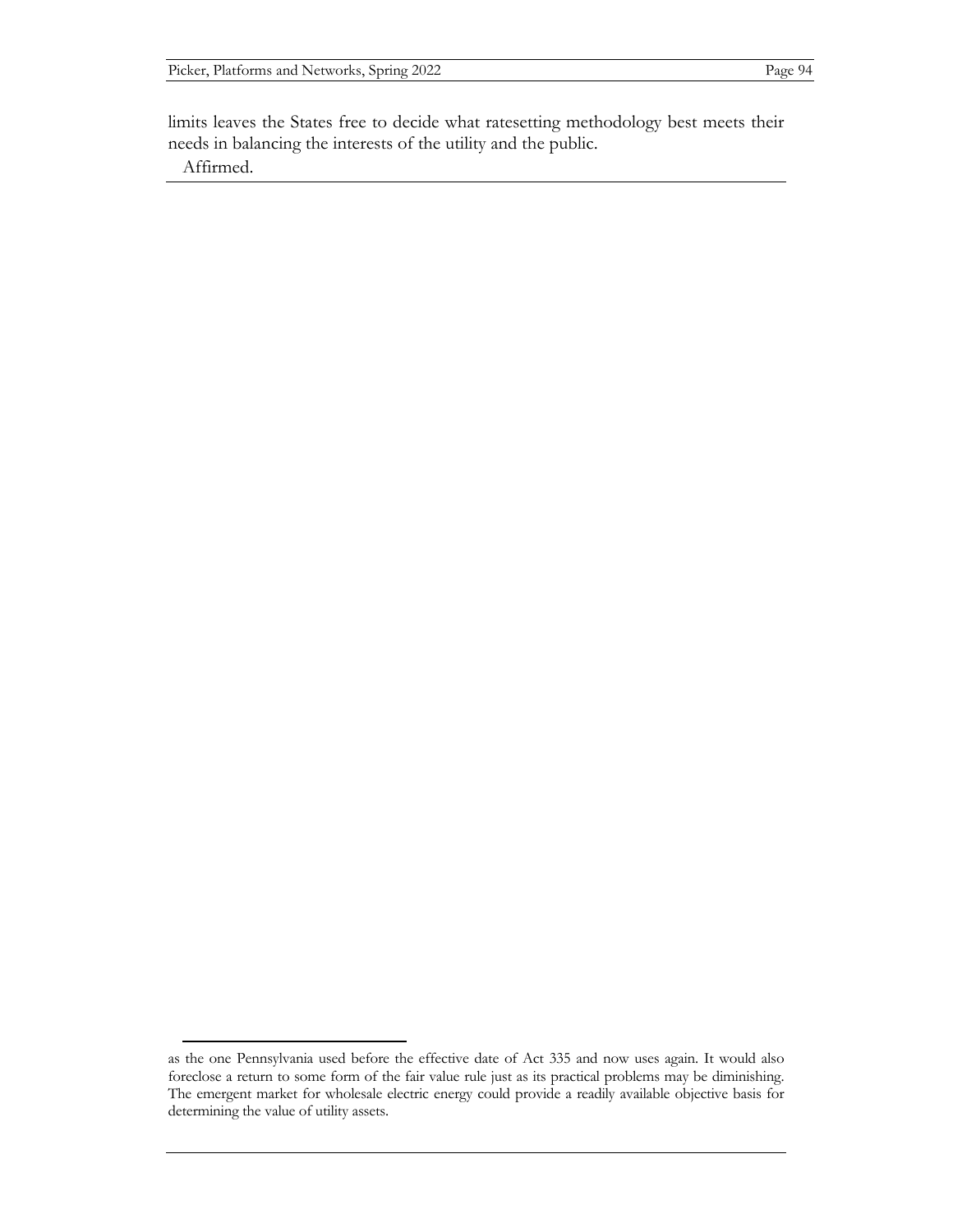limits leaves the States free to decide what ratesetting methodology best meets their needs in balancing the interests of the utility and the public.

Affirmed.

---

as the one Pennsylvania used before the effective date of Act 335 and now uses again. It would also foreclose a return to some form of the fair value rule just as its practical problems may be diminishing. The emergent market for wholesale electric energy could provide a readily available objective basis for determining the value of utility assets.